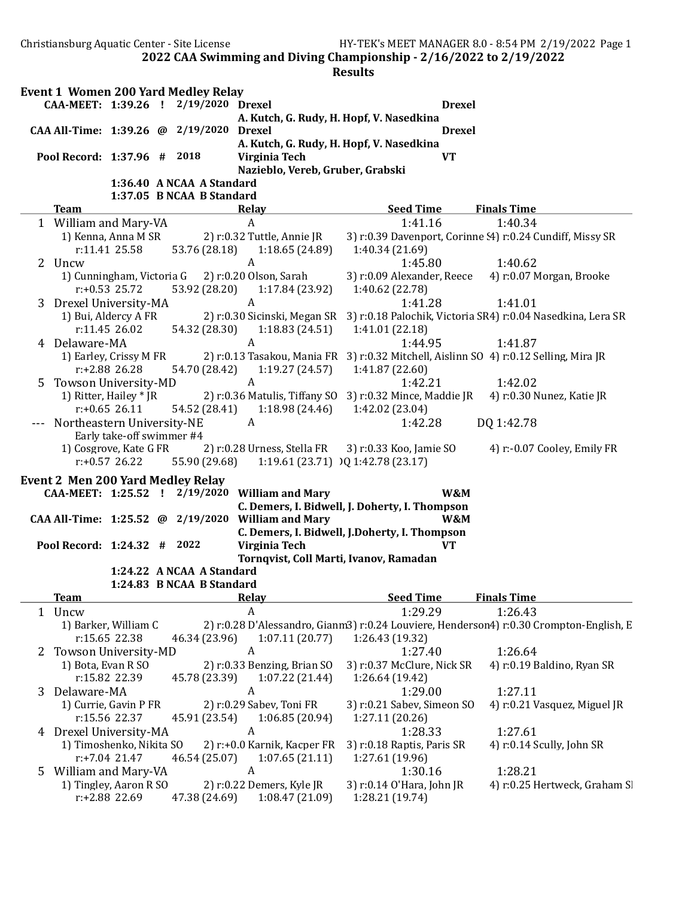## 2022 CAA Swimming and Diving Championship - 2/16/2022 to 2/19/2022

### Results

### Event 1 Women 200 Yard Medley Relay

| Record | Time | | Date | Team | Abbr |
|---|---|---|---|---|---|
| CAA-MEET: | 1:39.26 | ! | 2/19/2020 | Drexel<br>A. Kutch, G. Rudy, H. Hopf, V. Nasedkina | Drexel |
| CAA All-Time: | 1:39.26 | @ | 2/19/2020 | Drexel<br>A. Kutch, G. Rudy, H. Hopf, V. Nasedkina | Drexel |
| Pool Record: | 1:37.96 | # | 2018 | Virginia Tech<br>Nazieblo, Vereb, Gruber, Grabski | VT |
| | 1:36.40 | A | NCAA A Standard | | |
| | 1:37.05 | B | NCAA B Standard | | |

| | Team | Relay | Seed Time | Finals Time |
|---|---|---|---|---|
| 1 | William and Mary-VA | A | 1:41.16 | 1:40.34 |
| | 1) Kenna, Anna M SR | 2) r:0.32 Tuttle, Annie JR | 3) r:0.39 Davenport, Corinne SR | 4) r:0.24 Cundiff, Missy SR |
| | r:11.41 25.58 | 53.76 (28.18) | 1:18.65 (24.89) | 1:40.34 (21.69) |
| 2 | Uncw | A | 1:45.80 | 1:40.62 |
| | 1) Cunningham, Victoria G | 2) r:0.20 Olson, Sarah | 3) r:0.09 Alexander, Reece | 4) r:0.07 Morgan, Brooke |
| | r:+0.53 25.72 | 53.92 (28.20) | 1:17.84 (23.92) | 1:40.62 (22.78) |
| 3 | Drexel University-MA | A | 1:41.28 | 1:41.01 |
| | 1) Bui, Aldercy A FR | 2) r:0.30 Sicinski, Megan SR | 3) r:0.18 Palochik, Victoria SR | 4) r:0.04 Nasedkina, Lera SR |
| | r:11.45 26.02 | 54.32 (28.30) | 1:18.83 (24.51) | 1:41.01 (22.18) |
| 4 | Delaware-MA | A | 1:44.95 | 1:41.87 |
| | 1) Earley, Crissy M FR | 2) r:0.13 Tasakou, Mania FR | 3) r:0.32 Mitchell, Aislinn SO | 4) r:0.12 Selling, Mira JR |
| | r:+2.88 26.28 | 54.70 (28.42) | 1:19.27 (24.57) | 1:41.87 (22.60) |
| 5 | Towson University-MD | A | 1:42.21 | 1:42.02 |
| | 1) Ritter, Hailey * JR | 2) r:0.36 Matulis, Tiffany SO | 3) r:0.32 Mince, Maddie JR | 4) r:0.30 Nunez, Katie JR |
| | r:+0.65 26.11 | 54.52 (28.41) | 1:18.98 (24.46) | 1:42.02 (23.04) |
| --- | Northeastern University-NE | A | 1:42.28 | DQ 1:42.78 |
| | Early take-off swimmer #4 | | | |
| | 1) Cosgrove, Kate G FR | 2) r:0.28 Urness, Stella FR | 3) r:0.33 Koo, Jamie SO | 4) r:-0.07 Cooley, Emily FR |
| | r:+0.57 26.22 | 55.90 (29.68) | 1:19.61 (23.71) | DQ 1:42.78 (23.17) |

### Event 2 Men 200 Yard Medley Relay

| Record | Time | | Date | Team | Abbr |
|---|---|---|---|---|---|
| CAA-MEET: | 1:25.52 | ! | 2/19/2020 | William and Mary<br>C. Demers, I. Bidwell, J. Doherty, I. Thompson | W&M |
| CAA All-Time: | 1:25.52 | @ | 2/19/2020 | William and Mary<br>C. Demers, I. Bidwell, J.Doherty, I. Thompson | W&M |
| Pool Record: | 1:24.32 | # | 2022 | Virginia Tech<br>Tornqvist, Coll Marti, Ivanov, Ramadan | VT |
| | 1:24.22 | A | NCAA A Standard | | |
| | 1:24.83 | B | NCAA B Standard | | |

| | Team | Relay | Seed Time | Finals Time |
|---|---|---|---|---|
| 1 | Uncw | A | 1:29.29 | 1:26.43 |
| | 1) Barker, William C | 2) r:0.28 D'Alessandro, Gianm | 3) r:0.24 Louviere, Henderson | 4) r:0.30 Crompton-English, E |
| | r:15.65 22.38 | 46.34 (23.96) | 1:07.11 (20.77) | 1:26.43 (19.32) |
| 2 | Towson University-MD | A | 1:27.40 | 1:26.64 |
| | 1) Bota, Evan R SO | 2) r:0.33 Benzing, Brian SO | 3) r:0.37 McClure, Nick SR | 4) r:0.19 Baldino, Ryan SR |
| | r:15.82 22.39 | 45.78 (23.39) | 1:07.22 (21.44) | 1:26.64 (19.42) |
| 3 | Delaware-MA | A | 1:29.00 | 1:27.11 |
| | 1) Currie, Gavin P FR | 2) r:0.29 Sabev, Toni FR | 3) r:0.21 Sabev, Simeon SO | 4) r:0.21 Vasquez, Miguel JR |
| | r:15.56 22.37 | 45.91 (23.54) | 1:06.85 (20.94) | 1:27.11 (20.26) |
| 4 | Drexel University-MA | A | 1:28.33 | 1:27.61 |
| | 1) Timoshenko, Nikita SO | 2) r:+0.0 Karnik, Kacper FR | 3) r:0.18 Raptis, Paris SR | 4) r:0.14 Scully, John SR |
| | r:+7.04 21.47 | 46.54 (25.07) | 1:07.65 (21.11) | 1:27.61 (19.96) |
| 5 | William and Mary-VA | A | 1:30.16 | 1:28.21 |
| | 1) Tingley, Aaron R SO | 2) r:0.22 Demers, Kyle JR | 3) r:0.14 O'Hara, John JR | 4) r:0.25 Hertweck, Graham SR |
| | r:+2.88 22.69 | 47.38 (24.69) | 1:08.47 (21.09) | 1:28.21 (19.74) |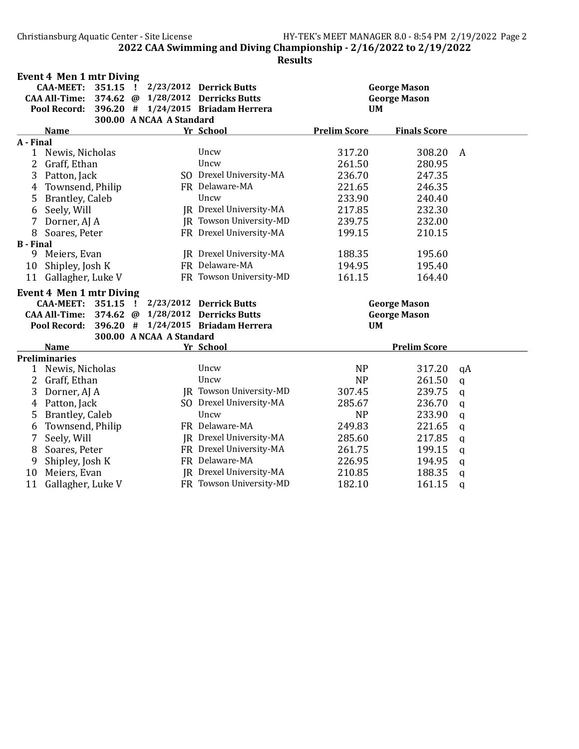## 2022 CAA Swimming and Diving Championship - 2/16/2022 to 2/19/2022

### Results

### Event 4 Men 1 mtr Diving

| | | | | | |
|---|---|---|---|---|---|
| CAA-MEET: | 351.15 | ! | 2/23/2012 | Derrick Butts | George Mason |
| CAA All-Time: | 374.62 | @ | 1/28/2012 | Derricks Butts | George Mason |
| Pool Record: | 396.20 | # | 1/24/2015 | Briadam Herrera | UM |
| | 300.00 | A | NCAA A Standard | | |

| | Name | Yr | School | Prelim Score | Finals Score | |
|---|---|---|---|---|---|---|
| **A - Final** | | | | | | |
| 1 | Newis, Nicholas | | Uncw | 317.20 | 308.20 | A |
| 2 | Graff, Ethan | | Uncw | 261.50 | 280.95 | |
| 3 | Patton, Jack | SO | Drexel University-MA | 236.70 | 247.35 | |
| 4 | Townsend, Philip | FR | Delaware-MA | 221.65 | 246.35 | |
| 5 | Brantley, Caleb | | Uncw | 233.90 | 240.40 | |
| 6 | Seely, Will | JR | Drexel University-MA | 217.85 | 232.30 | |
| 7 | Dorner, AJ A | JR | Towson University-MD | 239.75 | 232.00 | |
| 8 | Soares, Peter | FR | Drexel University-MA | 199.15 | 210.15 | |
| **B - Final** | | | | | | |
| 9 | Meiers, Evan | JR | Drexel University-MA | 188.35 | 195.60 | |
| 10 | Shipley, Josh K | FR | Delaware-MA | 194.95 | 195.40 | |
| 11 | Gallagher, Luke V | FR | Towson University-MD | 161.15 | 164.40 | |

### Event 4 Men 1 mtr Diving

| | | | | | |
|---|---|---|---|---|---|
| CAA-MEET: | 351.15 | ! | 2/23/2012 | Derrick Butts | George Mason |
| CAA All-Time: | 374.62 | @ | 1/28/2012 | Derricks Butts | George Mason |
| Pool Record: | 396.20 | # | 1/24/2015 | Briadam Herrera | UM |
| | 300.00 | A | NCAA A Standard | | |

| | Name | Yr | School | | Prelim Score | |
|---|---|---|---|---|---|---|
| **Preliminaries** | | | | | | |
| 1 | Newis, Nicholas | | Uncw | NP | 317.20 | qA |
| 2 | Graff, Ethan | | Uncw | NP | 261.50 | q |
| 3 | Dorner, AJ A | JR | Towson University-MD | 307.45 | 239.75 | q |
| 4 | Patton, Jack | SO | Drexel University-MA | 285.67 | 236.70 | q |
| 5 | Brantley, Caleb | | Uncw | NP | 233.90 | q |
| 6 | Townsend, Philip | FR | Delaware-MA | 249.83 | 221.65 | q |
| 7 | Seely, Will | JR | Drexel University-MA | 285.60 | 217.85 | q |
| 8 | Soares, Peter | FR | Drexel University-MA | 261.75 | 199.15 | q |
| 9 | Shipley, Josh K | FR | Delaware-MA | 226.95 | 194.95 | q |
| 10 | Meiers, Evan | JR | Drexel University-MA | 210.85 | 188.35 | q |
| 11 | Gallagher, Luke V | FR | Towson University-MD | 182.10 | 161.15 | q |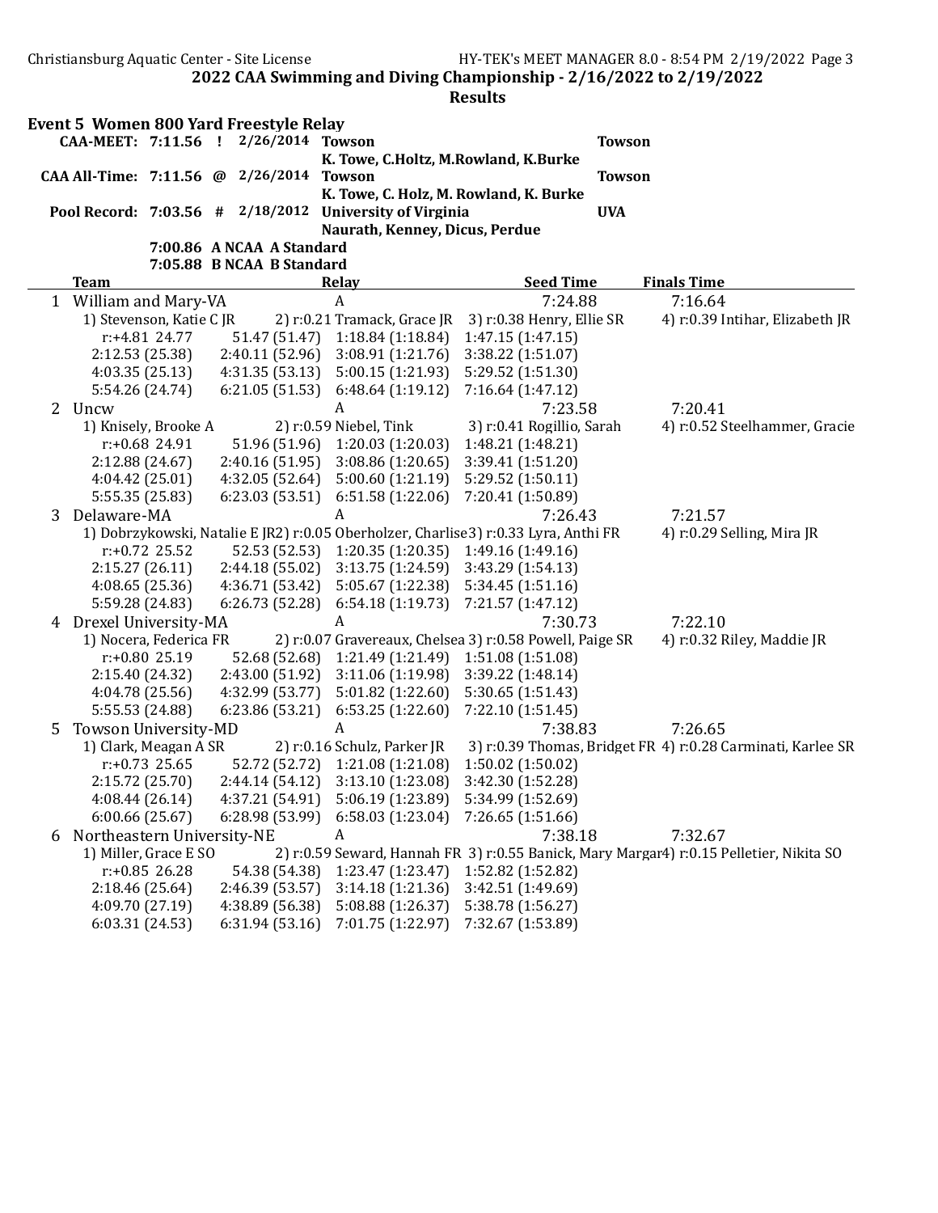## 2022 CAA Swimming and Diving Championship - 2/16/2022 to 2/19/2022

### Results

### Event 5 Women 800 Yard Freestyle Relay

| | | | | | |
|---|---|---|---|---|---|
| CAA-MEET: | 7:11.56 | ! | 2/26/2014 | Towson<br>K. Towe, C.Holtz, M.Rowland, K.Burke | Towson |
| CAA All-Time: | 7:11.56 | @ | 2/26/2014 | Towson<br>K. Towe, C. Holz, M. Rowland, K. Burke | Towson |
| Pool Record: | 7:03.56 | # | 2/18/2012 | University of Virginia<br>Naurath, Kenney, Dicus, Perdue | UVA |
| | 7:00.86 | A | NCAA A Standard | | |
| | 7:05.88 | B | NCAA B Standard | | |

| | Team | Relay | Seed Time | Finals Time |
|---|---|---|---|---|
| 1 | William and Mary-VA | A | 7:24.88 | 7:16.64 |

1) Stevenson, Katie C JR 2) r:0.21 Tramack, Grace JR 3) r:0.38 Henry, Ellie SR 4) r:0.39 Intihar, Elizabeth JR

```
r:+4.81 24.77     51.47 (51.47)   1:18.84 (1:18.84)   1:47.15 (1:47.15)
2:12.53 (25.38)   2:40.11 (52.96)   3:08.91 (1:21.76)   3:38.22 (1:51.07)
4:03.35 (25.13)   4:31.35 (53.13)   5:00.15 (1:21.93)   5:29.52 (1:51.30)
5:54.26 (24.74)   6:21.05 (51.53)   6:48.64 (1:19.12)   7:16.64 (1:47.12)
```

| | Team | Relay | Seed Time | Finals Time |
|---|---|---|---|---|
| 2 | Uncw | A | 7:23.58 | 7:20.41 |

1) Knisely, Brooke A 2) r:0.59 Niebel, Tink 3) r:0.41 Rogillio, Sarah 4) r:0.52 Steelhammer, Gracie

```
r:+0.68 24.91     51.96 (51.96)   1:20.03 (1:20.03)   1:48.21 (1:48.21)
2:12.88 (24.67)   2:40.16 (51.95)   3:08.86 (1:20.65)   3:39.41 (1:51.20)
4:04.42 (25.01)   4:32.05 (52.64)   5:00.60 (1:21.19)   5:29.52 (1:50.11)
5:55.35 (25.83)   6:23.03 (53.51)   6:51.58 (1:22.06)   7:20.41 (1:50.89)
```

| | Team | Relay | Seed Time | Finals Time |
|---|---|---|---|---|
| 3 | Delaware-MA | A | 7:26.43 | 7:21.57 |

1) Dobrzykowski, Natalie E JR 2) r:0.05 Oberholzer, Charlise 3) r:0.33 Lyra, Anthi FR 4) r:0.29 Selling, Mira JR

```
r:+0.72 25.52     52.53 (52.53)   1:20.35 (1:20.35)   1:49.16 (1:49.16)
2:15.27 (26.11)   2:44.18 (55.02)   3:13.75 (1:24.59)   3:43.29 (1:54.13)
4:08.65 (25.36)   4:36.71 (53.42)   5:05.67 (1:22.38)   5:34.45 (1:51.16)
5:59.28 (24.83)   6:26.73 (52.28)   6:54.18 (1:19.73)   7:21.57 (1:47.12)
```

| | Team | Relay | Seed Time | Finals Time |
|---|---|---|---|---|
| 4 | Drexel University-MA | A | 7:30.73 | 7:22.10 |

1) Nocera, Federica FR 2) r:0.07 Gravereaux, Chelsea 3) r:0.58 Powell, Paige SR 4) r:0.32 Riley, Maddie JR

```
r:+0.80 25.19     52.68 (52.68)   1:21.49 (1:21.49)   1:51.08 (1:51.08)
2:15.40 (24.32)   2:43.00 (51.92)   3:11.06 (1:19.98)   3:39.22 (1:48.14)
4:04.78 (25.56)   4:32.99 (53.77)   5:01.82 (1:22.60)   5:30.65 (1:51.43)
5:55.53 (24.88)   6:23.86 (53.21)   6:53.25 (1:22.60)   7:22.10 (1:51.45)
```

| | Team | Relay | Seed Time | Finals Time |
|---|---|---|---|---|
| 5 | Towson University-MD | A | 7:38.83 | 7:26.65 |

1) Clark, Meagan A SR 2) r:0.16 Schulz, Parker JR 3) r:0.39 Thomas, Bridget FR 4) r:0.28 Carminati, Karlee SR

```
r:+0.73 25.65     52.72 (52.72)   1:21.08 (1:21.08)   1:50.02 (1:50.02)
2:15.72 (25.70)   2:44.14 (54.12)   3:13.10 (1:23.08)   3:42.30 (1:52.28)
4:08.44 (26.14)   4:37.21 (54.91)   5:06.19 (1:23.89)   5:34.99 (1:52.69)
6:00.66 (25.67)   6:28.98 (53.99)   6:58.03 (1:23.04)   7:26.65 (1:51.66)
```

| | Team | Relay | Seed Time | Finals Time |
|---|---|---|---|---|
| 6 | Northeastern University-NE | A | 7:38.18 | 7:32.67 |

1) Miller, Grace E SO 2) r:0.59 Seward, Hannah FR 3) r:0.55 Banick, Mary Margar 4) r:0.15 Pelletier, Nikita SO

```
r:+0.85 26.28     54.38 (54.38)   1:23.47 (1:23.47)   1:52.82 (1:52.82)
2:18.46 (25.64)   2:46.39 (53.57)   3:14.18 (1:21.36)   3:42.51 (1:49.69)
4:09.70 (27.19)   4:38.89 (56.38)   5:08.88 (1:26.37)   5:38.78 (1:56.27)
6:03.31 (24.53)   6:31.94 (53.16)   7:01.75 (1:22.97)   7:32.67 (1:53.89)
```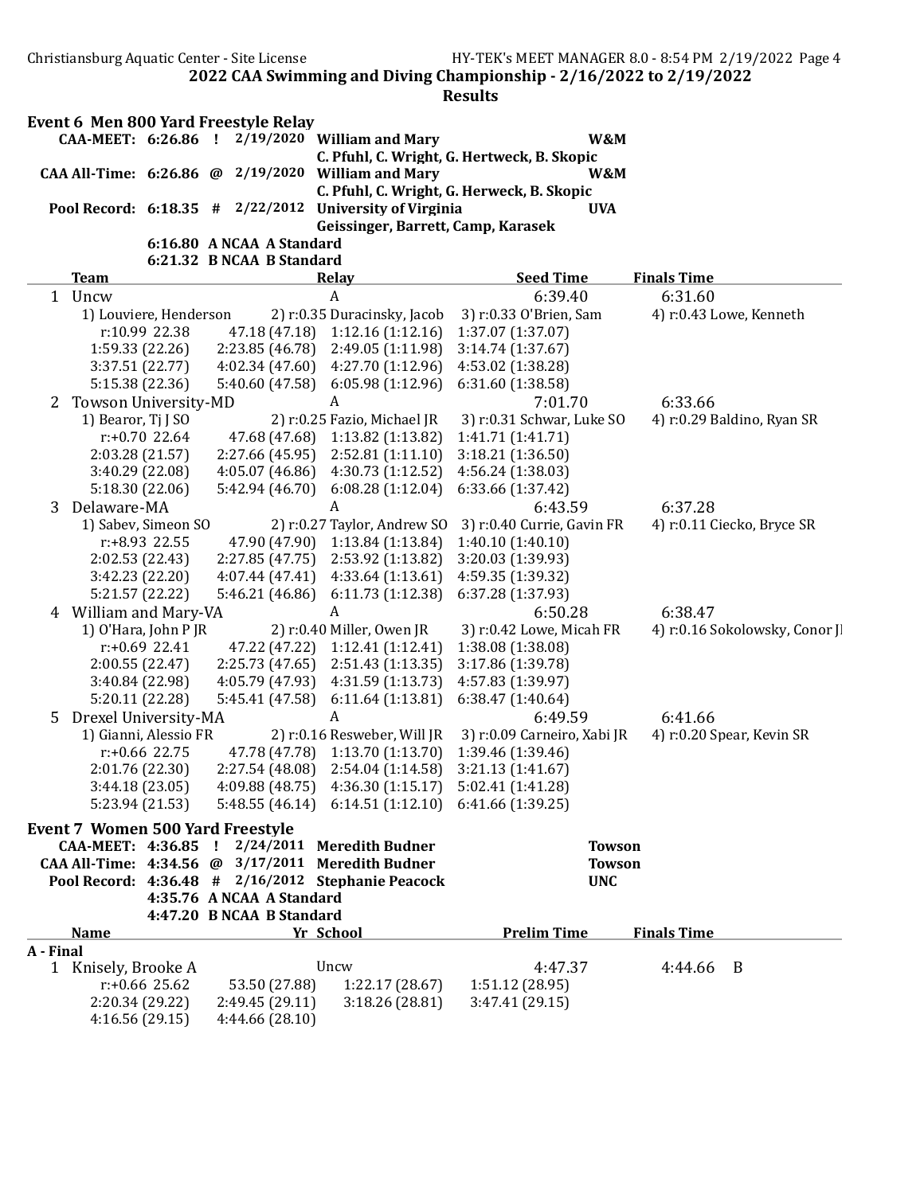## 2022 CAA Swimming and Diving Championship - 2/16/2022 to 2/19/2022

### Results

### Event 6 Men 800 Yard Freestyle Relay

| Record | Time | | Date | Team | |
|---|---|---|---|---|---|
| CAA-MEET: | 6:26.86 | ! | 2/19/2020 | William and Mary<br>C. Pfuhl, C. Wright, G. Hertweck, B. Skopic | W&M |
| CAA All-Time: | 6:26.86 | @ | 2/19/2020 | William and Mary<br>C. Pfuhl, C. Wright, G. Herweck, B. Skopic | W&M |
| Pool Record: | 6:18.35 | # | 2/22/2012 | University of Virginia<br>Geissinger, Barrett, Camp, Karasek | UVA |
| | 6:16.80 | A | | NCAA A Standard | |
| | 6:21.32 | B | | NCAA B Standard | |

| | Team | Relay | Seed Time | Finals Time |
|---|---|---|---|---|
| 1 | Uncw | A | 6:39.40 | 6:31.60 |
| | 1) Louviere, Henderson | 2) r:0.35 Duracinsky, Jacob | 3) r:0.33 O'Brien, Sam | 4) r:0.43 Lowe, Kenneth |
| | r:10.99 22.38 | 47.18 (47.18) | 1:12.16 (1:12.16) | 1:37.07 (1:37.07) |
| | 1:59.33 (22.26) | 2:23.85 (46.78) | 2:49.05 (1:11.98) | 3:14.74 (1:37.67) |
| | 3:37.51 (22.77) | 4:02.34 (47.60) | 4:27.70 (1:12.96) | 4:53.02 (1:38.28) |
| | 5:15.38 (22.36) | 5:40.60 (47.58) | 6:05.98 (1:12.96) | 6:31.60 (1:38.58) |
| 2 | Towson University-MD | A | 7:01.70 | 6:33.66 |
| | 1) Bearor, Tj J SO | 2) r:0.25 Fazio, Michael JR | 3) r:0.31 Schwar, Luke SO | 4) r:0.29 Baldino, Ryan SR |
| | r:+0.70 22.64 | 47.68 (47.68) | 1:13.82 (1:13.82) | 1:41.71 (1:41.71) |
| | 2:03.28 (21.57) | 2:27.66 (45.95) | 2:52.81 (1:11.10) | 3:18.21 (1:36.50) |
| | 3:40.29 (22.08) | 4:05.07 (46.86) | 4:30.73 (1:12.52) | 4:56.24 (1:38.03) |
| | 5:18.30 (22.06) | 5:42.94 (46.70) | 6:08.28 (1:12.04) | 6:33.66 (1:37.42) |
| 3 | Delaware-MA | A | 6:43.59 | 6:37.28 |
| | 1) Sabev, Simeon SO | 2) r:0.27 Taylor, Andrew SO | 3) r:0.40 Currie, Gavin FR | 4) r:0.11 Ciecko, Bryce SR |
| | r:+8.93 22.55 | 47.90 (47.90) | 1:13.84 (1:13.84) | 1:40.10 (1:40.10) |
| | 2:02.53 (22.43) | 2:27.85 (47.75) | 2:53.92 (1:13.82) | 3:20.03 (1:39.93) |
| | 3:42.23 (22.20) | 4:07.44 (47.41) | 4:33.64 (1:13.61) | 4:59.35 (1:39.32) |
| | 5:21.57 (22.22) | 5:46.21 (46.86) | 6:11.73 (1:12.38) | 6:37.28 (1:37.93) |
| 4 | William and Mary-VA | A | 6:50.28 | 6:38.47 |
| | 1) O'Hara, John P JR | 2) r:0.40 Miller, Owen JR | 3) r:0.42 Lowe, Micah FR | 4) r:0.16 Sokolowsky, Conor JR |
| | r:+0.69 22.41 | 47.22 (47.22) | 1:12.41 (1:12.41) | 1:38.08 (1:38.08) |
| | 2:00.55 (22.47) | 2:25.73 (47.65) | 2:51.43 (1:13.35) | 3:17.86 (1:39.78) |
| | 3:40.84 (22.98) | 4:05.79 (47.93) | 4:31.59 (1:13.73) | 4:57.83 (1:39.97) |
| | 5:20.11 (22.28) | 5:45.41 (47.58) | 6:11.64 (1:13.81) | 6:38.47 (1:40.64) |
| 5 | Drexel University-MA | A | 6:49.59 | 6:41.66 |
| | 1) Gianni, Alessio FR | 2) r:0.16 Resweber, Will JR | 3) r:0.09 Carneiro, Xabi JR | 4) r:0.20 Spear, Kevin SR |
| | r:+0.66 22.75 | 47.78 (47.78) | 1:13.70 (1:13.70) | 1:39.46 (1:39.46) |
| | 2:01.76 (22.30) | 2:27.54 (48.08) | 2:54.04 (1:14.58) | 3:21.13 (1:41.67) |
| | 3:44.18 (23.05) | 4:09.88 (48.75) | 4:36.30 (1:15.17) | 5:02.41 (1:41.28) |
| | 5:23.94 (21.53) | 5:48.55 (46.14) | 6:14.51 (1:12.10) | 6:41.66 (1:39.25) |

### Event 7 Women 500 Yard Freestyle

| Record | Time | | Date | Name | Team |
|---|---|---|---|---|---|
| CAA-MEET: | 4:36.85 | ! | 2/24/2011 | Meredith Budner | Towson |
| CAA All-Time: | 4:34.56 | @ | 3/17/2011 | Meredith Budner | Towson |
| Pool Record: | 4:36.48 | # | 2/16/2012 | Stephanie Peacock | UNC |
| | 4:35.76 | A | | NCAA A Standard | |
| | 4:47.20 | B | | NCAA B Standard | |

**A - Final**

| | Name | Yr School | Prelim Time | Finals Time |
|---|---|---|---|---|
| 1 | Knisely, Brooke A | Uncw | 4:47.37 | 4:44.66 B |
| | r:+0.66 25.62 | 53.50 (27.88) | 1:22.17 (28.67) | 1:51.12 (28.95) |
| | 2:20.34 (29.22) | 2:49.45 (29.11) | 3:18.26 (28.81) | 3:47.41 (29.15) |
| | 4:16.56 (29.15) | 4:44.66 (28.10) | | |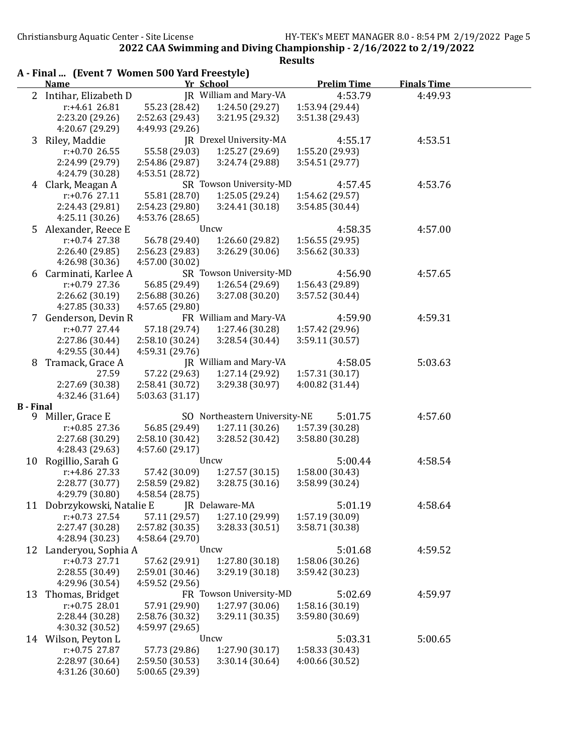## 2022 CAA Swimming and Diving Championship - 2/16/2022 to 2/19/2022

### Results

**A - Final ... (Event 7 Women 500 Yard Freestyle)**

| | Name | Yr | School | Prelim Time | Finals Time |
|---|---|---|---|---|---|
| 2 | Intihar, Elizabeth D | JR | William and Mary-VA | 4:53.79 | 4:49.93 |
| | r:+4.61 26.81 | 55.23 (28.42) | 1:24.50 (29.27) | 1:53.94 (29.44) | |
| | 2:23.20 (29.26) | 2:52.63 (29.43) | 3:21.95 (29.32) | 3:51.38 (29.43) | |
| | 4:20.67 (29.29) | 4:49.93 (29.26) | | | |
| 3 | Riley, Maddie | JR | Drexel University-MA | 4:55.17 | 4:53.51 |
| | r:+0.70 26.55 | 55.58 (29.03) | 1:25.27 (29.69) | 1:55.20 (29.93) | |
| | 2:24.99 (29.79) | 2:54.86 (29.87) | 3:24.74 (29.88) | 3:54.51 (29.77) | |
| | 4:24.79 (30.28) | 4:53.51 (28.72) | | | |
| 4 | Clark, Meagan A | SR | Towson University-MD | 4:57.45 | 4:53.76 |
| | r:+0.76 27.11 | 55.81 (28.70) | 1:25.05 (29.24) | 1:54.62 (29.57) | |
| | 2:24.43 (29.81) | 2:54.23 (29.80) | 3:24.41 (30.18) | 3:54.85 (30.44) | |
| | 4:25.11 (30.26) | 4:53.76 (28.65) | | | |
| 5 | Alexander, Reece E | | Uncw | 4:58.35 | 4:57.00 |
| | r:+0.74 27.38 | 56.78 (29.40) | 1:26.60 (29.82) | 1:56.55 (29.95) | |
| | 2:26.40 (29.85) | 2:56.23 (29.83) | 3:26.29 (30.06) | 3:56.62 (30.33) | |
| | 4:26.98 (30.36) | 4:57.00 (30.02) | | | |
| 6 | Carminati, Karlee A | SR | Towson University-MD | 4:56.90 | 4:57.65 |
| | r:+0.79 27.36 | 56.85 (29.49) | 1:26.54 (29.69) | 1:56.43 (29.89) | |
| | 2:26.62 (30.19) | 2:56.88 (30.26) | 3:27.08 (30.20) | 3:57.52 (30.44) | |
| | 4:27.85 (30.33) | 4:57.65 (29.80) | | | |
| 7 | Genderson, Devin R | FR | William and Mary-VA | 4:59.90 | 4:59.31 |
| | r:+0.77 27.44 | 57.18 (29.74) | 1:27.46 (30.28) | 1:57.42 (29.96) | |
| | 2:27.86 (30.44) | 2:58.10 (30.24) | 3:28.54 (30.44) | 3:59.11 (30.57) | |
| | 4:29.55 (30.44) | 4:59.31 (29.76) | | | |
| 8 | Tramack, Grace A | JR | William and Mary-VA | 4:58.05 | 5:03.63 |
| | 27.59 | 57.22 (29.63) | 1:27.14 (29.92) | 1:57.31 (30.17) | |
| | 2:27.69 (30.38) | 2:58.41 (30.72) | 3:29.38 (30.97) | 4:00.82 (31.44) | |
| | 4:32.46 (31.64) | 5:03.63 (31.17) | | | |

**B - Final**

| | Name | Yr | School | Prelim Time | Finals Time |
|---|---|---|---|---|---|
| 9 | Miller, Grace E | SO | Northeastern University-NE | 5:01.75 | 4:57.60 |
| | r:+0.85 27.36 | 56.85 (29.49) | 1:27.11 (30.26) | 1:57.39 (30.28) | |
| | 2:27.68 (30.29) | 2:58.10 (30.42) | 3:28.52 (30.42) | 3:58.80 (30.28) | |
| | 4:28.43 (29.63) | 4:57.60 (29.17) | | | |
| 10 | Rogillio, Sarah G | | Uncw | 5:00.44 | 4:58.54 |
| | r:+4.86 27.33 | 57.42 (30.09) | 1:27.57 (30.15) | 1:58.00 (30.43) | |
| | 2:28.77 (30.77) | 2:58.59 (29.82) | 3:28.75 (30.16) | 3:58.99 (30.24) | |
| | 4:29.79 (30.80) | 4:58.54 (28.75) | | | |
| 11 | Dobrzykowski, Natalie E | JR | Delaware-MA | 5:01.19 | 4:58.64 |
| | r:+0.73 27.54 | 57.11 (29.57) | 1:27.10 (29.99) | 1:57.19 (30.09) | |
| | 2:27.47 (30.28) | 2:57.82 (30.35) | 3:28.33 (30.51) | 3:58.71 (30.38) | |
| | 4:28.94 (30.23) | 4:58.64 (29.70) | | | |
| 12 | Landeryou, Sophia A | | Uncw | 5:01.68 | 4:59.52 |
| | r:+0.73 27.71 | 57.62 (29.91) | 1:27.80 (30.18) | 1:58.06 (30.26) | |
| | 2:28.55 (30.49) | 2:59.01 (30.46) | 3:29.19 (30.18) | 3:59.42 (30.23) | |
| | 4:29.96 (30.54) | 4:59.52 (29.56) | | | |
| 13 | Thomas, Bridget | FR | Towson University-MD | 5:02.69 | 4:59.97 |
| | r:+0.75 28.01 | 57.91 (29.90) | 1:27.97 (30.06) | 1:58.16 (30.19) | |
| | 2:28.44 (30.28) | 2:58.76 (30.32) | 3:29.11 (30.35) | 3:59.80 (30.69) | |
| | 4:30.32 (30.52) | 4:59.97 (29.65) | | | |
| 14 | Wilson, Peyton L | | Uncw | 5:03.31 | 5:00.65 |
| | r:+0.75 27.87 | 57.73 (29.86) | 1:27.90 (30.17) | 1:58.33 (30.43) | |
| | 2:28.97 (30.64) | 2:59.50 (30.53) | 3:30.14 (30.64) | 4:00.66 (30.52) | |
| | 4:31.26 (30.60) | 5:00.65 (29.39) | | | |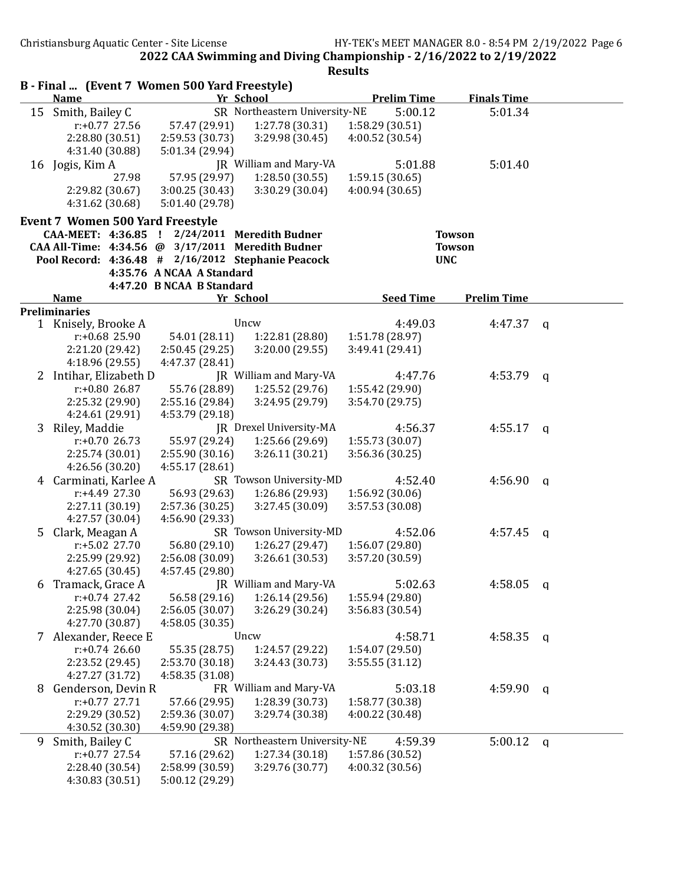## 2022 CAA Swimming and Diving Championship - 2/16/2022 to 2/19/2022

### Results

**B - Final ... (Event 7 Women 500 Yard Freestyle)**

| | Name | Yr | School | Prelim Time | Finals Time |
|---|---|---|---|---|---|
| 15 | Smith, Bailey C | SR | Northeastern University-NE | 5:00.12 | 5:01.34 |
| | r:+0.77 27.56 | 57.47 (29.91) | 1:27.78 (30.31) | 1:58.29 (30.51) | |
| | 2:28.80 (30.51) | 2:59.53 (30.73) | 3:29.98 (30.45) | 4:00.52 (30.54) | |
| | 4:31.40 (30.88) | 5:01.34 (29.94) | | | |
| 16 | Jogis, Kim A | JR | William and Mary-VA | 5:01.88 | 5:01.40 |
| | 27.98 | 57.95 (29.97) | 1:28.50 (30.55) | 1:59.15 (30.65) | |
| | 2:29.82 (30.67) | 3:00.25 (30.43) | 3:30.29 (30.04) | 4:00.94 (30.65) | |
| | 4:31.62 (30.68) | 5:01.40 (29.78) | | | |

**Event 7 Women 500 Yard Freestyle**

CAA-MEET: 4:36.85 ! 2/24/2011 Meredith Budner Towson
CAA All-Time: 4:34.56 @ 3/17/2011 Meredith Budner Towson
Pool Record: 4:36.48 # 2/16/2012 Stephanie Peacock UNC
4:35.76 A NCAA A Standard
4:47.20 B NCAA B Standard

| | Name | Yr | School | Seed Time | Prelim Time | |
|---|---|---|---|---|---|---|
| **Preliminaries** | | | | | | |
| 1 | Knisely, Brooke A | | Uncw | 4:49.03 | 4:47.37 | q |
| | r:+0.68 25.90 | 54.01 (28.11) | 1:22.81 (28.80) | 1:51.78 (28.97) | | |
| | 2:21.20 (29.42) | 2:50.45 (29.25) | 3:20.00 (29.55) | 3:49.41 (29.41) | | |
| | 4:18.96 (29.55) | 4:47.37 (28.41) | | | | |
| 2 | Intihar, Elizabeth D | JR | William and Mary-VA | 4:47.76 | 4:53.79 | q |
| | r:+0.80 26.87 | 55.76 (28.89) | 1:25.52 (29.76) | 1:55.42 (29.90) | | |
| | 2:25.32 (29.90) | 2:55.16 (29.84) | 3:24.95 (29.79) | 3:54.70 (29.75) | | |
| | 4:24.61 (29.91) | 4:53.79 (29.18) | | | | |
| 3 | Riley, Maddie | JR | Drexel University-MA | 4:56.37 | 4:55.17 | q |
| | r:+0.70 26.73 | 55.97 (29.24) | 1:25.66 (29.69) | 1:55.73 (30.07) | | |
| | 2:25.74 (30.01) | 2:55.90 (30.16) | 3:26.11 (30.21) | 3:56.36 (30.25) | | |
| | 4:26.56 (30.20) | 4:55.17 (28.61) | | | | |
| 4 | Carminati, Karlee A | SR | Towson University-MD | 4:52.40 | 4:56.90 | q |
| | r:+4.49 27.30 | 56.93 (29.63) | 1:26.86 (29.93) | 1:56.92 (30.06) | | |
| | 2:27.11 (30.19) | 2:57.36 (30.25) | 3:27.45 (30.09) | 3:57.53 (30.08) | | |
| | 4:27.57 (30.04) | 4:56.90 (29.33) | | | | |
| 5 | Clark, Meagan A | SR | Towson University-MD | 4:52.06 | 4:57.45 | q |
| | r:+5.02 27.70 | 56.80 (29.10) | 1:26.27 (29.47) | 1:56.07 (29.80) | | |
| | 2:25.99 (29.92) | 2:56.08 (30.09) | 3:26.61 (30.53) | 3:57.20 (30.59) | | |
| | 4:27.65 (30.45) | 4:57.45 (29.80) | | | | |
| 6 | Tramack, Grace A | JR | William and Mary-VA | 5:02.63 | 4:58.05 | q |
| | r:+0.74 27.42 | 56.58 (29.16) | 1:26.14 (29.56) | 1:55.94 (29.80) | | |
| | 2:25.98 (30.04) | 2:56.05 (30.07) | 3:26.29 (30.24) | 3:56.83 (30.54) | | |
| | 4:27.70 (30.87) | 4:58.05 (30.35) | | | | |
| 7 | Alexander, Reece E | | Uncw | 4:58.71 | 4:58.35 | q |
| | r:+0.74 26.60 | 55.35 (28.75) | 1:24.57 (29.22) | 1:54.07 (29.50) | | |
| | 2:23.52 (29.45) | 2:53.70 (30.18) | 3:24.43 (30.73) | 3:55.55 (31.12) | | |
| | 4:27.27 (31.72) | 4:58.35 (31.08) | | | | |
| 8 | Genderson, Devin R | FR | William and Mary-VA | 5:03.18 | 4:59.90 | q |
| | r:+0.77 27.71 | 57.66 (29.95) | 1:28.39 (30.73) | 1:58.77 (30.38) | | |
| | 2:29.29 (30.52) | 2:59.36 (30.07) | 3:29.74 (30.38) | 4:00.22 (30.48) | | |
| | 4:30.52 (30.30) | 4:59.90 (29.38) | | | | |
| 9 | Smith, Bailey C | SR | Northeastern University-NE | 4:59.39 | 5:00.12 | q |
| | r:+0.77 27.54 | 57.16 (29.62) | 1:27.34 (30.18) | 1:57.86 (30.52) | | |
| | 2:28.40 (30.54) | 2:58.99 (30.59) | 3:29.76 (30.77) | 4:00.32 (30.56) | | |
| | 4:30.83 (30.51) | 5:00.12 (29.29) | | | | |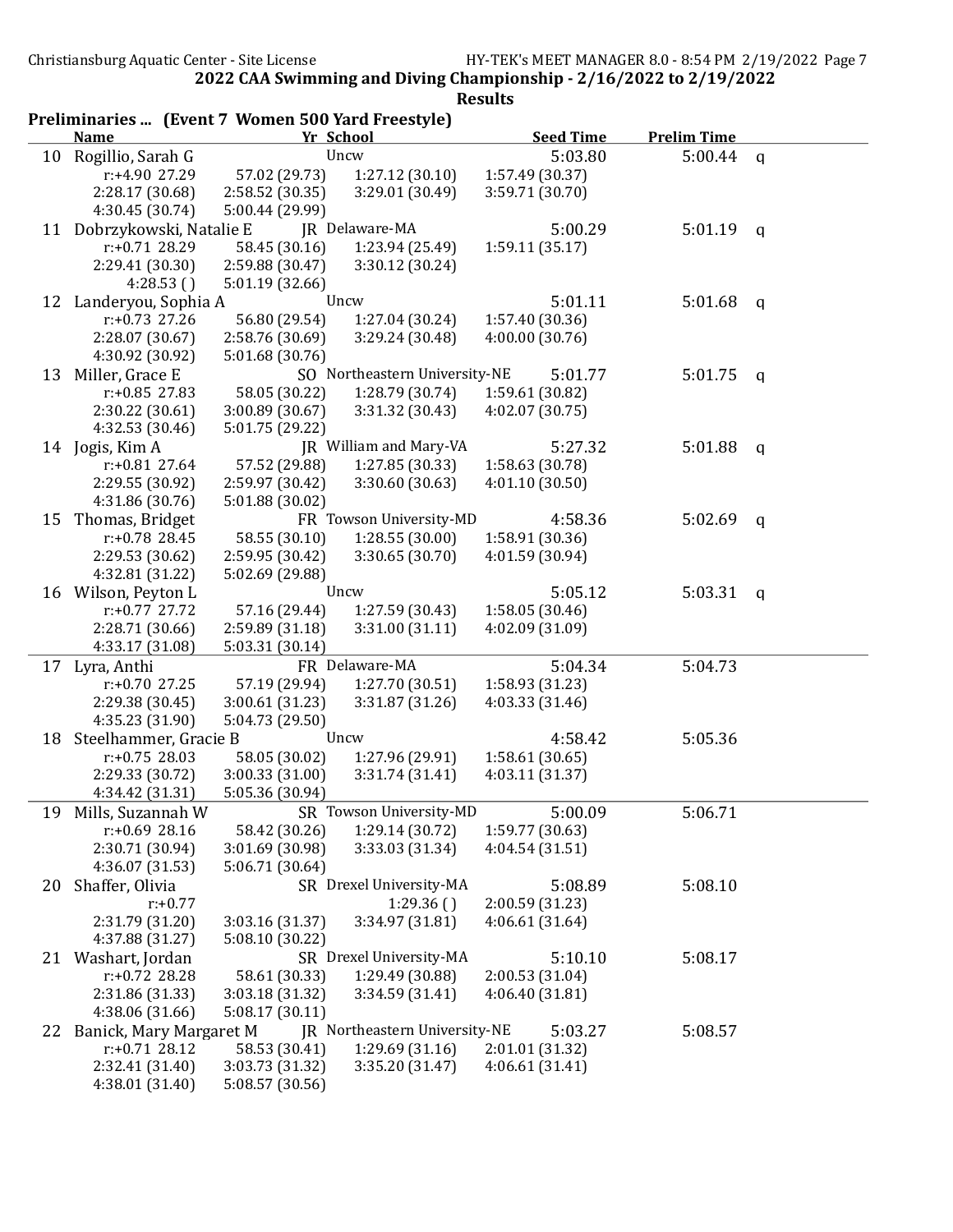## 2022 CAA Swimming and Diving Championship - 2/16/2022 to 2/19/2022

### Results

**Preliminaries ... (Event 7 Women 500 Yard Freestyle)**

| | Name | Yr | School | Seed Time | Prelim Time | |
|---|---|---|---|---|---|---|
| 10 | Rogillio, Sarah G | | Uncw | 5:03.80 | 5:00.44 | q |
| | r:+4.90 27.29 | 57.02 (29.73) | 1:27.12 (30.10) | 1:57.49 (30.37) | | |
| | 2:28.17 (30.68) | 2:58.52 (30.35) | 3:29.01 (30.49) | 3:59.71 (30.70) | | |
| | 4:30.45 (30.74) | 5:00.44 (29.99) | | | | |
| 11 | Dobrzykowski, Natalie E | JR | Delaware-MA | 5:00.29 | 5:01.19 | q |
| | r:+0.71 28.29 | 58.45 (30.16) | 1:23.94 (25.49) | 1:59.11 (35.17) | | |
| | 2:29.41 (30.30) | 2:59.88 (30.47) | 3:30.12 (30.24) | | | |
| | 4:28.53 ( ) | 5:01.19 (32.66) | | | | |
| 12 | Landeryou, Sophia A | | Uncw | 5:01.11 | 5:01.68 | q |
| | r:+0.73 27.26 | 56.80 (29.54) | 1:27.04 (30.24) | 1:57.40 (30.36) | | |
| | 2:28.07 (30.67) | 2:58.76 (30.69) | 3:29.24 (30.48) | 4:00.00 (30.76) | | |
| | 4:30.92 (30.92) | 5:01.68 (30.76) | | | | |
| 13 | Miller, Grace E | SO | Northeastern University-NE | 5:01.77 | 5:01.75 | q |
| | r:+0.85 27.83 | 58.05 (30.22) | 1:28.79 (30.74) | 1:59.61 (30.82) | | |
| | 2:30.22 (30.61) | 3:00.89 (30.67) | 3:31.32 (30.43) | 4:02.07 (30.75) | | |
| | 4:32.53 (30.46) | 5:01.75 (29.22) | | | | |
| 14 | Jogis, Kim A | JR | William and Mary-VA | 5:27.32 | 5:01.88 | q |
| | r:+0.81 27.64 | 57.52 (29.88) | 1:27.85 (30.33) | 1:58.63 (30.78) | | |
| | 2:29.55 (30.92) | 2:59.97 (30.42) | 3:30.60 (30.63) | 4:01.10 (30.50) | | |
| | 4:31.86 (30.76) | 5:01.88 (30.02) | | | | |
| 15 | Thomas, Bridget | FR | Towson University-MD | 4:58.36 | 5:02.69 | q |
| | r:+0.78 28.45 | 58.55 (30.10) | 1:28.55 (30.00) | 1:58.91 (30.36) | | |
| | 2:29.53 (30.62) | 2:59.95 (30.42) | 3:30.65 (30.70) | 4:01.59 (30.94) | | |
| | 4:32.81 (31.22) | 5:02.69 (29.88) | | | | |
| 16 | Wilson, Peyton L | | Uncw | 5:05.12 | 5:03.31 | q |
| | r:+0.77 27.72 | 57.16 (29.44) | 1:27.59 (30.43) | 1:58.05 (30.46) | | |
| | 2:28.71 (30.66) | 2:59.89 (31.18) | 3:31.00 (31.11) | 4:02.09 (31.09) | | |
| | 4:33.17 (31.08) | 5:03.31 (30.14) | | | | |
| 17 | Lyra, Anthi | FR | Delaware-MA | 5:04.34 | 5:04.73 | |
| | r:+0.70 27.25 | 57.19 (29.94) | 1:27.70 (30.51) | 1:58.93 (31.23) | | |
| | 2:29.38 (30.45) | 3:00.61 (31.23) | 3:31.87 (31.26) | 4:03.33 (31.46) | | |
| | 4:35.23 (31.90) | 5:04.73 (29.50) | | | | |
| 18 | Steelhammer, Gracie B | | Uncw | 4:58.42 | 5:05.36 | |
| | r:+0.75 28.03 | 58.05 (30.02) | 1:27.96 (29.91) | 1:58.61 (30.65) | | |
| | 2:29.33 (30.72) | 3:00.33 (31.00) | 3:31.74 (31.41) | 4:03.11 (31.37) | | |
| | 4:34.42 (31.31) | 5:05.36 (30.94) | | | | |
| 19 | Mills, Suzannah W | SR | Towson University-MD | 5:00.09 | 5:06.71 | |
| | r:+0.69 28.16 | 58.42 (30.26) | 1:29.14 (30.72) | 1:59.77 (30.63) | | |
| | 2:30.71 (30.94) | 3:01.69 (30.98) | 3:33.03 (31.34) | 4:04.54 (31.51) | | |
| | 4:36.07 (31.53) | 5:06.71 (30.64) | | | | |
| 20 | Shaffer, Olivia | SR | Drexel University-MA | 5:08.89 | 5:08.10 | |
| | r:+0.77 | | 1:29.36 ( ) | 2:00.59 (31.23) | | |
| | 2:31.79 (31.20) | 3:03.16 (31.37) | 3:34.97 (31.81) | 4:06.61 (31.64) | | |
| | 4:37.88 (31.27) | 5:08.10 (30.22) | | | | |
| 21 | Washart, Jordan | SR | Drexel University-MA | 5:10.10 | 5:08.17 | |
| | r:+0.72 28.28 | 58.61 (30.33) | 1:29.49 (30.88) | 2:00.53 (31.04) | | |
| | 2:31.86 (31.33) | 3:03.18 (31.32) | 3:34.59 (31.41) | 4:06.40 (31.81) | | |
| | 4:38.06 (31.66) | 5:08.17 (30.11) | | | | |
| 22 | Banick, Mary Margaret M | JR | Northeastern University-NE | 5:03.27 | 5:08.57 | |
| | r:+0.71 28.12 | 58.53 (30.41) | 1:29.69 (31.16) | 2:01.01 (31.32) | | |
| | 2:32.41 (31.40) | 3:03.73 (31.32) | 3:35.20 (31.47) | 4:06.61 (31.41) | | |
| | 4:38.01 (31.40) | 5:08.57 (30.56) | | | | |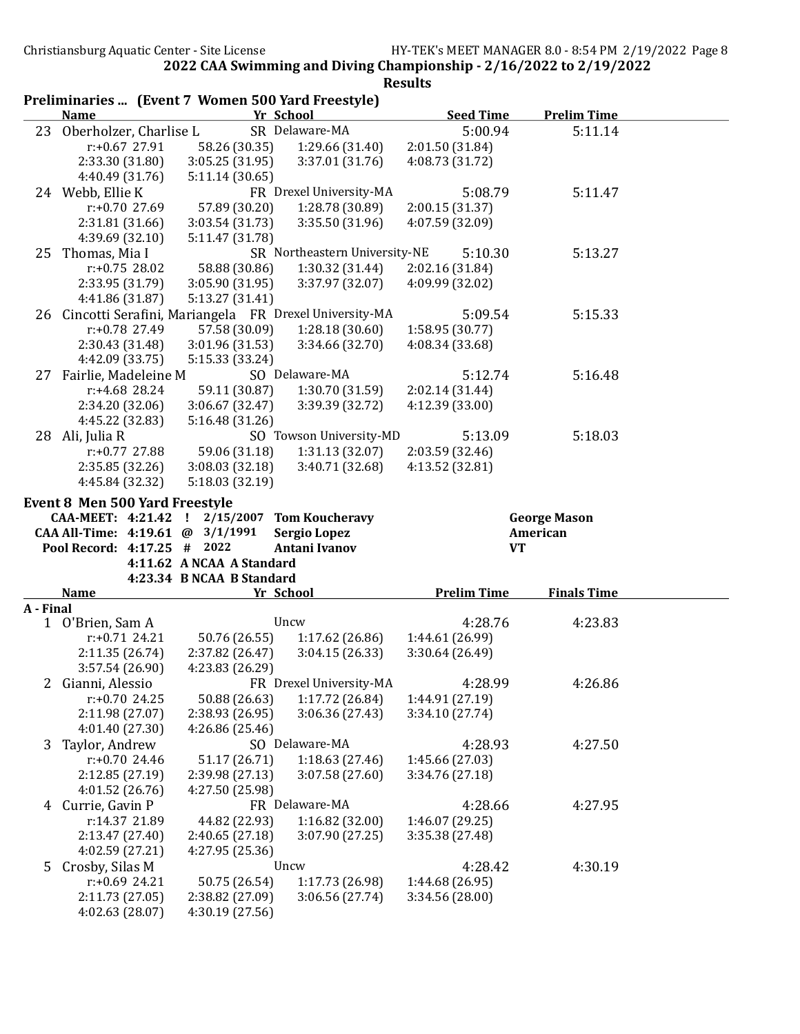## 2022 CAA Swimming and Diving Championship - 2/16/2022 to 2/19/2022

### Results

### Preliminaries ... (Event 7 Women 500 Yard Freestyle)

| | Name | Yr | School | Seed Time | Prelim Time |
|---|---|---|---|---|---|
| 23 | Oberholzer, Charlise L | SR | Delaware-MA | 5:00.94 | 5:11.14 |
| | r:+0.67 27.91, 58.26 (30.35), 1:29.66 (31.40), 2:01.50 (31.84), 2:33.30 (31.80), 3:05.25 (31.95), 3:37.01 (31.76), 4:08.73 (31.72), 4:40.49 (31.76), 5:11.14 (30.65) | | | | |
| 24 | Webb, Ellie K | FR | Drexel University-MA | 5:08.79 | 5:11.47 |
| | r:+0.70 27.69, 57.89 (30.20), 1:28.78 (30.89), 2:00.15 (31.37), 2:31.81 (31.66), 3:03.54 (31.73), 3:35.50 (31.96), 4:07.59 (32.09), 4:39.69 (32.10), 5:11.47 (31.78) | | | | |
| 25 | Thomas, Mia I | SR | Northeastern University-NE | 5:10.30 | 5:13.27 |
| | r:+0.75 28.02, 58.88 (30.86), 1:30.32 (31.44), 2:02.16 (31.84), 2:33.95 (31.79), 3:05.90 (31.95), 3:37.97 (32.07), 4:09.99 (32.02), 4:41.86 (31.87), 5:13.27 (31.41) | | | | |
| 26 | Cincotti Serafini, Mariangela | FR | Drexel University-MA | 5:09.54 | 5:15.33 |
| | r:+0.78 27.49, 57.58 (30.09), 1:28.18 (30.60), 1:58.95 (30.77), 2:30.43 (31.48), 3:01.96 (31.53), 3:34.66 (32.70), 4:08.34 (33.68), 4:42.09 (33.75), 5:15.33 (33.24) | | | | |
| 27 | Fairlie, Madeleine M | SO | Delaware-MA | 5:12.74 | 5:16.48 |
| | r:+4.68 28.24, 59.11 (30.87), 1:30.70 (31.59), 2:02.14 (31.44), 2:34.20 (32.06), 3:06.67 (32.47), 3:39.39 (32.72), 4:12.39 (33.00), 4:45.22 (32.83), 5:16.48 (31.26) | | | | |
| 28 | Ali, Julia R | SO | Towson University-MD | 5:13.09 | 5:18.03 |
| | r:+0.77 27.88, 59.06 (31.18), 1:31.13 (32.07), 2:03.59 (32.46), 2:35.85 (32.26), 3:08.03 (32.18), 3:40.71 (32.68), 4:13.52 (32.81), 4:45.84 (32.32), 5:18.03 (32.19) | | | | |

### Event 8 Men 500 Yard Freestyle

| | | | | |
|---|---|---|---|---|
| CAA-MEET: | 4:21.42 ! | 2/15/2007 | Tom Koucheravy | George Mason |
| CAA All-Time: | 4:19.61 @ | 3/1/1991 | Sergio Lopez | American |
| Pool Record: | 4:17.25 # | 2022 | Antani Ivanov | VT |
| | 4:11.62 A | NCAA A Standard | | |
| | 4:23.34 B | NCAA B Standard | | |

**A - Final**

| | Name | Yr | School | Prelim Time | Finals Time |
|---|---|---|---|---|---|
| 1 | O'Brien, Sam A | | Uncw | 4:28.76 | 4:23.83 |
| | r:+0.71 24.21, 50.76 (26.55), 1:17.62 (26.86), 1:44.61 (26.99), 2:11.35 (26.74), 2:37.82 (26.47), 3:04.15 (26.33), 3:30.64 (26.49), 3:57.54 (26.90), 4:23.83 (26.29) | | | | |
| 2 | Gianni, Alessio | FR | Drexel University-MA | 4:28.99 | 4:26.86 |
| | r:+0.70 24.25, 50.88 (26.63), 1:17.72 (26.84), 1:44.91 (27.19), 2:11.98 (27.07), 2:38.93 (26.95), 3:06.36 (27.43), 3:34.10 (27.74), 4:01.40 (27.30), 4:26.86 (25.46) | | | | |
| 3 | Taylor, Andrew | SO | Delaware-MA | 4:28.93 | 4:27.50 |
| | r:+0.70 24.46, 51.17 (26.71), 1:18.63 (27.46), 1:45.66 (27.03), 2:12.85 (27.19), 2:39.98 (27.13), 3:07.58 (27.60), 3:34.76 (27.18), 4:01.52 (26.76), 4:27.50 (25.98) | | | | |
| 4 | Currie, Gavin P | FR | Delaware-MA | 4:28.66 | 4:27.95 |
| | r:14.37 21.89, 44.82 (22.93), 1:16.82 (32.00), 1:46.07 (29.25), 2:13.47 (27.40), 2:40.65 (27.18), 3:07.90 (27.25), 3:35.38 (27.48), 4:02.59 (27.21), 4:27.95 (25.36) | | | | |
| 5 | Crosby, Silas M | | Uncw | 4:28.42 | 4:30.19 |
| | r:+0.69 24.21, 50.75 (26.54), 1:17.73 (26.98), 1:44.68 (26.95), 2:11.73 (27.05), 2:38.82 (27.09), 3:06.56 (27.74), 3:34.56 (28.00), 4:02.63 (28.07), 4:30.19 (27.56) | | | | |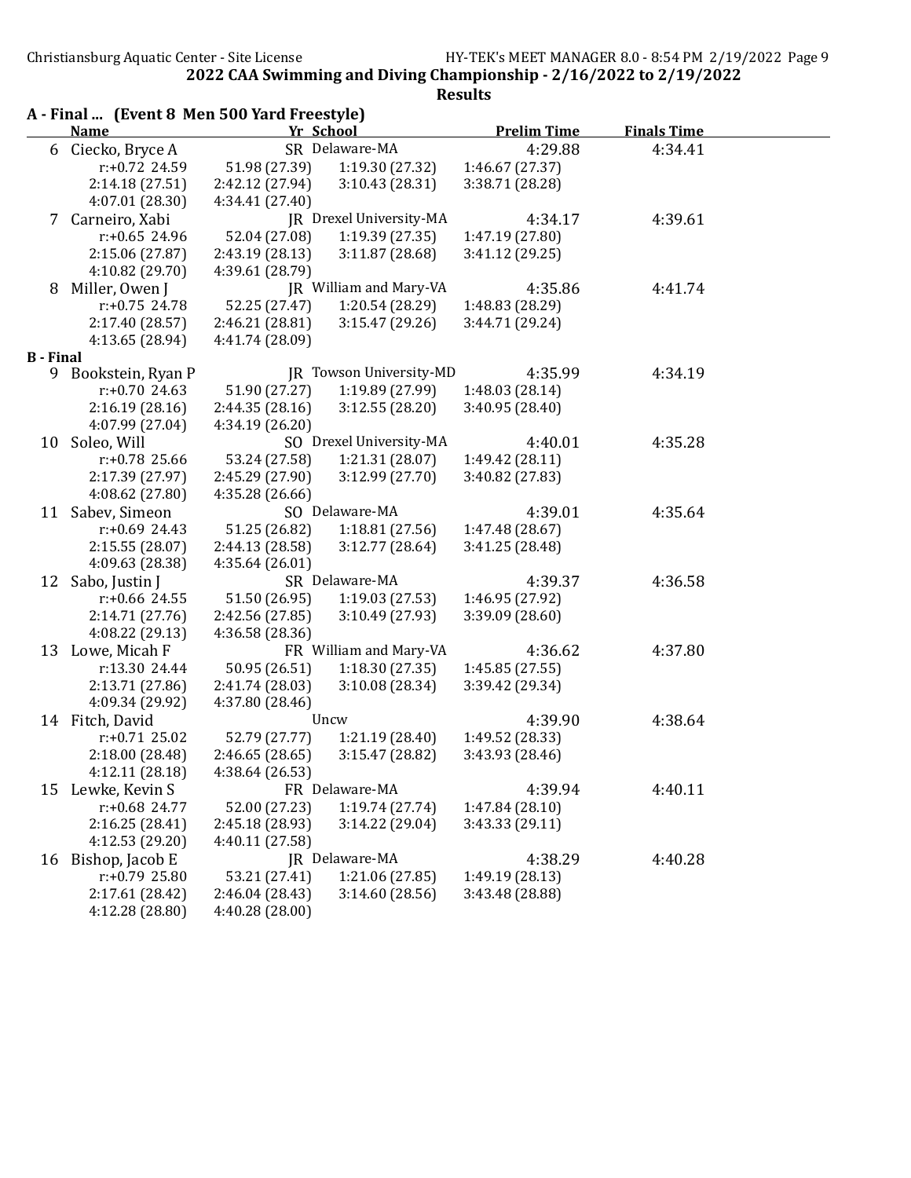## 2022 CAA Swimming and Diving Championship - 2/16/2022 to 2/19/2022

### Results

### A - Final ... (Event 8 Men 500 Yard Freestyle)

| | Name | Yr | School | Prelim Time | Finals Time |
|---|---|---|---|---|---|
| 6 | Ciecko, Bryce A | SR | Delaware-MA | 4:29.88 | 4:34.41 |
| | r:+0.72 24.59 | 51.98 (27.39) | 1:19.30 (27.32) | 1:46.67 (27.37) | |
| | 2:14.18 (27.51) | 2:42.12 (27.94) | 3:10.43 (28.31) | 3:38.71 (28.28) | |
| | 4:07.01 (28.30) | 4:34.41 (27.40) | | | |
| 7 | Carneiro, Xabi | JR | Drexel University-MA | 4:34.17 | 4:39.61 |
| | r:+0.65 24.96 | 52.04 (27.08) | 1:19.39 (27.35) | 1:47.19 (27.80) | |
| | 2:15.06 (27.87) | 2:43.19 (28.13) | 3:11.87 (28.68) | 3:41.12 (29.25) | |
| | 4:10.82 (29.70) | 4:39.61 (28.79) | | | |
| 8 | Miller, Owen J | JR | William and Mary-VA | 4:35.86 | 4:41.74 |
| | r:+0.75 24.78 | 52.25 (27.47) | 1:20.54 (28.29) | 1:48.83 (28.29) | |
| | 2:17.40 (28.57) | 2:46.21 (28.81) | 3:15.47 (29.26) | 3:44.71 (29.24) | |
| | 4:13.65 (28.94) | 4:41.74 (28.09) | | | |

### B - Final

| | Name | Yr | School | Prelim Time | Finals Time |
|---|---|---|---|---|---|
| 9 | Bookstein, Ryan P | JR | Towson University-MD | 4:35.99 | 4:34.19 |
| | r:+0.70 24.63 | 51.90 (27.27) | 1:19.89 (27.99) | 1:48.03 (28.14) | |
| | 2:16.19 (28.16) | 2:44.35 (28.16) | 3:12.55 (28.20) | 3:40.95 (28.40) | |
| | 4:07.99 (27.04) | 4:34.19 (26.20) | | | |
| 10 | Soleo, Will | SO | Drexel University-MA | 4:40.01 | 4:35.28 |
| | r:+0.78 25.66 | 53.24 (27.58) | 1:21.31 (28.07) | 1:49.42 (28.11) | |
| | 2:17.39 (27.97) | 2:45.29 (27.90) | 3:12.99 (27.70) | 3:40.82 (27.83) | |
| | 4:08.62 (27.80) | 4:35.28 (26.66) | | | |
| 11 | Sabev, Simeon | SO | Delaware-MA | 4:39.01 | 4:35.64 |
| | r:+0.69 24.43 | 51.25 (26.82) | 1:18.81 (27.56) | 1:47.48 (28.67) | |
| | 2:15.55 (28.07) | 2:44.13 (28.58) | 3:12.77 (28.64) | 3:41.25 (28.48) | |
| | 4:09.63 (28.38) | 4:35.64 (26.01) | | | |
| 12 | Sabo, Justin J | SR | Delaware-MA | 4:39.37 | 4:36.58 |
| | r:+0.66 24.55 | 51.50 (26.95) | 1:19.03 (27.53) | 1:46.95 (27.92) | |
| | 2:14.71 (27.76) | 2:42.56 (27.85) | 3:10.49 (27.93) | 3:39.09 (28.60) | |
| | 4:08.22 (29.13) | 4:36.58 (28.36) | | | |
| 13 | Lowe, Micah F | FR | William and Mary-VA | 4:36.62 | 4:37.80 |
| | r:13.30 24.44 | 50.95 (26.51) | 1:18.30 (27.35) | 1:45.85 (27.55) | |
| | 2:13.71 (27.86) | 2:41.74 (28.03) | 3:10.08 (28.34) | 3:39.42 (29.34) | |
| | 4:09.34 (29.92) | 4:37.80 (28.46) | | | |
| 14 | Fitch, David | | Uncw | 4:39.90 | 4:38.64 |
| | r:+0.71 25.02 | 52.79 (27.77) | 1:21.19 (28.40) | 1:49.52 (28.33) | |
| | 2:18.00 (28.48) | 2:46.65 (28.65) | 3:15.47 (28.82) | 3:43.93 (28.46) | |
| | 4:12.11 (28.18) | 4:38.64 (26.53) | | | |
| 15 | Lewke, Kevin S | FR | Delaware-MA | 4:39.94 | 4:40.11 |
| | r:+0.68 24.77 | 52.00 (27.23) | 1:19.74 (27.74) | 1:47.84 (28.10) | |
| | 2:16.25 (28.41) | 2:45.18 (28.93) | 3:14.22 (29.04) | 3:43.33 (29.11) | |
| | 4:12.53 (29.20) | 4:40.11 (27.58) | | | |
| 16 | Bishop, Jacob E | JR | Delaware-MA | 4:38.29 | 4:40.28 |
| | r:+0.79 25.80 | 53.21 (27.41) | 1:21.06 (27.85) | 1:49.19 (28.13) | |
| | 2:17.61 (28.42) | 2:46.04 (28.43) | 3:14.60 (28.56) | 3:43.48 (28.88) | |
| | 4:12.28 (28.80) | 4:40.28 (28.00) | | | |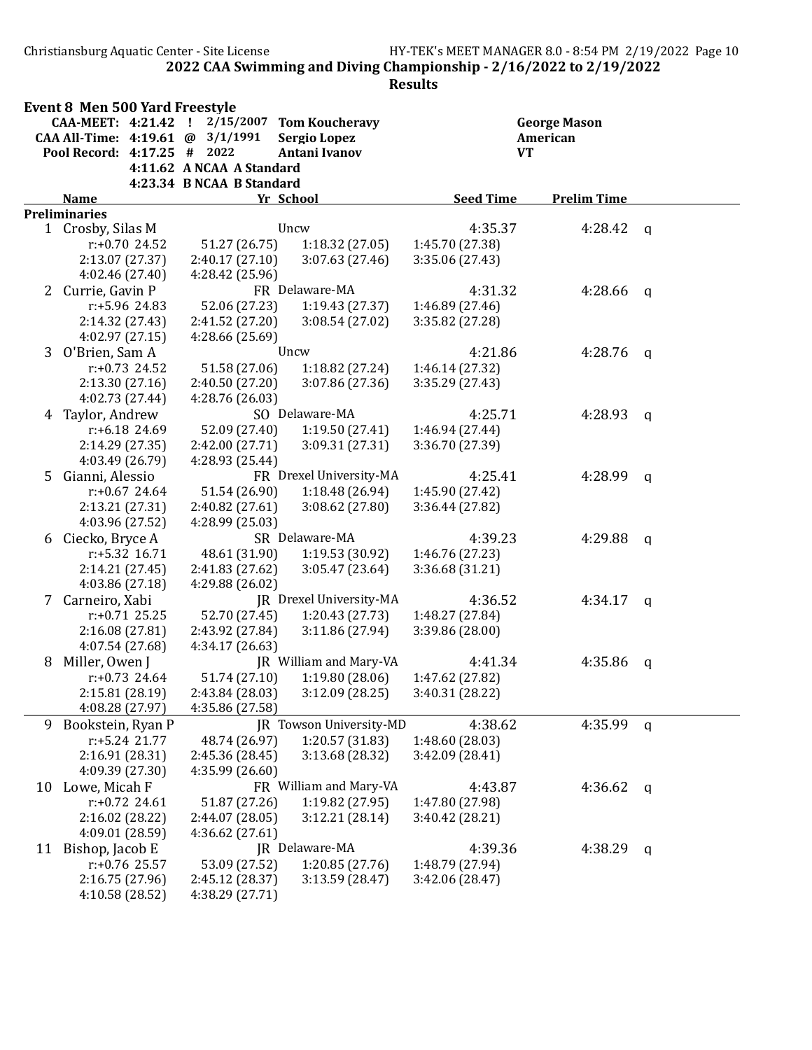**2022 CAA Swimming and Diving Championship - 2/16/2022 to 2/19/2022**

**Results**

## Event 8 Men 500 Yard Freestyle

| | | | | |
|---|---|---|---|---|
| CAA-MEET: | 4:21.42 ! | 2/15/2007 | Tom Koucheravy | George Mason |
| CAA All-Time: | 4:19.61 @ | 3/1/1991 | Sergio Lopez | American |
| Pool Record: | 4:17.25 # | 2022 | Antani Ivanov | VT |
| | 4:11.62 A | NCAA A Standard | | |
| | 4:23.34 B | NCAA B Standard | | |

**Preliminaries**

| | Name | Yr | School | Seed Time | Prelim Time | |
|---|---|---|---|---|---|---|
| 1 | Crosby, Silas M | | Uncw | 4:35.37 | 4:28.42 | q |
| | r:+0.70 24.52 | 51.27 (26.75) | 1:18.32 (27.05) | 1:45.70 (27.38) | | |
| | 2:13.07 (27.37) | 2:40.17 (27.10) | 3:07.63 (27.46) | 3:35.06 (27.43) | | |
| | 4:02.46 (27.40) | 4:28.42 (25.96) | | | | |
| 2 | Currie, Gavin P | FR | Delaware-MA | 4:31.32 | 4:28.66 | q |
| | r:+5.96 24.83 | 52.06 (27.23) | 1:19.43 (27.37) | 1:46.89 (27.46) | | |
| | 2:14.32 (27.43) | 2:41.52 (27.20) | 3:08.54 (27.02) | 3:35.82 (27.28) | | |
| | 4:02.97 (27.15) | 4:28.66 (25.69) | | | | |
| 3 | O'Brien, Sam A | | Uncw | 4:21.86 | 4:28.76 | q |
| | r:+0.73 24.52 | 51.58 (27.06) | 1:18.82 (27.24) | 1:46.14 (27.32) | | |
| | 2:13.30 (27.16) | 2:40.50 (27.20) | 3:07.86 (27.36) | 3:35.29 (27.43) | | |
| | 4:02.73 (27.44) | 4:28.76 (26.03) | | | | |
| 4 | Taylor, Andrew | SO | Delaware-MA | 4:25.71 | 4:28.93 | q |
| | r:+6.18 24.69 | 52.09 (27.40) | 1:19.50 (27.41) | 1:46.94 (27.44) | | |
| | 2:14.29 (27.35) | 2:42.00 (27.71) | 3:09.31 (27.31) | 3:36.70 (27.39) | | |
| | 4:03.49 (26.79) | 4:28.93 (25.44) | | | | |
| 5 | Gianni, Alessio | FR | Drexel University-MA | 4:25.41 | 4:28.99 | q |
| | r:+0.67 24.64 | 51.54 (26.90) | 1:18.48 (26.94) | 1:45.90 (27.42) | | |
| | 2:13.21 (27.31) | 2:40.82 (27.61) | 3:08.62 (27.80) | 3:36.44 (27.82) | | |
| | 4:03.96 (27.52) | 4:28.99 (25.03) | | | | |
| 6 | Ciecko, Bryce A | SR | Delaware-MA | 4:39.23 | 4:29.88 | q |
| | r:+5.32 16.71 | 48.61 (31.90) | 1:19.53 (30.92) | 1:46.76 (27.23) | | |
| | 2:14.21 (27.45) | 2:41.83 (27.62) | 3:05.47 (23.64) | 3:36.68 (31.21) | | |
| | 4:03.86 (27.18) | 4:29.88 (26.02) | | | | |
| 7 | Carneiro, Xabi | JR | Drexel University-MA | 4:36.52 | 4:34.17 | q |
| | r:+0.71 25.25 | 52.70 (27.45) | 1:20.43 (27.73) | 1:48.27 (27.84) | | |
| | 2:16.08 (27.81) | 2:43.92 (27.84) | 3:11.86 (27.94) | 3:39.86 (28.00) | | |
| | 4:07.54 (27.68) | 4:34.17 (26.63) | | | | |
| 8 | Miller, Owen J | JR | William and Mary-VA | 4:41.34 | 4:35.86 | q |
| | r:+0.73 24.64 | 51.74 (27.10) | 1:19.80 (28.06) | 1:47.62 (27.82) | | |
| | 2:15.81 (28.19) | 2:43.84 (28.03) | 3:12.09 (28.25) | 3:40.31 (28.22) | | |
| | 4:08.28 (27.97) | 4:35.86 (27.58) | | | | |
| 9 | Bookstein, Ryan P | JR | Towson University-MD | 4:38.62 | 4:35.99 | q |
| | r:+5.24 21.77 | 48.74 (26.97) | 1:20.57 (31.83) | 1:48.60 (28.03) | | |
| | 2:16.91 (28.31) | 2:45.36 (28.45) | 3:13.68 (28.32) | 3:42.09 (28.41) | | |
| | 4:09.39 (27.30) | 4:35.99 (26.60) | | | | |
| 10 | Lowe, Micah F | FR | William and Mary-VA | 4:43.87 | 4:36.62 | q |
| | r:+0.72 24.61 | 51.87 (27.26) | 1:19.82 (27.95) | 1:47.80 (27.98) | | |
| | 2:16.02 (28.22) | 2:44.07 (28.05) | 3:12.21 (28.14) | 3:40.42 (28.21) | | |
| | 4:09.01 (28.59) | 4:36.62 (27.61) | | | | |
| 11 | Bishop, Jacob E | JR | Delaware-MA | 4:39.36 | 4:38.29 | q |
| | r:+0.76 25.57 | 53.09 (27.52) | 1:20.85 (27.76) | 1:48.79 (27.94) | | |
| | 2:16.75 (27.96) | 2:45.12 (28.37) | 3:13.59 (28.47) | 3:42.06 (28.47) | | |
| | 4:10.58 (28.52) | 4:38.29 (27.71) | | | | |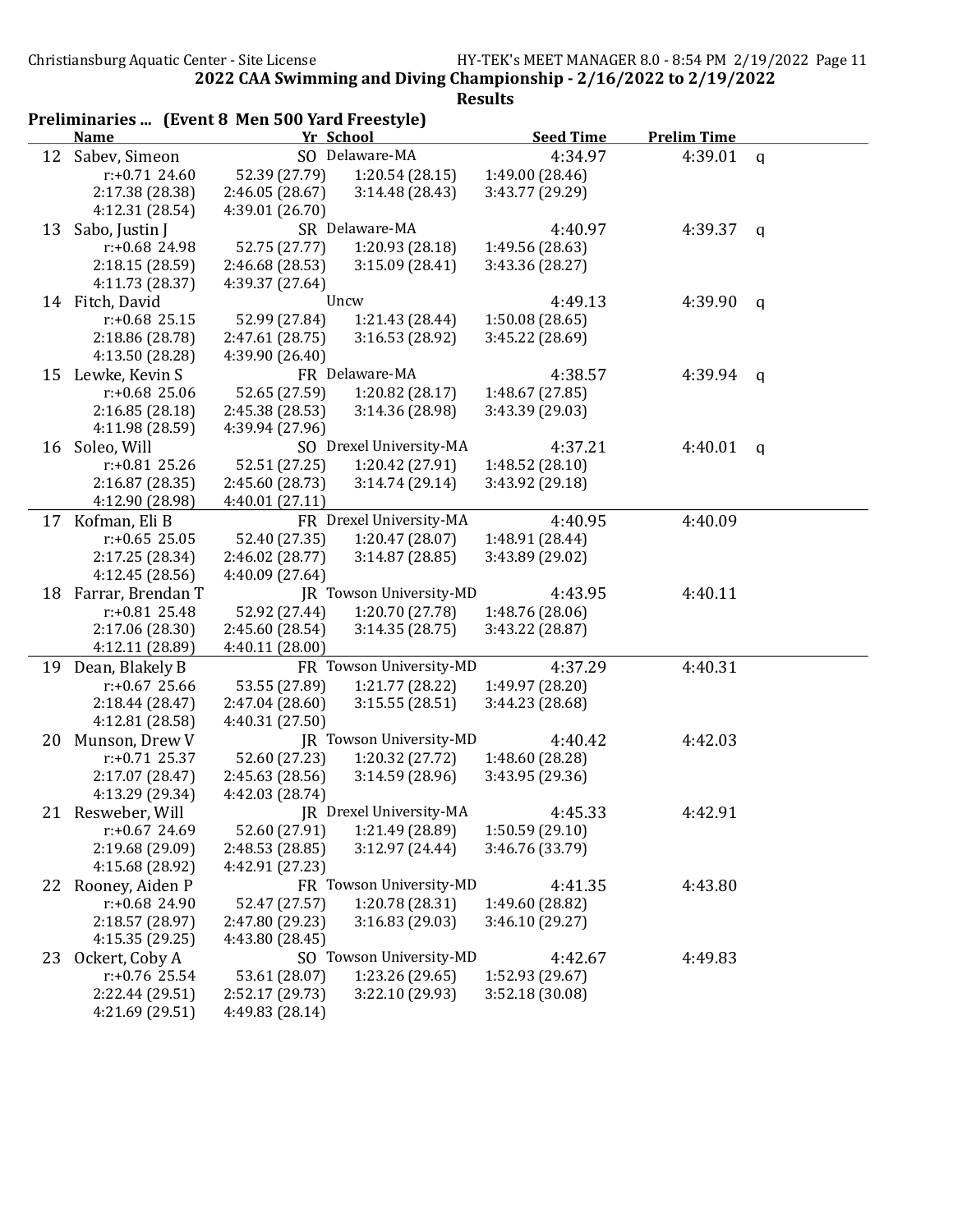## 2022 CAA Swimming and Diving Championship - 2/16/2022 to 2/19/2022

### Results

**Preliminaries ... (Event 8 Men 500 Yard Freestyle)**

| | Name | Yr | School | Seed Time | Prelim Time | |
|---|---|---|---|---|---|---|
| 12 | Sabev, Simeon | SO | Delaware-MA | 4:34.97 | 4:39.01 | q |
| | r:+0.71 24.60 | 52.39 (27.79) | 1:20.54 (28.15) | 1:49.00 (28.46) | | |
| | 2:17.38 (28.38) | 2:46.05 (28.67) | 3:14.48 (28.43) | 3:43.77 (29.29) | | |
| | 4:12.31 (28.54) | 4:39.01 (26.70) | | | | |
| 13 | Sabo, Justin J | SR | Delaware-MA | 4:40.97 | 4:39.37 | q |
| | r:+0.68 24.98 | 52.75 (27.77) | 1:20.93 (28.18) | 1:49.56 (28.63) | | |
| | 2:18.15 (28.59) | 2:46.68 (28.53) | 3:15.09 (28.41) | 3:43.36 (28.27) | | |
| | 4:11.73 (28.37) | 4:39.37 (27.64) | | | | |
| 14 | Fitch, David | | Uncw | 4:49.13 | 4:39.90 | q |
| | r:+0.68 25.15 | 52.99 (27.84) | 1:21.43 (28.44) | 1:50.08 (28.65) | | |
| | 2:18.86 (28.78) | 2:47.61 (28.75) | 3:16.53 (28.92) | 3:45.22 (28.69) | | |
| | 4:13.50 (28.28) | 4:39.90 (26.40) | | | | |
| 15 | Lewke, Kevin S | FR | Delaware-MA | 4:38.57 | 4:39.94 | q |
| | r:+0.68 25.06 | 52.65 (27.59) | 1:20.82 (28.17) | 1:48.67 (27.85) | | |
| | 2:16.85 (28.18) | 2:45.38 (28.53) | 3:14.36 (28.98) | 3:43.39 (29.03) | | |
| | 4:11.98 (28.59) | 4:39.94 (27.96) | | | | |
| 16 | Soleo, Will | SO | Drexel University-MA | 4:37.21 | 4:40.01 | q |
| | r:+0.81 25.26 | 52.51 (27.25) | 1:20.42 (27.91) | 1:48.52 (28.10) | | |
| | 2:16.87 (28.35) | 2:45.60 (28.73) | 3:14.74 (29.14) | 3:43.92 (29.18) | | |
| | 4:12.90 (28.98) | 4:40.01 (27.11) | | | | |
| 17 | Kofman, Eli B | FR | Drexel University-MA | 4:40.95 | 4:40.09 | |
| | r:+0.65 25.05 | 52.40 (27.35) | 1:20.47 (28.07) | 1:48.91 (28.44) | | |
| | 2:17.25 (28.34) | 2:46.02 (28.77) | 3:14.87 (28.85) | 3:43.89 (29.02) | | |
| | 4:12.45 (28.56) | 4:40.09 (27.64) | | | | |
| 18 | Farrar, Brendan T | JR | Towson University-MD | 4:43.95 | 4:40.11 | |
| | r:+0.81 25.48 | 52.92 (27.44) | 1:20.70 (27.78) | 1:48.76 (28.06) | | |
| | 2:17.06 (28.30) | 2:45.60 (28.54) | 3:14.35 (28.75) | 3:43.22 (28.87) | | |
| | 4:12.11 (28.89) | 4:40.11 (28.00) | | | | |
| 19 | Dean, Blakely B | FR | Towson University-MD | 4:37.29 | 4:40.31 | |
| | r:+0.67 25.66 | 53.55 (27.89) | 1:21.77 (28.22) | 1:49.97 (28.20) | | |
| | 2:18.44 (28.47) | 2:47.04 (28.60) | 3:15.55 (28.51) | 3:44.23 (28.68) | | |
| | 4:12.81 (28.58) | 4:40.31 (27.50) | | | | |
| 20 | Munson, Drew V | JR | Towson University-MD | 4:40.42 | 4:42.03 | |
| | r:+0.71 25.37 | 52.60 (27.23) | 1:20.32 (27.72) | 1:48.60 (28.28) | | |
| | 2:17.07 (28.47) | 2:45.63 (28.56) | 3:14.59 (28.96) | 3:43.95 (29.36) | | |
| | 4:13.29 (29.34) | 4:42.03 (28.74) | | | | |
| 21 | Resweber, Will | JR | Drexel University-MA | 4:45.33 | 4:42.91 | |
| | r:+0.67 24.69 | 52.60 (27.91) | 1:21.49 (28.89) | 1:50.59 (29.10) | | |
| | 2:19.68 (29.09) | 2:48.53 (28.85) | 3:12.97 (24.44) | 3:46.76 (33.79) | | |
| | 4:15.68 (28.92) | 4:42.91 (27.23) | | | | |
| 22 | Rooney, Aiden P | FR | Towson University-MD | 4:41.35 | 4:43.80 | |
| | r:+0.68 24.90 | 52.47 (27.57) | 1:20.78 (28.31) | 1:49.60 (28.82) | | |
| | 2:18.57 (28.97) | 2:47.80 (29.23) | 3:16.83 (29.03) | 3:46.10 (29.27) | | |
| | 4:15.35 (29.25) | 4:43.80 (28.45) | | | | |
| 23 | Ockert, Coby A | SO | Towson University-MD | 4:42.67 | 4:49.83 | |
| | r:+0.76 25.54 | 53.61 (28.07) | 1:23.26 (29.65) | 1:52.93 (29.67) | | |
| | 2:22.44 (29.51) | 2:52.17 (29.73) | 3:22.10 (29.93) | 3:52.18 (30.08) | | |
| | 4:21.69 (29.51) | 4:49.83 (28.14) | | | | |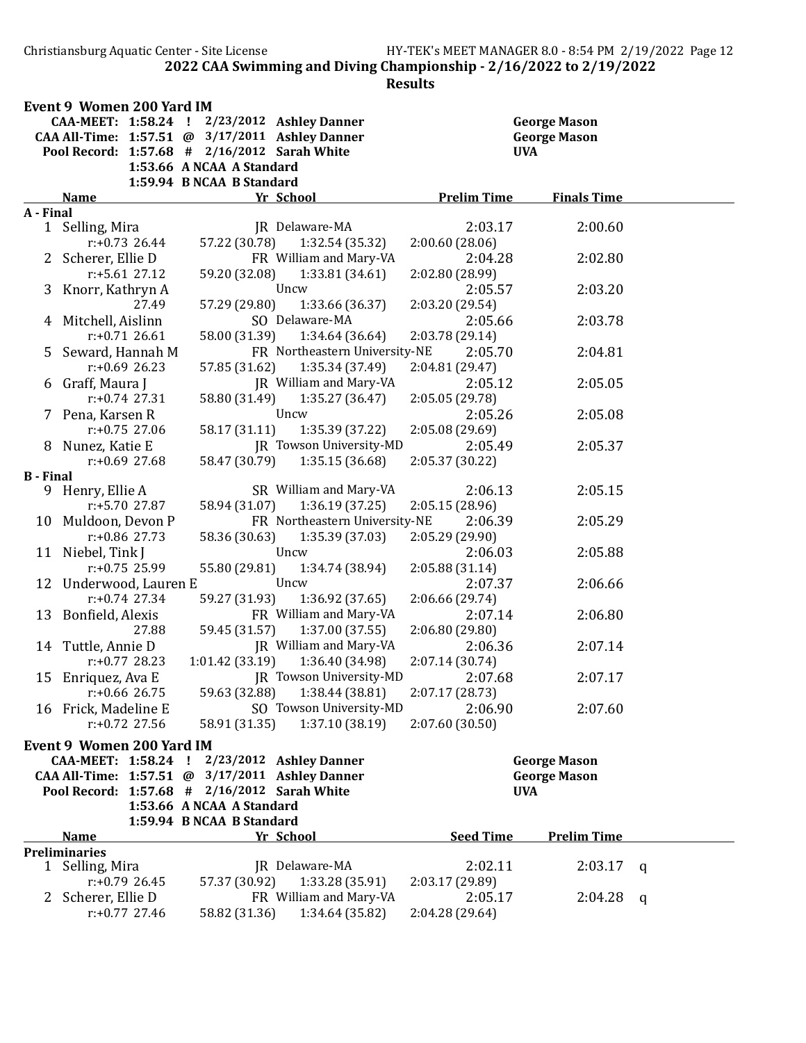## 2022 CAA Swimming and Diving Championship - 2/16/2022 to 2/19/2022

### Results

### Event 9 Women 200 Yard IM

| | | | | |
|---|---|---|---|---|
| CAA-MEET: | 1:58.24 ! | 2/23/2012 | Ashley Danner | George Mason |
| CAA All-Time: | 1:57.51 @ | 3/17/2011 | Ashley Danner | George Mason |
| Pool Record: | 1:57.68 # | 2/16/2012 | Sarah White | UVA |
| | 1:53.66 A | NCAA A Standard | | |
| | 1:59.94 B | NCAA B Standard | | |

| | Name | Yr | School | Prelim Time | Finals Time |
|---|---|---|---|---|---|
| **A - Final** | | | | | |
| 1 | Selling, Mira | JR | Delaware-MA | 2:03.17 | 2:00.60 |
| | r:+0.73 26.44 | 57.22 (30.78) | 1:32.54 (35.32) | 2:00.60 (28.06) | |
| 2 | Scherer, Ellie D | FR | William and Mary-VA | 2:04.28 | 2:02.80 |
| | r:+5.61 27.12 | 59.20 (32.08) | 1:33.81 (34.61) | 2:02.80 (28.99) | |
| 3 | Knorr, Kathryn A | | Uncw | 2:05.57 | 2:03.20 |
| | 27.49 | 57.29 (29.80) | 1:33.66 (36.37) | 2:03.20 (29.54) | |
| 4 | Mitchell, Aislinn | SO | Delaware-MA | 2:05.66 | 2:03.78 |
| | r:+0.71 26.61 | 58.00 (31.39) | 1:34.64 (36.64) | 2:03.78 (29.14) | |
| 5 | Seward, Hannah M | FR | Northeastern University-NE | 2:05.70 | 2:04.81 |
| | r:+0.69 26.23 | 57.85 (31.62) | 1:35.34 (37.49) | 2:04.81 (29.47) | |
| 6 | Graff, Maura J | JR | William and Mary-VA | 2:05.12 | 2:05.05 |
| | r:+0.74 27.31 | 58.80 (31.49) | 1:35.27 (36.47) | 2:05.05 (29.78) | |
| 7 | Pena, Karsen R | | Uncw | 2:05.26 | 2:05.08 |
| | r:+0.75 27.06 | 58.17 (31.11) | 1:35.39 (37.22) | 2:05.08 (29.69) | |
| 8 | Nunez, Katie E | JR | Towson University-MD | 2:05.49 | 2:05.37 |
| | r:+0.69 27.68 | 58.47 (30.79) | 1:35.15 (36.68) | 2:05.37 (30.22) | |
| **B - Final** | | | | | |
| 9 | Henry, Ellie A | SR | William and Mary-VA | 2:06.13 | 2:05.15 |
| | r:+5.70 27.87 | 58.94 (31.07) | 1:36.19 (37.25) | 2:05.15 (28.96) | |
| 10 | Muldoon, Devon P | FR | Northeastern University-NE | 2:06.39 | 2:05.29 |
| | r:+0.86 27.73 | 58.36 (30.63) | 1:35.39 (37.03) | 2:05.29 (29.90) | |
| 11 | Niebel, Tink J | | Uncw | 2:06.03 | 2:05.88 |
| | r:+0.75 25.99 | 55.80 (29.81) | 1:34.74 (38.94) | 2:05.88 (31.14) | |
| 12 | Underwood, Lauren E | | Uncw | 2:07.37 | 2:06.66 |
| | r:+0.74 27.34 | 59.27 (31.93) | 1:36.92 (37.65) | 2:06.66 (29.74) | |
| 13 | Bonfield, Alexis | FR | William and Mary-VA | 2:07.14 | 2:06.80 |
| | 27.88 | 59.45 (31.57) | 1:37.00 (37.55) | 2:06.80 (29.80) | |
| 14 | Tuttle, Annie D | JR | William and Mary-VA | 2:06.36 | 2:07.14 |
| | r:+0.77 28.23 | 1:01.42 (33.19) | 1:36.40 (34.98) | 2:07.14 (30.74) | |
| 15 | Enriquez, Ava E | JR | Towson University-MD | 2:07.68 | 2:07.17 |
| | r:+0.66 26.75 | 59.63 (32.88) | 1:38.44 (38.81) | 2:07.17 (28.73) | |
| 16 | Frick, Madeline E | SO | Towson University-MD | 2:06.90 | 2:07.60 |
| | r:+0.72 27.56 | 58.91 (31.35) | 1:37.10 (38.19) | 2:07.60 (30.50) | |

### Event 9 Women 200 Yard IM

| | | | | |
|---|---|---|---|---|
| CAA-MEET: | 1:58.24 ! | 2/23/2012 | Ashley Danner | George Mason |
| CAA All-Time: | 1:57.51 @ | 3/17/2011 | Ashley Danner | George Mason |
| Pool Record: | 1:57.68 # | 2/16/2012 | Sarah White | UVA |
| | 1:53.66 A | NCAA A Standard | | |
| | 1:59.94 B | NCAA B Standard | | |

| | Name | Yr | School | Seed Time | Prelim Time | |
|---|---|---|---|---|---|---|
| **Preliminaries** | | | | | | |
| 1 | Selling, Mira | JR | Delaware-MA | 2:02.11 | 2:03.17 | q |
| | r:+0.79 26.45 | 57.37 (30.92) | 1:33.28 (35.91) | 2:03.17 (29.89) | | |
| 2 | Scherer, Ellie D | FR | William and Mary-VA | 2:05.17 | 2:04.28 | q |
| | r:+0.77 27.46 | 58.82 (31.36) | 1:34.64 (35.82) | 2:04.28 (29.64) | | |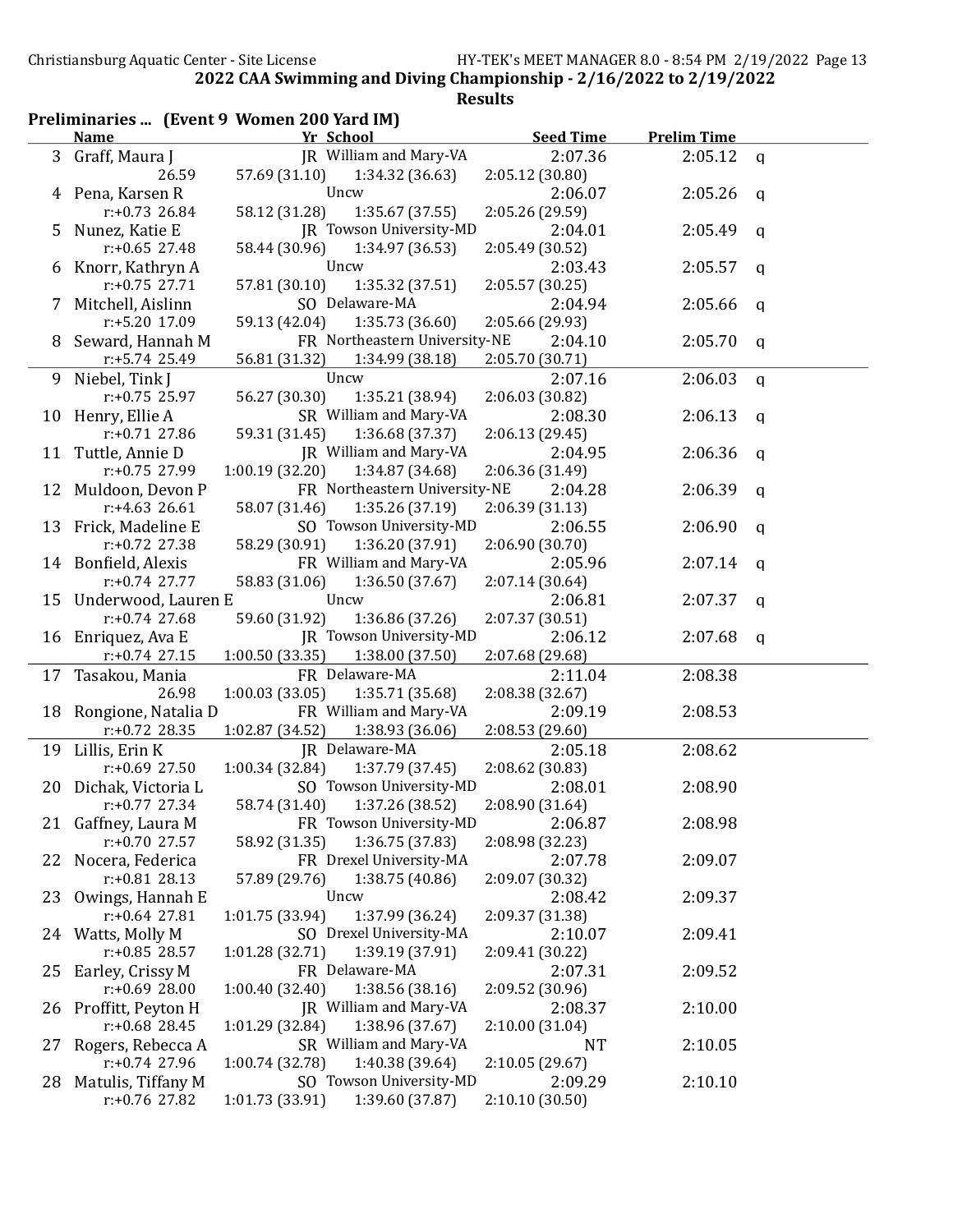2022 CAA Swimming and Diving Championship - 2/16/2022 to 2/19/2022

**Results**

## Preliminaries ... (Event 9 Women 200 Yard IM)

| | Name | Yr | School | Seed Time | Prelim Time | |
|---|---|---|---|---|---|---|
| 3 | Graff, Maura J | JR | William and Mary-VA | 2:07.36 | 2:05.12 | q |
| | 26.59 | 57.69 (31.10) | 1:34.32 (36.63) | 2:05.12 (30.80) | | |
| 4 | Pena, Karsen R | | Uncw | 2:06.07 | 2:05.26 | q |
| | r:+0.73 26.84 | 58.12 (31.28) | 1:35.67 (37.55) | 2:05.26 (29.59) | | |
| 5 | Nunez, Katie E | JR | Towson University-MD | 2:04.01 | 2:05.49 | q |
| | r:+0.65 27.48 | 58.44 (30.96) | 1:34.97 (36.53) | 2:05.49 (30.52) | | |
| 6 | Knorr, Kathryn A | | Uncw | 2:03.43 | 2:05.57 | q |
| | r:+0.75 27.71 | 57.81 (30.10) | 1:35.32 (37.51) | 2:05.57 (30.25) | | |
| 7 | Mitchell, Aislinn | SO | Delaware-MA | 2:04.94 | 2:05.66 | q |
| | r:+5.20 17.09 | 59.13 (42.04) | 1:35.73 (36.60) | 2:05.66 (29.93) | | |
| 8 | Seward, Hannah M | FR | Northeastern University-NE | 2:04.10 | 2:05.70 | q |
| | r:+5.74 25.49 | 56.81 (31.32) | 1:34.99 (38.18) | 2:05.70 (30.71) | | |
| 9 | Niebel, Tink J | | Uncw | 2:07.16 | 2:06.03 | q |
| | r:+0.75 25.97 | 56.27 (30.30) | 1:35.21 (38.94) | 2:06.03 (30.82) | | |
| 10 | Henry, Ellie A | SR | William and Mary-VA | 2:08.30 | 2:06.13 | q |
| | r:+0.71 27.86 | 59.31 (31.45) | 1:36.68 (37.37) | 2:06.13 (29.45) | | |
| 11 | Tuttle, Annie D | JR | William and Mary-VA | 2:04.95 | 2:06.36 | q |
| | r:+0.75 27.99 | 1:00.19 (32.20) | 1:34.87 (34.68) | 2:06.36 (31.49) | | |
| 12 | Muldoon, Devon P | FR | Northeastern University-NE | 2:04.28 | 2:06.39 | q |
| | r:+4.63 26.61 | 58.07 (31.46) | 1:35.26 (37.19) | 2:06.39 (31.13) | | |
| 13 | Frick, Madeline E | SO | Towson University-MD | 2:06.55 | 2:06.90 | q |
| | r:+0.72 27.38 | 58.29 (30.91) | 1:36.20 (37.91) | 2:06.90 (30.70) | | |
| 14 | Bonfield, Alexis | FR | William and Mary-VA | 2:05.96 | 2:07.14 | q |
| | r:+0.74 27.77 | 58.83 (31.06) | 1:36.50 (37.67) | 2:07.14 (30.64) | | |
| 15 | Underwood, Lauren E | | Uncw | 2:06.81 | 2:07.37 | q |
| | r:+0.74 27.68 | 59.60 (31.92) | 1:36.86 (37.26) | 2:07.37 (30.51) | | |
| 16 | Enriquez, Ava E | JR | Towson University-MD | 2:06.12 | 2:07.68 | q |
| | r:+0.74 27.15 | 1:00.50 (33.35) | 1:38.00 (37.50) | 2:07.68 (29.68) | | |
| 17 | Tasakou, Mania | FR | Delaware-MA | 2:11.04 | 2:08.38 | |
| | 26.98 | 1:00.03 (33.05) | 1:35.71 (35.68) | 2:08.38 (32.67) | | |
| 18 | Rongione, Natalia D | FR | William and Mary-VA | 2:09.19 | 2:08.53 | |
| | r:+0.72 28.35 | 1:02.87 (34.52) | 1:38.93 (36.06) | 2:08.53 (29.60) | | |
| 19 | Lillis, Erin K | JR | Delaware-MA | 2:05.18 | 2:08.62 | |
| | r:+0.69 27.50 | 1:00.34 (32.84) | 1:37.79 (37.45) | 2:08.62 (30.83) | | |
| 20 | Dichak, Victoria L | SO | Towson University-MD | 2:08.01 | 2:08.90 | |
| | r:+0.77 27.34 | 58.74 (31.40) | 1:37.26 (38.52) | 2:08.90 (31.64) | | |
| 21 | Gaffney, Laura M | FR | Towson University-MD | 2:06.87 | 2:08.98 | |
| | r:+0.70 27.57 | 58.92 (31.35) | 1:36.75 (37.83) | 2:08.98 (32.23) | | |
| 22 | Nocera, Federica | FR | Drexel University-MA | 2:07.78 | 2:09.07 | |
| | r:+0.81 28.13 | 57.89 (29.76) | 1:38.75 (40.86) | 2:09.07 (30.32) | | |
| 23 | Owings, Hannah E | | Uncw | 2:08.42 | 2:09.37 | |
| | r:+0.64 27.81 | 1:01.75 (33.94) | 1:37.99 (36.24) | 2:09.37 (31.38) | | |
| 24 | Watts, Molly M | SO | Drexel University-MA | 2:10.07 | 2:09.41 | |
| | r:+0.85 28.57 | 1:01.28 (32.71) | 1:39.19 (37.91) | 2:09.41 (30.22) | | |
| 25 | Earley, Crissy M | FR | Delaware-MA | 2:07.31 | 2:09.52 | |
| | r:+0.69 28.00 | 1:00.40 (32.40) | 1:38.56 (38.16) | 2:09.52 (30.96) | | |
| 26 | Proffitt, Peyton H | JR | William and Mary-VA | 2:08.37 | 2:10.00 | |
| | r:+0.68 28.45 | 1:01.29 (32.84) | 1:38.96 (37.67) | 2:10.00 (31.04) | | |
| 27 | Rogers, Rebecca A | SR | William and Mary-VA | NT | 2:10.05 | |
| | r:+0.74 27.96 | 1:00.74 (32.78) | 1:40.38 (39.64) | 2:10.05 (29.67) | | |
| 28 | Matulis, Tiffany M | SO | Towson University-MD | 2:09.29 | 2:10.10 | |
| | r:+0.76 27.82 | 1:01.73 (33.91) | 1:39.60 (37.87) | 2:10.10 (30.50) | | |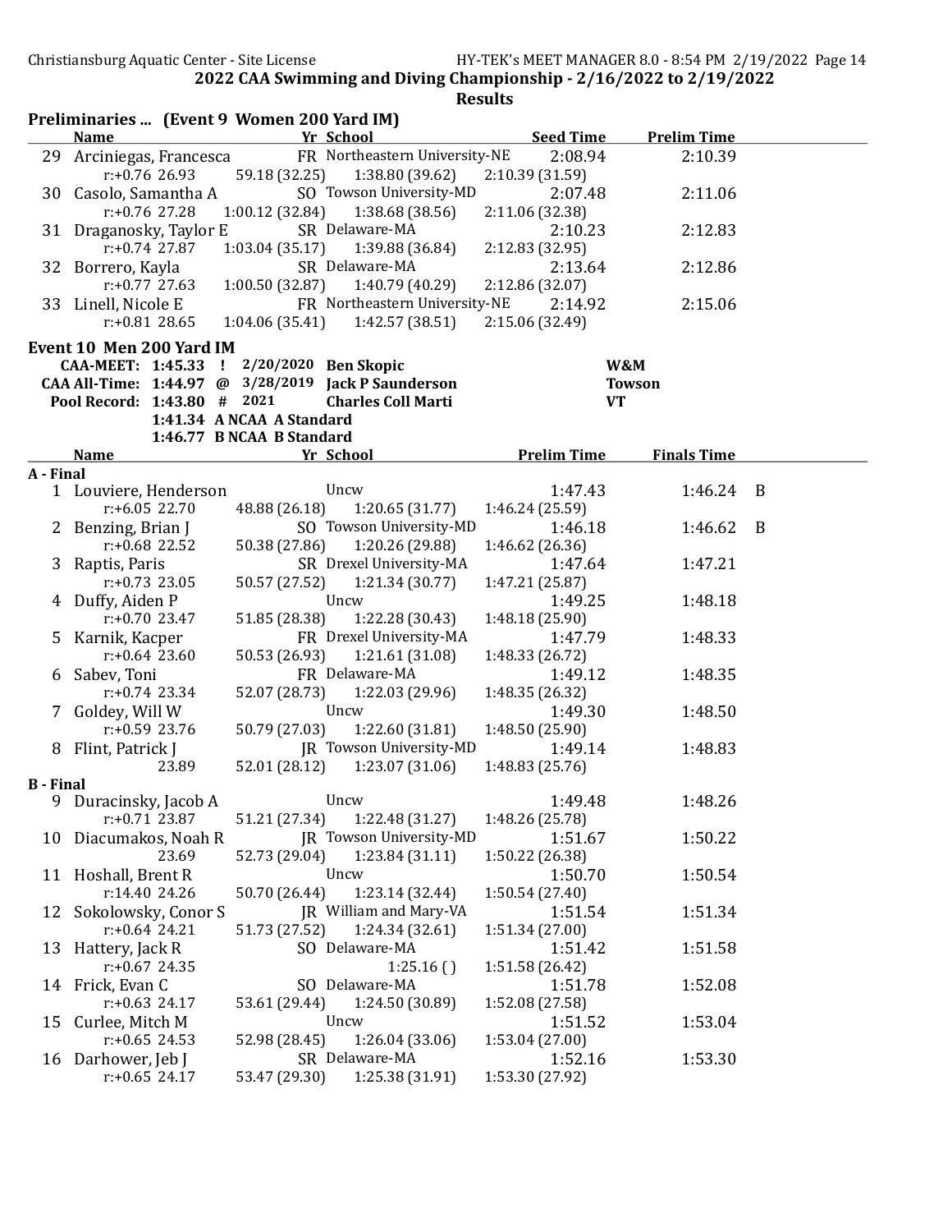**2022 CAA Swimming and Diving Championship - 2/16/2022 to 2/19/2022**

**Results**

## Preliminaries ... (Event 9 Women 200 Yard IM)

| | Name | Yr | School | Seed Time | Prelim Time |
|---|---|---|---|---|---|
| 29 | Arciniegas, Francesca | FR | Northeastern University-NE | 2:08.94 | 2:10.39 |
| | r:+0.76 26.93 | 59.18 (32.25) | 1:38.80 (39.62) | 2:10.39 (31.59) | |
| 30 | Casolo, Samantha A | SO | Towson University-MD | 2:07.48 | 2:11.06 |
| | r:+0.76 27.28 | 1:00.12 (32.84) | 1:38.68 (38.56) | 2:11.06 (32.38) | |
| 31 | Draganosky, Taylor E | SR | Delaware-MA | 2:10.23 | 2:12.83 |
| | r:+0.74 27.87 | 1:03.04 (35.17) | 1:39.88 (36.84) | 2:12.83 (32.95) | |
| 32 | Borrero, Kayla | SR | Delaware-MA | 2:13.64 | 2:12.86 |
| | r:+0.77 27.63 | 1:00.50 (32.87) | 1:40.79 (40.29) | 2:12.86 (32.07) | |
| 33 | Linell, Nicole E | FR | Northeastern University-NE | 2:14.92 | 2:15.06 |
| | r:+0.81 28.65 | 1:04.06 (35.41) | 1:42.57 (38.51) | 2:15.06 (32.49) | |

## Event 10 Men 200 Yard IM

| | | | | | |
|---|---|---|---|---|---|
| CAA-MEET: | 1:45.33 | ! | 2/20/2020 | Ben Skopic | W&M |
| CAA All-Time: | 1:44.97 | @ | 3/28/2019 | Jack P Saunderson | Towson |
| Pool Record: | 1:43.80 | # | 2021 | Charles Coll Marti | VT |
| | 1:41.34 | A | NCAA A Standard | | |
| | 1:46.77 | B | NCAA B Standard | | |

| | Name | Yr | School | Prelim Time | Finals Time | |
|---|---|---|---|---|---|---|
| **A - Final** | | | | | | |
| 1 | Louviere, Henderson | | Uncw | 1:47.43 | 1:46.24 | B |
| | r:+6.05 22.70 | 48.88 (26.18) | 1:20.65 (31.77) | 1:46.24 (25.59) | | |
| 2 | Benzing, Brian J | SO | Towson University-MD | 1:46.18 | 1:46.62 | B |
| | r:+0.68 22.52 | 50.38 (27.86) | 1:20.26 (29.88) | 1:46.62 (26.36) | | |
| 3 | Raptis, Paris | SR | Drexel University-MA | 1:47.64 | 1:47.21 | |
| | r:+0.73 23.05 | 50.57 (27.52) | 1:21.34 (30.77) | 1:47.21 (25.87) | | |
| 4 | Duffy, Aiden P | | Uncw | 1:49.25 | 1:48.18 | |
| | r:+0.70 23.47 | 51.85 (28.38) | 1:22.28 (30.43) | 1:48.18 (25.90) | | |
| 5 | Karnik, Kacper | FR | Drexel University-MA | 1:47.79 | 1:48.33 | |
| | r:+0.64 23.60 | 50.53 (26.93) | 1:21.61 (31.08) | 1:48.33 (26.72) | | |
| 6 | Sabev, Toni | FR | Delaware-MA | 1:49.12 | 1:48.35 | |
| | r:+0.74 23.34 | 52.07 (28.73) | 1:22.03 (29.96) | 1:48.35 (26.32) | | |
| 7 | Goldey, Will W | | Uncw | 1:49.30 | 1:48.50 | |
| | r:+0.59 23.76 | 50.79 (27.03) | 1:22.60 (31.81) | 1:48.50 (25.90) | | |
| 8 | Flint, Patrick J | JR | Towson University-MD | 1:49.14 | 1:48.83 | |
| | 23.89 | 52.01 (28.12) | 1:23.07 (31.06) | 1:48.83 (25.76) | | |
| **B - Final** | | | | | | |
| 9 | Duracinsky, Jacob A | | Uncw | 1:49.48 | 1:48.26 | |
| | r:+0.71 23.87 | 51.21 (27.34) | 1:22.48 (31.27) | 1:48.26 (25.78) | | |
| 10 | Diacumakos, Noah R | JR | Towson University-MD | 1:51.67 | 1:50.22 | |
| | 23.69 | 52.73 (29.04) | 1:23.84 (31.11) | 1:50.22 (26.38) | | |
| 11 | Hoshall, Brent R | | Uncw | 1:50.70 | 1:50.54 | |
| | r:14.40 24.26 | 50.70 (26.44) | 1:23.14 (32.44) | 1:50.54 (27.40) | | |
| 12 | Sokolowsky, Conor S | JR | William and Mary-VA | 1:51.54 | 1:51.34 | |
| | r:+0.64 24.21 | 51.73 (27.52) | 1:24.34 (32.61) | 1:51.34 (27.00) | | |
| 13 | Hattery, Jack R | SO | Delaware-MA | 1:51.42 | 1:51.58 | |
| | r:+0.67 24.35 | | 1:25.16 ( ) | 1:51.58 (26.42) | | |
| 14 | Frick, Evan C | SO | Delaware-MA | 1:51.78 | 1:52.08 | |
| | r:+0.63 24.17 | 53.61 (29.44) | 1:24.50 (30.89) | 1:52.08 (27.58) | | |
| 15 | Curlee, Mitch M | | Uncw | 1:51.52 | 1:53.04 | |
| | r:+0.65 24.53 | 52.98 (28.45) | 1:26.04 (33.06) | 1:53.04 (27.00) | | |
| 16 | Darhower, Jeb J | SR | Delaware-MA | 1:52.16 | 1:53.30 | |
| | r:+0.65 24.17 | 53.47 (29.30) | 1:25.38 (31.91) | 1:53.30 (27.92) | | |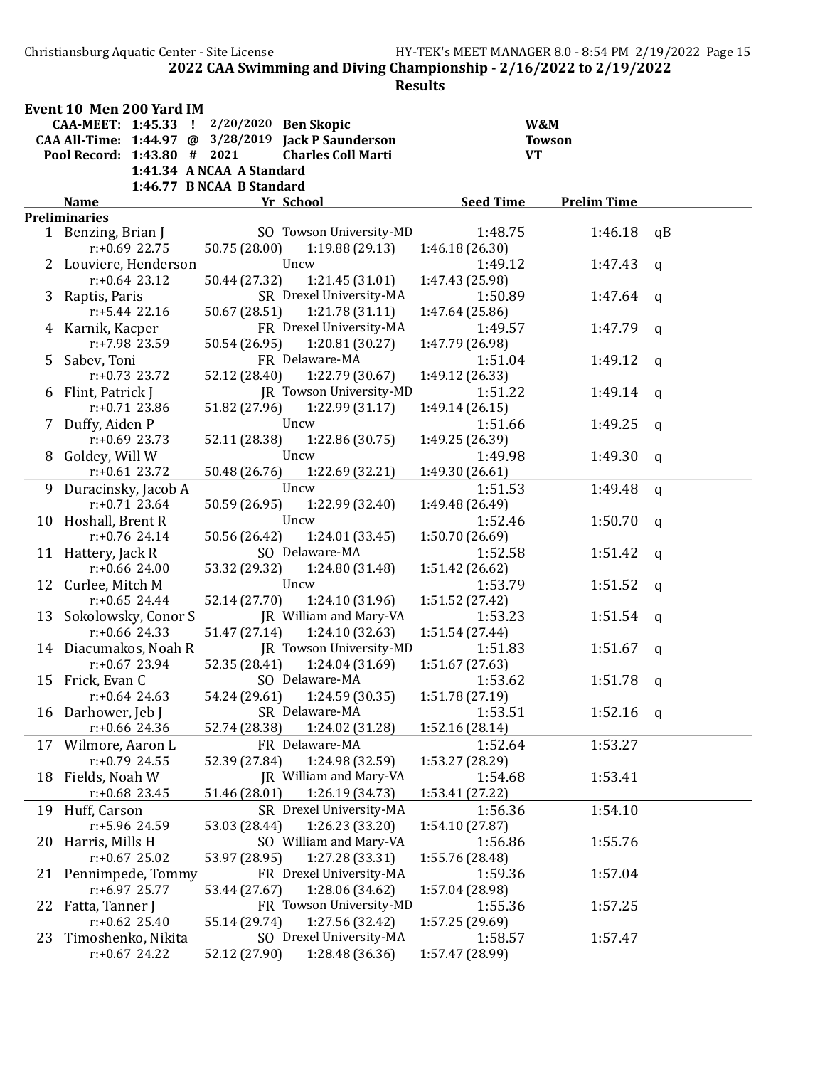## 2022 CAA Swimming and Diving Championship - 2/16/2022 to 2/19/2022

### Results

### Event 10 Men 200 Yard IM

| | | | | | |
|---|---|---|---|---|---|
| CAA-MEET: | 1:45.33 | ! | 2/20/2020 | Ben Skopic | W&M |
| CAA All-Time: | 1:44.97 | @ | 3/28/2019 | Jack P Saunderson | Towson |
| Pool Record: | 1:43.80 | # | 2021 | Charles Coll Marti | VT |
| | 1:41.34 | A | NCAA A Standard | | |
| | 1:46.77 | B | NCAA B Standard | | |

**Preliminaries**

| | Name | Yr | School | Seed Time | Prelim Time | |
|---|---|---|---|---|---|---|
| 1 | Benzing, Brian J | SO | Towson University-MD | 1:48.75 | 1:46.18 | qB |
| | r:+0.69 22.75 | 50.75 (28.00) | 1:19.88 (29.13) | 1:46.18 (26.30) | | |
| 2 | Louviere, Henderson | | Uncw | 1:49.12 | 1:47.43 | q |
| | r:+0.64 23.12 | 50.44 (27.32) | 1:21.45 (31.01) | 1:47.43 (25.98) | | |
| 3 | Raptis, Paris | SR | Drexel University-MA | 1:50.89 | 1:47.64 | q |
| | r:+5.44 22.16 | 50.67 (28.51) | 1:21.78 (31.11) | 1:47.64 (25.86) | | |
| 4 | Karnik, Kacper | FR | Drexel University-MA | 1:49.57 | 1:47.79 | q |
| | r:+7.98 23.59 | 50.54 (26.95) | 1:20.81 (30.27) | 1:47.79 (26.98) | | |
| 5 | Sabev, Toni | FR | Delaware-MA | 1:51.04 | 1:49.12 | q |
| | r:+0.73 23.72 | 52.12 (28.40) | 1:22.79 (30.67) | 1:49.12 (26.33) | | |
| 6 | Flint, Patrick J | JR | Towson University-MD | 1:51.22 | 1:49.14 | q |
| | r:+0.71 23.86 | 51.82 (27.96) | 1:22.99 (31.17) | 1:49.14 (26.15) | | |
| 7 | Duffy, Aiden P | | Uncw | 1:51.66 | 1:49.25 | q |
| | r:+0.69 23.73 | 52.11 (28.38) | 1:22.86 (30.75) | 1:49.25 (26.39) | | |
| 8 | Goldey, Will W | | Uncw | 1:49.98 | 1:49.30 | q |
| | r:+0.61 23.72 | 50.48 (26.76) | 1:22.69 (32.21) | 1:49.30 (26.61) | | |
| 9 | Duracinsky, Jacob A | | Uncw | 1:51.53 | 1:49.48 | q |
| | r:+0.71 23.64 | 50.59 (26.95) | 1:22.99 (32.40) | 1:49.48 (26.49) | | |
| 10 | Hoshall, Brent R | | Uncw | 1:52.46 | 1:50.70 | q |
| | r:+0.76 24.14 | 50.56 (26.42) | 1:24.01 (33.45) | 1:50.70 (26.69) | | |
| 11 | Hattery, Jack R | SO | Delaware-MA | 1:52.58 | 1:51.42 | q |
| | r:+0.66 24.00 | 53.32 (29.32) | 1:24.80 (31.48) | 1:51.42 (26.62) | | |
| 12 | Curlee, Mitch M | | Uncw | 1:53.79 | 1:51.52 | q |
| | r:+0.65 24.44 | 52.14 (27.70) | 1:24.10 (31.96) | 1:51.52 (27.42) | | |
| 13 | Sokolowsky, Conor S | JR | William and Mary-VA | 1:53.23 | 1:51.54 | q |
| | r:+0.66 24.33 | 51.47 (27.14) | 1:24.10 (32.63) | 1:51.54 (27.44) | | |
| 14 | Diacumakos, Noah R | JR | Towson University-MD | 1:51.83 | 1:51.67 | q |
| | r:+0.67 23.94 | 52.35 (28.41) | 1:24.04 (31.69) | 1:51.67 (27.63) | | |
| 15 | Frick, Evan C | SO | Delaware-MA | 1:53.62 | 1:51.78 | q |
| | r:+0.64 24.63 | 54.24 (29.61) | 1:24.59 (30.35) | 1:51.78 (27.19) | | |
| 16 | Darhower, Jeb J | SR | Delaware-MA | 1:53.51 | 1:52.16 | q |
| | r:+0.66 24.36 | 52.74 (28.38) | 1:24.02 (31.28) | 1:52.16 (28.14) | | |
| 17 | Wilmore, Aaron L | FR | Delaware-MA | 1:52.64 | 1:53.27 | |
| | r:+0.79 24.55 | 52.39 (27.84) | 1:24.98 (32.59) | 1:53.27 (28.29) | | |
| 18 | Fields, Noah W | JR | William and Mary-VA | 1:54.68 | 1:53.41 | |
| | r:+0.68 23.45 | 51.46 (28.01) | 1:26.19 (34.73) | 1:53.41 (27.22) | | |
| 19 | Huff, Carson | SR | Drexel University-MA | 1:56.36 | 1:54.10 | |
| | r:+5.96 24.59 | 53.03 (28.44) | 1:26.23 (33.20) | 1:54.10 (27.87) | | |
| 20 | Harris, Mills H | SO | William and Mary-VA | 1:56.86 | 1:55.76 | |
| | r:+0.67 25.02 | 53.97 (28.95) | 1:27.28 (33.31) | 1:55.76 (28.48) | | |
| 21 | Pennimpede, Tommy | FR | Drexel University-MA | 1:59.36 | 1:57.04 | |
| | r:+6.97 25.77 | 53.44 (27.67) | 1:28.06 (34.62) | 1:57.04 (28.98) | | |
| 22 | Fatta, Tanner J | FR | Towson University-MD | 1:55.36 | 1:57.25 | |
| | r:+0.62 25.40 | 55.14 (29.74) | 1:27.56 (32.42) | 1:57.25 (29.69) | | |
| 23 | Timoshenko, Nikita | SO | Drexel University-MA | 1:58.57 | 1:57.47 | |
| | r:+0.67 24.22 | 52.12 (27.90) | 1:28.48 (36.36) | 1:57.47 (28.99) | | |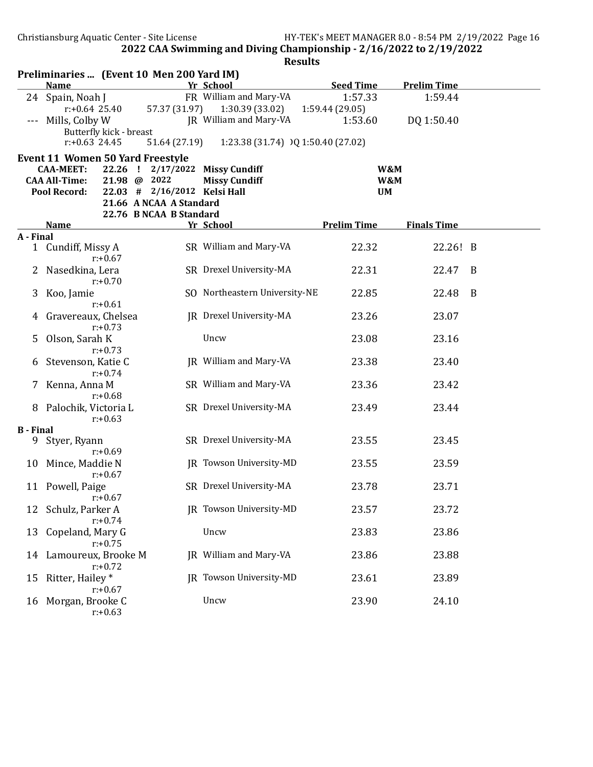## 2022 CAA Swimming and Diving Championship - 2/16/2022 to 2/19/2022

### Results

**Preliminaries ... (Event 10 Men 200 Yard IM)**

| | Name | Yr | School | Seed Time | Prelim Time |
|---|---|---|---|---|---|
| 24 | Spain, Noah J | FR | William and Mary-VA | 1:57.33 | 1:59.44 |
| | r:+0.64 25.40 | 57.37 (31.97) | 1:30.39 (33.02) | 1:59.44 (29.05) | |
| --- | Mills, Colby W | JR | William and Mary-VA | 1:53.60 | DQ 1:50.40 |
| | Butterfly kick - breast | | | | |
| | r:+0.63 24.45 | 51.64 (27.19) | 1:23.38 (31.74) | DQ 1:50.40 (27.02) | |

### Event 11 Women 50 Yard Freestyle

| | | | | |
|---|---|---|---|---|
| **CAA-MEET:** | **22.26 ! 2/17/2022** | **Missy Cundiff** | **W&M** |
| **CAA All-Time:** | **21.98 @ 2022** | **Missy Cundiff** | **W&M** |
| **Pool Record:** | **22.03 # 2/16/2012** | **Kelsi Hall** | **UM** |
| | **21.66 A NCAA A Standard** | | |
| | **22.76 B NCAA B Standard** | | |

| | Name | Yr | School | Prelim Time | Finals Time | |
|---|---|---|---|---|---|---|
| **A - Final** | | | | | | |
| 1 | Cundiff, Missy A r:+0.67 | SR | William and Mary-VA | 22.32 | 22.26! | B |
| 2 | Nasedkina, Lera r:+0.70 | SR | Drexel University-MA | 22.31 | 22.47 | B |
| 3 | Koo, Jamie r:+0.61 | SO | Northeastern University-NE | 22.85 | 22.48 | B |
| 4 | Gravereaux, Chelsea r:+0.73 | JR | Drexel University-MA | 23.26 | 23.07 | |
| 5 | Olson, Sarah K r:+0.73 | | Uncw | 23.08 | 23.16 | |
| 6 | Stevenson, Katie C r:+0.74 | JR | William and Mary-VA | 23.38 | 23.40 | |
| 7 | Kenna, Anna M r:+0.68 | SR | William and Mary-VA | 23.36 | 23.42 | |
| 8 | Palochik, Victoria L r:+0.63 | SR | Drexel University-MA | 23.49 | 23.44 | |
| **B - Final** | | | | | | |
| 9 | Styer, Ryann r:+0.69 | SR | Drexel University-MA | 23.55 | 23.45 | |
| 10 | Mince, Maddie N r:+0.67 | JR | Towson University-MD | 23.55 | 23.59 | |
| 11 | Powell, Paige r:+0.67 | SR | Drexel University-MA | 23.78 | 23.71 | |
| 12 | Schulz, Parker A r:+0.74 | JR | Towson University-MD | 23.57 | 23.72 | |
| 13 | Copeland, Mary G r:+0.75 | | Uncw | 23.83 | 23.86 | |
| 14 | Lamoureux, Brooke M r:+0.72 | JR | William and Mary-VA | 23.86 | 23.88 | |
| 15 | Ritter, Hailey * r:+0.67 | JR | Towson University-MD | 23.61 | 23.89 | |
| 16 | Morgan, Brooke C r:+0.63 | | Uncw | 23.90 | 24.10 | |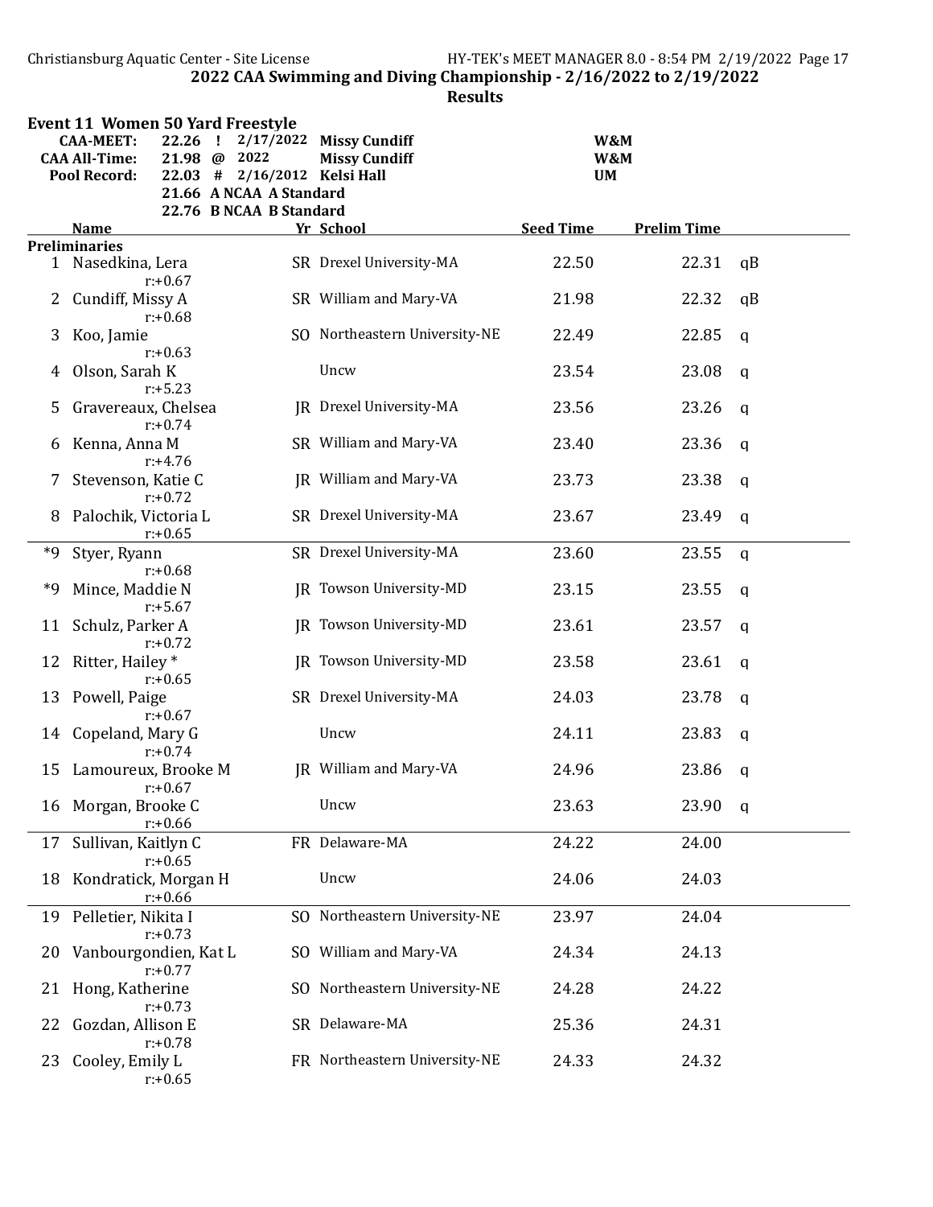## 2022 CAA Swimming and Diving Championship - 2/16/2022 to 2/19/2022

### Results

#### Event 11 Women 50 Yard Freestyle

| | | | | | |
|---|---|---|---|---|---|
| CAA-MEET: | 22.26 | ! | 2/17/2022 | Missy Cundiff | W&M |
| CAA All-Time: | 21.98 | @ | 2022 | Missy Cundiff | W&M |
| Pool Record: | 22.03 | # | 2/16/2012 | Kelsi Hall | UM |
| | 21.66 | A | NCAA A Standard | | |
| | 22.76 | B | NCAA B Standard | | |

**Preliminaries**

| | Name | Yr | School | Seed Time | Prelim Time | |
|---|---|---|---|---|---|---|
| 1 | Nasedkina, Lera<br>r:+0.67 | SR | Drexel University-MA | 22.50 | 22.31 | qB |
| 2 | Cundiff, Missy A<br>r:+0.68 | SR | William and Mary-VA | 21.98 | 22.32 | qB |
| 3 | Koo, Jamie<br>r:+0.63 | SO | Northeastern University-NE | 22.49 | 22.85 | q |
| 4 | Olson, Sarah K<br>r:+5.23 | | Uncw | 23.54 | 23.08 | q |
| 5 | Gravereaux, Chelsea<br>r:+0.74 | JR | Drexel University-MA | 23.56 | 23.26 | q |
| 6 | Kenna, Anna M<br>r:+4.76 | SR | William and Mary-VA | 23.40 | 23.36 | q |
| 7 | Stevenson, Katie C<br>r:+0.72 | JR | William and Mary-VA | 23.73 | 23.38 | q |
| 8 | Palochik, Victoria L<br>r:+0.65 | SR | Drexel University-MA | 23.67 | 23.49 | q |
| *9 | Styer, Ryann<br>r:+0.68 | SR | Drexel University-MA | 23.60 | 23.55 | q |
| *9 | Mince, Maddie N<br>r:+5.67 | JR | Towson University-MD | 23.15 | 23.55 | q |
| 11 | Schulz, Parker A<br>r:+0.72 | JR | Towson University-MD | 23.61 | 23.57 | q |
| 12 | Ritter, Hailey *<br>r:+0.65 | JR | Towson University-MD | 23.58 | 23.61 | q |
| 13 | Powell, Paige<br>r:+0.67 | SR | Drexel University-MA | 24.03 | 23.78 | q |
| 14 | Copeland, Mary G<br>r:+0.74 | | Uncw | 24.11 | 23.83 | q |
| 15 | Lamoureux, Brooke M<br>r:+0.67 | JR | William and Mary-VA | 24.96 | 23.86 | q |
| 16 | Morgan, Brooke C<br>r:+0.66 | | Uncw | 23.63 | 23.90 | q |
| 17 | Sullivan, Kaitlyn C<br>r:+0.65 | FR | Delaware-MA | 24.22 | 24.00 | |
| 18 | Kondratick, Morgan H<br>r:+0.66 | | Uncw | 24.06 | 24.03 | |
| 19 | Pelletier, Nikita I<br>r:+0.73 | SO | Northeastern University-NE | 23.97 | 24.04 | |
| 20 | Vanbourgondien, Kat L<br>r:+0.77 | SO | William and Mary-VA | 24.34 | 24.13 | |
| 21 | Hong, Katherine<br>r:+0.73 | SO | Northeastern University-NE | 24.28 | 24.22 | |
| 22 | Gozdan, Allison E<br>r:+0.78 | SR | Delaware-MA | 25.36 | 24.31 | |
| 23 | Cooley, Emily L<br>r:+0.65 | FR | Northeastern University-NE | 24.33 | 24.32 | |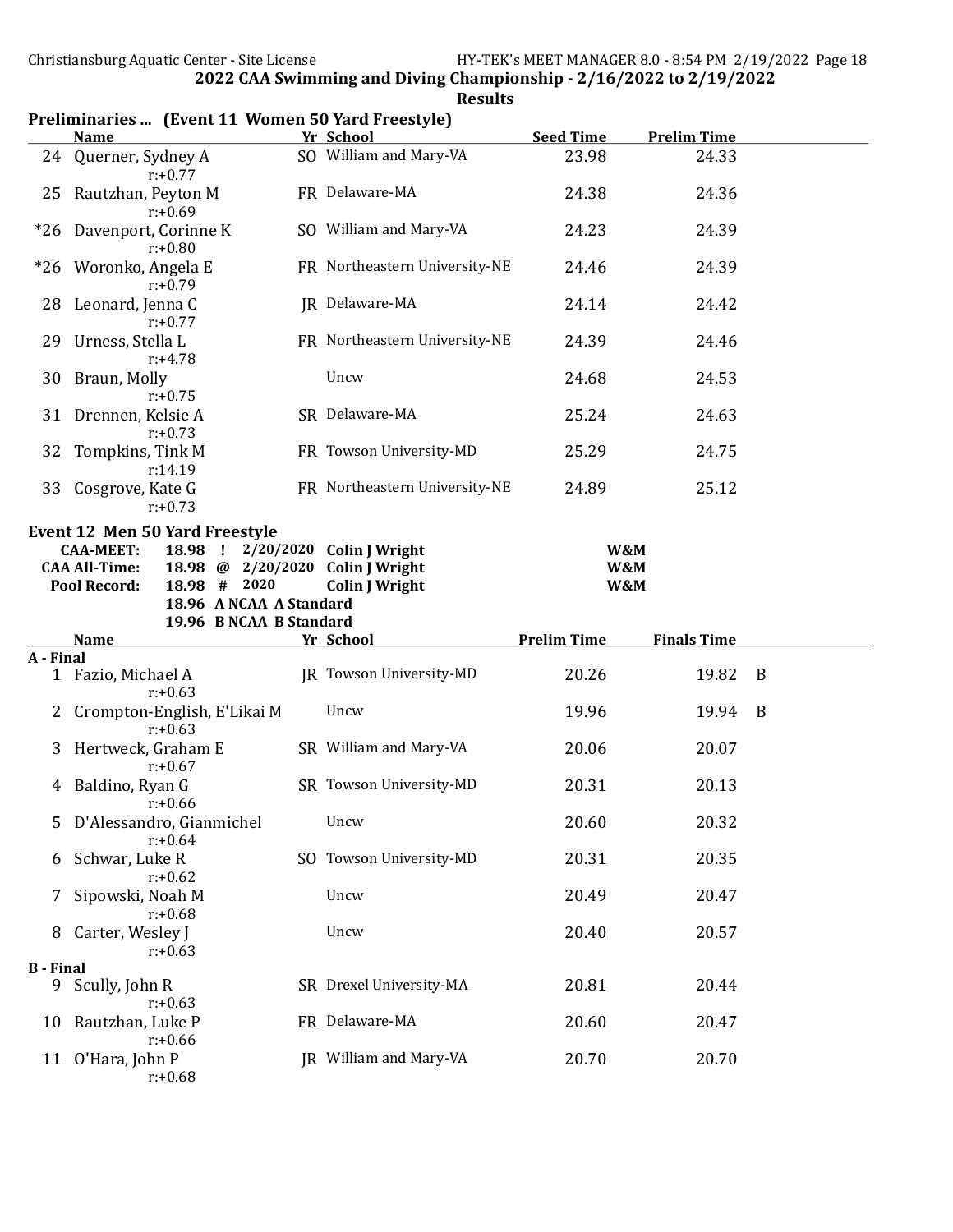## 2022 CAA Swimming and Diving Championship - 2/16/2022 to 2/19/2022

### Results

### Preliminaries ... (Event 11 Women 50 Yard Freestyle)

| | Name | Yr | School | Seed Time | Prelim Time |
|---|---|---|---|---|---|
| 24 | Querner, Sydney A<br>r:+0.77 | SO | William and Mary-VA | 23.98 | 24.33 |
| 25 | Rautzhan, Peyton M<br>r:+0.69 | FR | Delaware-MA | 24.38 | 24.36 |
| *26 | Davenport, Corinne K<br>r:+0.80 | SO | William and Mary-VA | 24.23 | 24.39 |
| *26 | Woronko, Angela E<br>r:+0.79 | FR | Northeastern University-NE | 24.46 | 24.39 |
| 28 | Leonard, Jenna C<br>r:+0.77 | JR | Delaware-MA | 24.14 | 24.42 |
| 29 | Urness, Stella L<br>r:+4.78 | FR | Northeastern University-NE | 24.39 | 24.46 |
| 30 | Braun, Molly<br>r:+0.75 | | Uncw | 24.68 | 24.53 |
| 31 | Drennen, Kelsie A<br>r:+0.73 | SR | Delaware-MA | 25.24 | 24.63 |
| 32 | Tompkins, Tink M<br>r:14.19 | FR | Towson University-MD | 25.29 | 24.75 |
| 33 | Cosgrove, Kate G<br>r:+0.73 | FR | Northeastern University-NE | 24.89 | 25.12 |

### Event 12 Men 50 Yard Freestyle

| | | | | | |
|---|---|---|---|---|---|
| **CAA-MEET:** | 18.98 | ! | 2/20/2020 | **Colin J Wright** | W&M |
| **CAA All-Time:** | 18.98 | @ | 2/20/2020 | **Colin J Wright** | W&M |
| **Pool Record:** | 18.98 | # | 2020 | **Colin J Wright** | W&M |
| | 18.96 | A | NCAA A Standard | | |
| | 19.96 | B | NCAA B Standard | | |

| | Name | Yr | School | Prelim Time | Finals Time | |
|---|---|---|---|---|---|---|
| **A - Final** | | | | | | |
| 1 | Fazio, Michael A<br>r:+0.63 | JR | Towson University-MD | 20.26 | 19.82 | B |
| 2 | Crompton-English, E'Likai M<br>r:+0.63 | | Uncw | 19.96 | 19.94 | B |
| 3 | Hertweck, Graham E<br>r:+0.67 | SR | William and Mary-VA | 20.06 | 20.07 | |
| 4 | Baldino, Ryan G<br>r:+0.66 | SR | Towson University-MD | 20.31 | 20.13 | |
| 5 | D'Alessandro, Gianmichel<br>r:+0.64 | | Uncw | 20.60 | 20.32 | |
| 6 | Schwar, Luke R<br>r:+0.62 | SO | Towson University-MD | 20.31 | 20.35 | |
| 7 | Sipowski, Noah M<br>r:+0.68 | | Uncw | 20.49 | 20.47 | |
| 8 | Carter, Wesley J<br>r:+0.63 | | Uncw | 20.40 | 20.57 | |
| **B - Final** | | | | | | |
| 9 | Scully, John R<br>r:+0.63 | SR | Drexel University-MA | 20.81 | 20.44 | |
| 10 | Rautzhan, Luke P<br>r:+0.66 | FR | Delaware-MA | 20.60 | 20.47 | |
| 11 | O'Hara, John P<br>r:+0.68 | JR | William and Mary-VA | 20.70 | 20.70 | |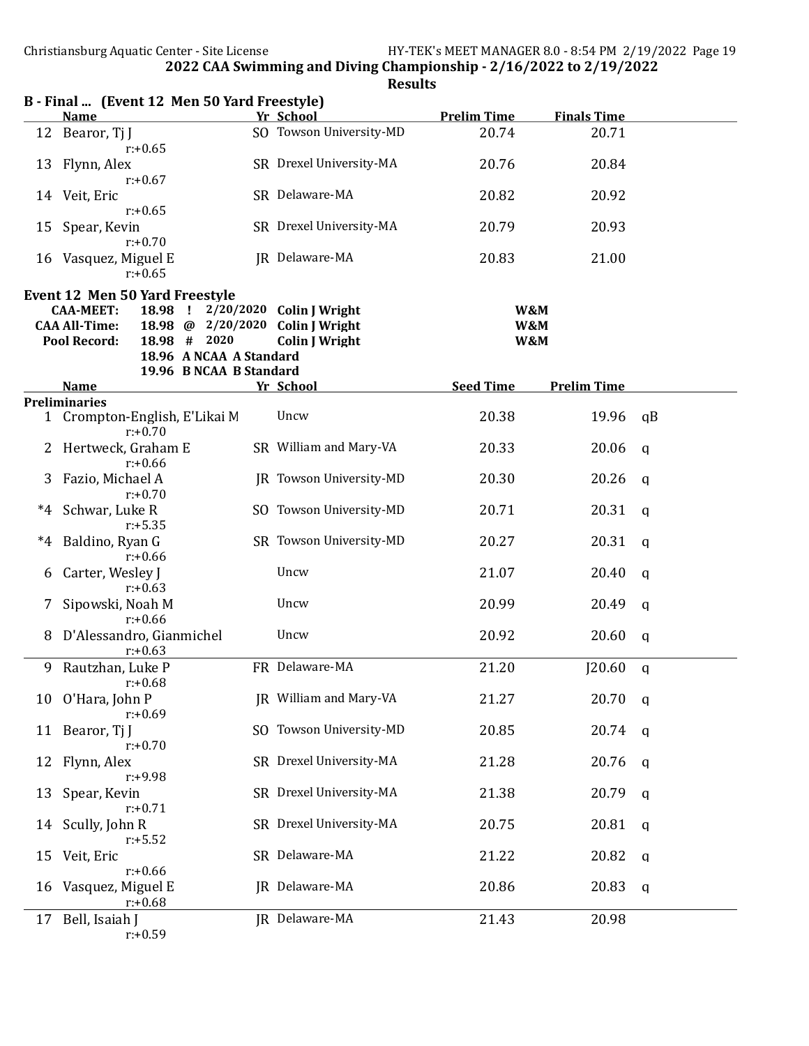## 2022 CAA Swimming and Diving Championship - 2/16/2022 to 2/19/2022

### Results

**B - Final ... (Event 12 Men 50 Yard Freestyle)**

| | Name | Yr | School | Prelim Time | Finals Time |
|---|---|---|---|---|---|
| 12 | Bearor, Tj J<br>r:+0.65 | SO | Towson University-MD | 20.74 | 20.71 |
| 13 | Flynn, Alex<br>r:+0.67 | SR | Drexel University-MA | 20.76 | 20.84 |
| 14 | Veit, Eric<br>r:+0.65 | SR | Delaware-MA | 20.82 | 20.92 |
| 15 | Spear, Kevin<br>r:+0.70 | SR | Drexel University-MA | 20.79 | 20.93 |
| 16 | Vasquez, Miguel E<br>r:+0.65 | JR | Delaware-MA | 20.83 | 21.00 |

**Event 12 Men 50 Yard Freestyle**

| | | | | |
|---|---|---|---|---|
| CAA-MEET: | 18.98 ! | 2/20/2020 | Colin J Wright | W&M |
| CAA All-Time: | 18.98 @ | 2/20/2020 | Colin J Wright | W&M |
| Pool Record: | 18.98 # | 2020 | Colin J Wright | W&M |

18.96 A NCAA A Standard
19.96 B NCAA B Standard

| | Name | Yr | School | Seed Time | Prelim Time | |
|---|---|---|---|---|---|---|
| **Preliminaries** | | | | | | |
| 1 | Crompton-English, E'Likai M<br>r:+0.70 | | Uncw | 20.38 | 19.96 | qB |
| 2 | Hertweck, Graham E<br>r:+0.66 | SR | William and Mary-VA | 20.33 | 20.06 | q |
| 3 | Fazio, Michael A<br>r:+0.70 | JR | Towson University-MD | 20.30 | 20.26 | q |
| *4 | Schwar, Luke R<br>r:+5.35 | SO | Towson University-MD | 20.71 | 20.31 | q |
| *4 | Baldino, Ryan G<br>r:+0.66 | SR | Towson University-MD | 20.27 | 20.31 | q |
| 6 | Carter, Wesley J<br>r:+0.63 | | Uncw | 21.07 | 20.40 | q |
| 7 | Sipowski, Noah M<br>r:+0.66 | | Uncw | 20.99 | 20.49 | q |
| 8 | D'Alessandro, Gianmichel<br>r:+0.63 | | Uncw | 20.92 | 20.60 | q |
| 9 | Rautzhan, Luke P<br>r:+0.68 | FR | Delaware-MA | 21.20 | J20.60 | q |
| 10 | O'Hara, John P<br>r:+0.69 | JR | William and Mary-VA | 21.27 | 20.70 | q |
| 11 | Bearor, Tj J<br>r:+0.70 | SO | Towson University-MD | 20.85 | 20.74 | q |
| 12 | Flynn, Alex<br>r:+9.98 | SR | Drexel University-MA | 21.28 | 20.76 | q |
| 13 | Spear, Kevin<br>r:+0.71 | SR | Drexel University-MA | 21.38 | 20.79 | q |
| 14 | Scully, John R<br>r:+5.52 | SR | Drexel University-MA | 20.75 | 20.81 | q |
| 15 | Veit, Eric<br>r:+0.66 | SR | Delaware-MA | 21.22 | 20.82 | q |
| 16 | Vasquez, Miguel E<br>r:+0.68 | JR | Delaware-MA | 20.86 | 20.83 | q |
| 17 | Bell, Isaiah J<br>r:+0.59 | JR | Delaware-MA | 21.43 | 20.98 | |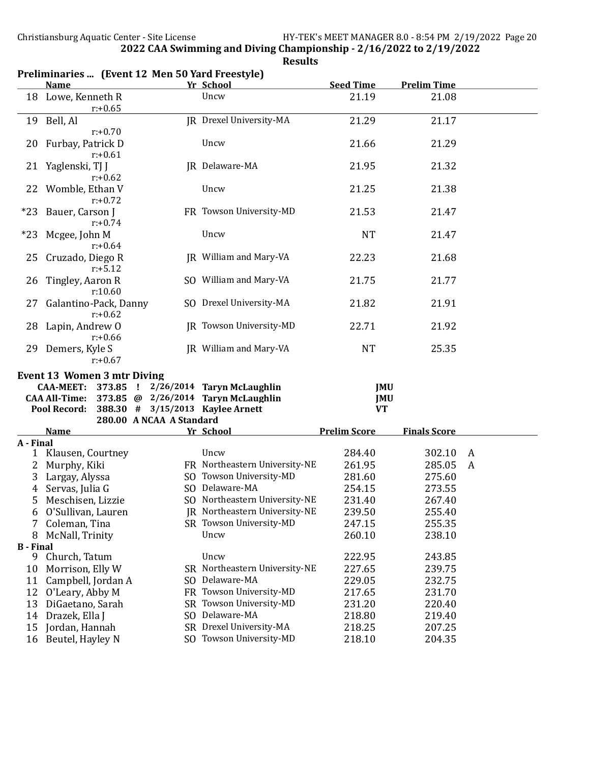## 2022 CAA Swimming and Diving Championship - 2/16/2022 to 2/19/2022

**Results**

### Preliminaries ... (Event 12 Men 50 Yard Freestyle)

| | Name | Yr | School | Seed Time | Prelim Time |
|---|---|---|---|---|---|
| 18 | Lowe, Kenneth R r:+0.65 | | Uncw | 21.19 | 21.08 |
| 19 | Bell, Al r:+0.70 | JR | Drexel University-MA | 21.29 | 21.17 |
| 20 | Furbay, Patrick D r:+0.61 | | Uncw | 21.66 | 21.29 |
| 21 | Yaglenski, TJ J r:+0.62 | JR | Delaware-MA | 21.95 | 21.32 |
| 22 | Womble, Ethan V r:+0.72 | | Uncw | 21.25 | 21.38 |
| *23 | Bauer, Carson J r:+0.74 | FR | Towson University-MD | 21.53 | 21.47 |
| *23 | Mcgee, John M r:+0.64 | | Uncw | NT | 21.47 |
| 25 | Cruzado, Diego R r:+5.12 | JR | William and Mary-VA | 22.23 | 21.68 |
| 26 | Tingley, Aaron R r:10.60 | SO | William and Mary-VA | 21.75 | 21.77 |
| 27 | Galantino-Pack, Danny r:+0.62 | SO | Drexel University-MA | 21.82 | 21.91 |
| 28 | Lapin, Andrew O r:+0.66 | JR | Towson University-MD | 22.71 | 21.92 |
| 29 | Demers, Kyle S r:+0.67 | JR | William and Mary-VA | NT | 25.35 |

### Event 13 Women 3 mtr Diving

| | | | | | |
|---|---|---|---|---|---|
| **CAA-MEET:** | **373.85** | **!** | **2/26/2014** | **Taryn McLaughlin** | **JMU** |
| **CAA All-Time:** | **373.85** | **@** | **2/26/2014** | **Taryn McLaughlin** | **JMU** |
| **Pool Record:** | **388.30** | **#** | **3/15/2013** | **Kaylee Arnett** | **VT** |
| | **280.00** | **A** | **NCAA A Standard** | | |

| | Name | Yr | School | Prelim Score | Finals Score | |
|---|---|---|---|---|---|---|
| **A - Final** | | | | | | |
| 1 | Klausen, Courtney | | Uncw | 284.40 | 302.10 | A |
| 2 | Murphy, Kiki | FR | Northeastern University-NE | 261.95 | 285.05 | A |
| 3 | Largay, Alyssa | SO | Towson University-MD | 281.60 | 275.60 | |
| 4 | Servas, Julia G | SO | Delaware-MA | 254.15 | 273.55 | |
| 5 | Meschisen, Lizzie | SO | Northeastern University-NE | 231.40 | 267.40 | |
| 6 | O'Sullivan, Lauren | JR | Northeastern University-NE | 239.50 | 255.40 | |
| 7 | Coleman, Tina | SR | Towson University-MD | 247.15 | 255.35 | |
| 8 | McNall, Trinity | | Uncw | 260.10 | 238.10 | |
| **B - Final** | | | | | | |
| 9 | Church, Tatum | | Uncw | 222.95 | 243.85 | |
| 10 | Morrison, Elly W | SR | Northeastern University-NE | 227.65 | 239.75 | |
| 11 | Campbell, Jordan A | SO | Delaware-MA | 229.05 | 232.75 | |
| 12 | O'Leary, Abby M | FR | Towson University-MD | 217.65 | 231.70 | |
| 13 | DiGaetano, Sarah | SR | Towson University-MD | 231.20 | 220.40 | |
| 14 | Drazek, Ella J | SO | Delaware-MA | 218.80 | 219.40 | |
| 15 | Jordan, Hannah | SR | Drexel University-MA | 218.25 | 207.25 | |
| 16 | Beutel, Hayley N | SO | Towson University-MD | 218.10 | 204.35 | |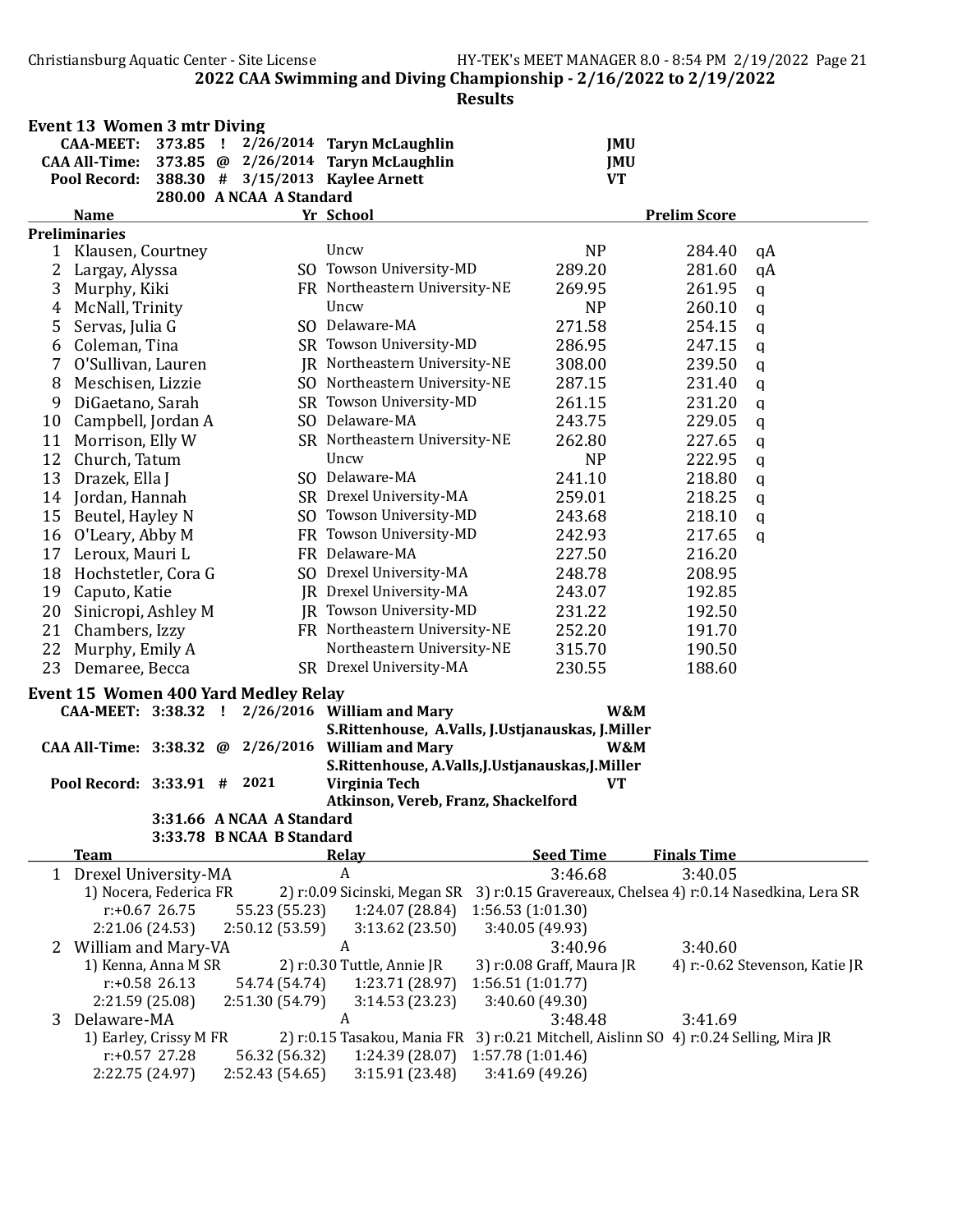## 2022 CAA Swimming and Diving Championship - 2/16/2022 to 2/19/2022

### Results

### Event 13 Women 3 mtr Diving

| | | | | | |
|---|---|---|---|---|---|
| CAA-MEET: | 373.85 | ! | 2/26/2014 | Taryn McLaughlin | JMU |
| CAA All-Time: | 373.85 | @ | 2/26/2014 | Taryn McLaughlin | JMU |
| Pool Record: | 388.30 | # | 3/15/2013 | Kaylee Arnett | VT |
| | 280.00 | A | NCAA A Standard | | |

**Preliminaries**

| | Name | Yr | School | | Prelim Score | |
|---|---|---|---|---|---|---|
| 1 | Klausen, Courtney | | Uncw | NP | 284.40 | qA |
| 2 | Largay, Alyssa | SO | Towson University-MD | 289.20 | 281.60 | qA |
| 3 | Murphy, Kiki | FR | Northeastern University-NE | 269.95 | 261.95 | q |
| 4 | McNall, Trinity | | Uncw | NP | 260.10 | q |
| 5 | Servas, Julia G | SO | Delaware-MA | 271.58 | 254.15 | q |
| 6 | Coleman, Tina | SR | Towson University-MD | 286.95 | 247.15 | q |
| 7 | O'Sullivan, Lauren | JR | Northeastern University-NE | 308.00 | 239.50 | q |
| 8 | Meschisen, Lizzie | SO | Northeastern University-NE | 287.15 | 231.40 | q |
| 9 | DiGaetano, Sarah | SR | Towson University-MD | 261.15 | 231.20 | q |
| 10 | Campbell, Jordan A | SO | Delaware-MA | 243.75 | 229.05 | q |
| 11 | Morrison, Elly W | SR | Northeastern University-NE | 262.80 | 227.65 | q |
| 12 | Church, Tatum | | Uncw | NP | 222.95 | q |
| 13 | Drazek, Ella J | SO | Delaware-MA | 241.10 | 218.80 | q |
| 14 | Jordan, Hannah | SR | Drexel University-MA | 259.01 | 218.25 | q |
| 15 | Beutel, Hayley N | SO | Towson University-MD | 243.68 | 218.10 | q |
| 16 | O'Leary, Abby M | FR | Towson University-MD | 242.93 | 217.65 | q |
| 17 | Leroux, Mauri L | FR | Delaware-MA | 227.50 | 216.20 | |
| 18 | Hochstetler, Cora G | SO | Drexel University-MA | 248.78 | 208.95 | |
| 19 | Caputo, Katie | JR | Drexel University-MA | 243.07 | 192.85 | |
| 20 | Sinicropi, Ashley M | JR | Towson University-MD | 231.22 | 192.50 | |
| 21 | Chambers, Izzy | FR | Northeastern University-NE | 252.20 | 191.70 | |
| 22 | Murphy, Emily A | | Northeastern University-NE | 315.70 | 190.50 | |
| 23 | Demaree, Becca | SR | Drexel University-MA | 230.55 | 188.60 | |

### Event 15 Women 400 Yard Medley Relay

| | | | | | |
|---|---|---|---|---|---|
| CAA-MEET: | 3:38.32 | ! | 2/26/2016 | William and Mary<br>S.Rittenhouse, A.Valls, J.Ustjanauskas, J.Miller | W&M |
| CAA All-Time: | 3:38.32 | @ | 2/26/2016 | William and Mary<br>S.Rittenhouse, A.Valls,J.Ustjanauskas,J.Miller | W&M |
| Pool Record: | 3:33.91 | # | 2021 | Virginia Tech<br>Atkinson, Vereb, Franz, Shackelford | VT |
| | 3:31.66 | A | NCAA A Standard | | |
| | 3:33.78 | B | NCAA B Standard | | |

| | Team | Relay | Seed Time | Finals Time |
|---|---|---|---|---|
| 1 | Drexel University-MA | A | 3:46.68 | 3:40.05 |

1) Nocera, Federica FR 2) r:0.09 Sicinski, Megan SR 3) r:0.15 Gravereaux, Chelsea 4) r:0.14 Nasedkina, Lera SR
r:+0.67 26.75 55.23 (55.23) 1:24.07 (28.84) 1:56.53 (1:01.30)
2:21.06 (24.53) 2:50.12 (53.59) 3:13.62 (23.50) 3:40.05 (49.93)

| | Team | Relay | Seed Time | Finals Time |
|---|---|---|---|---|
| 2 | William and Mary-VA | A | 3:40.96 | 3:40.60 |

1) Kenna, Anna M SR 2) r:0.30 Tuttle, Annie JR 3) r:0.08 Graff, Maura JR 4) r:-0.62 Stevenson, Katie JR
r:+0.58 26.13 54.74 (54.74) 1:23.71 (28.97) 1:56.51 (1:01.77)
2:21.59 (25.08) 2:51.30 (54.79) 3:14.53 (23.23) 3:40.60 (49.30)

| | Team | Relay | Seed Time | Finals Time |
|---|---|---|---|---|
| 3 | Delaware-MA | A | 3:48.48 | 3:41.69 |

1) Earley, Crissy M FR 2) r:0.15 Tasakou, Mania FR 3) r:0.21 Mitchell, Aislinn SO 4) r:0.24 Selling, Mira JR
r:+0.57 27.28 56.32 (56.32) 1:24.39 (28.07) 1:57.78 (1:01.46)
2:22.75 (24.97) 2:52.43 (54.65) 3:15.91 (23.48) 3:41.69 (49.26)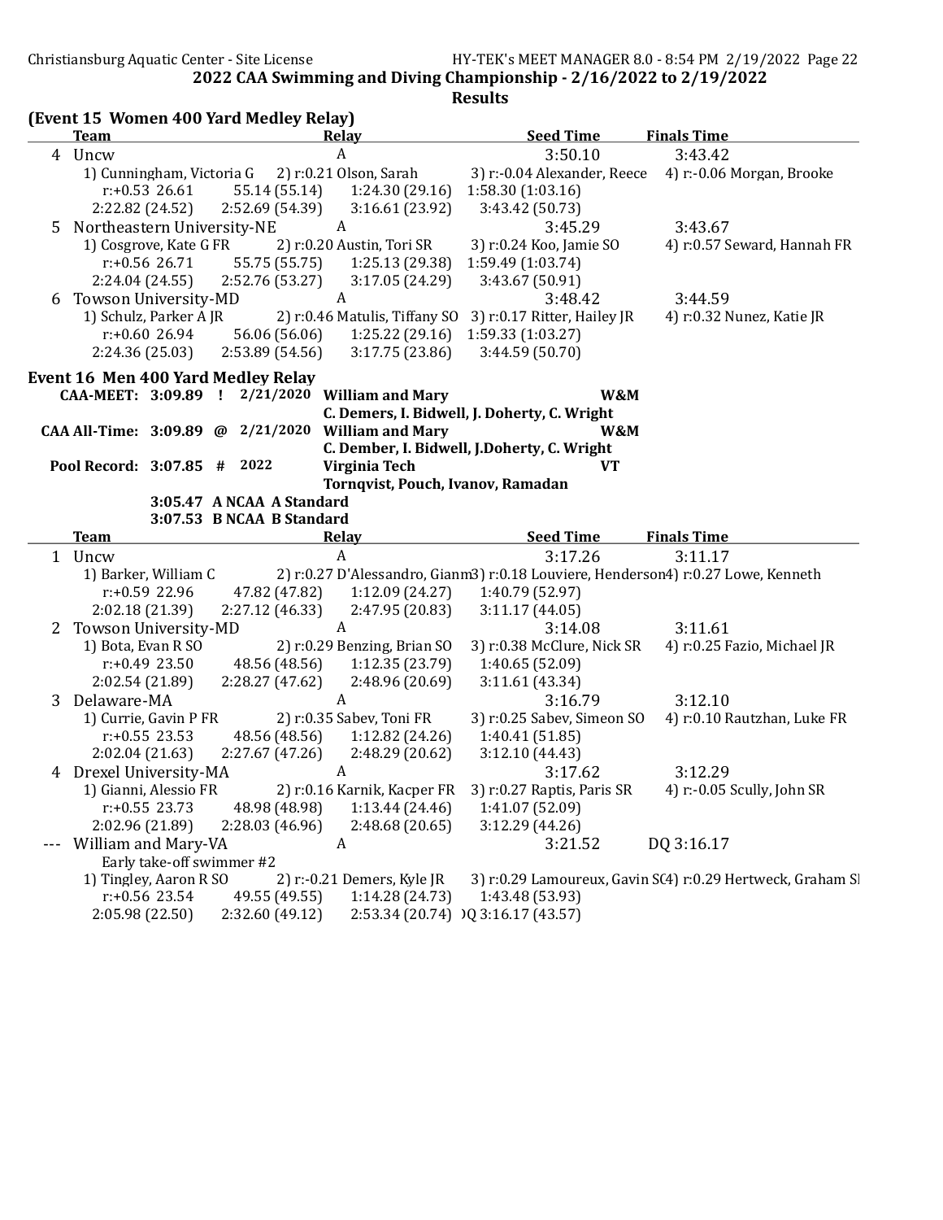## 2022 CAA Swimming and Diving Championship - 2/16/2022 to 2/19/2022

### Results

### (Event 15 Women 400 Yard Medley Relay)

| | Team | Relay | Seed Time | Finals Time |
|---|---|---|---|---|
| 4 | Uncw | A | 3:50.10 | 3:43.42 |

1) Cunningham, Victoria G 2) r:0.21 Olson, Sarah 3) r:-0.04 Alexander, Reece 4) r:-0.06 Morgan, Brooke
r:+0.53 26.61 55.14 (55.14) 1:24.30 (29.16) 1:58.30 (1:03.16)
2:22.82 (24.52) 2:52.69 (54.39) 3:16.61 (23.92) 3:43.42 (50.73)

| | Team | Relay | Seed Time | Finals Time |
|---|---|---|---|---|
| 5 | Northeastern University-NE | A | 3:45.29 | 3:43.67 |

1) Cosgrove, Kate G FR 2) r:0.20 Austin, Tori SR 3) r:0.24 Koo, Jamie SO 4) r:0.57 Seward, Hannah FR
r:+0.56 26.71 55.75 (55.75) 1:25.13 (29.38) 1:59.49 (1:03.74)
2:24.04 (24.55) 2:52.76 (53.27) 3:17.05 (24.29) 3:43.67 (50.91)

| | Team | Relay | Seed Time | Finals Time |
|---|---|---|---|---|
| 6 | Towson University-MD | A | 3:48.42 | 3:44.59 |

1) Schulz, Parker A JR 2) r:0.46 Matulis, Tiffany SO 3) r:0.17 Ritter, Hailey JR 4) r:0.32 Nunez, Katie JR
r:+0.60 26.94 56.06 (56.06) 1:25.22 (29.16) 1:59.33 (1:03.27)
2:24.36 (25.03) 2:53.89 (54.56) 3:17.75 (23.86) 3:44.59 (50.70)

### Event 16 Men 400 Yard Medley Relay

| Record | Time | | Date | Team | |
|---|---|---|---|---|---|
| CAA-MEET: | 3:09.89 | ! | 2/21/2020 | William and Mary | W&M |
| | | | | C. Demers, I. Bidwell, J. Doherty, C. Wright | |
| CAA All-Time: | 3:09.89 | @ | 2/21/2020 | William and Mary | W&M |
| | | | | C. Dember, I. Bidwell, J.Doherty, C. Wright | |
| Pool Record: | 3:07.85 | # | 2022 | Virginia Tech | VT |
| | | | | Tornqvist, Pouch, Ivanov, Ramadan | |

3:05.47 A NCAA A Standard
3:07.53 B NCAA B Standard

| | Team | Relay | Seed Time | Finals Time |
|---|---|---|---|---|
| 1 | Uncw | A | 3:17.26 | 3:11.17 |

1) Barker, William C 2) r:0.27 D'Alessandro, Gianm 3) r:0.18 Louviere, Henderson 4) r:0.27 Lowe, Kenneth
r:+0.59 22.96 47.82 (47.82) 1:12.09 (24.27) 1:40.79 (52.97)
2:02.18 (21.39) 2:27.12 (46.33) 2:47.95 (20.83) 3:11.17 (44.05)

| | Team | Relay | Seed Time | Finals Time |
|---|---|---|---|---|
| 2 | Towson University-MD | A | 3:14.08 | 3:11.61 |

1) Bota, Evan R SO 2) r:0.29 Benzing, Brian SO 3) r:0.38 McClure, Nick SR 4) r:0.25 Fazio, Michael JR
r:+0.49 23.50 48.56 (48.56) 1:12.35 (23.79) 1:40.65 (52.09)
2:02.54 (21.89) 2:28.27 (47.62) 2:48.96 (20.69) 3:11.61 (43.34)

| | Team | Relay | Seed Time | Finals Time |
|---|---|---|---|---|
| 3 | Delaware-MA | A | 3:16.79 | 3:12.10 |

1) Currie, Gavin P FR 2) r:0.35 Sabev, Toni FR 3) r:0.25 Sabev, Simeon SO 4) r:0.10 Rautzhan, Luke FR
r:+0.55 23.53 48.56 (48.56) 1:12.82 (24.26) 1:40.41 (51.85)
2:02.04 (21.63) 2:27.67 (47.26) 2:48.29 (20.62) 3:12.10 (44.43)

| | Team | Relay | Seed Time | Finals Time |
|---|---|---|---|---|
| 4 | Drexel University-MA | A | 3:17.62 | 3:12.29 |

1) Gianni, Alessio FR 2) r:0.16 Karnik, Kacper FR 3) r:0.27 Raptis, Paris SR 4) r:-0.05 Scully, John SR
r:+0.55 23.73 48.98 (48.98) 1:13.44 (24.46) 1:41.07 (52.09)
2:02.96 (21.89) 2:28.03 (46.96) 2:48.68 (20.65) 3:12.29 (44.26)

| | Team | Relay | Seed Time | Finals Time |
|---|---|---|---|---|
| --- | William and Mary-VA | A | 3:21.52 | DQ 3:16.17 |

Early take-off swimmer #2
1) Tingley, Aaron R SO 2) r:-0.21 Demers, Kyle JR 3) r:0.29 Lamoureux, Gavin S 4) r:0.29 Hertweck, Graham S
r:+0.56 23.54 49.55 (49.55) 1:14.28 (24.73) 1:43.48 (53.93)
2:05.98 (22.50) 2:32.60 (49.12) 2:53.34 (20.74) DQ 3:16.17 (43.57)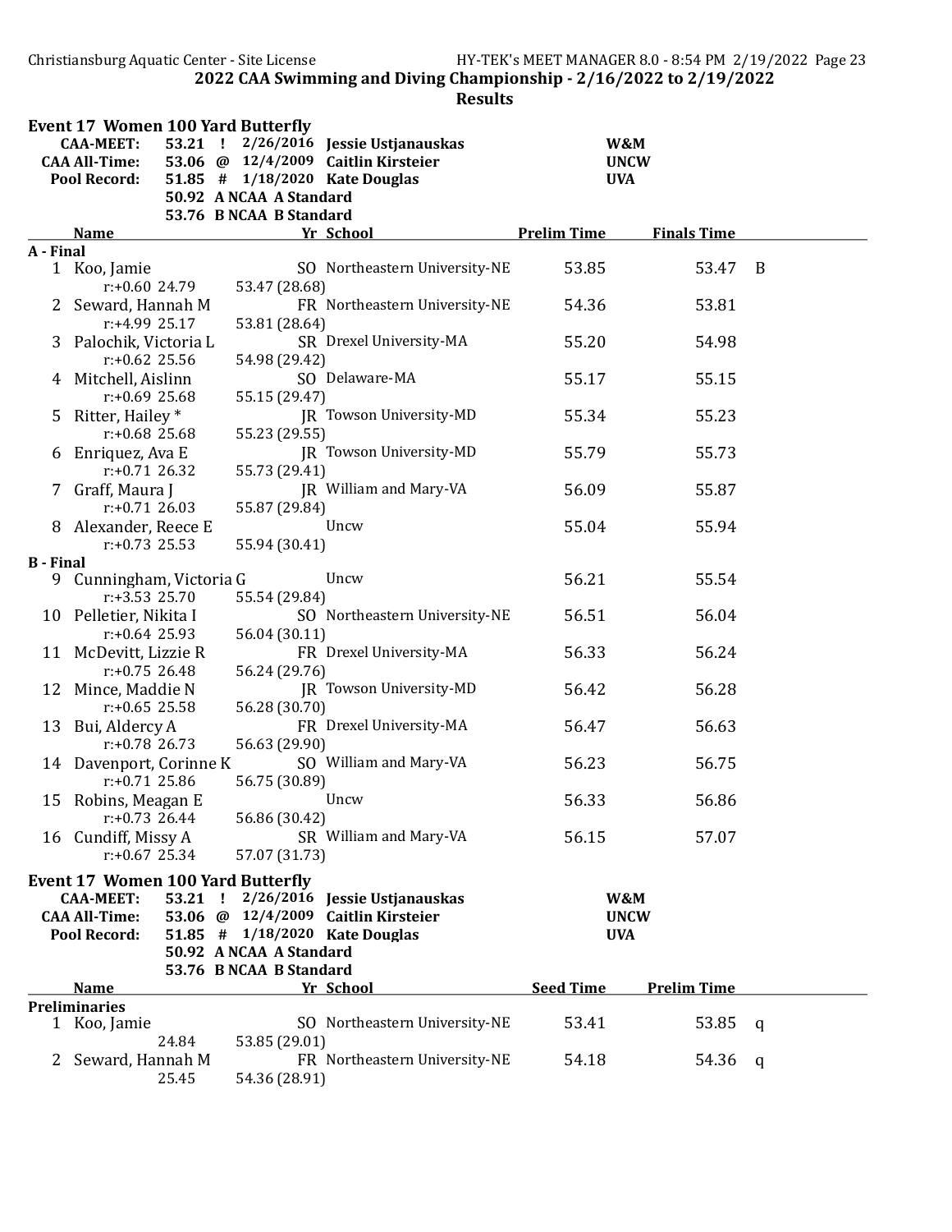## 2022 CAA Swimming and Diving Championship - 2/16/2022 to 2/19/2022

### Results

### Event 17 Women 100 Yard Butterfly

| | | | | |
|---|---|---|---|---|
| CAA-MEET: | 53.21 ! | 2/26/2016 | Jessie Ustjanauskas | W&M |
| CAA All-Time: | 53.06 @ | 12/4/2009 | Caitlin Kirsteier | UNCW |
| Pool Record: | 51.85 # | 1/18/2020 | Kate Douglas | UVA |
| | 50.92 | A NCAA A Standard | | |
| | 53.76 | B NCAA B Standard | | |

| | Name | Yr | School | Prelim Time | Finals Time | |
|---|---|---|---|---|---|---|
| **A - Final** | | | | | | |
| 1 | Koo, Jamie | SO | Northeastern University-NE | 53.85 | 53.47 | B |
| | r:+0.60 24.79 53.47 (28.68) | | | | | |
| 2 | Seward, Hannah M | FR | Northeastern University-NE | 54.36 | 53.81 | |
| | r:+4.99 25.17 53.81 (28.64) | | | | | |
| 3 | Palochik, Victoria L | SR | Drexel University-MA | 55.20 | 54.98 | |
| | r:+0.62 25.56 54.98 (29.42) | | | | | |
| 4 | Mitchell, Aislinn | SO | Delaware-MA | 55.17 | 55.15 | |
| | r:+0.69 25.68 55.15 (29.47) | | | | | |
| 5 | Ritter, Hailey * | JR | Towson University-MD | 55.34 | 55.23 | |
| | r:+0.68 25.68 55.23 (29.55) | | | | | |
| 6 | Enriquez, Ava E | JR | Towson University-MD | 55.79 | 55.73 | |
| | r:+0.71 26.32 55.73 (29.41) | | | | | |
| 7 | Graff, Maura J | JR | William and Mary-VA | 56.09 | 55.87 | |
| | r:+0.71 26.03 55.87 (29.84) | | | | | |
| 8 | Alexander, Reece E | | Uncw | 55.04 | 55.94 | |
| | r:+0.73 25.53 55.94 (30.41) | | | | | |
| **B - Final** | | | | | | |
| 9 | Cunningham, Victoria G | | Uncw | 56.21 | 55.54 | |
| | r:+3.53 25.70 55.54 (29.84) | | | | | |
| 10 | Pelletier, Nikita I | SO | Northeastern University-NE | 56.51 | 56.04 | |
| | r:+0.64 25.93 56.04 (30.11) | | | | | |
| 11 | McDevitt, Lizzie R | FR | Drexel University-MA | 56.33 | 56.24 | |
| | r:+0.75 26.48 56.24 (29.76) | | | | | |
| 12 | Mince, Maddie N | JR | Towson University-MD | 56.42 | 56.28 | |
| | r:+0.65 25.58 56.28 (30.70) | | | | | |
| 13 | Bui, Aldercy A | FR | Drexel University-MA | 56.47 | 56.63 | |
| | r:+0.78 26.73 56.63 (29.90) | | | | | |
| 14 | Davenport, Corinne K | SO | William and Mary-VA | 56.23 | 56.75 | |
| | r:+0.71 25.86 56.75 (30.89) | | | | | |
| 15 | Robins, Meagan E | | Uncw | 56.33 | 56.86 | |
| | r:+0.73 26.44 56.86 (30.42) | | | | | |
| 16 | Cundiff, Missy A | SR | William and Mary-VA | 56.15 | 57.07 | |
| | r:+0.67 25.34 57.07 (31.73) | | | | | |

### Event 17 Women 100 Yard Butterfly

| | | | | |
|---|---|---|---|---|
| CAA-MEET: | 53.21 ! | 2/26/2016 | Jessie Ustjanauskas | W&M |
| CAA All-Time: | 53.06 @ | 12/4/2009 | Caitlin Kirsteier | UNCW |
| Pool Record: | 51.85 # | 1/18/2020 | Kate Douglas | UVA |
| | 50.92 | A NCAA A Standard | | |
| | 53.76 | B NCAA B Standard | | |

| | Name | Yr | School | Seed Time | Prelim Time | |
|---|---|---|---|---|---|---|
| **Preliminaries** | | | | | | |
| 1 | Koo, Jamie | SO | Northeastern University-NE | 53.41 | 53.85 | q |
| | 24.84 53.85 (29.01) | | | | | |
| 2 | Seward, Hannah M | FR | Northeastern University-NE | 54.18 | 54.36 | q |
| | 25.45 54.36 (28.91) | | | | | |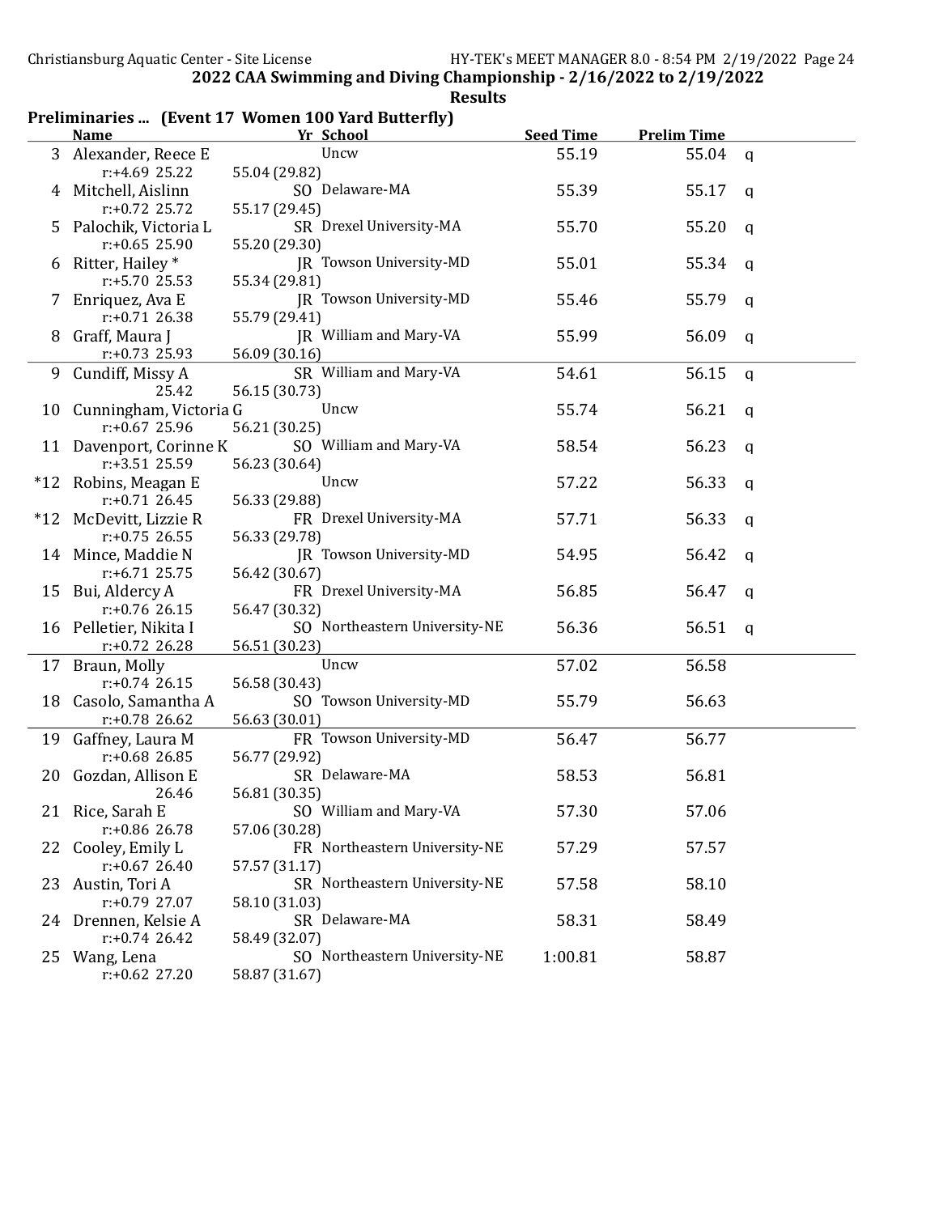## 2022 CAA Swimming and Diving Championship - 2/16/2022 to 2/19/2022

### Results

**Preliminaries ... (Event 17 Women 100 Yard Butterfly)**

| | Name | Yr | School | Seed Time | Prelim Time | |
|---|---|---|---|---|---|---|
| 3 | Alexander, Reece E | | Uncw | 55.19 | 55.04 | q |
| | r:+4.69 25.22 | 55.04 (29.82) | | | | |
| 4 | Mitchell, Aislinn | SO | Delaware-MA | 55.39 | 55.17 | q |
| | r:+0.72 25.72 | 55.17 (29.45) | | | | |
| 5 | Palochik, Victoria L | SR | Drexel University-MA | 55.70 | 55.20 | q |
| | r:+0.65 25.90 | 55.20 (29.30) | | | | |
| 6 | Ritter, Hailey * | JR | Towson University-MD | 55.01 | 55.34 | q |
| | r:+5.70 25.53 | 55.34 (29.81) | | | | |
| 7 | Enriquez, Ava E | JR | Towson University-MD | 55.46 | 55.79 | q |
| | r:+0.71 26.38 | 55.79 (29.41) | | | | |
| 8 | Graff, Maura J | JR | William and Mary-VA | 55.99 | 56.09 | q |
| | r:+0.73 25.93 | 56.09 (30.16) | | | | |
| 9 | Cundiff, Missy A | SR | William and Mary-VA | 54.61 | 56.15 | q |
| | 25.42 | 56.15 (30.73) | | | | |
| 10 | Cunningham, Victoria G | | Uncw | 55.74 | 56.21 | q |
| | r:+0.67 25.96 | 56.21 (30.25) | | | | |
| 11 | Davenport, Corinne K | SO | William and Mary-VA | 58.54 | 56.23 | q |
| | r:+3.51 25.59 | 56.23 (30.64) | | | | |
| *12 | Robins, Meagan E | | Uncw | 57.22 | 56.33 | q |
| | r:+0.71 26.45 | 56.33 (29.88) | | | | |
| *12 | McDevitt, Lizzie R | FR | Drexel University-MA | 57.71 | 56.33 | q |
| | r:+0.75 26.55 | 56.33 (29.78) | | | | |
| 14 | Mince, Maddie N | JR | Towson University-MD | 54.95 | 56.42 | q |
| | r:+6.71 25.75 | 56.42 (30.67) | | | | |
| 15 | Bui, Aldercy A | FR | Drexel University-MA | 56.85 | 56.47 | q |
| | r:+0.76 26.15 | 56.47 (30.32) | | | | |
| 16 | Pelletier, Nikita I | SO | Northeastern University-NE | 56.36 | 56.51 | q |
| | r:+0.72 26.28 | 56.51 (30.23) | | | | |
| 17 | Braun, Molly | | Uncw | 57.02 | 56.58 | |
| | r:+0.74 26.15 | 56.58 (30.43) | | | | |
| 18 | Casolo, Samantha A | SO | Towson University-MD | 55.79 | 56.63 | |
| | r:+0.78 26.62 | 56.63 (30.01) | | | | |
| 19 | Gaffney, Laura M | FR | Towson University-MD | 56.47 | 56.77 | |
| | r:+0.68 26.85 | 56.77 (29.92) | | | | |
| 20 | Gozdan, Allison E | SR | Delaware-MA | 58.53 | 56.81 | |
| | 26.46 | 56.81 (30.35) | | | | |
| 21 | Rice, Sarah E | SO | William and Mary-VA | 57.30 | 57.06 | |
| | r:+0.86 26.78 | 57.06 (30.28) | | | | |
| 22 | Cooley, Emily L | FR | Northeastern University-NE | 57.29 | 57.57 | |
| | r:+0.67 26.40 | 57.57 (31.17) | | | | |
| 23 | Austin, Tori A | SR | Northeastern University-NE | 57.58 | 58.10 | |
| | r:+0.79 27.07 | 58.10 (31.03) | | | | |
| 24 | Drennen, Kelsie A | SR | Delaware-MA | 58.31 | 58.49 | |
| | r:+0.74 26.42 | 58.49 (32.07) | | | | |
| 25 | Wang, Lena | SO | Northeastern University-NE | 1:00.81 | 58.87 | |
| | r:+0.62 27.20 | 58.87 (31.67) | | | | |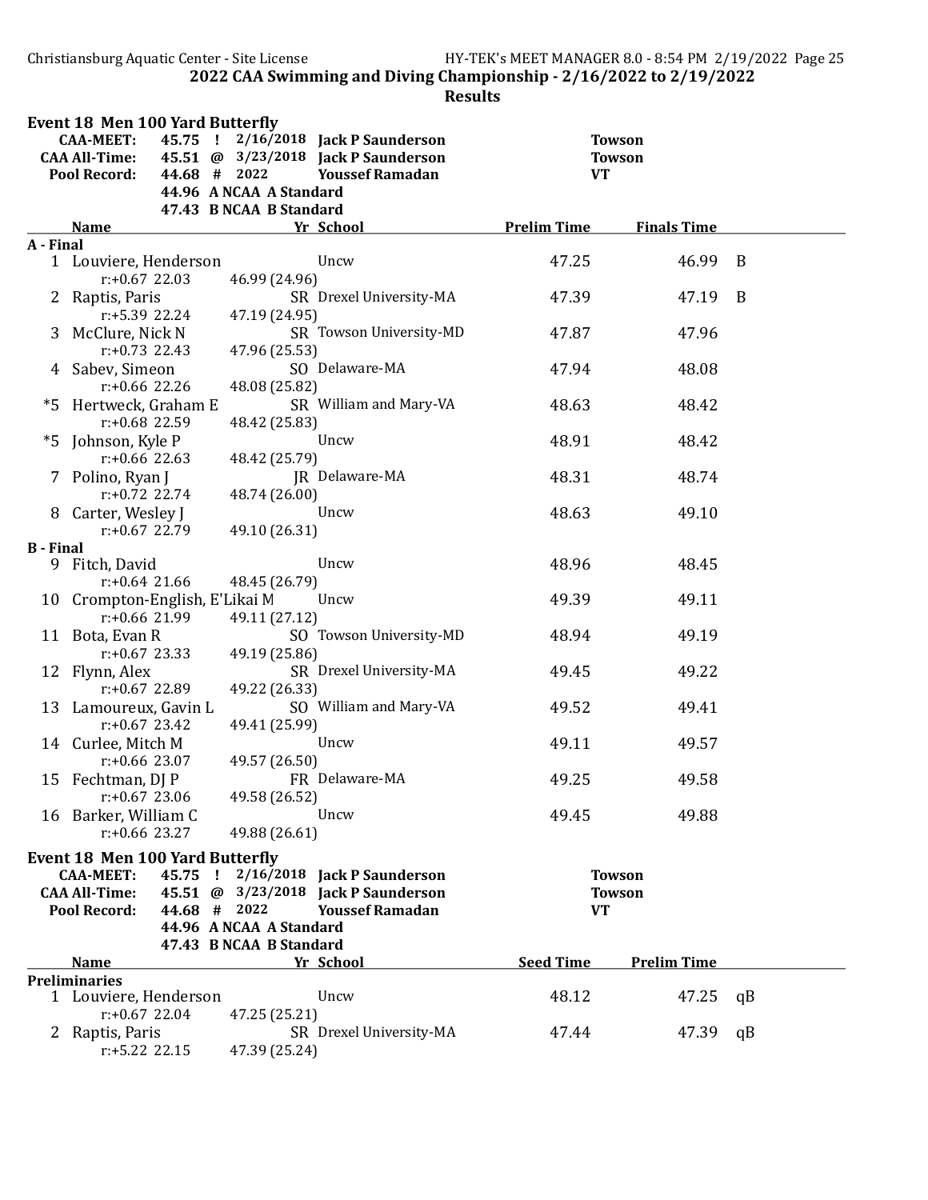## 2022 CAA Swimming and Diving Championship - 2/16/2022 to 2/19/2022

### Results

### Event 18 Men 100 Yard Butterfly

| | | | | |
|---|---|---|---|---|
| CAA-MEET: | 45.75 ! | 2/16/2018 | Jack P Saunderson | Towson |
| CAA All-Time: | 45.51 @ | 3/23/2018 | Jack P Saunderson | Towson |
| Pool Record: | 44.68 # | 2022 | Youssef Ramadan | VT |
| | 44.96 A | NCAA A Standard | | |
| | 47.43 B | NCAA B Standard | | |

| | Name | Yr | School | Prelim Time | Finals Time | |
|---|---|---|---|---|---|---|
| **A - Final** | | | | | | |
| 1 | Louviere, Henderson | | Uncw | 47.25 | 46.99 | B |
| | r:+0.67 22.03 46.99 (24.96) | | | | | |
| 2 | Raptis, Paris | SR | Drexel University-MA | 47.39 | 47.19 | B |
| | r:+5.39 22.24 47.19 (24.95) | | | | | |
| 3 | McClure, Nick N | SR | Towson University-MD | 47.87 | 47.96 | |
| | r:+0.73 22.43 47.96 (25.53) | | | | | |
| 4 | Sabev, Simeon | SO | Delaware-MA | 47.94 | 48.08 | |
| | r:+0.66 22.26 48.08 (25.82) | | | | | |
| *5 | Hertweck, Graham E | SR | William and Mary-VA | 48.63 | 48.42 | |
| | r:+0.68 22.59 48.42 (25.83) | | | | | |
| *5 | Johnson, Kyle P | | Uncw | 48.91 | 48.42 | |
| | r:+0.66 22.63 48.42 (25.79) | | | | | |
| 7 | Polino, Ryan J | JR | Delaware-MA | 48.31 | 48.74 | |
| | r:+0.72 22.74 48.74 (26.00) | | | | | |
| 8 | Carter, Wesley J | | Uncw | 48.63 | 49.10 | |
| | r:+0.67 22.79 49.10 (26.31) | | | | | |
| **B - Final** | | | | | | |
| 9 | Fitch, David | | Uncw | 48.96 | 48.45 | |
| | r:+0.64 21.66 48.45 (26.79) | | | | | |
| 10 | Crompton-English, E'Likai M | | Uncw | 49.39 | 49.11 | |
| | r:+0.66 21.99 49.11 (27.12) | | | | | |
| 11 | Bota, Evan R | SO | Towson University-MD | 48.94 | 49.19 | |
| | r:+0.67 23.33 49.19 (25.86) | | | | | |
| 12 | Flynn, Alex | SR | Drexel University-MA | 49.45 | 49.22 | |
| | r:+0.67 22.89 49.22 (26.33) | | | | | |
| 13 | Lamoureux, Gavin L | SO | William and Mary-VA | 49.52 | 49.41 | |
| | r:+0.67 23.42 49.41 (25.99) | | | | | |
| 14 | Curlee, Mitch M | | Uncw | 49.11 | 49.57 | |
| | r:+0.66 23.07 49.57 (26.50) | | | | | |
| 15 | Fechtman, DJ P | FR | Delaware-MA | 49.25 | 49.58 | |
| | r:+0.67 23.06 49.58 (26.52) | | | | | |
| 16 | Barker, William C | | Uncw | 49.45 | 49.88 | |
| | r:+0.66 23.27 49.88 (26.61) | | | | | |

### Event 18 Men 100 Yard Butterfly

| | | | | |
|---|---|---|---|---|
| CAA-MEET: | 45.75 ! | 2/16/2018 | Jack P Saunderson | Towson |
| CAA All-Time: | 45.51 @ | 3/23/2018 | Jack P Saunderson | Towson |
| Pool Record: | 44.68 # | 2022 | Youssef Ramadan | VT |
| | 44.96 A | NCAA A Standard | | |
| | 47.43 B | NCAA B Standard | | |

| | Name | Yr | School | Seed Time | Prelim Time | |
|---|---|---|---|---|---|---|
| **Preliminaries** | | | | | | |
| 1 | Louviere, Henderson | | Uncw | 48.12 | 47.25 | qB |
| | r:+0.67 22.04 47.25 (25.21) | | | | | |
| 2 | Raptis, Paris | SR | Drexel University-MA | 47.44 | 47.39 | qB |
| | r:+5.22 22.15 47.39 (25.24) | | | | | |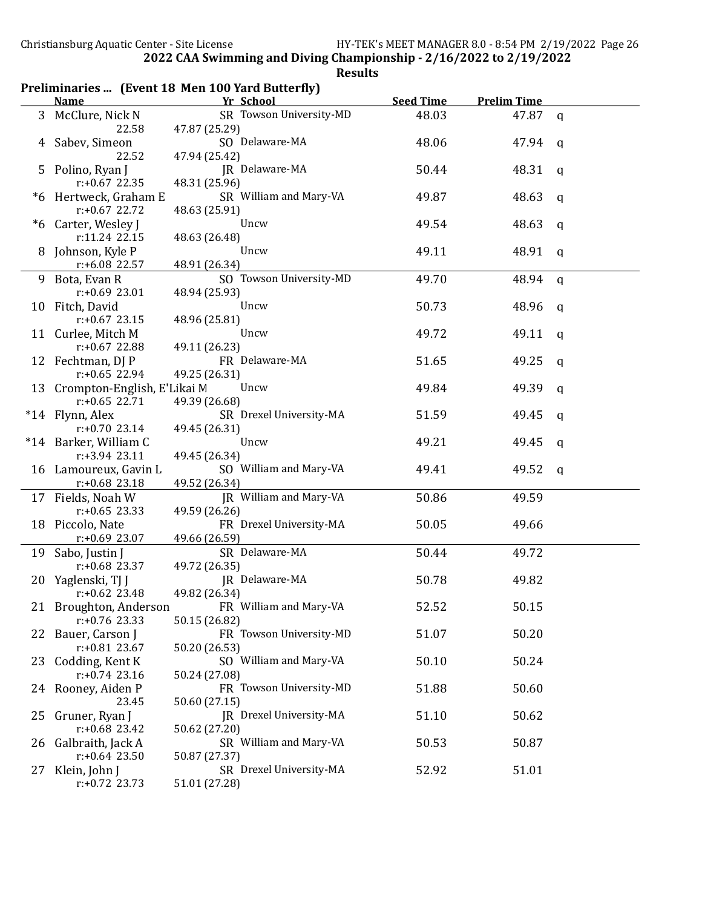## 2022 CAA Swimming and Diving Championship - 2/16/2022 to 2/19/2022

### Results

**Preliminaries ... (Event 18 Men 100 Yard Butterfly)**

| | Name | Yr | School | Seed Time | Prelim Time | |
|---|---|---|---|---|---|---|
| 3 | McClure, Nick N | SR | Towson University-MD | 48.03 | 47.87 | q |
| | 22.58 | 47.87 (25.29) | | | | |
| 4 | Sabev, Simeon | SO | Delaware-MA | 48.06 | 47.94 | q |
| | 22.52 | 47.94 (25.42) | | | | |
| 5 | Polino, Ryan J | JR | Delaware-MA | 50.44 | 48.31 | q |
| | r:+0.67 22.35 | 48.31 (25.96) | | | | |
| *6 | Hertweck, Graham E | SR | William and Mary-VA | 49.87 | 48.63 | q |
| | r:+0.67 22.72 | 48.63 (25.91) | | | | |
| *6 | Carter, Wesley J | | Uncw | 49.54 | 48.63 | q |
| | r:11.24 22.15 | 48.63 (26.48) | | | | |
| 8 | Johnson, Kyle P | | Uncw | 49.11 | 48.91 | q |
| | r:+6.08 22.57 | 48.91 (26.34) | | | | |
| 9 | Bota, Evan R | SO | Towson University-MD | 49.70 | 48.94 | q |
| | r:+0.69 23.01 | 48.94 (25.93) | | | | |
| 10 | Fitch, David | | Uncw | 50.73 | 48.96 | q |
| | r:+0.67 23.15 | 48.96 (25.81) | | | | |
| 11 | Curlee, Mitch M | | Uncw | 49.72 | 49.11 | q |
| | r:+0.67 22.88 | 49.11 (26.23) | | | | |
| 12 | Fechtman, DJ P | FR | Delaware-MA | 51.65 | 49.25 | q |
| | r:+0.65 22.94 | 49.25 (26.31) | | | | |
| 13 | Crompton-English, E'Likai M | | Uncw | 49.84 | 49.39 | q |
| | r:+0.65 22.71 | 49.39 (26.68) | | | | |
| *14 | Flynn, Alex | SR | Drexel University-MA | 51.59 | 49.45 | q |
| | r:+0.70 23.14 | 49.45 (26.31) | | | | |
| *14 | Barker, William C | | Uncw | 49.21 | 49.45 | q |
| | r:+3.94 23.11 | 49.45 (26.34) | | | | |
| 16 | Lamoureux, Gavin L | SO | William and Mary-VA | 49.41 | 49.52 | q |
| | r:+0.68 23.18 | 49.52 (26.34) | | | | |
| 17 | Fields, Noah W | JR | William and Mary-VA | 50.86 | 49.59 | |
| | r:+0.65 23.33 | 49.59 (26.26) | | | | |
| 18 | Piccolo, Nate | FR | Drexel University-MA | 50.05 | 49.66 | |
| | r:+0.69 23.07 | 49.66 (26.59) | | | | |
| 19 | Sabo, Justin J | SR | Delaware-MA | 50.44 | 49.72 | |
| | r:+0.68 23.37 | 49.72 (26.35) | | | | |
| 20 | Yaglenski, TJ J | JR | Delaware-MA | 50.78 | 49.82 | |
| | r:+0.62 23.48 | 49.82 (26.34) | | | | |
| 21 | Broughton, Anderson | FR | William and Mary-VA | 52.52 | 50.15 | |
| | r:+0.76 23.33 | 50.15 (26.82) | | | | |
| 22 | Bauer, Carson J | FR | Towson University-MD | 51.07 | 50.20 | |
| | r:+0.81 23.67 | 50.20 (26.53) | | | | |
| 23 | Codding, Kent K | SO | William and Mary-VA | 50.10 | 50.24 | |
| | r:+0.74 23.16 | 50.24 (27.08) | | | | |
| 24 | Rooney, Aiden P | FR | Towson University-MD | 51.88 | 50.60 | |
| | 23.45 | 50.60 (27.15) | | | | |
| 25 | Gruner, Ryan J | JR | Drexel University-MA | 51.10 | 50.62 | |
| | r:+0.68 23.42 | 50.62 (27.20) | | | | |
| 26 | Galbraith, Jack A | SR | William and Mary-VA | 50.53 | 50.87 | |
| | r:+0.64 23.50 | 50.87 (27.37) | | | | |
| 27 | Klein, John J | SR | Drexel University-MA | 52.92 | 51.01 | |
| | r:+0.72 23.73 | 51.01 (27.28) | | | | |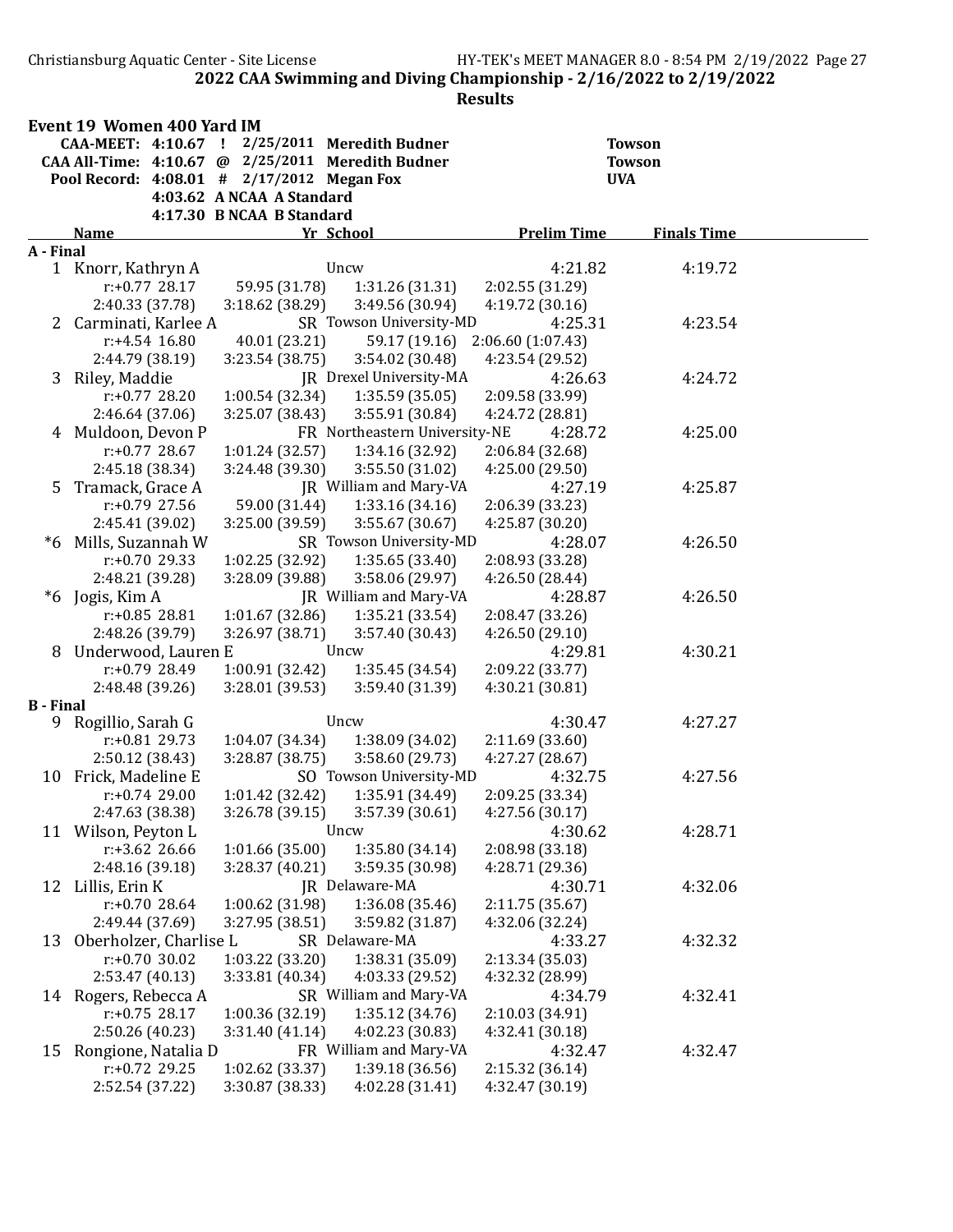## 2022 CAA Swimming and Diving Championship - 2/16/2022 to 2/19/2022

### Results

#### Event 19 Women 400 Yard IM

| | | | | |
|---|---|---|---|---|
| CAA-MEET: | 4:10.67 ! | 2/25/2011 | Meredith Budner | Towson |
| CAA All-Time: | 4:10.67 @ | 2/25/2011 | Meredith Budner | Towson |
| Pool Record: | 4:08.01 # | 2/17/2012 | Megan Fox | UVA |
| | 4:03.62 | A NCAA A Standard | | |
| | 4:17.30 | B NCAA B Standard | | |

| | Name | Yr | School | Prelim Time | Finals Time |
|---|---|---|---|---|---|
| **A - Final** | | | | | |
| 1 | Knorr, Kathryn A | | Uncw | 4:21.82 | 4:19.72 |
| | r:+0.77 28.17 | 59.95 (31.78) | 1:31.26 (31.31) | 2:02.55 (31.29) | |
| | 2:40.33 (37.78) | 3:18.62 (38.29) | 3:49.56 (30.94) | 4:19.72 (30.16) | |
| 2 | Carminati, Karlee A | SR | Towson University-MD | 4:25.31 | 4:23.54 |
| | r:+4.54 16.80 | 40.01 (23.21) | 59.17 (19.16) | 2:06.60 (1:07.43) | |
| | 2:44.79 (38.19) | 3:23.54 (38.75) | 3:54.02 (30.48) | 4:23.54 (29.52) | |
| 3 | Riley, Maddie | JR | Drexel University-MA | 4:26.63 | 4:24.72 |
| | r:+0.77 28.20 | 1:00.54 (32.34) | 1:35.59 (35.05) | 2:09.58 (33.99) | |
| | 2:46.64 (37.06) | 3:25.07 (38.43) | 3:55.91 (30.84) | 4:24.72 (28.81) | |
| 4 | Muldoon, Devon P | FR | Northeastern University-NE | 4:28.72 | 4:25.00 |
| | r:+0.77 28.67 | 1:01.24 (32.57) | 1:34.16 (32.92) | 2:06.84 (32.68) | |
| | 2:45.18 (38.34) | 3:24.48 (39.30) | 3:55.50 (31.02) | 4:25.00 (29.50) | |
| 5 | Tramack, Grace A | JR | William and Mary-VA | 4:27.19 | 4:25.87 |
| | r:+0.79 27.56 | 59.00 (31.44) | 1:33.16 (34.16) | 2:06.39 (33.23) | |
| | 2:45.41 (39.02) | 3:25.00 (39.59) | 3:55.67 (30.67) | 4:25.87 (30.20) | |
| *6 | Mills, Suzannah W | SR | Towson University-MD | 4:28.07 | 4:26.50 |
| | r:+0.70 29.33 | 1:02.25 (32.92) | 1:35.65 (33.40) | 2:08.93 (33.28) | |
| | 2:48.21 (39.28) | 3:28.09 (39.88) | 3:58.06 (29.97) | 4:26.50 (28.44) | |
| *6 | Jogis, Kim A | JR | William and Mary-VA | 4:28.87 | 4:26.50 |
| | r:+0.85 28.81 | 1:01.67 (32.86) | 1:35.21 (33.54) | 2:08.47 (33.26) | |
| | 2:48.26 (39.79) | 3:26.97 (38.71) | 3:57.40 (30.43) | 4:26.50 (29.10) | |
| 8 | Underwood, Lauren E | | Uncw | 4:29.81 | 4:30.21 |
| | r:+0.79 28.49 | 1:00.91 (32.42) | 1:35.45 (34.54) | 2:09.22 (33.77) | |
| | 2:48.48 (39.26) | 3:28.01 (39.53) | 3:59.40 (31.39) | 4:30.21 (30.81) | |
| **B - Final** | | | | | |
| 9 | Rogillio, Sarah G | | Uncw | 4:30.47 | 4:27.27 |
| | r:+0.81 29.73 | 1:04.07 (34.34) | 1:38.09 (34.02) | 2:11.69 (33.60) | |
| | 2:50.12 (38.43) | 3:28.87 (38.75) | 3:58.60 (29.73) | 4:27.27 (28.67) | |
| 10 | Frick, Madeline E | SO | Towson University-MD | 4:32.75 | 4:27.56 |
| | r:+0.74 29.00 | 1:01.42 (32.42) | 1:35.91 (34.49) | 2:09.25 (33.34) | |
| | 2:47.63 (38.38) | 3:26.78 (39.15) | 3:57.39 (30.61) | 4:27.56 (30.17) | |
| 11 | Wilson, Peyton L | | Uncw | 4:30.62 | 4:28.71 |
| | r:+3.62 26.66 | 1:01.66 (35.00) | 1:35.80 (34.14) | 2:08.98 (33.18) | |
| | 2:48.16 (39.18) | 3:28.37 (40.21) | 3:59.35 (30.98) | 4:28.71 (29.36) | |
| 12 | Lillis, Erin K | JR | Delaware-MA | 4:30.71 | 4:32.06 |
| | r:+0.70 28.64 | 1:00.62 (31.98) | 1:36.08 (35.46) | 2:11.75 (35.67) | |
| | 2:49.44 (37.69) | 3:27.95 (38.51) | 3:59.82 (31.87) | 4:32.06 (32.24) | |
| 13 | Oberholzer, Charlise L | SR | Delaware-MA | 4:33.27 | 4:32.32 |
| | r:+0.70 30.02 | 1:03.22 (33.20) | 1:38.31 (35.09) | 2:13.34 (35.03) | |
| | 2:53.47 (40.13) | 3:33.81 (40.34) | 4:03.33 (29.52) | 4:32.32 (28.99) | |
| 14 | Rogers, Rebecca A | SR | William and Mary-VA | 4:34.79 | 4:32.41 |
| | r:+0.75 28.17 | 1:00.36 (32.19) | 1:35.12 (34.76) | 2:10.03 (34.91) | |
| | 2:50.26 (40.23) | 3:31.40 (41.14) | 4:02.23 (30.83) | 4:32.41 (30.18) | |
| 15 | Rongione, Natalia D | FR | William and Mary-VA | 4:32.47 | 4:32.47 |
| | r:+0.72 29.25 | 1:02.62 (33.37) | 1:39.18 (36.56) | 2:15.32 (36.14) | |
| | 2:52.54 (37.22) | 3:30.87 (38.33) | 4:02.28 (31.41) | 4:32.47 (30.19) | |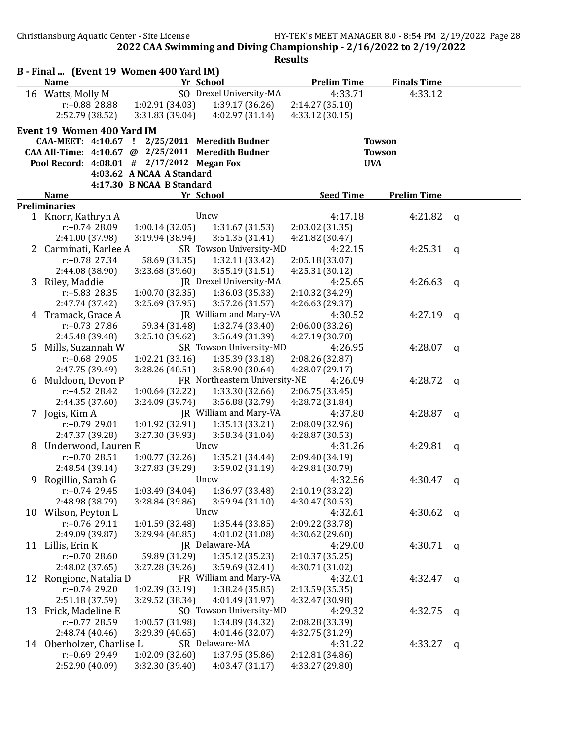## 2022 CAA Swimming and Diving Championship - 2/16/2022 to 2/19/2022

### Results

**B - Final ... (Event 19 Women 400 Yard IM)**

| | Name | Yr | School | Prelim Time | Finals Time |
|---|---|---|---|---|---|
| 16 | Watts, Molly M | SO | Drexel University-MA | 4:33.71 | 4:33.12 |

r:+0.88 28.88 | 1:02.91 (34.03) | 1:39.17 (36.26) | 2:14.27 (35.10)
2:52.79 (38.52) | 3:31.83 (39.04) | 4:02.97 (31.14) | 4:33.12 (30.15)

### Event 19 Women 400 Yard IM

CAA-MEET: 4:10.67 ! 2/25/2011 Meredith Budner — Towson
CAA All-Time: 4:10.67 @ 2/25/2011 Meredith Budner — Towson
Pool Record: 4:08.01 # 2/17/2012 Megan Fox — UVA
4:03.62 A NCAA A Standard
4:17.30 B NCAA B Standard

| | Name | Yr | School | Seed Time | Prelim Time | |
|---|---|---|---|---|---|---|
| **Preliminaries** | | | | | | |
| 1 | Knorr, Kathryn A | | Uncw | 4:17.18 | 4:21.82 | q |
| | r:+0.74 28.09 | 1:00.14 (32.05) | 1:31.67 (31.53) | 2:03.02 (31.35) | | |
| | 2:41.00 (37.98) | 3:19.94 (38.94) | 3:51.35 (31.41) | 4:21.82 (30.47) | | |
| 2 | Carminati, Karlee A | SR | Towson University-MD | 4:22.15 | 4:25.31 | q |
| | r:+0.78 27.34 | 58.69 (31.35) | 1:32.11 (33.42) | 2:05.18 (33.07) | | |
| | 2:44.08 (38.90) | 3:23.68 (39.60) | 3:55.19 (31.51) | 4:25.31 (30.12) | | |
| 3 | Riley, Maddie | JR | Drexel University-MA | 4:25.65 | 4:26.63 | q |
| | r:+5.83 28.35 | 1:00.70 (32.35) | 1:36.03 (35.33) | 2:10.32 (34.29) | | |
| | 2:47.74 (37.42) | 3:25.69 (37.95) | 3:57.26 (31.57) | 4:26.63 (29.37) | | |
| 4 | Tramack, Grace A | JR | William and Mary-VA | 4:30.52 | 4:27.19 | q |
| | r:+0.73 27.86 | 59.34 (31.48) | 1:32.74 (33.40) | 2:06.00 (33.26) | | |
| | 2:45.48 (39.48) | 3:25.10 (39.62) | 3:56.49 (31.39) | 4:27.19 (30.70) | | |
| 5 | Mills, Suzannah W | SR | Towson University-MD | 4:26.95 | 4:28.07 | q |
| | r:+0.68 29.05 | 1:02.21 (33.16) | 1:35.39 (33.18) | 2:08.26 (32.87) | | |
| | 2:47.75 (39.49) | 3:28.26 (40.51) | 3:58.90 (30.64) | 4:28.07 (29.17) | | |
| 6 | Muldoon, Devon P | FR | Northeastern University-NE | 4:26.09 | 4:28.72 | q |
| | r:+4.52 28.42 | 1:00.64 (32.22) | 1:33.30 (32.66) | 2:06.75 (33.45) | | |
| | 2:44.35 (37.60) | 3:24.09 (39.74) | 3:56.88 (32.79) | 4:28.72 (31.84) | | |
| 7 | Jogis, Kim A | JR | William and Mary-VA | 4:37.80 | 4:28.87 | q |
| | r:+0.79 29.01 | 1:01.92 (32.91) | 1:35.13 (33.21) | 2:08.09 (32.96) | | |
| | 2:47.37 (39.28) | 3:27.30 (39.93) | 3:58.34 (31.04) | 4:28.87 (30.53) | | |
| 8 | Underwood, Lauren E | | Uncw | 4:31.26 | 4:29.81 | q |
| | r:+0.70 28.51 | 1:00.77 (32.26) | 1:35.21 (34.44) | 2:09.40 (34.19) | | |
| | 2:48.54 (39.14) | 3:27.83 (39.29) | 3:59.02 (31.19) | 4:29.81 (30.79) | | |
| 9 | Rogillio, Sarah G | | Uncw | 4:32.56 | 4:30.47 | q |
| | r:+0.74 29.45 | 1:03.49 (34.04) | 1:36.97 (33.48) | 2:10.19 (33.22) | | |
| | 2:48.98 (38.79) | 3:28.84 (39.86) | 3:59.94 (31.10) | 4:30.47 (30.53) | | |
| 10 | Wilson, Peyton L | | Uncw | 4:32.61 | 4:30.62 | q |
| | r:+0.76 29.11 | 1:01.59 (32.48) | 1:35.44 (33.85) | 2:09.22 (33.78) | | |
| | 2:49.09 (39.87) | 3:29.94 (40.85) | 4:01.02 (31.08) | 4:30.62 (29.60) | | |
| 11 | Lillis, Erin K | JR | Delaware-MA | 4:29.00 | 4:30.71 | q |
| | r:+0.70 28.60 | 59.89 (31.29) | 1:35.12 (35.23) | 2:10.37 (35.25) | | |
| | 2:48.02 (37.65) | 3:27.28 (39.26) | 3:59.69 (32.41) | 4:30.71 (31.02) | | |
| 12 | Rongione, Natalia D | FR | William and Mary-VA | 4:32.01 | 4:32.47 | q |
| | r:+0.74 29.20 | 1:02.39 (33.19) | 1:38.24 (35.85) | 2:13.59 (35.35) | | |
| | 2:51.18 (37.59) | 3:29.52 (38.34) | 4:01.49 (31.97) | 4:32.47 (30.98) | | |
| 13 | Frick, Madeline E | SO | Towson University-MD | 4:29.32 | 4:32.75 | q |
| | r:+0.77 28.59 | 1:00.57 (31.98) | 1:34.89 (34.32) | 2:08.28 (33.39) | | |
| | 2:48.74 (40.46) | 3:29.39 (40.65) | 4:01.46 (32.07) | 4:32.75 (31.29) | | |
| 14 | Oberholzer, Charlise L | SR | Delaware-MA | 4:31.22 | 4:33.27 | q |
| | r:+0.69 29.49 | 1:02.09 (32.60) | 1:37.95 (35.86) | 2:12.81 (34.86) | | |
| | 2:52.90 (40.09) | 3:32.30 (39.40) | 4:03.47 (31.17) | 4:33.27 (29.80) | | |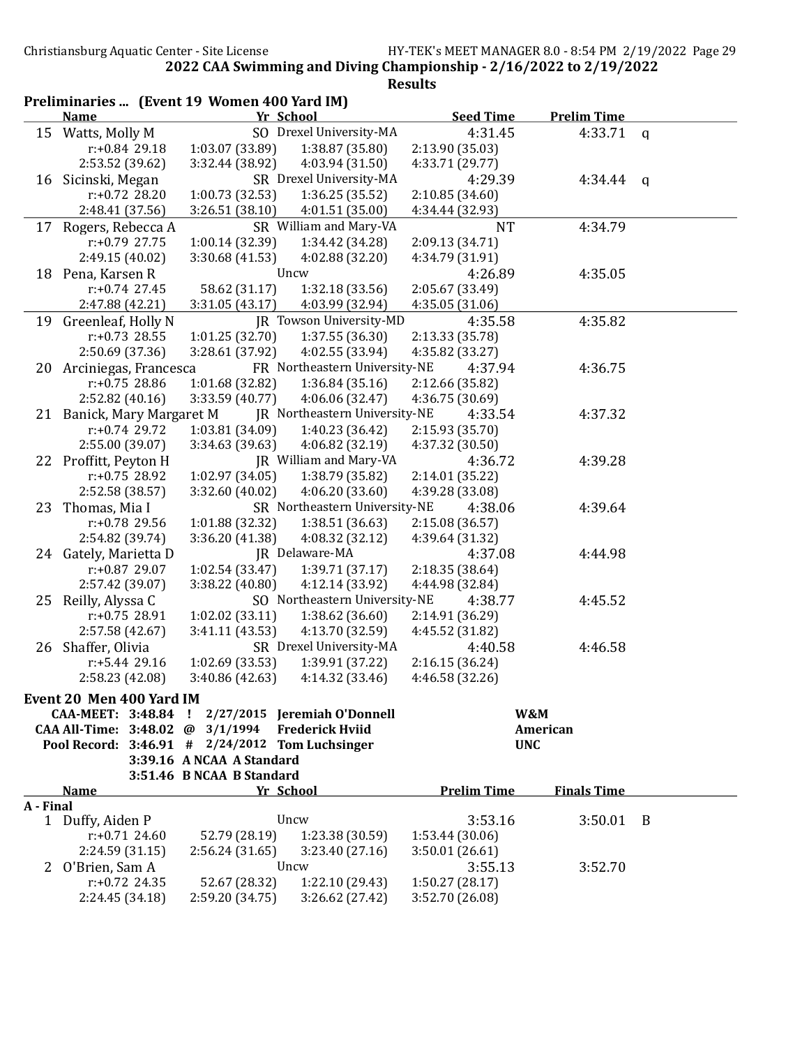## 2022 CAA Swimming and Diving Championship - 2/16/2022 to 2/19/2022

### Results

### Preliminaries ... (Event 19 Women 400 Yard IM)

| | Name | Yr | School | Seed Time | Prelim Time | |
|---|---|---|---|---|---|---|
| 15 | Watts, Molly M | SO | Drexel University-MA | 4:31.45 | 4:33.71 | q |
| | r:+0.84 29.18 | 1:03.07 (33.89) | 1:38.87 (35.80) | 2:13.90 (35.03) | | |
| | 2:53.52 (39.62) | 3:32.44 (38.92) | 4:03.94 (31.50) | 4:33.71 (29.77) | | |
| 16 | Sicinski, Megan | SR | Drexel University-MA | 4:29.39 | 4:34.44 | q |
| | r:+0.72 28.20 | 1:00.73 (32.53) | 1:36.25 (35.52) | 2:10.85 (34.60) | | |
| | 2:48.41 (37.56) | 3:26.51 (38.10) | 4:01.51 (35.00) | 4:34.44 (32.93) | | |
| 17 | Rogers, Rebecca A | SR | William and Mary-VA | NT | 4:34.79 | |
| | r:+0.79 27.75 | 1:00.14 (32.39) | 1:34.42 (34.28) | 2:09.13 (34.71) | | |
| | 2:49.15 (40.02) | 3:30.68 (41.53) | 4:02.88 (32.20) | 4:34.79 (31.91) | | |
| 18 | Pena, Karsen R | | Uncw | 4:26.89 | 4:35.05 | |
| | r:+0.74 27.45 | 58.62 (31.17) | 1:32.18 (33.56) | 2:05.67 (33.49) | | |
| | 2:47.88 (42.21) | 3:31.05 (43.17) | 4:03.99 (32.94) | 4:35.05 (31.06) | | |
| 19 | Greenleaf, Holly N | JR | Towson University-MD | 4:35.58 | 4:35.82 | |
| | r:+0.73 28.55 | 1:01.25 (32.70) | 1:37.55 (36.30) | 2:13.33 (35.78) | | |
| | 2:50.69 (37.36) | 3:28.61 (37.92) | 4:02.55 (33.94) | 4:35.82 (33.27) | | |
| 20 | Arciniegas, Francesca | FR | Northeastern University-NE | 4:37.94 | 4:36.75 | |
| | r:+0.75 28.86 | 1:01.68 (32.82) | 1:36.84 (35.16) | 2:12.66 (35.82) | | |
| | 2:52.82 (40.16) | 3:33.59 (40.77) | 4:06.06 (32.47) | 4:36.75 (30.69) | | |
| 21 | Banick, Mary Margaret M | JR | Northeastern University-NE | 4:33.54 | 4:37.32 | |
| | r:+0.74 29.72 | 1:03.81 (34.09) | 1:40.23 (36.42) | 2:15.93 (35.70) | | |
| | 2:55.00 (39.07) | 3:34.63 (39.63) | 4:06.82 (32.19) | 4:37.32 (30.50) | | |
| 22 | Proffitt, Peyton H | JR | William and Mary-VA | 4:36.72 | 4:39.28 | |
| | r:+0.75 28.92 | 1:02.97 (34.05) | 1:38.79 (35.82) | 2:14.01 (35.22) | | |
| | 2:52.58 (38.57) | 3:32.60 (40.02) | 4:06.20 (33.60) | 4:39.28 (33.08) | | |
| 23 | Thomas, Mia I | SR | Northeastern University-NE | 4:38.06 | 4:39.64 | |
| | r:+0.78 29.56 | 1:01.88 (32.32) | 1:38.51 (36.63) | 2:15.08 (36.57) | | |
| | 2:54.82 (39.74) | 3:36.20 (41.38) | 4:08.32 (32.12) | 4:39.64 (31.32) | | |
| 24 | Gately, Marietta D | JR | Delaware-MA | 4:37.08 | 4:44.98 | |
| | r:+0.87 29.07 | 1:02.54 (33.47) | 1:39.71 (37.17) | 2:18.35 (38.64) | | |
| | 2:57.42 (39.07) | 3:38.22 (40.80) | 4:12.14 (33.92) | 4:44.98 (32.84) | | |
| 25 | Reilly, Alyssa C | SO | Northeastern University-NE | 4:38.77 | 4:45.52 | |
| | r:+0.75 28.91 | 1:02.02 (33.11) | 1:38.62 (36.60) | 2:14.91 (36.29) | | |
| | 2:57.58 (42.67) | 3:41.11 (43.53) | 4:13.70 (32.59) | 4:45.52 (31.82) | | |
| 26 | Shaffer, Olivia | SR | Drexel University-MA | 4:40.58 | 4:46.58 | |
| | r:+5.44 29.16 | 1:02.69 (33.53) | 1:39.91 (37.22) | 2:16.15 (36.24) | | |
| | 2:58.23 (42.08) | 3:40.86 (42.63) | 4:14.32 (33.46) | 4:46.58 (32.26) | | |

### Event 20 Men 400 Yard IM

| | | | | | |
|---|---|---|---|---|---|
| CAA-MEET: | 3:48.84 | ! | 2/27/2015 | Jeremiah O'Donnell | W&M |
| CAA All-Time: | 3:48.02 | @ | 3/1/1994 | Frederick Hviid | American |
| Pool Record: | 3:46.91 | # | 2/24/2012 | Tom Luchsinger | UNC |
| | 3:39.16 | A | NCAA A Standard | | |
| | 3:51.46 | B | NCAA B Standard | | |

| | Name | Yr | School | Prelim Time | Finals Time | |
|---|---|---|---|---|---|---|
| **A - Final** | | | | | | |
| 1 | Duffy, Aiden P | | Uncw | 3:53.16 | 3:50.01 | B |
| | r:+0.71 24.60 | 52.79 (28.19) | 1:23.38 (30.59) | 1:53.44 (30.06) | | |
| | 2:24.59 (31.15) | 2:56.24 (31.65) | 3:23.40 (27.16) | 3:50.01 (26.61) | | |
| 2 | O'Brien, Sam A | | Uncw | 3:55.13 | 3:52.70 | |
| | r:+0.72 24.35 | 52.67 (28.32) | 1:22.10 (29.43) | 1:50.27 (28.17) | | |
| | 2:24.45 (34.18) | 2:59.20 (34.75) | 3:26.62 (27.42) | 3:52.70 (26.08) | | |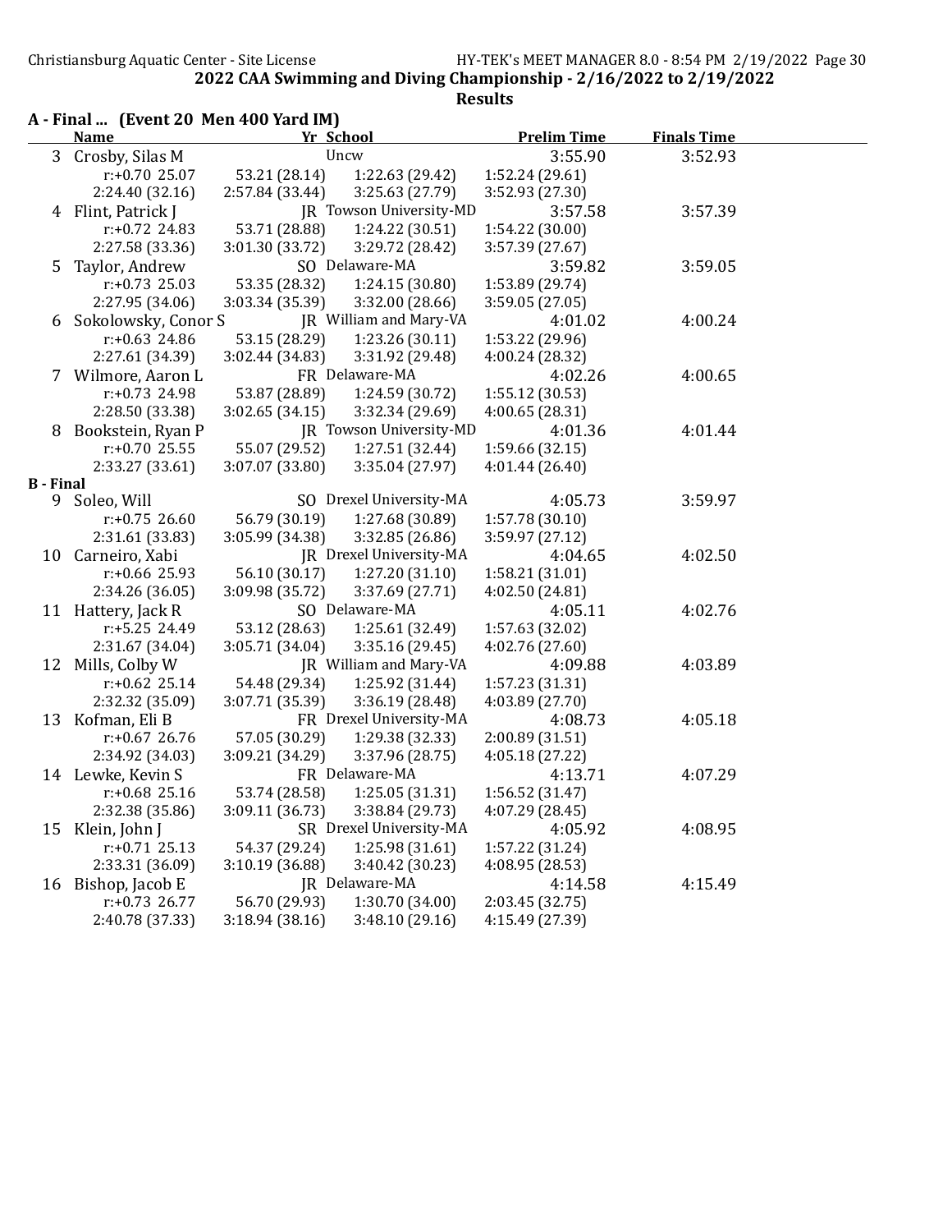## 2022 CAA Swimming and Diving Championship - 2/16/2022 to 2/19/2022

### Results

### A - Final ... (Event 20 Men 400 Yard IM)

| | Name | Yr | School | Prelim Time | Finals Time |
|---|---|---|---|---|---|
| 3 | Crosby, Silas M | | Uncw | 3:55.90 | 3:52.93 |
| | r:+0.70 25.07 | 53.21 (28.14) | 1:22.63 (29.42) | 1:52.24 (29.61) | |
| | 2:24.40 (32.16) | 2:57.84 (33.44) | 3:25.63 (27.79) | 3:52.93 (27.30) | |
| 4 | Flint, Patrick J | JR | Towson University-MD | 3:57.58 | 3:57.39 |
| | r:+0.72 24.83 | 53.71 (28.88) | 1:24.22 (30.51) | 1:54.22 (30.00) | |
| | 2:27.58 (33.36) | 3:01.30 (33.72) | 3:29.72 (28.42) | 3:57.39 (27.67) | |
| 5 | Taylor, Andrew | SO | Delaware-MA | 3:59.82 | 3:59.05 |
| | r:+0.73 25.03 | 53.35 (28.32) | 1:24.15 (30.80) | 1:53.89 (29.74) | |
| | 2:27.95 (34.06) | 3:03.34 (35.39) | 3:32.00 (28.66) | 3:59.05 (27.05) | |
| 6 | Sokolowsky, Conor S | JR | William and Mary-VA | 4:01.02 | 4:00.24 |
| | r:+0.63 24.86 | 53.15 (28.29) | 1:23.26 (30.11) | 1:53.22 (29.96) | |
| | 2:27.61 (34.39) | 3:02.44 (34.83) | 3:31.92 (29.48) | 4:00.24 (28.32) | |
| 7 | Wilmore, Aaron L | FR | Delaware-MA | 4:02.26 | 4:00.65 |
| | r:+0.73 24.98 | 53.87 (28.89) | 1:24.59 (30.72) | 1:55.12 (30.53) | |
| | 2:28.50 (33.38) | 3:02.65 (34.15) | 3:32.34 (29.69) | 4:00.65 (28.31) | |
| 8 | Bookstein, Ryan P | JR | Towson University-MD | 4:01.36 | 4:01.44 |
| | r:+0.70 25.55 | 55.07 (29.52) | 1:27.51 (32.44) | 1:59.66 (32.15) | |
| | 2:33.27 (33.61) | 3:07.07 (33.80) | 3:35.04 (27.97) | 4:01.44 (26.40) | |

### B - Final

| | Name | Yr | School | Prelim Time | Finals Time |
|---|---|---|---|---|---|
| 9 | Soleo, Will | SO | Drexel University-MA | 4:05.73 | 3:59.97 |
| | r:+0.75 26.60 | 56.79 (30.19) | 1:27.68 (30.89) | 1:57.78 (30.10) | |
| | 2:31.61 (33.83) | 3:05.99 (34.38) | 3:32.85 (26.86) | 3:59.97 (27.12) | |
| 10 | Carneiro, Xabi | JR | Drexel University-MA | 4:04.65 | 4:02.50 |
| | r:+0.66 25.93 | 56.10 (30.17) | 1:27.20 (31.10) | 1:58.21 (31.01) | |
| | 2:34.26 (36.05) | 3:09.98 (35.72) | 3:37.69 (27.71) | 4:02.50 (24.81) | |
| 11 | Hattery, Jack R | SO | Delaware-MA | 4:05.11 | 4:02.76 |
| | r:+5.25 24.49 | 53.12 (28.63) | 1:25.61 (32.49) | 1:57.63 (32.02) | |
| | 2:31.67 (34.04) | 3:05.71 (34.04) | 3:35.16 (29.45) | 4:02.76 (27.60) | |
| 12 | Mills, Colby W | JR | William and Mary-VA | 4:09.88 | 4:03.89 |
| | r:+0.62 25.14 | 54.48 (29.34) | 1:25.92 (31.44) | 1:57.23 (31.31) | |
| | 2:32.32 (35.09) | 3:07.71 (35.39) | 3:36.19 (28.48) | 4:03.89 (27.70) | |
| 13 | Kofman, Eli B | FR | Drexel University-MA | 4:08.73 | 4:05.18 |
| | r:+0.67 26.76 | 57.05 (30.29) | 1:29.38 (32.33) | 2:00.89 (31.51) | |
| | 2:34.92 (34.03) | 3:09.21 (34.29) | 3:37.96 (28.75) | 4:05.18 (27.22) | |
| 14 | Lewke, Kevin S | FR | Delaware-MA | 4:13.71 | 4:07.29 |
| | r:+0.68 25.16 | 53.74 (28.58) | 1:25.05 (31.31) | 1:56.52 (31.47) | |
| | 2:32.38 (35.86) | 3:09.11 (36.73) | 3:38.84 (29.73) | 4:07.29 (28.45) | |
| 15 | Klein, John J | SR | Drexel University-MA | 4:05.92 | 4:08.95 |
| | r:+0.71 25.13 | 54.37 (29.24) | 1:25.98 (31.61) | 1:57.22 (31.24) | |
| | 2:33.31 (36.09) | 3:10.19 (36.88) | 3:40.42 (30.23) | 4:08.95 (28.53) | |
| 16 | Bishop, Jacob E | JR | Delaware-MA | 4:14.58 | 4:15.49 |
| | r:+0.73 26.77 | 56.70 (29.93) | 1:30.70 (34.00) | 2:03.45 (32.75) | |
| | 2:40.78 (37.33) | 3:18.94 (38.16) | 3:48.10 (29.16) | 4:15.49 (27.39) | |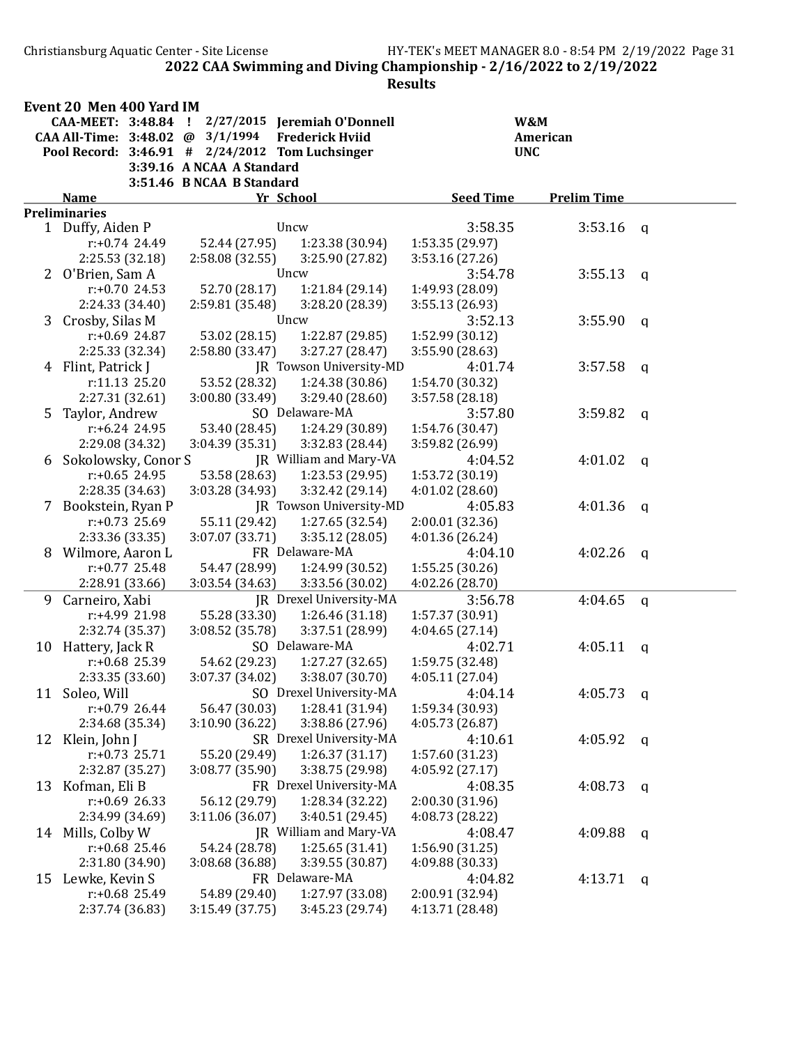2022 CAA Swimming and Diving Championship - 2/16/2022 to 2/19/2022

Results

## Event 20 Men 400 Yard IM

| | | | | | |
|---|---|---|---|---|---|
| CAA-MEET: | 3:48.84 | ! | 2/27/2015 | Jeremiah O'Donnell | W&M |
| CAA All-Time: | 3:48.02 | @ | 3/1/1994 | Frederick Hviid | American |
| Pool Record: | 3:46.91 | # | 2/24/2012 | Tom Luchsinger | UNC |
| | 3:39.16 | A | NCAA A Standard | | |
| | 3:51.46 | B | NCAA B Standard | | |

**Preliminaries**

| | Name | Yr | School | Seed Time | Prelim Time | |
|---|---|---|---|---|---|---|
| 1 | Duffy, Aiden P | | Uncw | 3:58.35 | 3:53.16 | q |
| | r:+0.74 24.49 | 52.44 (27.95) | 1:23.38 (30.94) | 1:53.35 (29.97) | | |
| | 2:25.53 (32.18) | 2:58.08 (32.55) | 3:25.90 (27.82) | 3:53.16 (27.26) | | |
| 2 | O'Brien, Sam A | | Uncw | 3:54.78 | 3:55.13 | q |
| | r:+0.70 24.53 | 52.70 (28.17) | 1:21.84 (29.14) | 1:49.93 (28.09) | | |
| | 2:24.33 (34.40) | 2:59.81 (35.48) | 3:28.20 (28.39) | 3:55.13 (26.93) | | |
| 3 | Crosby, Silas M | | Uncw | 3:52.13 | 3:55.90 | q |
| | r:+0.69 24.87 | 53.02 (28.15) | 1:22.87 (29.85) | 1:52.99 (30.12) | | |
| | 2:25.33 (32.34) | 2:58.80 (33.47) | 3:27.27 (28.47) | 3:55.90 (28.63) | | |
| 4 | Flint, Patrick J | JR | Towson University-MD | 4:01.74 | 3:57.58 | q |
| | r:11.13 25.20 | 53.52 (28.32) | 1:24.38 (30.86) | 1:54.70 (30.32) | | |
| | 2:27.31 (32.61) | 3:00.80 (33.49) | 3:29.40 (28.60) | 3:57.58 (28.18) | | |
| 5 | Taylor, Andrew | SO | Delaware-MA | 3:57.80 | 3:59.82 | q |
| | r:+6.24 24.95 | 53.40 (28.45) | 1:24.29 (30.89) | 1:54.76 (30.47) | | |
| | 2:29.08 (34.32) | 3:04.39 (35.31) | 3:32.83 (28.44) | 3:59.82 (26.99) | | |
| 6 | Sokolowsky, Conor S | JR | William and Mary-VA | 4:04.52 | 4:01.02 | q |
| | r:+0.65 24.95 | 53.58 (28.63) | 1:23.53 (29.95) | 1:53.72 (30.19) | | |
| | 2:28.35 (34.63) | 3:03.28 (34.93) | 3:32.42 (29.14) | 4:01.02 (28.60) | | |
| 7 | Bookstein, Ryan P | JR | Towson University-MD | 4:05.83 | 4:01.36 | q |
| | r:+0.73 25.69 | 55.11 (29.42) | 1:27.65 (32.54) | 2:00.01 (32.36) | | |
| | 2:33.36 (33.35) | 3:07.07 (33.71) | 3:35.12 (28.05) | 4:01.36 (26.24) | | |
| 8 | Wilmore, Aaron L | FR | Delaware-MA | 4:04.10 | 4:02.26 | q |
| | r:+0.77 25.48 | 54.47 (28.99) | 1:24.99 (30.52) | 1:55.25 (30.26) | | |
| | 2:28.91 (33.66) | 3:03.54 (34.63) | 3:33.56 (30.02) | 4:02.26 (28.70) | | |
| 9 | Carneiro, Xabi | JR | Drexel University-MA | 3:56.78 | 4:04.65 | q |
| | r:+4.99 21.98 | 55.28 (33.30) | 1:26.46 (31.18) | 1:57.37 (30.91) | | |
| | 2:32.74 (35.37) | 3:08.52 (35.78) | 3:37.51 (28.99) | 4:04.65 (27.14) | | |
| 10 | Hattery, Jack R | SO | Delaware-MA | 4:02.71 | 4:05.11 | q |
| | r:+0.68 25.39 | 54.62 (29.23) | 1:27.27 (32.65) | 1:59.75 (32.48) | | |
| | 2:33.35 (33.60) | 3:07.37 (34.02) | 3:38.07 (30.70) | 4:05.11 (27.04) | | |
| 11 | Soleo, Will | SO | Drexel University-MA | 4:04.14 | 4:05.73 | q |
| | r:+0.79 26.44 | 56.47 (30.03) | 1:28.41 (31.94) | 1:59.34 (30.93) | | |
| | 2:34.68 (35.34) | 3:10.90 (36.22) | 3:38.86 (27.96) | 4:05.73 (26.87) | | |
| 12 | Klein, John J | SR | Drexel University-MA | 4:10.61 | 4:05.92 | q |
| | r:+0.73 25.71 | 55.20 (29.49) | 1:26.37 (31.17) | 1:57.60 (31.23) | | |
| | 2:32.87 (35.27) | 3:08.77 (35.90) | 3:38.75 (29.98) | 4:05.92 (27.17) | | |
| 13 | Kofman, Eli B | FR | Drexel University-MA | 4:08.35 | 4:08.73 | q |
| | r:+0.69 26.33 | 56.12 (29.79) | 1:28.34 (32.22) | 2:00.30 (31.96) | | |
| | 2:34.99 (34.69) | 3:11.06 (36.07) | 3:40.51 (29.45) | 4:08.73 (28.22) | | |
| 14 | Mills, Colby W | JR | William and Mary-VA | 4:08.47 | 4:09.88 | q |
| | r:+0.68 25.46 | 54.24 (28.78) | 1:25.65 (31.41) | 1:56.90 (31.25) | | |
| | 2:31.80 (34.90) | 3:08.68 (36.88) | 3:39.55 (30.87) | 4:09.88 (30.33) | | |
| 15 | Lewke, Kevin S | FR | Delaware-MA | 4:04.82 | 4:13.71 | q |
| | r:+0.68 25.49 | 54.89 (29.40) | 1:27.97 (33.08) | 2:00.91 (32.94) | | |
| | 2:37.74 (36.83) | 3:15.49 (37.75) | 3:45.23 (29.74) | 4:13.71 (28.48) | | |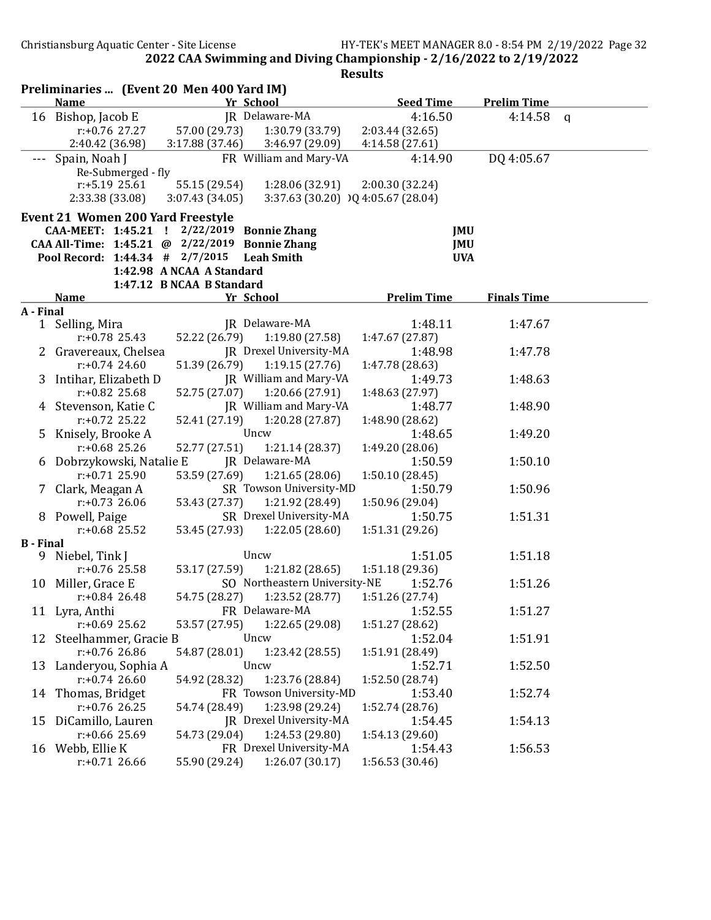## 2022 CAA Swimming and Diving Championship - 2/16/2022 to 2/19/2022

### Results

**Preliminaries ... (Event 20 Men 400 Yard IM)**

| | Name | Yr | School | Seed Time | Prelim Time | |
|---|---|---|---|---|---|---|
| 16 | Bishop, Jacob E | JR | Delaware-MA | 4:16.50 | 4:14.58 | q |
| | r:+0.76 27.27 | 57.00 (29.73) | 1:30.79 (33.79) | 2:03.44 (32.65) | | |
| | 2:40.42 (36.98) | 3:17.88 (37.46) | 3:46.97 (29.09) | 4:14.58 (27.61) | | |
| --- | Spain, Noah J | FR | William and Mary-VA | 4:14.90 | DQ 4:05.67 | |
| | Re-Submerged - fly | | | | | |
| | r:+5.19 25.61 | 55.15 (29.54) | 1:28.06 (32.91) | 2:00.30 (32.24) | | |
| | 2:33.38 (33.08) | 3:07.43 (34.05) | 3:37.63 (30.20) | DQ 4:05.67 (28.04) | | |

**Event 21 Women 200 Yard Freestyle**

| | | | | | |
|---|---|---|---|---|---|
| CAA-MEET: | 1:45.21 | ! | 2/22/2019 | Bonnie Zhang | JMU |
| CAA All-Time: | 1:45.21 | @ | 2/22/2019 | Bonnie Zhang | JMU |
| Pool Record: | 1:44.34 | # | 2/7/2015 | Leah Smith | UVA |
| | 1:42.98 | A NCAA A Standard | | | |
| | 1:47.12 | B NCAA B Standard | | | |

| | Name | Yr | School | Prelim Time | Finals Time |
|---|---|---|---|---|---|
| **A - Final** | | | | | |
| 1 | Selling, Mira | JR | Delaware-MA | 1:48.11 | 1:47.67 |
| | r:+0.78 25.43 | 52.22 (26.79) | 1:19.80 (27.58) | 1:47.67 (27.87) | |
| 2 | Gravereaux, Chelsea | JR | Drexel University-MA | 1:48.98 | 1:47.78 |
| | r:+0.74 24.60 | 51.39 (26.79) | 1:19.15 (27.76) | 1:47.78 (28.63) | |
| 3 | Intihar, Elizabeth D | JR | William and Mary-VA | 1:49.73 | 1:48.63 |
| | r:+0.82 25.68 | 52.75 (27.07) | 1:20.66 (27.91) | 1:48.63 (27.97) | |
| 4 | Stevenson, Katie C | JR | William and Mary-VA | 1:48.77 | 1:48.90 |
| | r:+0.72 25.22 | 52.41 (27.19) | 1:20.28 (27.87) | 1:48.90 (28.62) | |
| 5 | Knisely, Brooke A | | Uncw | 1:48.65 | 1:49.20 |
| | r:+0.68 25.26 | 52.77 (27.51) | 1:21.14 (28.37) | 1:49.20 (28.06) | |
| 6 | Dobrzykowski, Natalie E | JR | Delaware-MA | 1:50.59 | 1:50.10 |
| | r:+0.71 25.90 | 53.59 (27.69) | 1:21.65 (28.06) | 1:50.10 (28.45) | |
| 7 | Clark, Meagan A | SR | Towson University-MD | 1:50.79 | 1:50.96 |
| | r:+0.73 26.06 | 53.43 (27.37) | 1:21.92 (28.49) | 1:50.96 (29.04) | |
| 8 | Powell, Paige | SR | Drexel University-MA | 1:50.75 | 1:51.31 |
| | r:+0.68 25.52 | 53.45 (27.93) | 1:22.05 (28.60) | 1:51.31 (29.26) | |
| **B - Final** | | | | | |
| 9 | Niebel, Tink J | | Uncw | 1:51.05 | 1:51.18 |
| | r:+0.76 25.58 | 53.17 (27.59) | 1:21.82 (28.65) | 1:51.18 (29.36) | |
| 10 | Miller, Grace E | SO | Northeastern University-NE | 1:52.76 | 1:51.26 |
| | r:+0.84 26.48 | 54.75 (28.27) | 1:23.52 (28.77) | 1:51.26 (27.74) | |
| 11 | Lyra, Anthi | FR | Delaware-MA | 1:52.55 | 1:51.27 |
| | r:+0.69 25.62 | 53.57 (27.95) | 1:22.65 (29.08) | 1:51.27 (28.62) | |
| 12 | Steelhammer, Gracie B | | Uncw | 1:52.04 | 1:51.91 |
| | r:+0.76 26.86 | 54.87 (28.01) | 1:23.42 (28.55) | 1:51.91 (28.49) | |
| 13 | Landeryou, Sophia A | | Uncw | 1:52.71 | 1:52.50 |
| | r:+0.74 26.60 | 54.92 (28.32) | 1:23.76 (28.84) | 1:52.50 (28.74) | |
| 14 | Thomas, Bridget | FR | Towson University-MD | 1:53.40 | 1:52.74 |
| | r:+0.76 26.25 | 54.74 (28.49) | 1:23.98 (29.24) | 1:52.74 (28.76) | |
| 15 | DiCamillo, Lauren | JR | Drexel University-MA | 1:54.45 | 1:54.13 |
| | r:+0.66 25.69 | 54.73 (29.04) | 1:24.53 (29.80) | 1:54.13 (29.60) | |
| 16 | Webb, Ellie K | FR | Drexel University-MA | 1:54.43 | 1:56.53 |
| | r:+0.71 26.66 | 55.90 (29.24) | 1:26.07 (30.17) | 1:56.53 (30.46) | |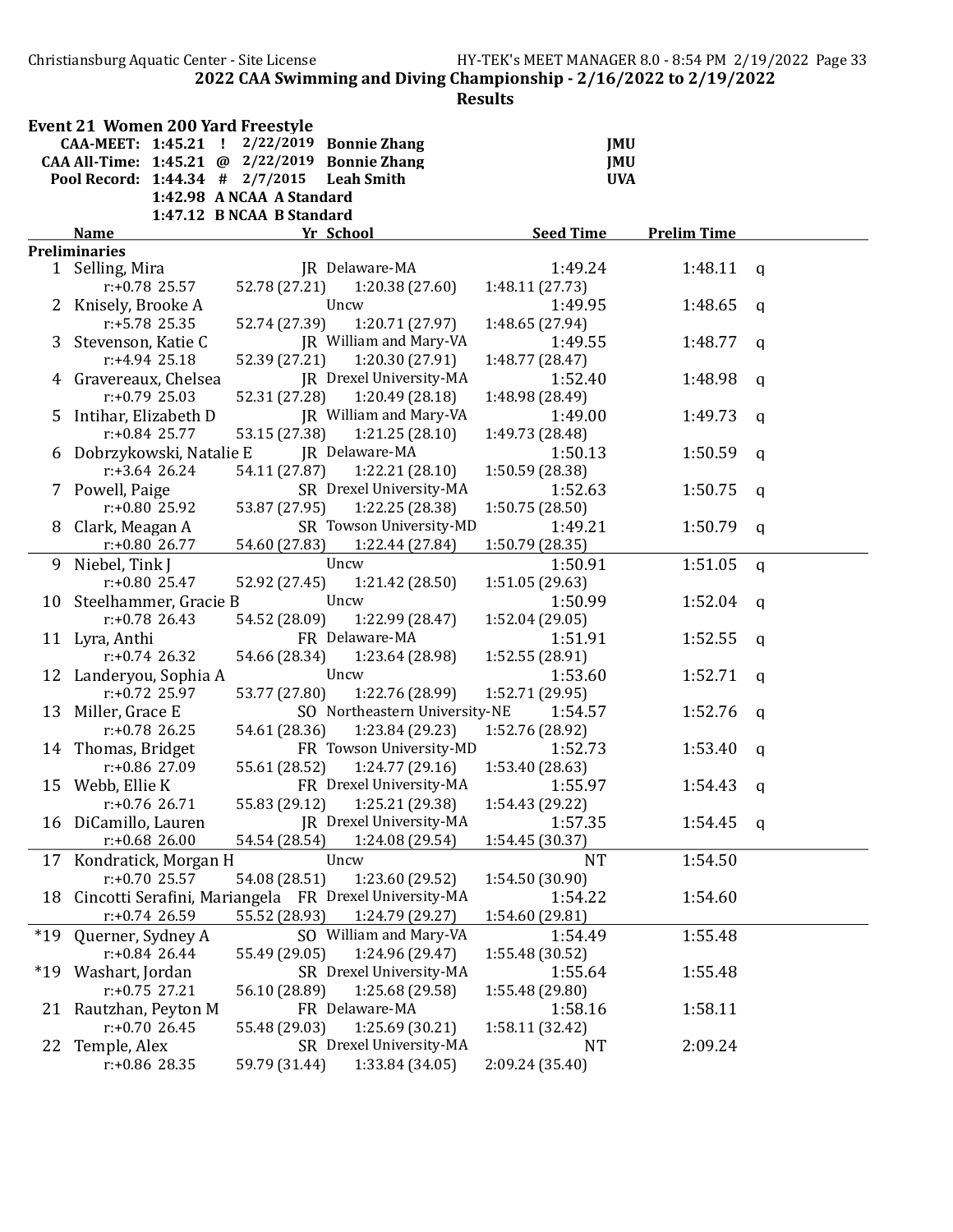## 2022 CAA Swimming and Diving Championship - 2/16/2022 to 2/19/2022

### Results

#### Event 21 Women 200 Yard Freestyle

| | | | | | |
|---|---|---|---|---|---|
| CAA-MEET: | 1:45.21 | ! | 2/22/2019 | Bonnie Zhang | JMU |
| CAA All-Time: | 1:45.21 | @ | 2/22/2019 | Bonnie Zhang | JMU |
| Pool Record: | 1:44.34 | # | 2/7/2015 | Leah Smith | UVA |
| | 1:42.98 | A | NCAA A Standard | | |
| | 1:47.12 | B | NCAA B Standard | | |

**Preliminaries**

| | Name | Yr | School | Seed Time | Prelim Time | |
|---|---|---|---|---|---|---|
| 1 | Selling, Mira | JR | Delaware-MA | 1:49.24 | 1:48.11 | q |
| | r:+0.78 25.57 | 52.78 (27.21) | 1:20.38 (27.60) | 1:48.11 (27.73) | | |
| 2 | Knisely, Brooke A | | Uncw | 1:49.95 | 1:48.65 | q |
| | r:+5.78 25.35 | 52.74 (27.39) | 1:20.71 (27.97) | 1:48.65 (27.94) | | |
| 3 | Stevenson, Katie C | JR | William and Mary-VA | 1:49.55 | 1:48.77 | q |
| | r:+4.94 25.18 | 52.39 (27.21) | 1:20.30 (27.91) | 1:48.77 (28.47) | | |
| 4 | Gravereaux, Chelsea | JR | Drexel University-MA | 1:52.40 | 1:48.98 | q |
| | r:+0.79 25.03 | 52.31 (27.28) | 1:20.49 (28.18) | 1:48.98 (28.49) | | |
| 5 | Intihar, Elizabeth D | JR | William and Mary-VA | 1:49.00 | 1:49.73 | q |
| | r:+0.84 25.77 | 53.15 (27.38) | 1:21.25 (28.10) | 1:49.73 (28.48) | | |
| 6 | Dobrzykowski, Natalie E | JR | Delaware-MA | 1:50.13 | 1:50.59 | q |
| | r:+3.64 26.24 | 54.11 (27.87) | 1:22.21 (28.10) | 1:50.59 (28.38) | | |
| 7 | Powell, Paige | SR | Drexel University-MA | 1:52.63 | 1:50.75 | q |
| | r:+0.80 25.92 | 53.87 (27.95) | 1:22.25 (28.38) | 1:50.75 (28.50) | | |
| 8 | Clark, Meagan A | SR | Towson University-MD | 1:49.21 | 1:50.79 | q |
| | r:+0.80 26.77 | 54.60 (27.83) | 1:22.44 (27.84) | 1:50.79 (28.35) | | |
| 9 | Niebel, Tink J | | Uncw | 1:50.91 | 1:51.05 | q |
| | r:+0.80 25.47 | 52.92 (27.45) | 1:21.42 (28.50) | 1:51.05 (29.63) | | |
| 10 | Steelhammer, Gracie B | | Uncw | 1:50.99 | 1:52.04 | q |
| | r:+0.78 26.43 | 54.52 (28.09) | 1:22.99 (28.47) | 1:52.04 (29.05) | | |
| 11 | Lyra, Anthi | FR | Delaware-MA | 1:51.91 | 1:52.55 | q |
| | r:+0.74 26.32 | 54.66 (28.34) | 1:23.64 (28.98) | 1:52.55 (28.91) | | |
| 12 | Landeryou, Sophia A | | Uncw | 1:53.60 | 1:52.71 | q |
| | r:+0.72 25.97 | 53.77 (27.80) | 1:22.76 (28.99) | 1:52.71 (29.95) | | |
| 13 | Miller, Grace E | SO | Northeastern University-NE | 1:54.57 | 1:52.76 | q |
| | r:+0.78 26.25 | 54.61 (28.36) | 1:23.84 (29.23) | 1:52.76 (28.92) | | |
| 14 | Thomas, Bridget | FR | Towson University-MD | 1:52.73 | 1:53.40 | q |
| | r:+0.86 27.09 | 55.61 (28.52) | 1:24.77 (29.16) | 1:53.40 (28.63) | | |
| 15 | Webb, Ellie K | FR | Drexel University-MA | 1:55.97 | 1:54.43 | q |
| | r:+0.76 26.71 | 55.83 (29.12) | 1:25.21 (29.38) | 1:54.43 (29.22) | | |
| 16 | DiCamillo, Lauren | JR | Drexel University-MA | 1:57.35 | 1:54.45 | q |
| | r:+0.68 26.00 | 54.54 (28.54) | 1:24.08 (29.54) | 1:54.45 (30.37) | | |
| 17 | Kondratick, Morgan H | | Uncw | NT | 1:54.50 | |
| | r:+0.70 25.57 | 54.08 (28.51) | 1:23.60 (29.52) | 1:54.50 (30.90) | | |
| 18 | Cincotti Serafini, Mariangela | FR | Drexel University-MA | 1:54.22 | 1:54.60 | |
| | r:+0.74 26.59 | 55.52 (28.93) | 1:24.79 (29.27) | 1:54.60 (29.81) | | |
| *19 | Querner, Sydney A | SO | William and Mary-VA | 1:54.49 | 1:55.48 | |
| | r:+0.84 26.44 | 55.49 (29.05) | 1:24.96 (29.47) | 1:55.48 (30.52) | | |
| *19 | Washart, Jordan | SR | Drexel University-MA | 1:55.64 | 1:55.48 | |
| | r:+0.75 27.21 | 56.10 (28.89) | 1:25.68 (29.58) | 1:55.48 (29.80) | | |
| 21 | Rautzhan, Peyton M | FR | Delaware-MA | 1:58.16 | 1:58.11 | |
| | r:+0.70 26.45 | 55.48 (29.03) | 1:25.69 (30.21) | 1:58.11 (32.42) | | |
| 22 | Temple, Alex | SR | Drexel University-MA | NT | 2:09.24 | |
| | r:+0.86 28.35 | 59.79 (31.44) | 1:33.84 (34.05) | 2:09.24 (35.40) | | |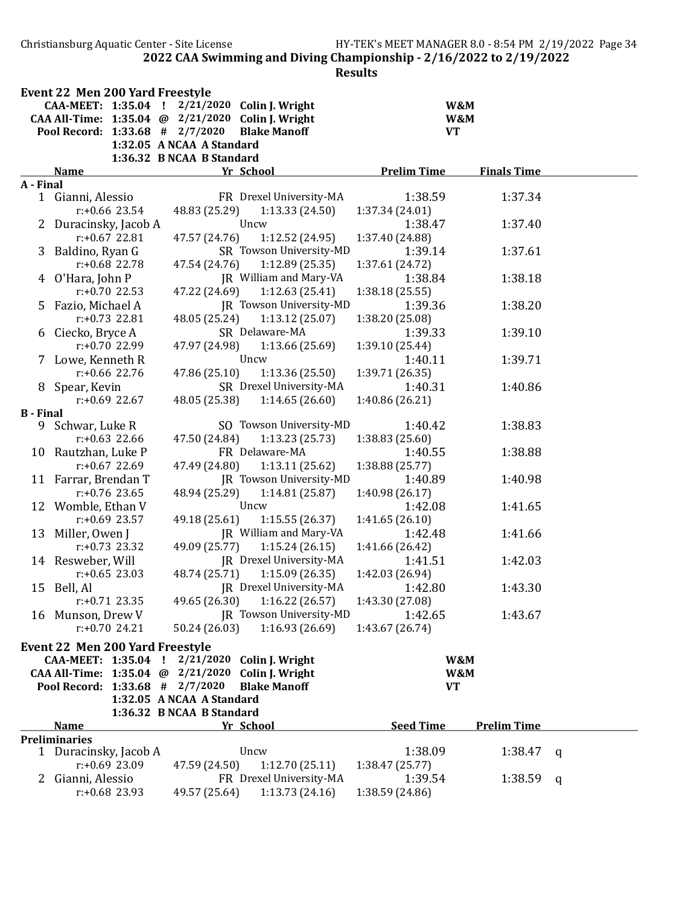**2022 CAA Swimming and Diving Championship - 2/16/2022 to 2/19/2022**

**Results**

### Event 22 Men 200 Yard Freestyle

| | | | | | |
|---|---|---|---|---|---|
| CAA-MEET: | 1:35.04 | ! | 2/21/2020 | Colin J. Wright | W&M |
| CAA All-Time: | 1:35.04 | @ | 2/21/2020 | Colin J. Wright | W&M |
| Pool Record: | 1:33.68 | # | 2/7/2020 | Blake Manoff | VT |
| | 1:32.05 | A | NCAA A Standard | | |
| | 1:36.32 | B | NCAA B Standard | | |

| | Name | Yr | School | Prelim Time | Finals Time |
|---|---|---|---|---|---|
| **A - Final** | | | | | |
| 1 | Gianni, Alessio | FR | Drexel University-MA | 1:38.59 | 1:37.34 |
| | r:+0.66 23.54 | 48.83 (25.29) | 1:13.33 (24.50) | 1:37.34 (24.01) | |
| 2 | Duracinsky, Jacob A | | Uncw | 1:38.47 | 1:37.40 |
| | r:+0.67 22.81 | 47.57 (24.76) | 1:12.52 (24.95) | 1:37.40 (24.88) | |
| 3 | Baldino, Ryan G | SR | Towson University-MD | 1:39.14 | 1:37.61 |
| | r:+0.68 22.78 | 47.54 (24.76) | 1:12.89 (25.35) | 1:37.61 (24.72) | |
| 4 | O'Hara, John P | JR | William and Mary-VA | 1:38.84 | 1:38.18 |
| | r:+0.70 22.53 | 47.22 (24.69) | 1:12.63 (25.41) | 1:38.18 (25.55) | |
| 5 | Fazio, Michael A | JR | Towson University-MD | 1:39.36 | 1:38.20 |
| | r:+0.73 22.81 | 48.05 (25.24) | 1:13.12 (25.07) | 1:38.20 (25.08) | |
| 6 | Ciecko, Bryce A | SR | Delaware-MA | 1:39.33 | 1:39.10 |
| | r:+0.70 22.99 | 47.97 (24.98) | 1:13.66 (25.69) | 1:39.10 (25.44) | |
| 7 | Lowe, Kenneth R | | Uncw | 1:40.11 | 1:39.71 |
| | r:+0.66 22.76 | 47.86 (25.10) | 1:13.36 (25.50) | 1:39.71 (26.35) | |
| 8 | Spear, Kevin | SR | Drexel University-MA | 1:40.31 | 1:40.86 |
| | r:+0.69 22.67 | 48.05 (25.38) | 1:14.65 (26.60) | 1:40.86 (26.21) | |
| **B - Final** | | | | | |
| 9 | Schwar, Luke R | SO | Towson University-MD | 1:40.42 | 1:38.83 |
| | r:+0.63 22.66 | 47.50 (24.84) | 1:13.23 (25.73) | 1:38.83 (25.60) | |
| 10 | Rautzhan, Luke P | FR | Delaware-MA | 1:40.55 | 1:38.88 |
| | r:+0.67 22.69 | 47.49 (24.80) | 1:13.11 (25.62) | 1:38.88 (25.77) | |
| 11 | Farrar, Brendan T | JR | Towson University-MD | 1:40.89 | 1:40.98 |
| | r:+0.76 23.65 | 48.94 (25.29) | 1:14.81 (25.87) | 1:40.98 (26.17) | |
| 12 | Womble, Ethan V | | Uncw | 1:42.08 | 1:41.65 |
| | r:+0.69 23.57 | 49.18 (25.61) | 1:15.55 (26.37) | 1:41.65 (26.10) | |
| 13 | Miller, Owen J | JR | William and Mary-VA | 1:42.48 | 1:41.66 |
| | r:+0.73 23.32 | 49.09 (25.77) | 1:15.24 (26.15) | 1:41.66 (26.42) | |
| 14 | Resweber, Will | JR | Drexel University-MA | 1:41.51 | 1:42.03 |
| | r:+0.65 23.03 | 48.74 (25.71) | 1:15.09 (26.35) | 1:42.03 (26.94) | |
| 15 | Bell, Al | JR | Drexel University-MA | 1:42.80 | 1:43.30 |
| | r:+0.71 23.35 | 49.65 (26.30) | 1:16.22 (26.57) | 1:43.30 (27.08) | |
| 16 | Munson, Drew V | JR | Towson University-MD | 1:42.65 | 1:43.67 |
| | r:+0.70 24.21 | 50.24 (26.03) | 1:16.93 (26.69) | 1:43.67 (26.74) | |

### Event 22 Men 200 Yard Freestyle

| | | | | | |
|---|---|---|---|---|---|
| CAA-MEET: | 1:35.04 | ! | 2/21/2020 | Colin J. Wright | W&M |
| CAA All-Time: | 1:35.04 | @ | 2/21/2020 | Colin J. Wright | W&M |
| Pool Record: | 1:33.68 | # | 2/7/2020 | Blake Manoff | VT |
| | 1:32.05 | A | NCAA A Standard | | |
| | 1:36.32 | B | NCAA B Standard | | |

| | Name | Yr | School | Seed Time | Prelim Time | |
|---|---|---|---|---|---|---|
| **Preliminaries** | | | | | | |
| 1 | Duracinsky, Jacob A | | Uncw | 1:38.09 | 1:38.47 | q |
| | r:+0.69 23.09 | 47.59 (24.50) | 1:12.70 (25.11) | 1:38.47 (25.77) | | |
| 2 | Gianni, Alessio | FR | Drexel University-MA | 1:39.54 | 1:38.59 | q |
| | r:+0.68 23.93 | 49.57 (25.64) | 1:13.73 (24.16) | 1:38.59 (24.86) | | |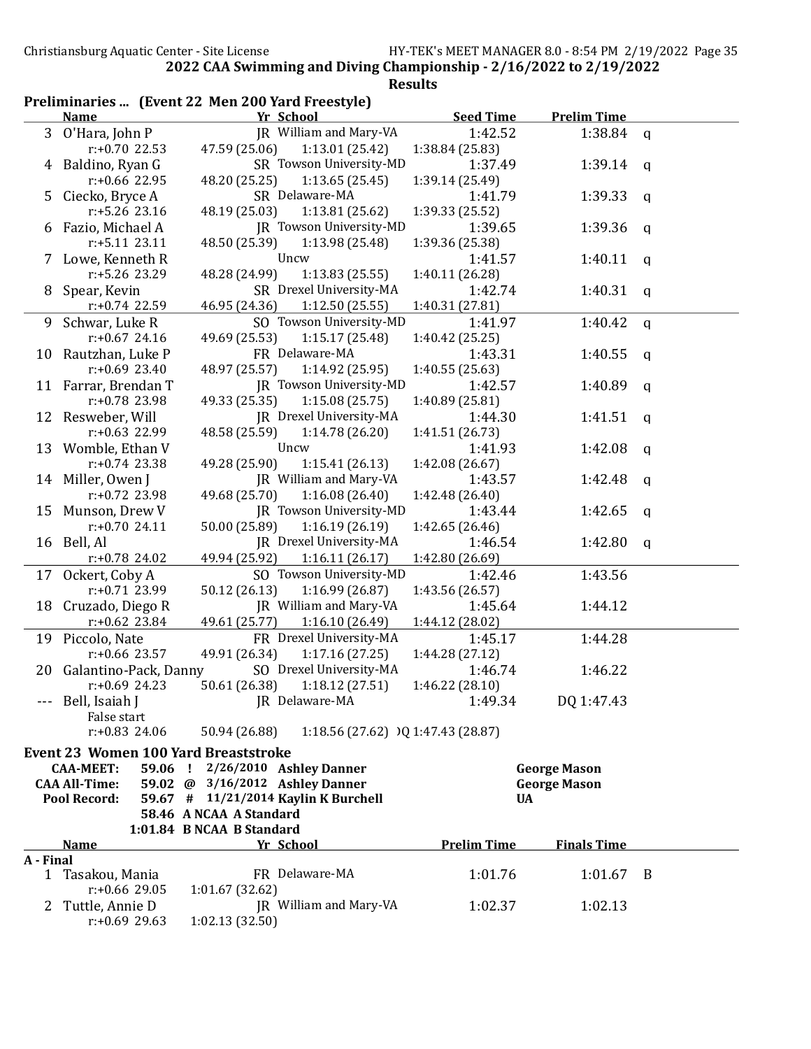## 2022 CAA Swimming and Diving Championship - 2/16/2022 to 2/19/2022

### Results

#### Preliminaries ... (Event 22 Men 200 Yard Freestyle)

| | Name | Yr | School | Seed Time | Prelim Time | |
|---|---|---|---|---|---|---|
| 3 | O'Hara, John P | JR | William and Mary-VA | 1:42.52 | 1:38.84 | q |
| | r:+0.70 22.53 | 47.59 (25.06) | 1:13.01 (25.42) | 1:38.84 (25.83) | | |
| 4 | Baldino, Ryan G | SR | Towson University-MD | 1:37.49 | 1:39.14 | q |
| | r:+0.66 22.95 | 48.20 (25.25) | 1:13.65 (25.45) | 1:39.14 (25.49) | | |
| 5 | Ciecko, Bryce A | SR | Delaware-MA | 1:41.79 | 1:39.33 | q |
| | r:+5.26 23.16 | 48.19 (25.03) | 1:13.81 (25.62) | 1:39.33 (25.52) | | |
| 6 | Fazio, Michael A | JR | Towson University-MD | 1:39.65 | 1:39.36 | q |
| | r:+5.11 23.11 | 48.50 (25.39) | 1:13.98 (25.48) | 1:39.36 (25.38) | | |
| 7 | Lowe, Kenneth R | | Uncw | 1:41.57 | 1:40.11 | q |
| | r:+5.26 23.29 | 48.28 (24.99) | 1:13.83 (25.55) | 1:40.11 (26.28) | | |
| 8 | Spear, Kevin | SR | Drexel University-MA | 1:42.74 | 1:40.31 | q |
| | r:+0.74 22.59 | 46.95 (24.36) | 1:12.50 (25.55) | 1:40.31 (27.81) | | |
| 9 | Schwar, Luke R | SO | Towson University-MD | 1:41.97 | 1:40.42 | q |
| | r:+0.67 24.16 | 49.69 (25.53) | 1:15.17 (25.48) | 1:40.42 (25.25) | | |
| 10 | Rautzhan, Luke P | FR | Delaware-MA | 1:43.31 | 1:40.55 | q |
| | r:+0.69 23.40 | 48.97 (25.57) | 1:14.92 (25.95) | 1:40.55 (25.63) | | |
| 11 | Farrar, Brendan T | JR | Towson University-MD | 1:42.57 | 1:40.89 | q |
| | r:+0.78 23.98 | 49.33 (25.35) | 1:15.08 (25.75) | 1:40.89 (25.81) | | |
| 12 | Resweber, Will | JR | Drexel University-MA | 1:44.30 | 1:41.51 | q |
| | r:+0.63 22.99 | 48.58 (25.59) | 1:14.78 (26.20) | 1:41.51 (26.73) | | |
| 13 | Womble, Ethan V | | Uncw | 1:41.93 | 1:42.08 | q |
| | r:+0.74 23.38 | 49.28 (25.90) | 1:15.41 (26.13) | 1:42.08 (26.67) | | |
| 14 | Miller, Owen J | JR | William and Mary-VA | 1:43.57 | 1:42.48 | q |
| | r:+0.72 23.98 | 49.68 (25.70) | 1:16.08 (26.40) | 1:42.48 (26.40) | | |
| 15 | Munson, Drew V | JR | Towson University-MD | 1:43.44 | 1:42.65 | q |
| | r:+0.70 24.11 | 50.00 (25.89) | 1:16.19 (26.19) | 1:42.65 (26.46) | | |
| 16 | Bell, Al | JR | Drexel University-MA | 1:46.54 | 1:42.80 | q |
| | r:+0.78 24.02 | 49.94 (25.92) | 1:16.11 (26.17) | 1:42.80 (26.69) | | |
| 17 | Ockert, Coby A | SO | Towson University-MD | 1:42.46 | 1:43.56 | |
| | r:+0.71 23.99 | 50.12 (26.13) | 1:16.99 (26.87) | 1:43.56 (26.57) | | |
| 18 | Cruzado, Diego R | JR | William and Mary-VA | 1:45.64 | 1:44.12 | |
| | r:+0.62 23.84 | 49.61 (25.77) | 1:16.10 (26.49) | 1:44.12 (28.02) | | |
| 19 | Piccolo, Nate | FR | Drexel University-MA | 1:45.17 | 1:44.28 | |
| | r:+0.66 23.57 | 49.91 (26.34) | 1:17.16 (27.25) | 1:44.28 (27.12) | | |
| 20 | Galantino-Pack, Danny | SO | Drexel University-MA | 1:46.74 | 1:46.22 | |
| | r:+0.69 24.23 | 50.61 (26.38) | 1:18.12 (27.51) | 1:46.22 (28.10) | | |
| --- | Bell, Isaiah J | JR | Delaware-MA | 1:49.34 | DQ 1:47.43 | |
| | False start | | | | | |
| | r:+0.83 24.06 | 50.94 (26.88) | 1:18.56 (27.62) | )Q 1:47.43 (28.87) | | |

#### Event 23 Women 100 Yard Breaststroke

| | | | | |
|---|---|---|---|---|
| CAA-MEET: | 59.06 ! | 2/26/2010 | Ashley Danner | George Mason |
| CAA All-Time: | 59.02 @ | 3/16/2012 | Ashley Danner | George Mason |
| Pool Record: | 59.67 # | 11/21/2014 | Kaylin K Burchell | UA |
| | 58.46 | A NCAA A Standard | | |
| | 1:01.84 | B NCAA B Standard | | |

| | Name | Yr | School | Prelim Time | Finals Time | |
|---|---|---|---|---|---|---|
| **A - Final** | | | | | | |
| 1 | Tasakou, Mania | FR | Delaware-MA | 1:01.76 | 1:01.67 | B |
| | r:+0.66 29.05 | 1:01.67 (32.62) | | | | |
| 2 | Tuttle, Annie D | JR | William and Mary-VA | 1:02.37 | 1:02.13 | |
| | r:+0.69 29.63 | 1:02.13 (32.50) | | | | |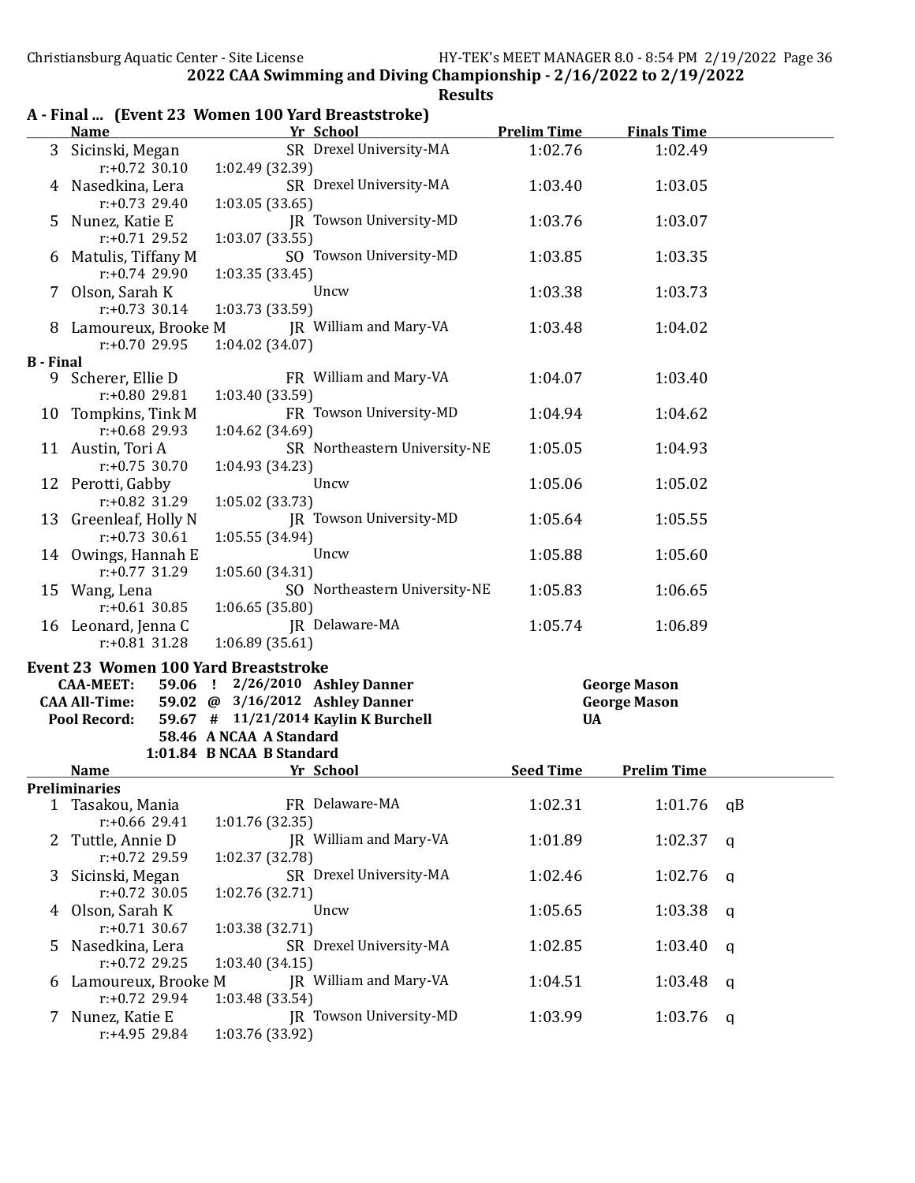**2022 CAA Swimming and Diving Championship - 2/16/2022 to 2/19/2022**

**Results**

### A - Final ... (Event 23 Women 100 Yard Breaststroke)

| | Name | Yr | School | Prelim Time | Finals Time |
|---|---|---|---|---|---|
| 3 | Sicinski, Megan | SR | Drexel University-MA | 1:02.76 | 1:02.49 |
| | r:+0.72 30.10 | | 1:02.49 (32.39) | | |
| 4 | Nasedkina, Lera | SR | Drexel University-MA | 1:03.40 | 1:03.05 |
| | r:+0.73 29.40 | | 1:03.05 (33.65) | | |
| 5 | Nunez, Katie E | JR | Towson University-MD | 1:03.76 | 1:03.07 |
| | r:+0.71 29.52 | | 1:03.07 (33.55) | | |
| 6 | Matulis, Tiffany M | SO | Towson University-MD | 1:03.85 | 1:03.35 |
| | r:+0.74 29.90 | | 1:03.35 (33.45) | | |
| 7 | Olson, Sarah K | | Uncw | 1:03.38 | 1:03.73 |
| | r:+0.73 30.14 | | 1:03.73 (33.59) | | |
| 8 | Lamoureux, Brooke M | JR | William and Mary-VA | 1:03.48 | 1:04.02 |
| | r:+0.70 29.95 | | 1:04.02 (34.07) | | |
| **B - Final** | | | | | |
| 9 | Scherer, Ellie D | FR | William and Mary-VA | 1:04.07 | 1:03.40 |
| | r:+0.80 29.81 | | 1:03.40 (33.59) | | |
| 10 | Tompkins, Tink M | FR | Towson University-MD | 1:04.94 | 1:04.62 |
| | r:+0.68 29.93 | | 1:04.62 (34.69) | | |
| 11 | Austin, Tori A | SR | Northeastern University-NE | 1:05.05 | 1:04.93 |
| | r:+0.75 30.70 | | 1:04.93 (34.23) | | |
| 12 | Perotti, Gabby | | Uncw | 1:05.06 | 1:05.02 |
| | r:+0.82 31.29 | | 1:05.02 (33.73) | | |
| 13 | Greenleaf, Holly N | JR | Towson University-MD | 1:05.64 | 1:05.55 |
| | r:+0.73 30.61 | | 1:05.55 (34.94) | | |
| 14 | Owings, Hannah E | | Uncw | 1:05.88 | 1:05.60 |
| | r:+0.77 31.29 | | 1:05.60 (34.31) | | |
| 15 | Wang, Lena | SO | Northeastern University-NE | 1:05.83 | 1:06.65 |
| | r:+0.61 30.85 | | 1:06.65 (35.80) | | |
| 16 | Leonard, Jenna C | JR | Delaware-MA | 1:05.74 | 1:06.89 |
| | r:+0.81 31.28 | | 1:06.89 (35.61) | | |

### Event 23 Women 100 Yard Breaststroke

| | | | | |
|---|---|---|---|---|
| **CAA-MEET:** | **59.06 !** | 2/26/2010 | **Ashley Danner** | **George Mason** |
| **CAA All-Time:** | **59.02 @** | 3/16/2012 | **Ashley Danner** | **George Mason** |
| **Pool Record:** | **59.67 #** | 11/21/2014 | **Kaylin K Burchell** | **UA** |
| | **58.46 A** | **NCAA A Standard** | | |
| | **1:01.84 B** | **NCAA B Standard** | | |

| | Name | Yr | School | Seed Time | Prelim Time | |
|---|---|---|---|---|---|---|
| **Preliminaries** | | | | | | |
| 1 | Tasakou, Mania | FR | Delaware-MA | 1:02.31 | 1:01.76 | qB |
| | r:+0.66 29.41 | | 1:01.76 (32.35) | | | |
| 2 | Tuttle, Annie D | JR | William and Mary-VA | 1:01.89 | 1:02.37 | q |
| | r:+0.72 29.59 | | 1:02.37 (32.78) | | | |
| 3 | Sicinski, Megan | SR | Drexel University-MA | 1:02.46 | 1:02.76 | q |
| | r:+0.72 30.05 | | 1:02.76 (32.71) | | | |
| 4 | Olson, Sarah K | | Uncw | 1:05.65 | 1:03.38 | q |
| | r:+0.71 30.67 | | 1:03.38 (32.71) | | | |
| 5 | Nasedkina, Lera | SR | Drexel University-MA | 1:02.85 | 1:03.40 | q |
| | r:+0.72 29.25 | | 1:03.40 (34.15) | | | |
| 6 | Lamoureux, Brooke M | JR | William and Mary-VA | 1:04.51 | 1:03.48 | q |
| | r:+0.72 29.94 | | 1:03.48 (33.54) | | | |
| 7 | Nunez, Katie E | JR | Towson University-MD | 1:03.99 | 1:03.76 | q |
| | r:+4.95 29.84 | | 1:03.76 (33.92) | | | |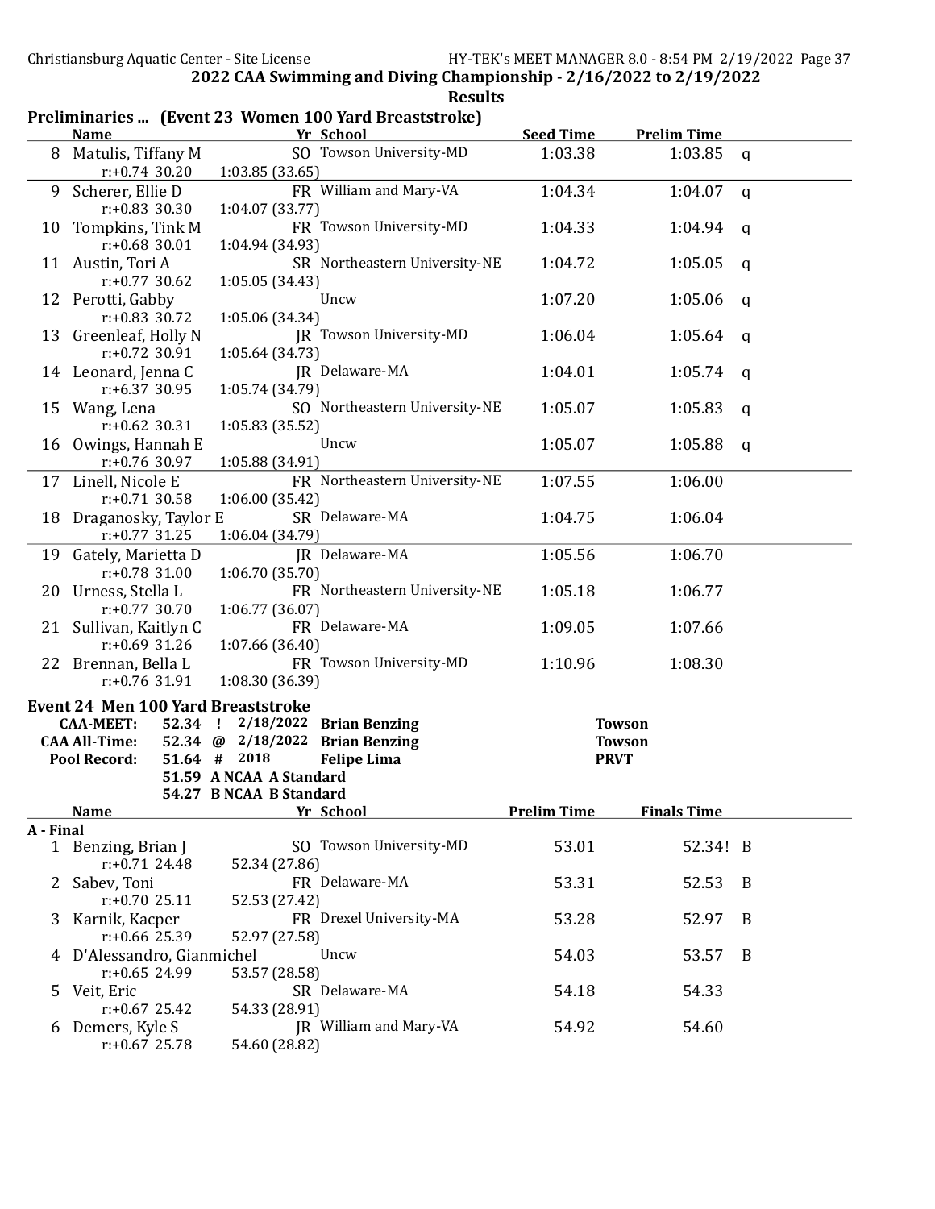## 2022 CAA Swimming and Diving Championship - 2/16/2022 to 2/19/2022

### Results

### Preliminaries ... (Event 23 Women 100 Yard Breaststroke)

| | Name | Yr | School | Seed Time | Prelim Time | |
|---|---|---|---|---|---|---|
| 8 | Matulis, Tiffany M | SO | Towson University-MD | 1:03.38 | 1:03.85 | q |
| | r:+0.74 30.20 | 1:03.85 (33.65) | | | | |
| 9 | Scherer, Ellie D | FR | William and Mary-VA | 1:04.34 | 1:04.07 | q |
| | r:+0.83 30.30 | 1:04.07 (33.77) | | | | |
| 10 | Tompkins, Tink M | FR | Towson University-MD | 1:04.33 | 1:04.94 | q |
| | r:+0.68 30.01 | 1:04.94 (34.93) | | | | |
| 11 | Austin, Tori A | SR | Northeastern University-NE | 1:04.72 | 1:05.05 | q |
| | r:+0.77 30.62 | 1:05.05 (34.43) | | | | |
| 12 | Perotti, Gabby | | Uncw | 1:07.20 | 1:05.06 | q |
| | r:+0.83 30.72 | 1:05.06 (34.34) | | | | |
| 13 | Greenleaf, Holly N | JR | Towson University-MD | 1:06.04 | 1:05.64 | q |
| | r:+0.72 30.91 | 1:05.64 (34.73) | | | | |
| 14 | Leonard, Jenna C | JR | Delaware-MA | 1:04.01 | 1:05.74 | q |
| | r:+6.37 30.95 | 1:05.74 (34.79) | | | | |
| 15 | Wang, Lena | SO | Northeastern University-NE | 1:05.07 | 1:05.83 | q |
| | r:+0.62 30.31 | 1:05.83 (35.52) | | | | |
| 16 | Owings, Hannah E | | Uncw | 1:05.07 | 1:05.88 | q |
| | r:+0.76 30.97 | 1:05.88 (34.91) | | | | |
| 17 | Linell, Nicole E | FR | Northeastern University-NE | 1:07.55 | 1:06.00 | |
| | r:+0.71 30.58 | 1:06.00 (35.42) | | | | |
| 18 | Draganosky, Taylor E | SR | Delaware-MA | 1:04.75 | 1:06.04 | |
| | r:+0.77 31.25 | 1:06.04 (34.79) | | | | |
| 19 | Gately, Marietta D | JR | Delaware-MA | 1:05.56 | 1:06.70 | |
| | r:+0.78 31.00 | 1:06.70 (35.70) | | | | |
| 20 | Urness, Stella L | FR | Northeastern University-NE | 1:05.18 | 1:06.77 | |
| | r:+0.77 30.70 | 1:06.77 (36.07) | | | | |
| 21 | Sullivan, Kaitlyn C | FR | Delaware-MA | 1:09.05 | 1:07.66 | |
| | r:+0.69 31.26 | 1:07.66 (36.40) | | | | |
| 22 | Brennan, Bella L | FR | Towson University-MD | 1:10.96 | 1:08.30 | |
| | r:+0.76 31.91 | 1:08.30 (36.39) | | | | |

### Event 24 Men 100 Yard Breaststroke

| | | | | | |
|---|---|---|---|---|---|
| **CAA-MEET:** | 52.34 | ! | 2/18/2022 | **Brian Benzing** | **Towson** |
| **CAA All-Time:** | 52.34 | @ | 2/18/2022 | **Brian Benzing** | **Towson** |
| **Pool Record:** | 51.64 | # | 2018 | **Felipe Lima** | **PRVT** |
| | 51.59 | A | NCAA A Standard | | |
| | 54.27 | B | NCAA B Standard | | |

| | Name | Yr | School | Prelim Time | Finals Time | |
|---|---|---|---|---|---|---|
| **A - Final** | | | | | | |
| 1 | Benzing, Brian J | SO | Towson University-MD | 53.01 | 52.34! | B |
| | r:+0.71 24.48 | 52.34 (27.86) | | | | |
| 2 | Sabev, Toni | FR | Delaware-MA | 53.31 | 52.53 | B |
| | r:+0.70 25.11 | 52.53 (27.42) | | | | |
| 3 | Karnik, Kacper | FR | Drexel University-MA | 53.28 | 52.97 | B |
| | r:+0.66 25.39 | 52.97 (27.58) | | | | |
| 4 | D'Alessandro, Gianmichel | | Uncw | 54.03 | 53.57 | B |
| | r:+0.65 24.99 | 53.57 (28.58) | | | | |
| 5 | Veit, Eric | SR | Delaware-MA | 54.18 | 54.33 | |
| | r:+0.67 25.42 | 54.33 (28.91) | | | | |
| 6 | Demers, Kyle S | JR | William and Mary-VA | 54.92 | 54.60 | |
| | r:+0.67 25.78 | 54.60 (28.82) | | | | |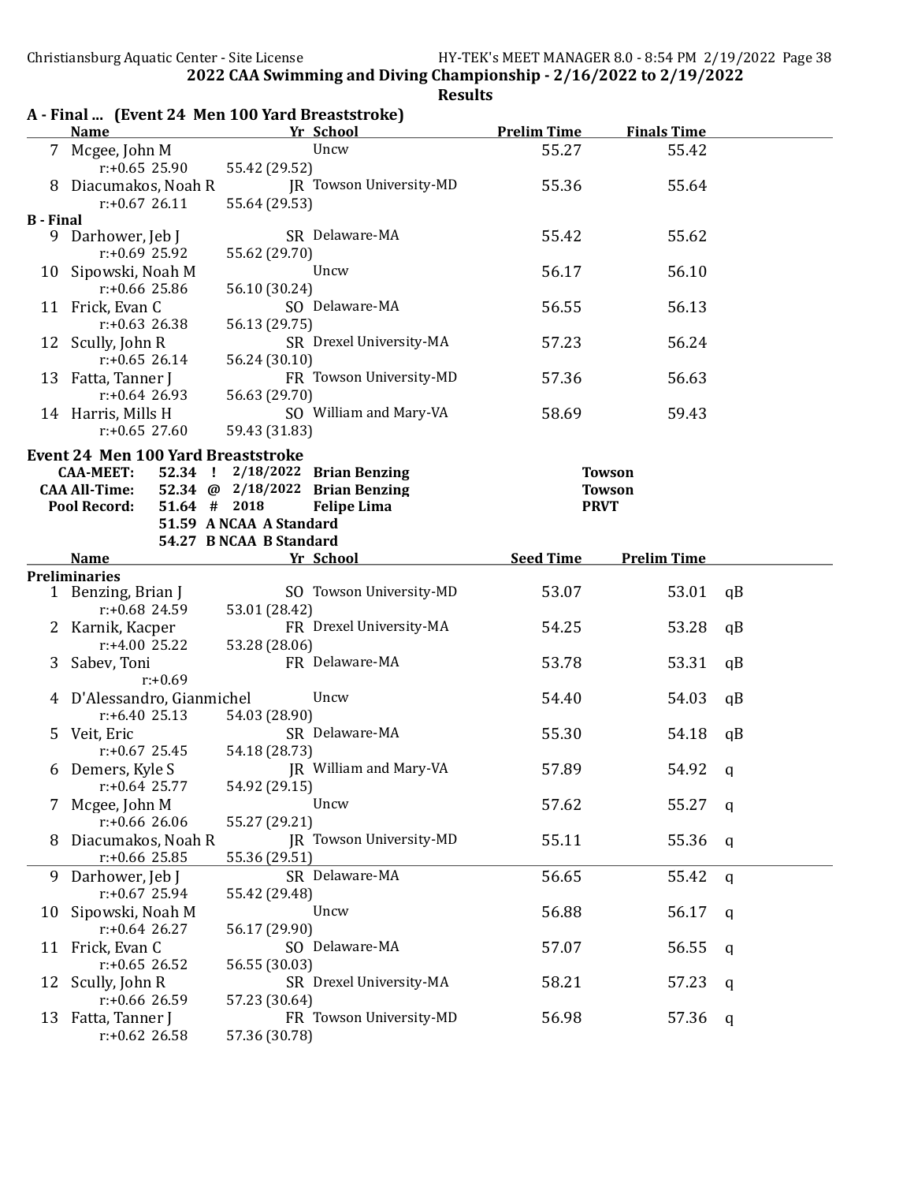## 2022 CAA Swimming and Diving Championship - 2/16/2022 to 2/19/2022

### Results

**A - Final ... (Event 24 Men 100 Yard Breaststroke)**

| | Name | Yr | School | Prelim Time | Finals Time |
|---|---|---|---|---|---|
| 7 | Mcgee, John M | | Uncw | 55.27 | 55.42 |
| | r:+0.65 25.90 | 55.42 (29.52) | | | |
| 8 | Diacumakos, Noah R | JR | Towson University-MD | 55.36 | 55.64 |
| | r:+0.67 26.11 | 55.64 (29.53) | | | |
| **B - Final** | | | | | |
| 9 | Darhower, Jeb J | SR | Delaware-MA | 55.42 | 55.62 |
| | r:+0.69 25.92 | 55.62 (29.70) | | | |
| 10 | Sipowski, Noah M | | Uncw | 56.17 | 56.10 |
| | r:+0.66 25.86 | 56.10 (30.24) | | | |
| 11 | Frick, Evan C | SO | Delaware-MA | 56.55 | 56.13 |
| | r:+0.63 26.38 | 56.13 (29.75) | | | |
| 12 | Scully, John R | SR | Drexel University-MA | 57.23 | 56.24 |
| | r:+0.65 26.14 | 56.24 (30.10) | | | |
| 13 | Fatta, Tanner J | FR | Towson University-MD | 57.36 | 56.63 |
| | r:+0.64 26.93 | 56.63 (29.70) | | | |
| 14 | Harris, Mills H | SO | William and Mary-VA | 58.69 | 59.43 |
| | r:+0.65 27.60 | 59.43 (31.83) | | | |

**Event 24 Men 100 Yard Breaststroke**

| | | | | | |
|---|---|---|---|---|---|
| CAA-MEET: | 52.34 | ! | 2/18/2022 | Brian Benzing | Towson |
| CAA All-Time: | 52.34 | @ | 2/18/2022 | Brian Benzing | Towson |
| Pool Record: | 51.64 | # | 2018 | Felipe Lima | PRVT |
| | 51.59 | A | NCAA A Standard | | |
| | 54.27 | B | NCAA B Standard | | |

| | Name | Yr | School | Seed Time | Prelim Time | |
|---|---|---|---|---|---|---|
| **Preliminaries** | | | | | | |
| 1 | Benzing, Brian J | SO | Towson University-MD | 53.07 | 53.01 | qB |
| | r:+0.68 24.59 | 53.01 (28.42) | | | | |
| 2 | Karnik, Kacper | FR | Drexel University-MA | 54.25 | 53.28 | qB |
| | r:+4.00 25.22 | 53.28 (28.06) | | | | |
| 3 | Sabev, Toni | FR | Delaware-MA | 53.78 | 53.31 | qB |
| | r:+0.69 | | | | | |
| 4 | D'Alessandro, Gianmichel | | Uncw | 54.40 | 54.03 | qB |
| | r:+6.40 25.13 | 54.03 (28.90) | | | | |
| 5 | Veit, Eric | SR | Delaware-MA | 55.30 | 54.18 | qB |
| | r:+0.67 25.45 | 54.18 (28.73) | | | | |
| 6 | Demers, Kyle S | JR | William and Mary-VA | 57.89 | 54.92 | q |
| | r:+0.64 25.77 | 54.92 (29.15) | | | | |
| 7 | Mcgee, John M | | Uncw | 57.62 | 55.27 | q |
| | r:+0.66 26.06 | 55.27 (29.21) | | | | |
| 8 | Diacumakos, Noah R | JR | Towson University-MD | 55.11 | 55.36 | q |
| | r:+0.66 25.85 | 55.36 (29.51) | | | | |
| 9 | Darhower, Jeb J | SR | Delaware-MA | 56.65 | 55.42 | q |
| | r:+0.67 25.94 | 55.42 (29.48) | | | | |
| 10 | Sipowski, Noah M | | Uncw | 56.88 | 56.17 | q |
| | r:+0.64 26.27 | 56.17 (29.90) | | | | |
| 11 | Frick, Evan C | SO | Delaware-MA | 57.07 | 56.55 | q |
| | r:+0.65 26.52 | 56.55 (30.03) | | | | |
| 12 | Scully, John R | SR | Drexel University-MA | 58.21 | 57.23 | q |
| | r:+0.66 26.59 | 57.23 (30.64) | | | | |
| 13 | Fatta, Tanner J | FR | Towson University-MD | 56.98 | 57.36 | q |
| | r:+0.62 26.58 | 57.36 (30.78) | | | | |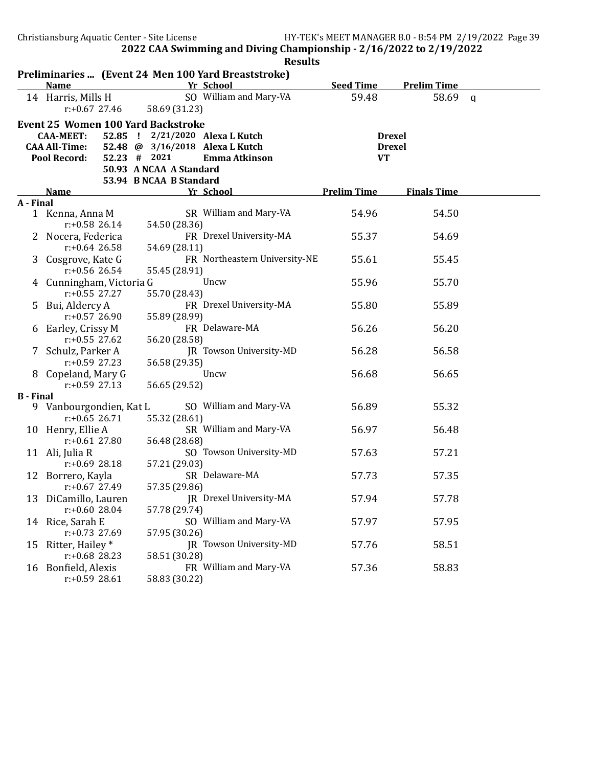2022 CAA Swimming and Diving Championship - 2/16/2022 to 2/19/2022

Results

## Preliminaries ... (Event 24 Men 100 Yard Breaststroke)

| | Name | Yr | School | Seed Time | Prelim Time | |
|---|---|---|---|---|---|---|
| 14 | Harris, Mills H | SO | William and Mary-VA | 59.48 | 58.69 | q |
| | r:+0.67 27.46 | 58.69 (31.23) | | | | |

## Event 25 Women 100 Yard Backstroke

| | | | | | |
|---|---|---|---|---|---|
| CAA-MEET: | 52.85 ! | 2/21/2020 | Alexa L Kutch | Drexel |
| CAA All-Time: | 52.48 @ | 3/16/2018 | Alexa L Kutch | Drexel |
| Pool Record: | 52.23 # | 2021 | Emma Atkinson | VT |
| | 50.93 A | NCAA A Standard | | |
| | 53.94 B | NCAA B Standard | | |

| | Name | Yr | School | Prelim Time | Finals Time |
|---|---|---|---|---|---|
| **A - Final** | | | | | |
| 1 | Kenna, Anna M | SR | William and Mary-VA | 54.96 | 54.50 |
| | r:+0.58 26.14 | 54.50 (28.36) | | | |
| 2 | Nocera, Federica | FR | Drexel University-MA | 55.37 | 54.69 |
| | r:+0.64 26.58 | 54.69 (28.11) | | | |
| 3 | Cosgrove, Kate G | FR | Northeastern University-NE | 55.61 | 55.45 |
| | r:+0.56 26.54 | 55.45 (28.91) | | | |
| 4 | Cunningham, Victoria G | | Uncw | 55.96 | 55.70 |
| | r:+0.55 27.27 | 55.70 (28.43) | | | |
| 5 | Bui, Aldercy A | FR | Drexel University-MA | 55.80 | 55.89 |
| | r:+0.57 26.90 | 55.89 (28.99) | | | |
| 6 | Earley, Crissy M | FR | Delaware-MA | 56.26 | 56.20 |
| | r:+0.55 27.62 | 56.20 (28.58) | | | |
| 7 | Schulz, Parker A | JR | Towson University-MD | 56.28 | 56.58 |
| | r:+0.59 27.23 | 56.58 (29.35) | | | |
| 8 | Copeland, Mary G | | Uncw | 56.68 | 56.65 |
| | r:+0.59 27.13 | 56.65 (29.52) | | | |
| **B - Final** | | | | | |
| 9 | Vanbourgondien, Kat L | SO | William and Mary-VA | 56.89 | 55.32 |
| | r:+0.65 26.71 | 55.32 (28.61) | | | |
| 10 | Henry, Ellie A | SR | William and Mary-VA | 56.97 | 56.48 |
| | r:+0.61 27.80 | 56.48 (28.68) | | | |
| 11 | Ali, Julia R | SO | Towson University-MD | 57.63 | 57.21 |
| | r:+0.69 28.18 | 57.21 (29.03) | | | |
| 12 | Borrero, Kayla | SR | Delaware-MA | 57.73 | 57.35 |
| | r:+0.67 27.49 | 57.35 (29.86) | | | |
| 13 | DiCamillo, Lauren | JR | Drexel University-MA | 57.94 | 57.78 |
| | r:+0.60 28.04 | 57.78 (29.74) | | | |
| 14 | Rice, Sarah E | SO | William and Mary-VA | 57.97 | 57.95 |
| | r:+0.73 27.69 | 57.95 (30.26) | | | |
| 15 | Ritter, Hailey * | JR | Towson University-MD | 57.76 | 58.51 |
| | r:+0.68 28.23 | 58.51 (30.28) | | | |
| 16 | Bonfield, Alexis | FR | William and Mary-VA | 57.36 | 58.83 |
| | r:+0.59 28.61 | 58.83 (30.22) | | | |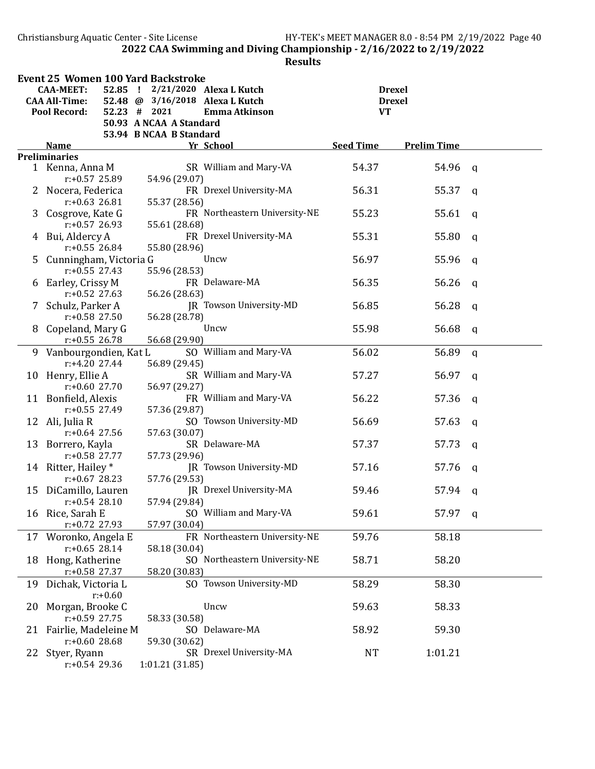## 2022 CAA Swimming and Diving Championship - 2/16/2022 to 2/19/2022

### Results

**Event 25 Women 100 Yard Backstroke**

| | | | | |
|---|---|---|---|---|
| CAA-MEET: | 52.85 ! | 2/21/2020 | Alexa L Kutch | Drexel |
| CAA All-Time: | 52.48 @ | 3/16/2018 | Alexa L Kutch | Drexel |
| Pool Record: | 52.23 # | 2021 | Emma Atkinson | VT |
| | 50.93 A | NCAA A Standard | | |
| | 53.94 B | NCAA B Standard | | |

**Preliminaries**

| | Name | Yr | School | Seed Time | Prelim Time | |
|---|---|---|---|---|---|---|
| 1 | Kenna, Anna M | SR | William and Mary-VA | 54.37 | 54.96 | q |
| | r:+0.57 25.89 | 54.96 (29.07) | | | | |
| 2 | Nocera, Federica | FR | Drexel University-MA | 56.31 | 55.37 | q |
| | r:+0.63 26.81 | 55.37 (28.56) | | | | |
| 3 | Cosgrove, Kate G | FR | Northeastern University-NE | 55.23 | 55.61 | q |
| | r:+0.57 26.93 | 55.61 (28.68) | | | | |
| 4 | Bui, Aldercy A | FR | Drexel University-MA | 55.31 | 55.80 | q |
| | r:+0.55 26.84 | 55.80 (28.96) | | | | |
| 5 | Cunningham, Victoria G | | Uncw | 56.97 | 55.96 | q |
| | r:+0.55 27.43 | 55.96 (28.53) | | | | |
| 6 | Earley, Crissy M | FR | Delaware-MA | 56.35 | 56.26 | q |
| | r:+0.52 27.63 | 56.26 (28.63) | | | | |
| 7 | Schulz, Parker A | JR | Towson University-MD | 56.85 | 56.28 | q |
| | r:+0.58 27.50 | 56.28 (28.78) | | | | |
| 8 | Copeland, Mary G | | Uncw | 55.98 | 56.68 | q |
| | r:+0.55 26.78 | 56.68 (29.90) | | | | |
| 9 | Vanbourgondien, Kat L | SO | William and Mary-VA | 56.02 | 56.89 | q |
| | r:+4.20 27.44 | 56.89 (29.45) | | | | |
| 10 | Henry, Ellie A | SR | William and Mary-VA | 57.27 | 56.97 | q |
| | r:+0.60 27.70 | 56.97 (29.27) | | | | |
| 11 | Bonfield, Alexis | FR | William and Mary-VA | 56.22 | 57.36 | q |
| | r:+0.55 27.49 | 57.36 (29.87) | | | | |
| 12 | Ali, Julia R | SO | Towson University-MD | 56.69 | 57.63 | q |
| | r:+0.64 27.56 | 57.63 (30.07) | | | | |
| 13 | Borrero, Kayla | SR | Delaware-MA | 57.37 | 57.73 | q |
| | r:+0.58 27.77 | 57.73 (29.96) | | | | |
| 14 | Ritter, Hailey * | JR | Towson University-MD | 57.16 | 57.76 | q |
| | r:+0.67 28.23 | 57.76 (29.53) | | | | |
| 15 | DiCamillo, Lauren | JR | Drexel University-MA | 59.46 | 57.94 | q |
| | r:+0.54 28.10 | 57.94 (29.84) | | | | |
| 16 | Rice, Sarah E | SO | William and Mary-VA | 59.61 | 57.97 | q |
| | r:+0.72 27.93 | 57.97 (30.04) | | | | |
| 17 | Woronko, Angela E | FR | Northeastern University-NE | 59.76 | 58.18 | |
| | r:+0.65 28.14 | 58.18 (30.04) | | | | |
| 18 | Hong, Katherine | SO | Northeastern University-NE | 58.71 | 58.20 | |
| | r:+0.58 27.37 | 58.20 (30.83) | | | | |
| 19 | Dichak, Victoria L | SO | Towson University-MD | 58.29 | 58.30 | |
| | r:+0.60 | | | | | |
| 20 | Morgan, Brooke C | | Uncw | 59.63 | 58.33 | |
| | r:+0.59 27.75 | 58.33 (30.58) | | | | |
| 21 | Fairlie, Madeleine M | SO | Delaware-MA | 58.92 | 59.30 | |
| | r:+0.60 28.68 | 59.30 (30.62) | | | | |
| 22 | Styer, Ryann | SR | Drexel University-MA | NT | 1:01.21 | |
| | r:+0.54 29.36 | 1:01.21 (31.85) | | | | |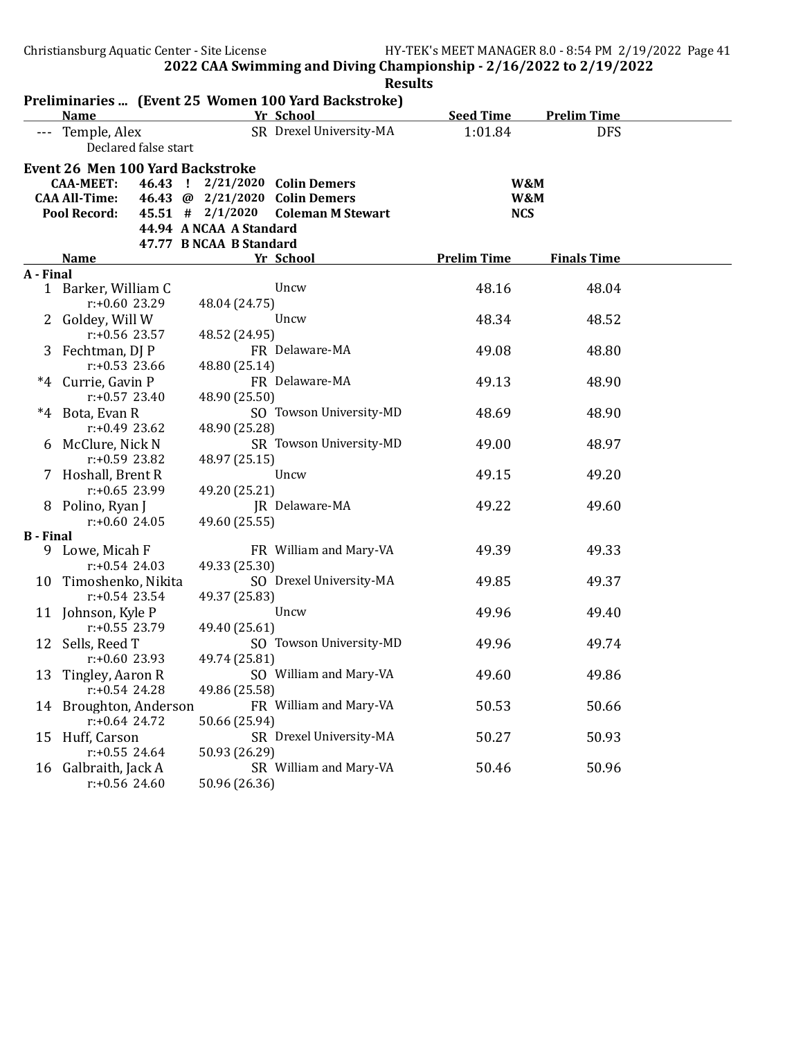## 2022 CAA Swimming and Diving Championship - 2/16/2022 to 2/19/2022

### Results

**Preliminaries ... (Event 25 Women 100 Yard Backstroke)**

| | Name | Yr | School | Seed Time | Prelim Time |
|---|---|---|---|---|---|
| --- | Temple, Alex | SR | Drexel University-MA | 1:01.84 | DFS |
| | Declared false start | | | | |

**Event 26 Men 100 Yard Backstroke**

| | | | | | |
|---|---|---|---|---|---|
| CAA-MEET: | 46.43 | ! | 2/21/2020 | Colin Demers | W&M |
| CAA All-Time: | 46.43 | @ | 2/21/2020 | Colin Demers | W&M |
| Pool Record: | 45.51 | # | 2/1/2020 | Coleman M Stewart | NCS |
| | 44.94 | A | NCAA A Standard | | |
| | 47.77 | B | NCAA B Standard | | |

| | Name | Yr | School | Prelim Time | Finals Time |
|---|---|---|---|---|---|
| **A - Final** | | | | | |
| 1 | Barker, William C | | Uncw | 48.16 | 48.04 |
| | r:+0.60 23.29 | 48.04 (24.75) | | | |
| 2 | Goldey, Will W | | Uncw | 48.34 | 48.52 |
| | r:+0.56 23.57 | 48.52 (24.95) | | | |
| 3 | Fechtman, DJ P | FR | Delaware-MA | 49.08 | 48.80 |
| | r:+0.53 23.66 | 48.80 (25.14) | | | |
| *4 | Currie, Gavin P | FR | Delaware-MA | 49.13 | 48.90 |
| | r:+0.57 23.40 | 48.90 (25.50) | | | |
| *4 | Bota, Evan R | SO | Towson University-MD | 48.69 | 48.90 |
| | r:+0.49 23.62 | 48.90 (25.28) | | | |
| 6 | McClure, Nick N | SR | Towson University-MD | 49.00 | 48.97 |
| | r:+0.59 23.82 | 48.97 (25.15) | | | |
| 7 | Hoshall, Brent R | | Uncw | 49.15 | 49.20 |
| | r:+0.65 23.99 | 49.20 (25.21) | | | |
| 8 | Polino, Ryan J | JR | Delaware-MA | 49.22 | 49.60 |
| | r:+0.60 24.05 | 49.60 (25.55) | | | |
| **B - Final** | | | | | |
| 9 | Lowe, Micah F | FR | William and Mary-VA | 49.39 | 49.33 |
| | r:+0.54 24.03 | 49.33 (25.30) | | | |
| 10 | Timoshenko, Nikita | SO | Drexel University-MA | 49.85 | 49.37 |
| | r:+0.54 23.54 | 49.37 (25.83) | | | |
| 11 | Johnson, Kyle P | | Uncw | 49.96 | 49.40 |
| | r:+0.55 23.79 | 49.40 (25.61) | | | |
| 12 | Sells, Reed T | SO | Towson University-MD | 49.96 | 49.74 |
| | r:+0.60 23.93 | 49.74 (25.81) | | | |
| 13 | Tingley, Aaron R | SO | William and Mary-VA | 49.60 | 49.86 |
| | r:+0.54 24.28 | 49.86 (25.58) | | | |
| 14 | Broughton, Anderson | FR | William and Mary-VA | 50.53 | 50.66 |
| | r:+0.64 24.72 | 50.66 (25.94) | | | |
| 15 | Huff, Carson | SR | Drexel University-MA | 50.27 | 50.93 |
| | r:+0.55 24.64 | 50.93 (26.29) | | | |
| 16 | Galbraith, Jack A | SR | William and Mary-VA | 50.46 | 50.96 |
| | r:+0.56 24.60 | 50.96 (26.36) | | | |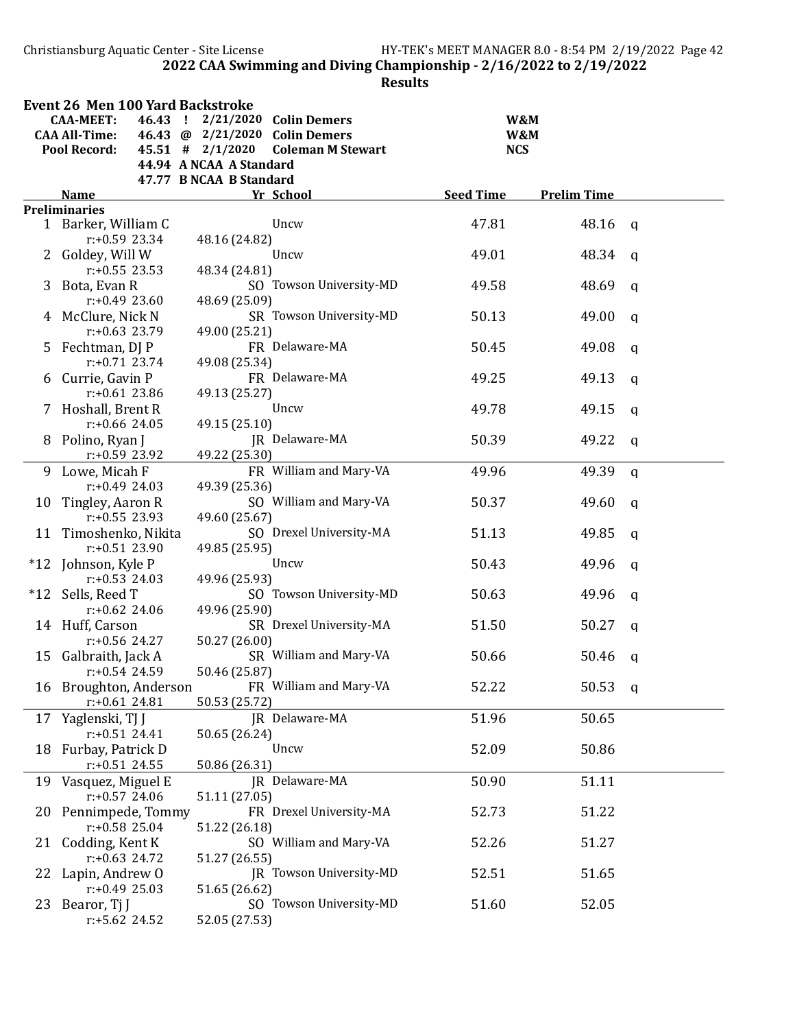## 2022 CAA Swimming and Diving Championship - 2/16/2022 to 2/19/2022

### Results

#### Event 26 Men 100 Yard Backstroke

| | | | | |
|---|---|---|---|---|
| CAA-MEET: | 46.43 ! | 2/21/2020 | Colin Demers | W&M |
| CAA All-Time: | 46.43 @ | 2/21/2020 | Colin Demers | W&M |
| Pool Record: | 45.51 # | 2/1/2020 | Coleman M Stewart | NCS |
| | 44.94 A | NCAA A Standard | | |
| | 47.77 B | NCAA B Standard | | |

**Preliminaries**

| | Name | Yr | School | Seed Time | Prelim Time | |
|---|---|---|---|---|---|---|
| 1 | Barker, William C | | Uncw | 47.81 | 48.16 | q |
| | r:+0.59 23.34 | 48.16 (24.82) | | | | |
| 2 | Goldey, Will W | | Uncw | 49.01 | 48.34 | q |
| | r:+0.55 23.53 | 48.34 (24.81) | | | | |
| 3 | Bota, Evan R | SO | Towson University-MD | 49.58 | 48.69 | q |
| | r:+0.49 23.60 | 48.69 (25.09) | | | | |
| 4 | McClure, Nick N | SR | Towson University-MD | 50.13 | 49.00 | q |
| | r:+0.63 23.79 | 49.00 (25.21) | | | | |
| 5 | Fechtman, DJ P | FR | Delaware-MA | 50.45 | 49.08 | q |
| | r:+0.71 23.74 | 49.08 (25.34) | | | | |
| 6 | Currie, Gavin P | FR | Delaware-MA | 49.25 | 49.13 | q |
| | r:+0.61 23.86 | 49.13 (25.27) | | | | |
| 7 | Hoshall, Brent R | | Uncw | 49.78 | 49.15 | q |
| | r:+0.66 24.05 | 49.15 (25.10) | | | | |
| 8 | Polino, Ryan J | JR | Delaware-MA | 50.39 | 49.22 | q |
| | r:+0.59 23.92 | 49.22 (25.30) | | | | |
| 9 | Lowe, Micah F | FR | William and Mary-VA | 49.96 | 49.39 | q |
| | r:+0.49 24.03 | 49.39 (25.36) | | | | |
| 10 | Tingley, Aaron R | SO | William and Mary-VA | 50.37 | 49.60 | q |
| | r:+0.55 23.93 | 49.60 (25.67) | | | | |
| 11 | Timoshenko, Nikita | SO | Drexel University-MA | 51.13 | 49.85 | q |
| | r:+0.51 23.90 | 49.85 (25.95) | | | | |
| *12 | Johnson, Kyle P | | Uncw | 50.43 | 49.96 | q |
| | r:+0.53 24.03 | 49.96 (25.93) | | | | |
| *12 | Sells, Reed T | SO | Towson University-MD | 50.63 | 49.96 | q |
| | r:+0.62 24.06 | 49.96 (25.90) | | | | |
| 14 | Huff, Carson | SR | Drexel University-MA | 51.50 | 50.27 | q |
| | r:+0.56 24.27 | 50.27 (26.00) | | | | |
| 15 | Galbraith, Jack A | SR | William and Mary-VA | 50.66 | 50.46 | q |
| | r:+0.54 24.59 | 50.46 (25.87) | | | | |
| 16 | Broughton, Anderson | FR | William and Mary-VA | 52.22 | 50.53 | q |
| | r:+0.61 24.81 | 50.53 (25.72) | | | | |
| 17 | Yaglenski, TJ J | JR | Delaware-MA | 51.96 | 50.65 | |
| | r:+0.51 24.41 | 50.65 (26.24) | | | | |
| 18 | Furbay, Patrick D | | Uncw | 52.09 | 50.86 | |
| | r:+0.51 24.55 | 50.86 (26.31) | | | | |
| 19 | Vasquez, Miguel E | JR | Delaware-MA | 50.90 | 51.11 | |
| | r:+0.57 24.06 | 51.11 (27.05) | | | | |
| 20 | Pennimpede, Tommy | FR | Drexel University-MA | 52.73 | 51.22 | |
| | r:+0.58 25.04 | 51.22 (26.18) | | | | |
| 21 | Codding, Kent K | SO | William and Mary-VA | 52.26 | 51.27 | |
| | r:+0.63 24.72 | 51.27 (26.55) | | | | |
| 22 | Lapin, Andrew O | JR | Towson University-MD | 52.51 | 51.65 | |
| | r:+0.49 25.03 | 51.65 (26.62) | | | | |
| 23 | Bearor, Tj J | SO | Towson University-MD | 51.60 | 52.05 | |
| | r:+5.62 24.52 | 52.05 (27.53) | | | | |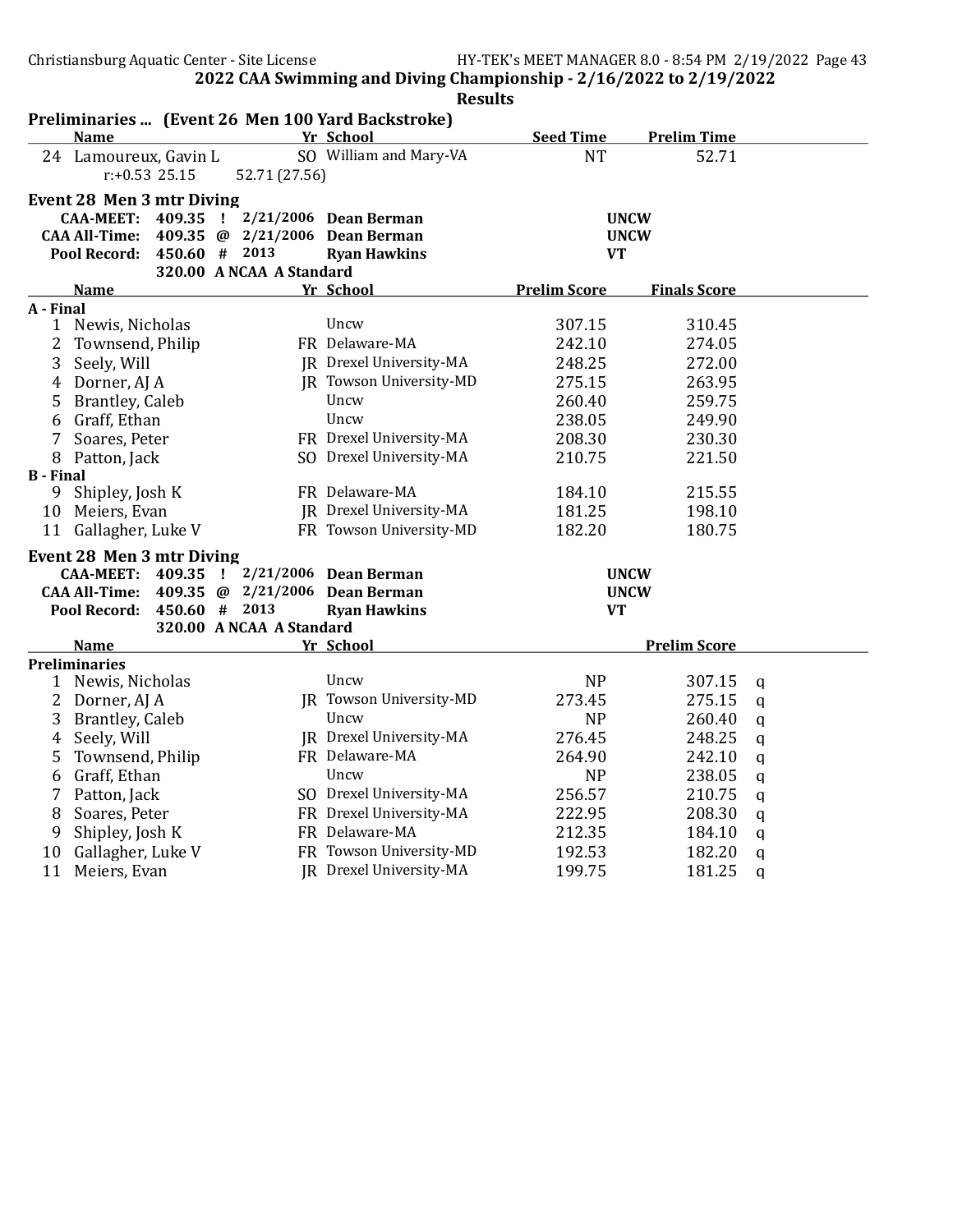## 2022 CAA Swimming and Diving Championship - 2/16/2022 to 2/19/2022

### Results

**Preliminaries ... (Event 26 Men 100 Yard Backstroke)**

| | Name | Yr | School | Seed Time | Prelim Time |
|---|---|---|---|---|---|
| 24 | Lamoureux, Gavin L | SO | William and Mary-VA | NT | 52.71 |
| | r:+0.53 25.15 52.71 (27.56) | | | | |

### Event 28 Men 3 mtr Diving

| | | | | | |
|---|---|---|---|---|---|
| CAA-MEET: | 409.35 | ! | 2/21/2006 | Dean Berman | UNCW |
| CAA All-Time: | 409.35 | @ | 2/21/2006 | Dean Berman | UNCW |
| Pool Record: | 450.60 | # | 2013 | Ryan Hawkins | VT |
| | 320.00 | A NCAA A Standard | | | |

| | Name | Yr | School | Prelim Score | Finals Score |
|---|---|---|---|---|---|
| **A - Final** | | | | | |
| 1 | Newis, Nicholas | | Uncw | 307.15 | 310.45 |
| 2 | Townsend, Philip | FR | Delaware-MA | 242.10 | 274.05 |
| 3 | Seely, Will | JR | Drexel University-MA | 248.25 | 272.00 |
| 4 | Dorner, AJ A | JR | Towson University-MD | 275.15 | 263.95 |
| 5 | Brantley, Caleb | | Uncw | 260.40 | 259.75 |
| 6 | Graff, Ethan | | Uncw | 238.05 | 249.90 |
| 7 | Soares, Peter | FR | Drexel University-MA | 208.30 | 230.30 |
| 8 | Patton, Jack | SO | Drexel University-MA | 210.75 | 221.50 |
| **B - Final** | | | | | |
| 9 | Shipley, Josh K | FR | Delaware-MA | 184.10 | 215.55 |
| 10 | Meiers, Evan | JR | Drexel University-MA | 181.25 | 198.10 |
| 11 | Gallagher, Luke V | FR | Towson University-MD | 182.20 | 180.75 |

### Event 28 Men 3 mtr Diving

| | | | | | |
|---|---|---|---|---|---|
| CAA-MEET: | 409.35 | ! | 2/21/2006 | Dean Berman | UNCW |
| CAA All-Time: | 409.35 | @ | 2/21/2006 | Dean Berman | UNCW |
| Pool Record: | 450.60 | # | 2013 | Ryan Hawkins | VT |
| | 320.00 | A NCAA A Standard | | | |

| | Name | Yr | School | | Prelim Score | |
|---|---|---|---|---|---|---|
| **Preliminaries** | | | | | | |
| 1 | Newis, Nicholas | | Uncw | NP | 307.15 | q |
| 2 | Dorner, AJ A | JR | Towson University-MD | 273.45 | 275.15 | q |
| 3 | Brantley, Caleb | | Uncw | NP | 260.40 | q |
| 4 | Seely, Will | JR | Drexel University-MA | 276.45 | 248.25 | q |
| 5 | Townsend, Philip | FR | Delaware-MA | 264.90 | 242.10 | q |
| 6 | Graff, Ethan | | Uncw | NP | 238.05 | q |
| 7 | Patton, Jack | SO | Drexel University-MA | 256.57 | 210.75 | q |
| 8 | Soares, Peter | FR | Drexel University-MA | 222.95 | 208.30 | q |
| 9 | Shipley, Josh K | FR | Delaware-MA | 212.35 | 184.10 | q |
| 10 | Gallagher, Luke V | FR | Towson University-MD | 192.53 | 182.20 | q |
| 11 | Meiers, Evan | JR | Drexel University-MA | 199.75 | 181.25 | q |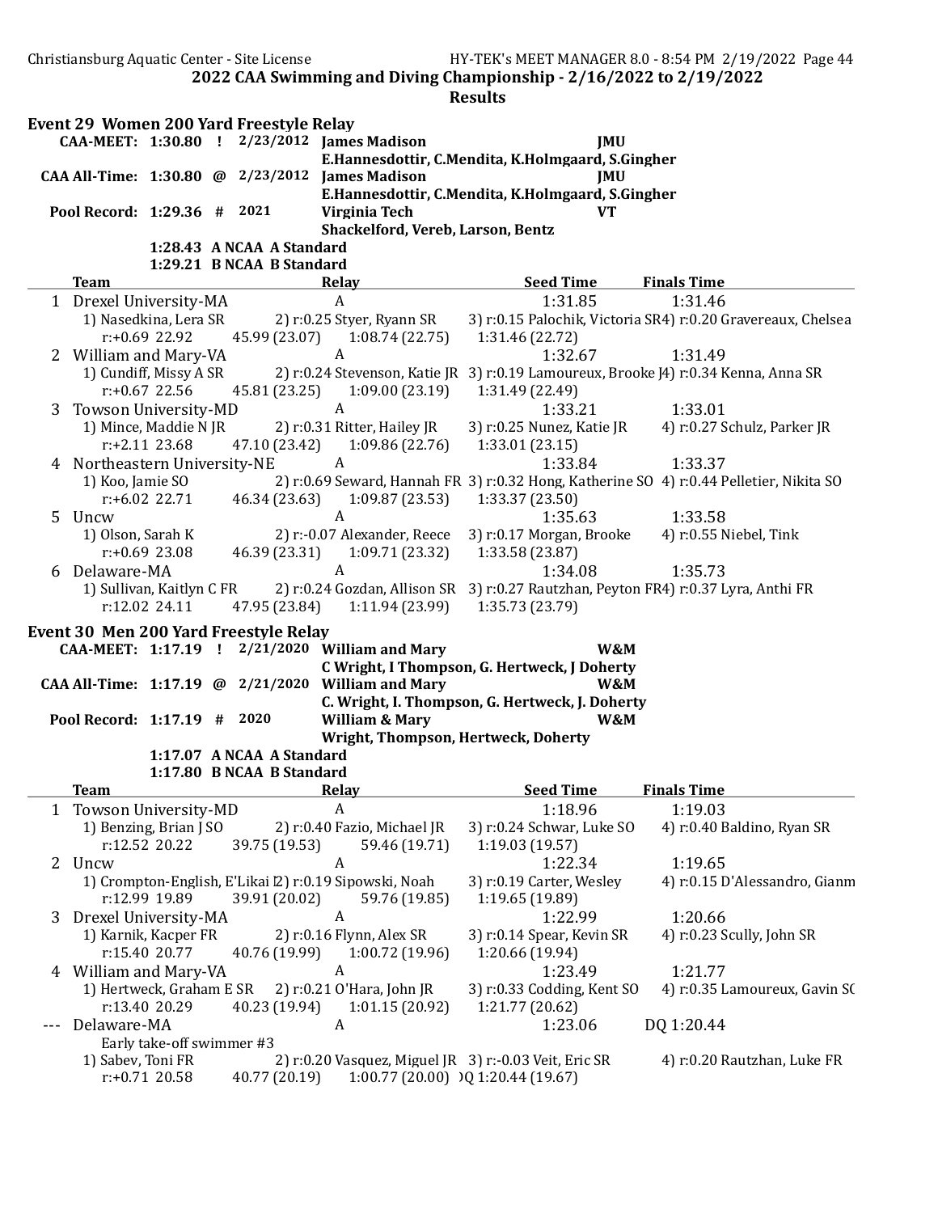## 2022 CAA Swimming and Diving Championship - 2/16/2022 to 2/19/2022

### Results

### Event 29 Women 200 Yard Freestyle Relay

| | | | | |
|---|---|---|---|---|
| CAA-MEET: | 1:30.80 ! | 2/23/2012 | James Madison | JMU |
| | | | E.Hannesdottir, C.Mendita, K.Holmgaard, S.Gingher | |
| CAA All-Time: | 1:30.80 @ | 2/23/2012 | James Madison | JMU |
| | | | E.Hannesdottir, C.Mendita, K.Holmgaard, S.Gingher | |
| Pool Record: | 1:29.36 # | 2021 | Virginia Tech | VT |
| | | | Shackelford, Vereb, Larson, Bentz | |
| | 1:28.43 | A NCAA A Standard | | |
| | 1:29.21 | B NCAA B Standard | | |

| | Team | Relay | Seed Time | Finals Time |
|---|---|---|---|---|
| 1 | Drexel University-MA | A | 1:31.85 | 1:31.46 |
| | 1) Nasedkina, Lera SR; 2) r:0.25 Styer, Ryann SR; 3) r:0.15 Palochik, Victoria SR; 4) r:0.20 Gravereaux, Chelsea | | | |
| | r:+0.69 22.92; 45.99 (23.07); 1:08.74 (22.75); 1:31.46 (22.72) | | | |
| 2 | William and Mary-VA | A | 1:32.67 | 1:31.49 |
| | 1) Cundiff, Missy A SR; 2) r:0.24 Stevenson, Katie JR; 3) r:0.19 Lamoureux, Brooke JR; 4) r:0.34 Kenna, Anna SR | | | |
| | r:+0.67 22.56; 45.81 (23.25); 1:09.00 (23.19); 1:31.49 (22.49) | | | |
| 3 | Towson University-MD | A | 1:33.21 | 1:33.01 |
| | 1) Mince, Maddie N JR; 2) r:0.31 Ritter, Hailey JR; 3) r:0.25 Nunez, Katie JR; 4) r:0.27 Schulz, Parker JR | | | |
| | r:+2.11 23.68; 47.10 (23.42); 1:09.86 (22.76); 1:33.01 (23.15) | | | |
| 4 | Northeastern University-NE | A | 1:33.84 | 1:33.37 |
| | 1) Koo, Jamie SO; 2) r:0.69 Seward, Hannah FR; 3) r:0.32 Hong, Katherine SO; 4) r:0.44 Pelletier, Nikita SO | | | |
| | r:+6.02 22.71; 46.34 (23.63); 1:09.87 (23.53); 1:33.37 (23.50) | | | |
| 5 | Uncw | A | 1:35.63 | 1:33.58 |
| | 1) Olson, Sarah K; 2) r:-0.07 Alexander, Reece; 3) r:0.17 Morgan, Brooke; 4) r:0.55 Niebel, Tink | | | |
| | r:+0.69 23.08; 46.39 (23.31); 1:09.71 (23.32); 1:33.58 (23.87) | | | |
| 6 | Delaware-MA | A | 1:34.08 | 1:35.73 |
| | 1) Sullivan, Kaitlyn C FR; 2) r:0.24 Gozdan, Allison SR; 3) r:0.27 Rautzhan, Peyton FR; 4) r:0.37 Lyra, Anthi FR | | | |
| | r:12.02 24.11; 47.95 (23.84); 1:11.94 (23.99); 1:35.73 (23.79) | | | |

### Event 30 Men 200 Yard Freestyle Relay

| | | | | |
|---|---|---|---|---|
| CAA-MEET: | 1:17.19 ! | 2/21/2020 | William and Mary | W&M |
| | | | C Wright, I Thompson, G. Hertweck, J Doherty | |
| CAA All-Time: | 1:17.19 @ | 2/21/2020 | William and Mary | W&M |
| | | | C. Wright, I. Thompson, G. Hertweck, J. Doherty | |
| Pool Record: | 1:17.19 # | 2020 | William & Mary | W&M |
| | | | Wright, Thompson, Hertweck, Doherty | |
| | 1:17.07 | A NCAA A Standard | | |
| | 1:17.80 | B NCAA B Standard | | |

| | Team | Relay | Seed Time | Finals Time |
|---|---|---|---|---|
| 1 | Towson University-MD | A | 1:18.96 | 1:19.03 |
| | 1) Benzing, Brian J SO; 2) r:0.40 Fazio, Michael JR; 3) r:0.24 Schwar, Luke SO; 4) r:0.40 Baldino, Ryan SR | | | |
| | r:12.52 20.22; 39.75 (19.53); 59.46 (19.71); 1:19.03 (19.57) | | | |
| 2 | Uncw | A | 1:22.34 | 1:19.65 |
| | 1) Crompton-English, E'Likai J; 2) r:0.19 Sipowski, Noah; 3) r:0.19 Carter, Wesley; 4) r:0.15 D'Alessandro, Gianm | | | |
| | r:12.99 19.89; 39.91 (20.02); 59.76 (19.85); 1:19.65 (19.89) | | | |
| 3 | Drexel University-MA | A | 1:22.99 | 1:20.66 |
| | 1) Karnik, Kacper FR; 2) r:0.16 Flynn, Alex SR; 3) r:0.14 Spear, Kevin SR; 4) r:0.23 Scully, John SR | | | |
| | r:15.40 20.77; 40.76 (19.99); 1:00.72 (19.96); 1:20.66 (19.94) | | | |
| 4 | William and Mary-VA | A | 1:23.49 | 1:21.77 |
| | 1) Hertweck, Graham E SR; 2) r:0.21 O'Hara, John JR; 3) r:0.33 Codding, Kent SO; 4) r:0.35 Lamoureux, Gavin SO | | | |
| | r:13.40 20.29; 40.23 (19.94); 1:01.15 (20.92); 1:21.77 (20.62) | | | |
| --- | Delaware-MA | A | 1:23.06 | DQ 1:20.44 |
| | Early take-off swimmer #3 | | | |
| | 1) Sabev, Toni FR; 2) r:0.20 Vasquez, Miguel JR; 3) r:-0.03 Veit, Eric SR; 4) r:0.20 Rautzhan, Luke FR | | | |
| | r:+0.71 20.58; 40.77 (20.19); 1:00.77 (20.00); DQ 1:20.44 (19.67) | | | |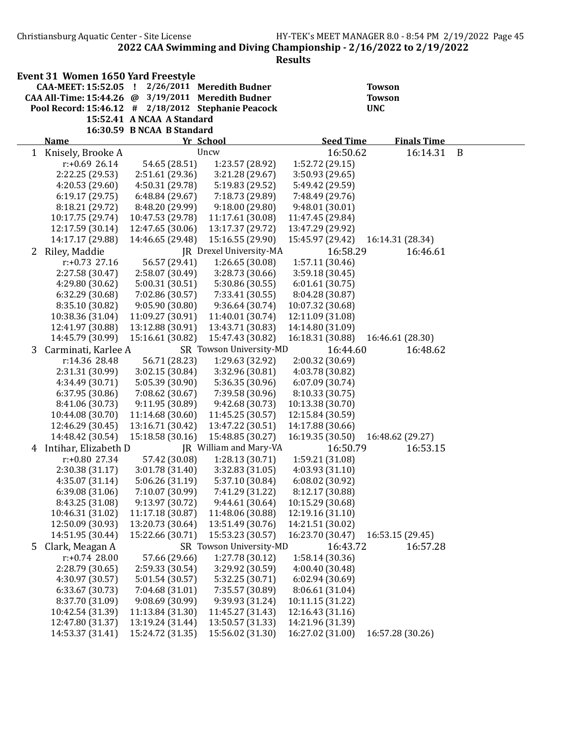## 2022 CAA Swimming and Diving Championship - 2/16/2022 to 2/19/2022

### Results

**Event 31 Women 1650 Yard Freestyle**

| | | | | |
|---|---|---|---|---|
| **CAA-MEET: 15:52.05** | ! | 2/26/2011 | **Meredith Budner** | **Towson** |
| **CAA All-Time: 15:44.26** | @ | 3/19/2011 | **Meredith Budner** | **Towson** |
| **Pool Record: 15:46.12** | # | 2/18/2012 | **Stephanie Peacock** | **UNC** |
| | **15:52.41** | **A NCAA A Standard** | | |
| | **16:30.59** | **B NCAA B Standard** | | |

| | Name | Yr | School | Seed Time | Finals Time | |
|---|---|---|---|---|---|---|
| 1 | Knisely, Brooke A | | Uncw | 16:50.62 | 16:14.31 | B |
| | r:+0.69 26.14 | 54.65 (28.51) | 1:23.57 (28.92) | 1:52.72 (29.15) | | |
| | 2:22.25 (29.53) | 2:51.61 (29.36) | 3:21.28 (29.67) | 3:50.93 (29.65) | | |
| | 4:20.53 (29.60) | 4:50.31 (29.78) | 5:19.83 (29.52) | 5:49.42 (29.59) | | |
| | 6:19.17 (29.75) | 6:48.84 (29.67) | 7:18.73 (29.89) | 7:48.49 (29.76) | | |
| | 8:18.21 (29.72) | 8:48.20 (29.99) | 9:18.00 (29.80) | 9:48.01 (30.01) | | |
| | 10:17.75 (29.74) | 10:47.53 (29.78) | 11:17.61 (30.08) | 11:47.45 (29.84) | | |
| | 12:17.59 (30.14) | 12:47.65 (30.06) | 13:17.37 (29.72) | 13:47.29 (29.92) | | |
| | 14:17.17 (29.88) | 14:46.65 (29.48) | 15:16.55 (29.90) | 15:45.97 (29.42) | 16:14.31 (28.34) | |
| 2 | Riley, Maddie | JR | Drexel University-MA | 16:58.29 | 16:46.61 | |
| | r:+0.73 27.16 | 56.57 (29.41) | 1:26.65 (30.08) | 1:57.11 (30.46) | | |
| | 2:27.58 (30.47) | 2:58.07 (30.49) | 3:28.73 (30.66) | 3:59.18 (30.45) | | |
| | 4:29.80 (30.62) | 5:00.31 (30.51) | 5:30.86 (30.55) | 6:01.61 (30.75) | | |
| | 6:32.29 (30.68) | 7:02.86 (30.57) | 7:33.41 (30.55) | 8:04.28 (30.87) | | |
| | 8:35.10 (30.82) | 9:05.90 (30.80) | 9:36.64 (30.74) | 10:07.32 (30.68) | | |
| | 10:38.36 (31.04) | 11:09.27 (30.91) | 11:40.01 (30.74) | 12:11.09 (31.08) | | |
| | 12:41.97 (30.88) | 13:12.88 (30.91) | 13:43.71 (30.83) | 14:14.80 (31.09) | | |
| | 14:45.79 (30.99) | 15:16.61 (30.82) | 15:47.43 (30.82) | 16:18.31 (30.88) | 16:46.61 (28.30) | |
| 3 | Carminati, Karlee A | SR | Towson University-MD | 16:44.60 | 16:48.62 | |
| | r:14.36 28.48 | 56.71 (28.23) | 1:29.63 (32.92) | 2:00.32 (30.69) | | |
| | 2:31.31 (30.99) | 3:02.15 (30.84) | 3:32.96 (30.81) | 4:03.78 (30.82) | | |
| | 4:34.49 (30.71) | 5:05.39 (30.90) | 5:36.35 (30.96) | 6:07.09 (30.74) | | |
| | 6:37.95 (30.86) | 7:08.62 (30.67) | 7:39.58 (30.96) | 8:10.33 (30.75) | | |
| | 8:41.06 (30.73) | 9:11.95 (30.89) | 9:42.68 (30.73) | 10:13.38 (30.70) | | |
| | 10:44.08 (30.70) | 11:14.68 (30.60) | 11:45.25 (30.57) | 12:15.84 (30.59) | | |
| | 12:46.29 (30.45) | 13:16.71 (30.42) | 13:47.22 (30.51) | 14:17.88 (30.66) | | |
| | 14:48.42 (30.54) | 15:18.58 (30.16) | 15:48.85 (30.27) | 16:19.35 (30.50) | 16:48.62 (29.27) | |
| 4 | Intihar, Elizabeth D | JR | William and Mary-VA | 16:50.79 | 16:53.15 | |
| | r:+0.80 27.34 | 57.42 (30.08) | 1:28.13 (30.71) | 1:59.21 (31.08) | | |
| | 2:30.38 (31.17) | 3:01.78 (31.40) | 3:32.83 (31.05) | 4:03.93 (31.10) | | |
| | 4:35.07 (31.14) | 5:06.26 (31.19) | 5:37.10 (30.84) | 6:08.02 (30.92) | | |
| | 6:39.08 (31.06) | 7:10.07 (30.99) | 7:41.29 (31.22) | 8:12.17 (30.88) | | |
| | 8:43.25 (31.08) | 9:13.97 (30.72) | 9:44.61 (30.64) | 10:15.29 (30.68) | | |
| | 10:46.31 (31.02) | 11:17.18 (30.87) | 11:48.06 (30.88) | 12:19.16 (31.10) | | |
| | 12:50.09 (30.93) | 13:20.73 (30.64) | 13:51.49 (30.76) | 14:21.51 (30.02) | | |
| | 14:51.95 (30.44) | 15:22.66 (30.71) | 15:53.23 (30.57) | 16:23.70 (30.47) | 16:53.15 (29.45) | |
| 5 | Clark, Meagan A | SR | Towson University-MD | 16:43.72 | 16:57.28 | |
| | r:+0.74 28.00 | 57.66 (29.66) | 1:27.78 (30.12) | 1:58.14 (30.36) | | |
| | 2:28.79 (30.65) | 2:59.33 (30.54) | 3:29.92 (30.59) | 4:00.40 (30.48) | | |
| | 4:30.97 (30.57) | 5:01.54 (30.57) | 5:32.25 (30.71) | 6:02.94 (30.69) | | |
| | 6:33.67 (30.73) | 7:04.68 (31.01) | 7:35.57 (30.89) | 8:06.61 (31.04) | | |
| | 8:37.70 (31.09) | 9:08.69 (30.99) | 9:39.93 (31.24) | 10:11.15 (31.22) | | |
| | 10:42.54 (31.39) | 11:13.84 (31.30) | 11:45.27 (31.43) | 12:16.43 (31.16) | | |
| | 12:47.80 (31.37) | 13:19.24 (31.44) | 13:50.57 (31.33) | 14:21.96 (31.39) | | |
| | 14:53.37 (31.41) | 15:24.72 (31.35) | 15:56.02 (31.30) | 16:27.02 (31.00) | 16:57.28 (30.26) | |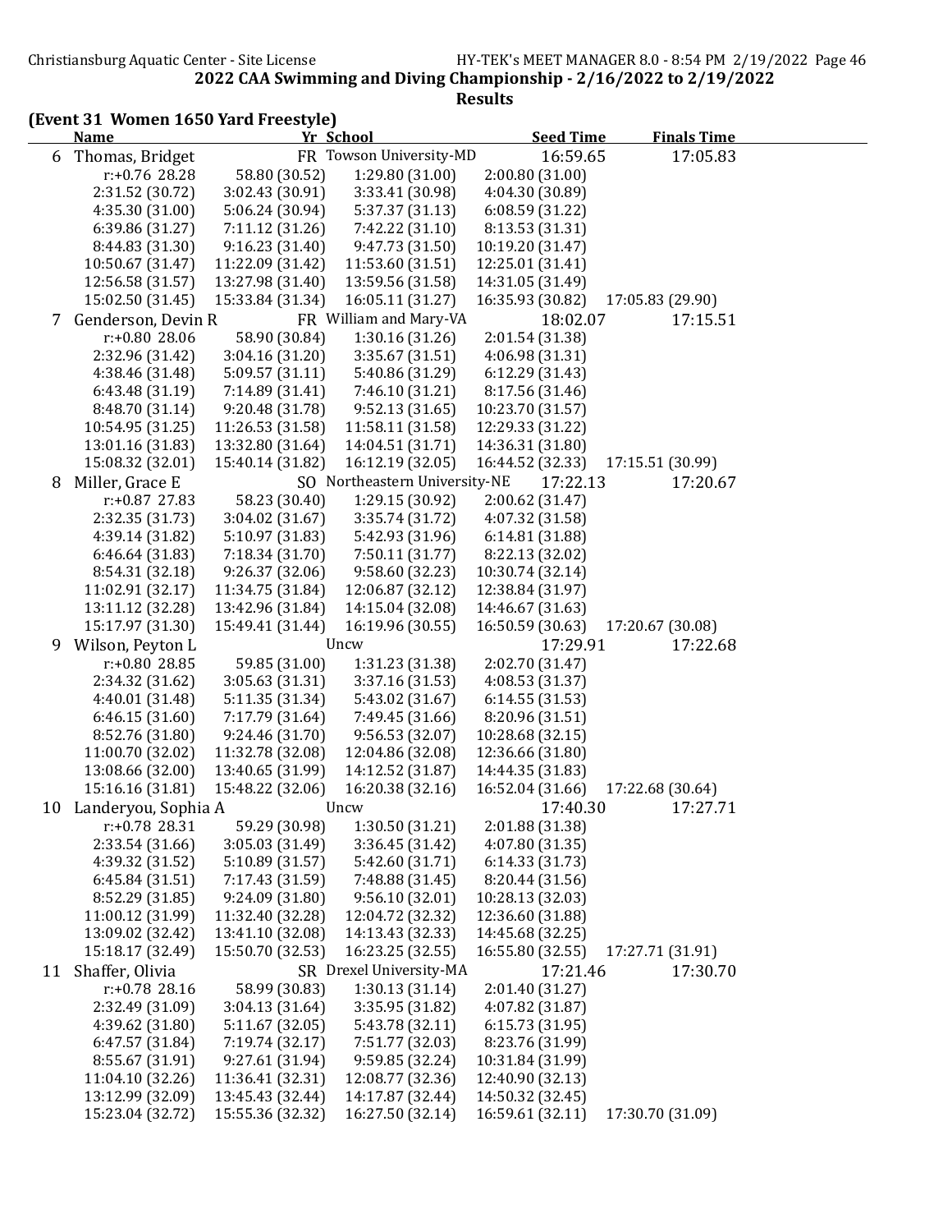## 2022 CAA Swimming and Diving Championship - 2/16/2022 to 2/19/2022

### Results

### (Event 31 Women 1650 Yard Freestyle)

| | Name | Yr | School | Seed Time | Finals Time |
|---|---|---|---|---|---|
| 6 | Thomas, Bridget | FR | Towson University-MD | 16:59.65 | 17:05.83 |

r:+0.76 28.28, 58.80 (30.52), 1:29.80 (31.00), 2:00.80 (31.00), 2:31.52 (30.72), 3:02.43 (30.91), 3:33.41 (30.98), 4:04.30 (30.89), 4:35.30 (31.00), 5:06.24 (30.94), 5:37.37 (31.13), 6:08.59 (31.22), 6:39.86 (31.27), 7:11.12 (31.26), 7:42.22 (31.10), 8:13.53 (31.31), 8:44.83 (31.30), 9:16.23 (31.40), 9:47.73 (31.50), 10:19.20 (31.47), 10:50.67 (31.47), 11:22.09 (31.42), 11:53.60 (31.51), 12:25.01 (31.41), 12:56.58 (31.57), 13:27.98 (31.40), 13:59.56 (31.58), 14:31.05 (31.49), 15:02.50 (31.45), 15:33.84 (31.34), 16:05.11 (31.27), 16:35.93 (30.82), 17:05.83 (29.90)

| | Name | Yr | School | Seed Time | Finals Time |
|---|---|---|---|---|---|
| 7 | Genderson, Devin R | FR | William and Mary-VA | 18:02.07 | 17:15.51 |

r:+0.80 28.06, 58.90 (30.84), 1:30.16 (31.26), 2:01.54 (31.38), 2:32.96 (31.42), 3:04.16 (31.20), 3:35.67 (31.51), 4:06.98 (31.31), 4:38.46 (31.48), 5:09.57 (31.11), 5:40.86 (31.29), 6:12.29 (31.43), 6:43.48 (31.19), 7:14.89 (31.41), 7:46.10 (31.21), 8:17.56 (31.46), 8:48.70 (31.14), 9:20.48 (31.78), 9:52.13 (31.65), 10:23.70 (31.57), 10:54.95 (31.25), 11:26.53 (31.58), 11:58.11 (31.58), 12:29.33 (31.22), 13:01.16 (31.83), 13:32.80 (31.64), 14:04.51 (31.71), 14:36.31 (31.80), 15:08.32 (32.01), 15:40.14 (31.82), 16:12.19 (32.05), 16:44.52 (32.33), 17:15.51 (30.99)

| | Name | Yr | School | Seed Time | Finals Time |
|---|---|---|---|---|---|
| 8 | Miller, Grace E | SO | Northeastern University-NE | 17:22.13 | 17:20.67 |

r:+0.87 27.83, 58.23 (30.40), 1:29.15 (30.92), 2:00.62 (31.47), 2:32.35 (31.73), 3:04.02 (31.67), 3:35.74 (31.72), 4:07.32 (31.58), 4:39.14 (31.82), 5:10.97 (31.83), 5:42.93 (31.96), 6:14.81 (31.88), 6:46.64 (31.83), 7:18.34 (31.70), 7:50.11 (31.77), 8:22.13 (32.02), 8:54.31 (32.18), 9:26.37 (32.06), 9:58.60 (32.23), 10:30.74 (32.14), 11:02.91 (32.17), 11:34.75 (31.84), 12:06.87 (32.12), 12:38.84 (31.97), 13:11.12 (32.28), 13:42.96 (31.84), 14:15.04 (32.08), 14:46.67 (31.63), 15:17.97 (31.30), 15:49.41 (31.44), 16:19.96 (30.55), 16:50.59 (30.63), 17:20.67 (30.08)

| | Name | Yr | School | Seed Time | Finals Time |
|---|---|---|---|---|---|
| 9 | Wilson, Peyton L | | Uncw | 17:29.91 | 17:22.68 |

r:+0.80 28.85, 59.85 (31.00), 1:31.23 (31.38), 2:02.70 (31.47), 2:34.32 (31.62), 3:05.63 (31.31), 3:37.16 (31.53), 4:08.53 (31.37), 4:40.01 (31.48), 5:11.35 (31.34), 5:43.02 (31.67), 6:14.55 (31.53), 6:46.15 (31.60), 7:17.79 (31.64), 7:49.45 (31.66), 8:20.96 (31.51), 8:52.76 (31.80), 9:24.46 (31.70), 9:56.53 (32.07), 10:28.68 (32.15), 11:00.70 (32.02), 11:32.78 (32.08), 12:04.86 (32.08), 12:36.66 (31.80), 13:08.66 (32.00), 13:40.65 (31.99), 14:12.52 (31.87), 14:44.35 (31.83), 15:16.16 (31.81), 15:48.22 (32.06), 16:20.38 (32.16), 16:52.04 (31.66), 17:22.68 (30.64)

| | Name | Yr | School | Seed Time | Finals Time |
|---|---|---|---|---|---|
| 10 | Landeryou, Sophia A | | Uncw | 17:40.30 | 17:27.71 |

r:+0.78 28.31, 59.29 (30.98), 1:30.50 (31.21), 2:01.88 (31.38), 2:33.54 (31.66), 3:05.03 (31.49), 3:36.45 (31.42), 4:07.80 (31.35), 4:39.32 (31.52), 5:10.89 (31.57), 5:42.60 (31.71), 6:14.33 (31.73), 6:45.84 (31.51), 7:17.43 (31.59), 7:48.88 (31.45), 8:20.44 (31.56), 8:52.29 (31.85), 9:24.09 (31.80), 9:56.10 (32.01), 10:28.13 (32.03), 11:00.12 (31.99), 11:32.40 (32.28), 12:04.72 (32.32), 12:36.60 (31.88), 13:09.02 (32.42), 13:41.10 (32.08), 14:13.43 (32.33), 14:45.68 (32.25), 15:18.17 (32.49), 15:50.70 (32.53), 16:23.25 (32.55), 16:55.80 (32.55), 17:27.71 (31.91)

| | Name | Yr | School | Seed Time | Finals Time |
|---|---|---|---|---|---|
| 11 | Shaffer, Olivia | SR | Drexel University-MA | 17:21.46 | 17:30.70 |

r:+0.78 28.16, 58.99 (30.83), 1:30.13 (31.14), 2:01.40 (31.27), 2:32.49 (31.09), 3:04.13 (31.64), 3:35.95 (31.82), 4:07.82 (31.87), 4:39.62 (31.80), 5:11.67 (32.05), 5:43.78 (32.11), 6:15.73 (31.95), 6:47.57 (31.84), 7:19.74 (32.17), 7:51.77 (32.03), 8:23.76 (31.99), 8:55.67 (31.91), 9:27.61 (31.94), 9:59.85 (32.24), 10:31.84 (31.99), 11:04.10 (32.26), 11:36.41 (32.31), 12:08.77 (32.36), 12:40.90 (32.13), 13:12.99 (32.09), 13:45.43 (32.44), 14:17.87 (32.44), 14:50.32 (32.45), 15:23.04 (32.72), 15:55.36 (32.32), 16:27.50 (32.14), 16:59.61 (32.11), 17:30.70 (31.09)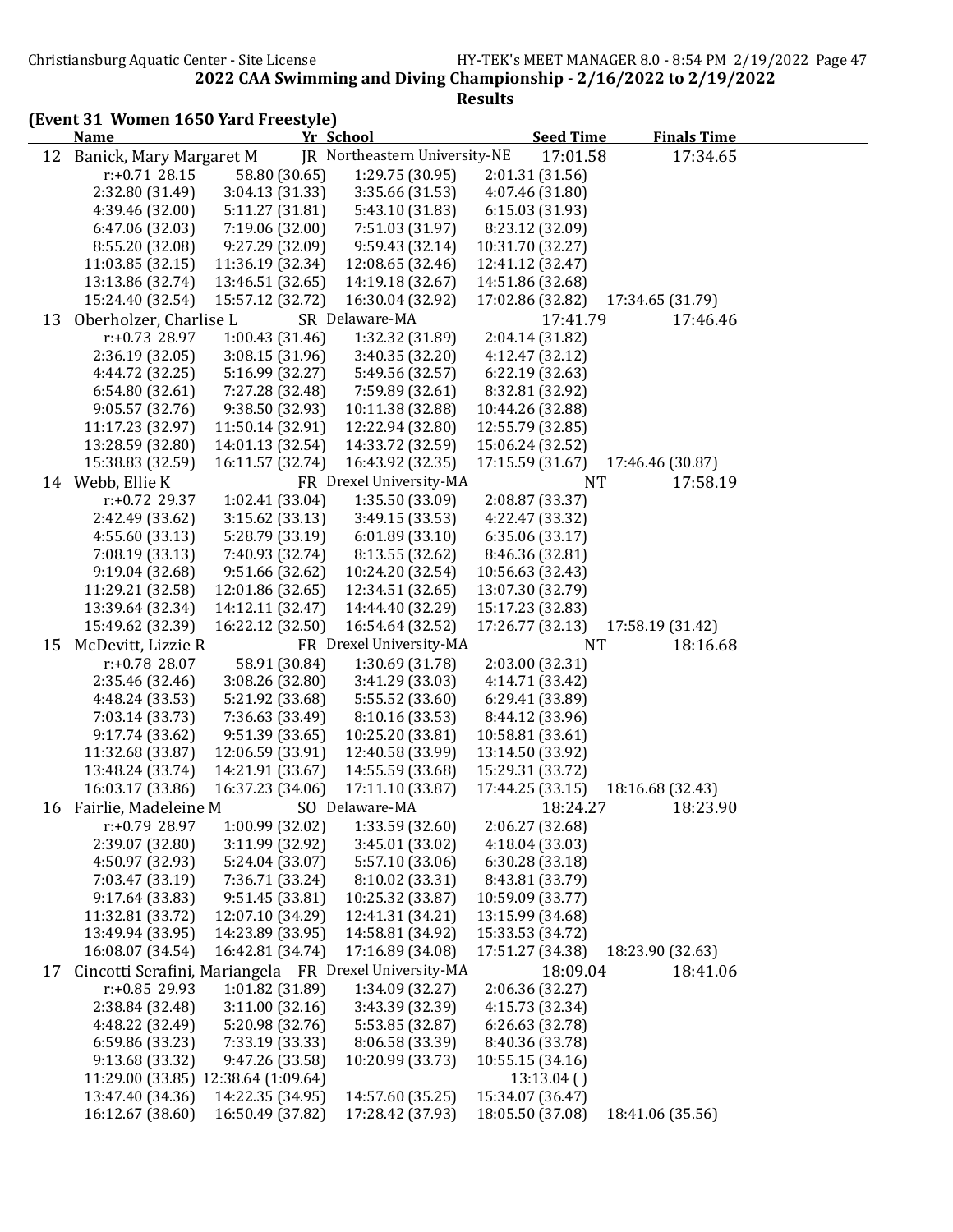# 2022 CAA Swimming and Diving Championship - 2/16/2022 to 2/19/2022

## Results

### (Event 31 Women 1650 Yard Freestyle)

| | Name | Yr | School | Seed Time | Finals Time |
|---|---|---|---|---|---|
| 12 | Banick, Mary Margaret M | JR | Northeastern University-NE | 17:01.58 | 17:34.65 |

r:+0.71 28.15 | 58.80 (30.65) | 1:29.75 (30.95) | 2:01.31 (31.56)
2:32.80 (31.49) | 3:04.13 (31.33) | 3:35.66 (31.53) | 4:07.46 (31.80)
4:39.46 (32.00) | 5:11.27 (31.81) | 5:43.10 (31.83) | 6:15.03 (31.93)
6:47.06 (32.03) | 7:19.06 (32.00) | 7:51.03 (31.97) | 8:23.12 (32.09)
8:55.20 (32.08) | 9:27.29 (32.09) | 9:59.43 (32.14) | 10:31.70 (32.27)
11:03.85 (32.15) | 11:36.19 (32.34) | 12:08.65 (32.46) | 12:41.12 (32.47)
13:13.86 (32.74) | 13:46.51 (32.65) | 14:19.18 (32.67) | 14:51.86 (32.68)
15:24.40 (32.54) | 15:57.12 (32.72) | 16:30.04 (32.92) | 17:02.86 (32.82) | 17:34.65 (31.79)

| | Name | Yr | School | Seed Time | Finals Time |
|---|---|---|---|---|---|
| 13 | Oberholzer, Charlise L | SR | Delaware-MA | 17:41.79 | 17:46.46 |

r:+0.73 28.97 | 1:00.43 (31.46) | 1:32.32 (31.89) | 2:04.14 (31.82)
2:36.19 (32.05) | 3:08.15 (31.96) | 3:40.35 (32.20) | 4:12.47 (32.12)
4:44.72 (32.25) | 5:16.99 (32.27) | 5:49.56 (32.57) | 6:22.19 (32.63)
6:54.80 (32.61) | 7:27.28 (32.48) | 7:59.89 (32.61) | 8:32.81 (32.92)
9:05.57 (32.76) | 9:38.50 (32.93) | 10:11.38 (32.88) | 10:44.26 (32.88)
11:17.23 (32.97) | 11:50.14 (32.91) | 12:22.94 (32.80) | 12:55.79 (32.85)
13:28.59 (32.80) | 14:01.13 (32.54) | 14:33.72 (32.59) | 15:06.24 (32.52)
15:38.83 (32.59) | 16:11.57 (32.74) | 16:43.92 (32.35) | 17:15.59 (31.67) | 17:46.46 (30.87)

| | Name | Yr | School | Seed Time | Finals Time |
|---|---|---|---|---|---|
| 14 | Webb, Ellie K | FR | Drexel University-MA | NT | 17:58.19 |

r:+0.72 29.37 | 1:02.41 (33.04) | 1:35.50 (33.09) | 2:08.87 (33.37)
2:42.49 (33.62) | 3:15.62 (33.13) | 3:49.15 (33.53) | 4:22.47 (33.32)
4:55.60 (33.13) | 5:28.79 (33.19) | 6:01.89 (33.10) | 6:35.06 (33.17)
7:08.19 (33.13) | 7:40.93 (32.74) | 8:13.55 (32.62) | 8:46.36 (32.81)
9:19.04 (32.68) | 9:51.66 (32.62) | 10:24.20 (32.54) | 10:56.63 (32.43)
11:29.21 (32.58) | 12:01.86 (32.65) | 12:34.51 (32.65) | 13:07.30 (32.79)
13:39.64 (32.34) | 14:12.11 (32.47) | 14:44.40 (32.29) | 15:17.23 (32.83)
15:49.62 (32.39) | 16:22.12 (32.50) | 16:54.64 (32.52) | 17:26.77 (32.13) | 17:58.19 (31.42)

| | Name | Yr | School | Seed Time | Finals Time |
|---|---|---|---|---|---|
| 15 | McDevitt, Lizzie R | FR | Drexel University-MA | NT | 18:16.68 |

r:+0.78 28.07 | 58.91 (30.84) | 1:30.69 (31.78) | 2:03.00 (32.31)
2:35.46 (32.46) | 3:08.26 (32.80) | 3:41.29 (33.03) | 4:14.71 (33.42)
4:48.24 (33.53) | 5:21.92 (33.68) | 5:55.52 (33.60) | 6:29.41 (33.89)
7:03.14 (33.73) | 7:36.63 (33.49) | 8:10.16 (33.53) | 8:44.12 (33.96)
9:17.74 (33.62) | 9:51.39 (33.65) | 10:25.20 (33.81) | 10:58.81 (33.61)
11:32.68 (33.87) | 12:06.59 (33.91) | 12:40.58 (33.99) | 13:14.50 (33.92)
13:48.24 (33.74) | 14:21.91 (33.67) | 14:55.59 (33.68) | 15:29.31 (33.72)
16:03.17 (33.86) | 16:37.23 (34.06) | 17:11.10 (33.87) | 17:44.25 (33.15) | 18:16.68 (32.43)

| | Name | Yr | School | Seed Time | Finals Time |
|---|---|---|---|---|---|
| 16 | Fairlie, Madeleine M | SO | Delaware-MA | 18:24.27 | 18:23.90 |

r:+0.79 28.97 | 1:00.99 (32.02) | 1:33.59 (32.60) | 2:06.27 (32.68)
2:39.07 (32.80) | 3:11.99 (32.92) | 3:45.01 (33.02) | 4:18.04 (33.03)
4:50.97 (32.93) | 5:24.04 (33.07) | 5:57.10 (33.06) | 6:30.28 (33.18)
7:03.47 (33.19) | 7:36.71 (33.24) | 8:10.02 (33.31) | 8:43.81 (33.79)
9:17.64 (33.83) | 9:51.45 (33.81) | 10:25.32 (33.87) | 10:59.09 (33.77)
11:32.81 (33.72) | 12:07.10 (34.29) | 12:41.31 (34.21) | 13:15.99 (34.68)
13:49.94 (33.95) | 14:23.89 (33.95) | 14:58.81 (34.92) | 15:33.53 (34.72)
16:08.07 (34.54) | 16:42.81 (34.74) | 17:16.89 (34.08) | 17:51.27 (34.38) | 18:23.90 (32.63)

| | Name | Yr | School | Seed Time | Finals Time |
|---|---|---|---|---|---|
| 17 | Cincotti Serafini, Mariangela | FR | Drexel University-MA | 18:09.04 | 18:41.06 |

r:+0.85 29.93 | 1:01.82 (31.89) | 1:34.09 (32.27) | 2:06.36 (32.27)
2:38.84 (32.48) | 3:11.00 (32.16) | 3:43.39 (32.39) | 4:15.73 (32.34)
4:48.22 (32.49) | 5:20.98 (32.76) | 5:53.85 (32.87) | 6:26.63 (32.78)
6:59.86 (33.23) | 7:33.19 (33.33) | 8:06.58 (33.39) | 8:40.36 (33.78)
9:13.68 (33.32) | 9:47.26 (33.58) | 10:20.99 (33.73) | 10:55.15 (34.16)
11:29.00 (33.85) | 12:38.64 (1:09.64) | | 13:13.04 ()
13:47.40 (34.36) | 14:22.35 (34.95) | 14:57.60 (35.25) | 15:34.07 (36.47)
16:12.67 (38.60) | 16:50.49 (37.82) | 17:28.42 (37.93) | 18:05.50 (37.08) | 18:41.06 (35.56)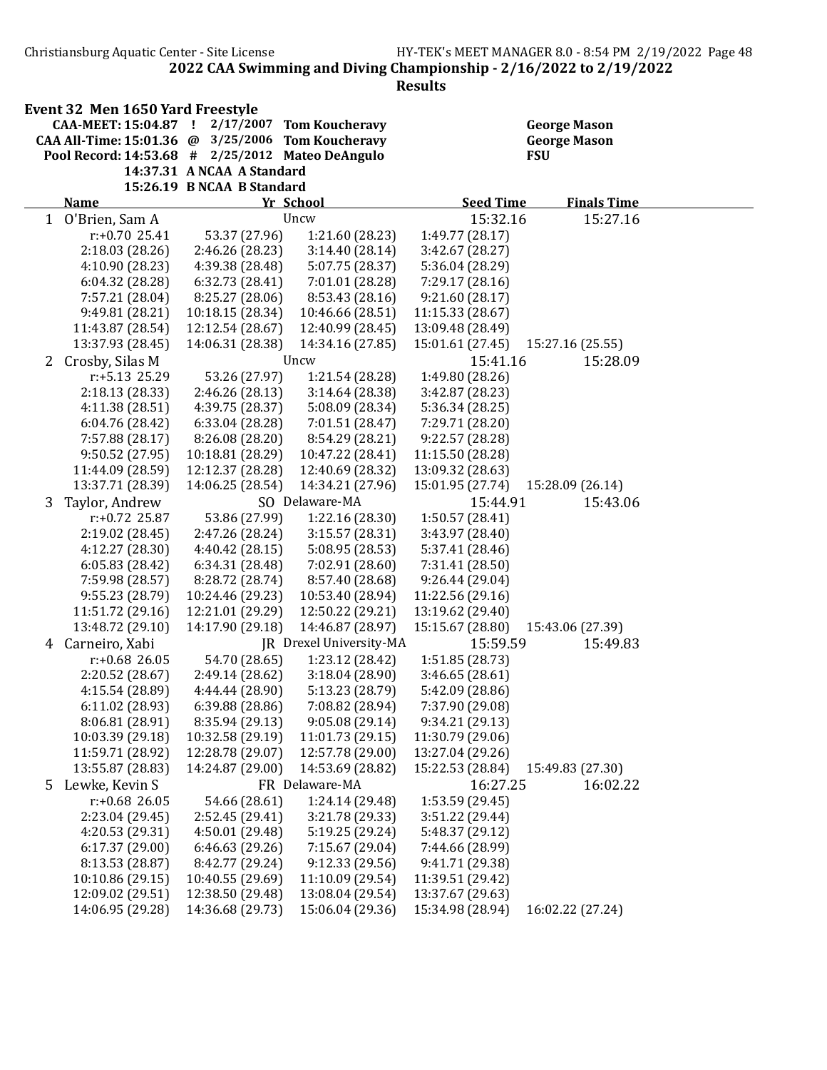2022 CAA Swimming and Diving Championship - 2/16/2022 to 2/19/2022

**Results**

## Event 32 Men 1650 Yard Freestyle

| | | | | |
|---|---|---|---|---|
| CAA-MEET: 15:04.87 | ! | 2/17/2007 | Tom Koucheravy | George Mason |
| CAA All-Time: 15:01.36 | @ | 3/25/2006 | Tom Koucheravy | George Mason |
| Pool Record: 14:53.68 | # | 2/25/2012 | Mateo DeAngulo | FSU |
| 14:37.31 | A NCAA A Standard | | | |
| 15:26.19 | B NCAA B Standard | | | |

| | Name | Yr | School | Seed Time | Finals Time |
|---|---|---|---|---|---|
| 1 | O'Brien, Sam A | | Uncw | 15:32.16 | 15:27.16 |

r:+0.70 25.41, 53.37 (27.96), 1:21.60 (28.23), 1:49.77 (28.17), 2:18.03 (28.26), 2:46.26 (28.23), 3:14.40 (28.14), 3:42.67 (28.27), 4:10.90 (28.23), 4:39.38 (28.48), 5:07.75 (28.37), 5:36.04 (28.29), 6:04.32 (28.28), 6:32.73 (28.41), 7:01.01 (28.28), 7:29.17 (28.16), 7:57.21 (28.04), 8:25.27 (28.06), 8:53.43 (28.16), 9:21.60 (28.17), 9:49.81 (28.21), 10:18.15 (28.34), 10:46.66 (28.51), 11:15.33 (28.67), 11:43.87 (28.54), 12:12.54 (28.67), 12:40.99 (28.45), 13:09.48 (28.49), 13:37.93 (28.45), 14:06.31 (28.38), 14:34.16 (27.85), 15:01.61 (27.45), 15:27.16 (25.55)

| | Name | Yr | School | Seed Time | Finals Time |
|---|---|---|---|---|---|
| 2 | Crosby, Silas M | | Uncw | 15:41.16 | 15:28.09 |

r:+5.13 25.29, 53.26 (27.97), 1:21.54 (28.28), 1:49.80 (28.26), 2:18.13 (28.33), 2:46.26 (28.13), 3:14.64 (28.38), 3:42.87 (28.23), 4:11.38 (28.51), 4:39.75 (28.37), 5:08.09 (28.34), 5:36.34 (28.25), 6:04.76 (28.42), 6:33.04 (28.28), 7:01.51 (28.47), 7:29.71 (28.20), 7:57.88 (28.17), 8:26.08 (28.20), 8:54.29 (28.21), 9:22.57 (28.28), 9:50.52 (27.95), 10:18.81 (28.29), 10:47.22 (28.41), 11:15.50 (28.28), 11:44.09 (28.59), 12:12.37 (28.28), 12:40.69 (28.32), 13:09.32 (28.63), 13:37.71 (28.39), 14:06.25 (28.54), 14:34.21 (27.96), 15:01.95 (27.74), 15:28.09 (26.14)

| | Name | Yr | School | Seed Time | Finals Time |
|---|---|---|---|---|---|
| 3 | Taylor, Andrew | SO | Delaware-MA | 15:44.91 | 15:43.06 |

r:+0.72 25.87, 53.86 (27.99), 1:22.16 (28.30), 1:50.57 (28.41), 2:19.02 (28.45), 2:47.26 (28.24), 3:15.57 (28.31), 3:43.97 (28.40), 4:12.27 (28.30), 4:40.42 (28.15), 5:08.95 (28.53), 5:37.41 (28.46), 6:05.83 (28.42), 6:34.31 (28.48), 7:02.91 (28.60), 7:31.41 (28.50), 7:59.98 (28.57), 8:28.72 (28.74), 8:57.40 (28.68), 9:26.44 (29.04), 9:55.23 (28.79), 10:24.46 (29.23), 10:53.40 (28.94), 11:22.56 (29.16), 11:51.72 (29.16), 12:21.01 (29.29), 12:50.22 (29.21), 13:19.62 (29.40), 13:48.72 (29.10), 14:17.90 (29.18), 14:46.87 (28.97), 15:15.67 (28.80), 15:43.06 (27.39)

| | Name | Yr | School | Seed Time | Finals Time |
|---|---|---|---|---|---|
| 4 | Carneiro, Xabi | JR | Drexel University-MA | 15:59.59 | 15:49.83 |

r:+0.68 26.05, 54.70 (28.65), 1:23.12 (28.42), 1:51.85 (28.73), 2:20.52 (28.67), 2:49.14 (28.62), 3:18.04 (28.90), 3:46.65 (28.61), 4:15.54 (28.89), 4:44.44 (28.90), 5:13.23 (28.79), 5:42.09 (28.86), 6:11.02 (28.93), 6:39.88 (28.86), 7:08.82 (28.94), 7:37.90 (29.08), 8:06.81 (28.91), 8:35.94 (29.13), 9:05.08 (29.14), 9:34.21 (29.13), 10:03.39 (29.18), 10:32.58 (29.19), 11:01.73 (29.15), 11:30.79 (29.06), 11:59.71 (28.92), 12:28.78 (29.07), 12:57.78 (29.00), 13:27.04 (29.26), 13:55.87 (28.83), 14:24.87 (29.00), 14:53.69 (28.82), 15:22.53 (28.84), 15:49.83 (27.30)

| | Name | Yr | School | Seed Time | Finals Time |
|---|---|---|---|---|---|
| 5 | Lewke, Kevin S | FR | Delaware-MA | 16:27.25 | 16:02.22 |

r:+0.68 26.05, 54.66 (28.61), 1:24.14 (29.48), 1:53.59 (29.45), 2:23.04 (29.45), 2:52.45 (29.41), 3:21.78 (29.33), 3:51.22 (29.44), 4:20.53 (29.31), 4:50.01 (29.48), 5:19.25 (29.24), 5:48.37 (29.12), 6:17.37 (29.00), 6:46.63 (29.26), 7:15.67 (29.04), 7:44.66 (28.99), 8:13.53 (28.87), 8:42.77 (29.24), 9:12.33 (29.56), 9:41.71 (29.38), 10:10.86 (29.15), 10:40.55 (29.69), 11:10.09 (29.54), 11:39.51 (29.42), 12:09.02 (29.51), 12:38.50 (29.48), 13:08.04 (29.54), 13:37.67 (29.63), 14:06.95 (29.28), 14:36.68 (29.73), 15:06.04 (29.36), 15:34.98 (28.94), 16:02.22 (27.24)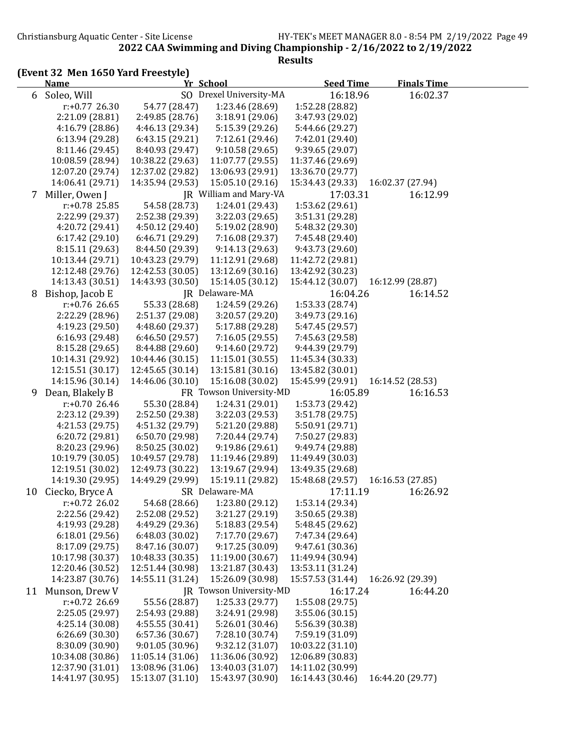## 2022 CAA Swimming and Diving Championship - 2/16/2022 to 2/19/2022

### Results

**(Event 32 Men 1650 Yard Freestyle)**

| | Name | Yr | School | Seed Time | Finals Time |
|---|---|---|---|---|---|
| 6 | Soleo, Will | SO | Drexel University-MA | 16:18.96 | 16:02.37 |

r:+0.77 26.30 | 54.77 (28.47) | 1:23.46 (28.69) | 1:52.28 (28.82)
2:21.09 (28.81) | 2:49.85 (28.76) | 3:18.91 (29.06) | 3:47.93 (29.02)
4:16.79 (28.86) | 4:46.13 (29.34) | 5:15.39 (29.26) | 5:44.66 (29.27)
6:13.94 (29.28) | 6:43.15 (29.21) | 7:12.61 (29.46) | 7:42.01 (29.40)
8:11.46 (29.45) | 8:40.93 (29.47) | 9:10.58 (29.65) | 9:39.65 (29.07)
10:08.59 (28.94) | 10:38.22 (29.63) | 11:07.77 (29.55) | 11:37.46 (29.69)
12:07.20 (29.74) | 12:37.02 (29.82) | 13:06.93 (29.91) | 13:36.70 (29.77)
14:06.41 (29.71) | 14:35.94 (29.53) | 15:05.10 (29.16) | 15:34.43 (29.33) | 16:02.37 (27.94)

| | Name | Yr | School | Seed Time | Finals Time |
|---|---|---|---|---|---|
| 7 | Miller, Owen J | JR | William and Mary-VA | 17:03.31 | 16:12.99 |

r:+0.78 25.85 | 54.58 (28.73) | 1:24.01 (29.43) | 1:53.62 (29.61)
2:22.99 (29.37) | 2:52.38 (29.39) | 3:22.03 (29.65) | 3:51.31 (29.28)
4:20.72 (29.41) | 4:50.12 (29.40) | 5:19.02 (28.90) | 5:48.32 (29.30)
6:17.42 (29.10) | 6:46.71 (29.29) | 7:16.08 (29.37) | 7:45.48 (29.40)
8:15.11 (29.63) | 8:44.50 (29.39) | 9:14.13 (29.63) | 9:43.73 (29.60)
10:13.44 (29.71) | 10:43.23 (29.79) | 11:12.91 (29.68) | 11:42.72 (29.81)
12:12.48 (29.76) | 12:42.53 (30.05) | 13:12.69 (30.16) | 13:42.92 (30.23)
14:13.43 (30.51) | 14:43.93 (30.50) | 15:14.05 (30.12) | 15:44.12 (30.07) | 16:12.99 (28.87)

| | Name | Yr | School | Seed Time | Finals Time |
|---|---|---|---|---|---|
| 8 | Bishop, Jacob E | JR | Delaware-MA | 16:04.26 | 16:14.52 |

r:+0.76 26.65 | 55.33 (28.68) | 1:24.59 (29.26) | 1:53.33 (28.74)
2:22.29 (28.96) | 2:51.37 (29.08) | 3:20.57 (29.20) | 3:49.73 (29.16)
4:19.23 (29.50) | 4:48.60 (29.37) | 5:17.88 (29.28) | 5:47.45 (29.57)
6:16.93 (29.48) | 6:46.50 (29.57) | 7:16.05 (29.55) | 7:45.63 (29.58)
8:15.28 (29.65) | 8:44.88 (29.60) | 9:14.60 (29.72) | 9:44.39 (29.79)
10:14.31 (29.92) | 10:44.46 (30.15) | 11:15.01 (30.55) | 11:45.34 (30.33)
12:15.51 (30.17) | 12:45.65 (30.14) | 13:15.81 (30.16) | 13:45.82 (30.01)
14:15.96 (30.14) | 14:46.06 (30.10) | 15:16.08 (30.02) | 15:45.99 (29.91) | 16:14.52 (28.53)

| | Name | Yr | School | Seed Time | Finals Time |
|---|---|---|---|---|---|
| 9 | Dean, Blakely B | FR | Towson University-MD | 16:05.89 | 16:16.53 |

r:+0.70 26.46 | 55.30 (28.84) | 1:24.31 (29.01) | 1:53.73 (29.42)
2:23.12 (29.39) | 2:52.50 (29.38) | 3:22.03 (29.53) | 3:51.78 (29.75)
4:21.53 (29.75) | 4:51.32 (29.79) | 5:21.20 (29.88) | 5:50.91 (29.71)
6:20.72 (29.81) | 6:50.70 (29.98) | 7:20.44 (29.74) | 7:50.27 (29.83)
8:20.23 (29.96) | 8:50.25 (30.02) | 9:19.86 (29.61) | 9:49.74 (29.88)
10:19.79 (30.05) | 10:49.57 (29.78) | 11:19.46 (29.89) | 11:49.49 (30.03)
12:19.51 (30.02) | 12:49.73 (30.22) | 13:19.67 (29.94) | 13:49.35 (29.68)
14:19.30 (29.95) | 14:49.29 (29.99) | 15:19.11 (29.82) | 15:48.68 (29.57) | 16:16.53 (27.85)

| | Name | Yr | School | Seed Time | Finals Time |
|---|---|---|---|---|---|
| 10 | Ciecko, Bryce A | SR | Delaware-MA | 17:11.19 | 16:26.92 |

r:+0.72 26.02 | 54.68 (28.66) | 1:23.80 (29.12) | 1:53.14 (29.34)
2:22.56 (29.42) | 2:52.08 (29.52) | 3:21.27 (29.19) | 3:50.65 (29.38)
4:19.93 (29.28) | 4:49.29 (29.36) | 5:18.83 (29.54) | 5:48.45 (29.62)
6:18.01 (29.56) | 6:48.03 (30.02) | 7:17.70 (29.67) | 7:47.34 (29.64)
8:17.09 (29.75) | 8:47.16 (30.07) | 9:17.25 (30.09) | 9:47.61 (30.36)
10:17.98 (30.37) | 10:48.33 (30.35) | 11:19.00 (30.67) | 11:49.94 (30.94)
12:20.46 (30.52) | 12:51.44 (30.98) | 13:21.87 (30.43) | 13:53.11 (31.24)
14:23.87 (30.76) | 14:55.11 (31.24) | 15:26.09 (30.98) | 15:57.53 (31.44) | 16:26.92 (29.39)

| | Name | Yr | School | Seed Time | Finals Time |
|---|---|---|---|---|---|
| 11 | Munson, Drew V | JR | Towson University-MD | 16:17.24 | 16:44.20 |

r:+0.72 26.69 | 55.56 (28.87) | 1:25.33 (29.77) | 1:55.08 (29.75)
2:25.05 (29.97) | 2:54.93 (29.88) | 3:24.91 (29.98) | 3:55.06 (30.15)
4:25.14 (30.08) | 4:55.55 (30.41) | 5:26.01 (30.46) | 5:56.39 (30.38)
6:26.69 (30.30) | 6:57.36 (30.67) | 7:28.10 (30.74) | 7:59.19 (31.09)
8:30.09 (30.90) | 9:01.05 (30.96) | 9:32.12 (31.07) | 10:03.22 (31.10)
10:34.08 (30.86) | 11:05.14 (31.06) | 11:36.06 (30.92) | 12:06.89 (30.83)
12:37.90 (31.01) | 13:08.96 (31.06) | 13:40.03 (31.07) | 14:11.02 (30.99)
14:41.97 (30.95) | 15:13.07 (31.10) | 15:43.97 (30.90) | 16:14.43 (30.46) | 16:44.20 (29.77)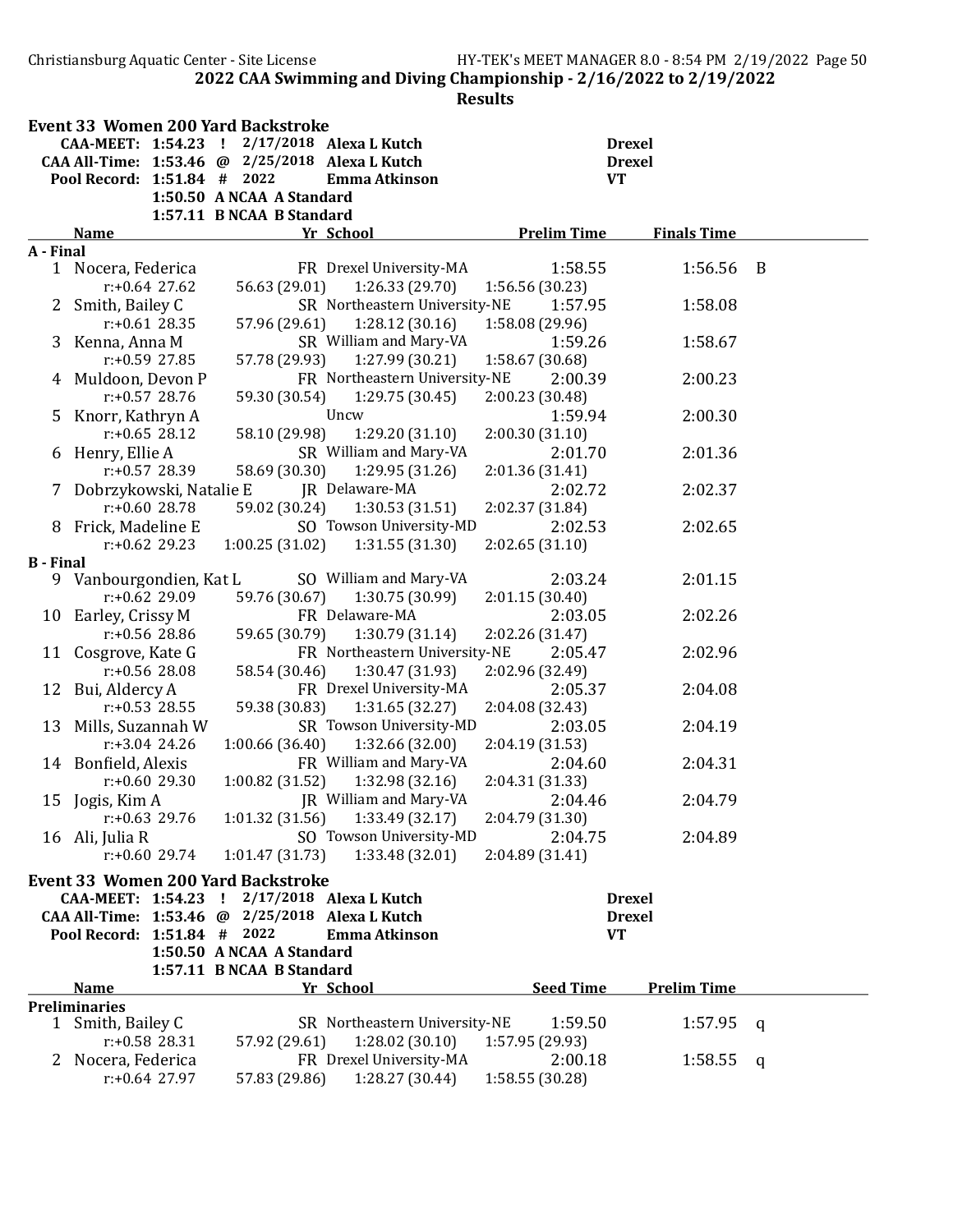## 2022 CAA Swimming and Diving Championship - 2/16/2022 to 2/19/2022

### Results

### Event 33 Women 200 Yard Backstroke

| | | | | |
|---|---|---|---|---|
| CAA-MEET: | 1:54.23 ! | 2/17/2018 | Alexa L Kutch | Drexel |
| CAA All-Time: | 1:53.46 @ | 2/25/2018 | Alexa L Kutch | Drexel |
| Pool Record: | 1:51.84 # | 2022 | Emma Atkinson | VT |
| | 1:50.50 A | NCAA A Standard | | |
| | 1:57.11 B | NCAA B Standard | | |

| | Name | Yr | School | Prelim Time | Finals Time | |
|---|---|---|---|---|---|---|
| **A - Final** | | | | | | |
| 1 | Nocera, Federica | FR | Drexel University-MA | 1:58.55 | 1:56.56 | B |
| | r:+0.64 27.62 | 56.63 (29.01) | 1:26.33 (29.70) | 1:56.56 (30.23) | | |
| 2 | Smith, Bailey C | SR | Northeastern University-NE | 1:57.95 | 1:58.08 | |
| | r:+0.61 28.35 | 57.96 (29.61) | 1:28.12 (30.16) | 1:58.08 (29.96) | | |
| 3 | Kenna, Anna M | SR | William and Mary-VA | 1:59.26 | 1:58.67 | |
| | r:+0.59 27.85 | 57.78 (29.93) | 1:27.99 (30.21) | 1:58.67 (30.68) | | |
| 4 | Muldoon, Devon P | FR | Northeastern University-NE | 2:00.39 | 2:00.23 | |
| | r:+0.57 28.76 | 59.30 (30.54) | 1:29.75 (30.45) | 2:00.23 (30.48) | | |
| 5 | Knorr, Kathryn A | | Uncw | 1:59.94 | 2:00.30 | |
| | r:+0.65 28.12 | 58.10 (29.98) | 1:29.20 (31.10) | 2:00.30 (31.10) | | |
| 6 | Henry, Ellie A | SR | William and Mary-VA | 2:01.70 | 2:01.36 | |
| | r:+0.57 28.39 | 58.69 (30.30) | 1:29.95 (31.26) | 2:01.36 (31.41) | | |
| 7 | Dobrzykowski, Natalie E | JR | Delaware-MA | 2:02.72 | 2:02.37 | |
| | r:+0.60 28.78 | 59.02 (30.24) | 1:30.53 (31.51) | 2:02.37 (31.84) | | |
| 8 | Frick, Madeline E | SO | Towson University-MD | 2:02.53 | 2:02.65 | |
| | r:+0.62 29.23 | 1:00.25 (31.02) | 1:31.55 (31.30) | 2:02.65 (31.10) | | |
| **B - Final** | | | | | | |
| 9 | Vanbourgondien, Kat L | SO | William and Mary-VA | 2:03.24 | 2:01.15 | |
| | r:+0.62 29.09 | 59.76 (30.67) | 1:30.75 (30.99) | 2:01.15 (30.40) | | |
| 10 | Earley, Crissy M | FR | Delaware-MA | 2:03.05 | 2:02.26 | |
| | r:+0.56 28.86 | 59.65 (30.79) | 1:30.79 (31.14) | 2:02.26 (31.47) | | |
| 11 | Cosgrove, Kate G | FR | Northeastern University-NE | 2:05.47 | 2:02.96 | |
| | r:+0.56 28.08 | 58.54 (30.46) | 1:30.47 (31.93) | 2:02.96 (32.49) | | |
| 12 | Bui, Aldercy A | FR | Drexel University-MA | 2:05.37 | 2:04.08 | |
| | r:+0.53 28.55 | 59.38 (30.83) | 1:31.65 (32.27) | 2:04.08 (32.43) | | |
| 13 | Mills, Suzannah W | SR | Towson University-MD | 2:03.05 | 2:04.19 | |
| | r:+3.04 24.26 | 1:00.66 (36.40) | 1:32.66 (32.00) | 2:04.19 (31.53) | | |
| 14 | Bonfield, Alexis | FR | William and Mary-VA | 2:04.60 | 2:04.31 | |
| | r:+0.60 29.30 | 1:00.82 (31.52) | 1:32.98 (32.16) | 2:04.31 (31.33) | | |
| 15 | Jogis, Kim A | JR | William and Mary-VA | 2:04.46 | 2:04.79 | |
| | r:+0.63 29.76 | 1:01.32 (31.56) | 1:33.49 (32.17) | 2:04.79 (31.30) | | |
| 16 | Ali, Julia R | SO | Towson University-MD | 2:04.75 | 2:04.89 | |
| | r:+0.60 29.74 | 1:01.47 (31.73) | 1:33.48 (32.01) | 2:04.89 (31.41) | | |

### Event 33 Women 200 Yard Backstroke

| | | | | |
|---|---|---|---|---|
| CAA-MEET: | 1:54.23 ! | 2/17/2018 | Alexa L Kutch | Drexel |
| CAA All-Time: | 1:53.46 @ | 2/25/2018 | Alexa L Kutch | Drexel |
| Pool Record: | 1:51.84 # | 2022 | Emma Atkinson | VT |
| | 1:50.50 A | NCAA A Standard | | |
| | 1:57.11 B | NCAA B Standard | | |

| | Name | Yr | School | Seed Time | Prelim Time | |
|---|---|---|---|---|---|---|
| **Preliminaries** | | | | | | |
| 1 | Smith, Bailey C | SR | Northeastern University-NE | 1:59.50 | 1:57.95 | q |
| | r:+0.58 28.31 | 57.92 (29.61) | 1:28.02 (30.10) | 1:57.95 (29.93) | | |
| 2 | Nocera, Federica | FR | Drexel University-MA | 2:00.18 | 1:58.55 | q |
| | r:+0.64 27.97 | 57.83 (29.86) | 1:28.27 (30.44) | 1:58.55 (30.28) | | |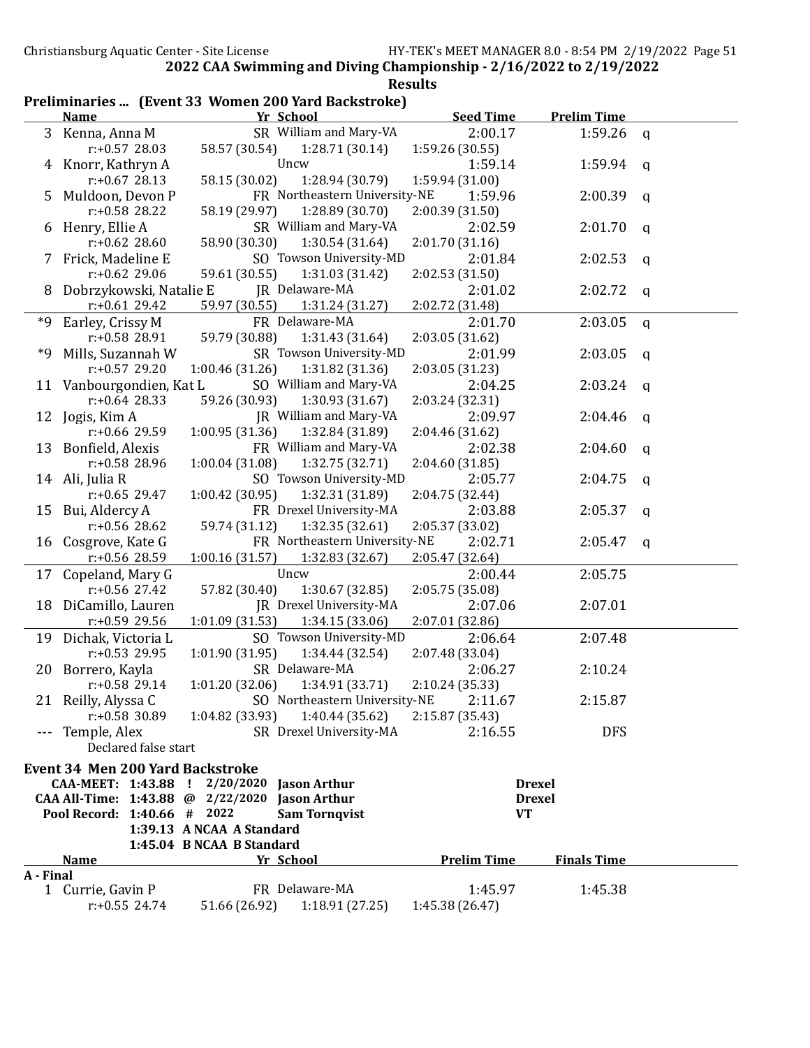## 2022 CAA Swimming and Diving Championship - 2/16/2022 to 2/19/2022

### Results

### Preliminaries ... (Event 33 Women 200 Yard Backstroke)

| | Name | Yr | School | Seed Time | Prelim Time | |
|---|---|---|---|---|---|---|
| 3 | Kenna, Anna M | SR | William and Mary-VA | 2:00.17 | 1:59.26 | q |
| | r:+0.57 28.03 | 58.57 (30.54) | 1:28.71 (30.14) | 1:59.26 (30.55) | | |
| 4 | Knorr, Kathryn A | | Uncw | 1:59.14 | 1:59.94 | q |
| | r:+0.67 28.13 | 58.15 (30.02) | 1:28.94 (30.79) | 1:59.94 (31.00) | | |
| 5 | Muldoon, Devon P | FR | Northeastern University-NE | 1:59.96 | 2:00.39 | q |
| | r:+0.58 28.22 | 58.19 (29.97) | 1:28.89 (30.70) | 2:00.39 (31.50) | | |
| 6 | Henry, Ellie A | SR | William and Mary-VA | 2:02.59 | 2:01.70 | q |
| | r:+0.62 28.60 | 58.90 (30.30) | 1:30.54 (31.64) | 2:01.70 (31.16) | | |
| 7 | Frick, Madeline E | SO | Towson University-MD | 2:01.84 | 2:02.53 | q |
| | r:+0.62 29.06 | 59.61 (30.55) | 1:31.03 (31.42) | 2:02.53 (31.50) | | |
| 8 | Dobrzykowski, Natalie E | JR | Delaware-MA | 2:01.02 | 2:02.72 | q |
| | r:+0.61 29.42 | 59.97 (30.55) | 1:31.24 (31.27) | 2:02.72 (31.48) | | |
| *9 | Earley, Crissy M | FR | Delaware-MA | 2:01.70 | 2:03.05 | q |
| | r:+0.58 28.91 | 59.79 (30.88) | 1:31.43 (31.64) | 2:03.05 (31.62) | | |
| *9 | Mills, Suzannah W | SR | Towson University-MD | 2:01.99 | 2:03.05 | q |
| | r:+0.57 29.20 | 1:00.46 (31.26) | 1:31.82 (31.36) | 2:03.05 (31.23) | | |
| 11 | Vanbourgondien, Kat L | SO | William and Mary-VA | 2:04.25 | 2:03.24 | q |
| | r:+0.64 28.33 | 59.26 (30.93) | 1:30.93 (31.67) | 2:03.24 (32.31) | | |
| 12 | Jogis, Kim A | JR | William and Mary-VA | 2:09.97 | 2:04.46 | q |
| | r:+0.66 29.59 | 1:00.95 (31.36) | 1:32.84 (31.89) | 2:04.46 (31.62) | | |
| 13 | Bonfield, Alexis | FR | William and Mary-VA | 2:02.38 | 2:04.60 | q |
| | r:+0.58 28.96 | 1:00.04 (31.08) | 1:32.75 (32.71) | 2:04.60 (31.85) | | |
| 14 | Ali, Julia R | SO | Towson University-MD | 2:05.77 | 2:04.75 | q |
| | r:+0.65 29.47 | 1:00.42 (30.95) | 1:32.31 (31.89) | 2:04.75 (32.44) | | |
| 15 | Bui, Aldercy A | FR | Drexel University-MA | 2:03.88 | 2:05.37 | q |
| | r:+0.56 28.62 | 59.74 (31.12) | 1:32.35 (32.61) | 2:05.37 (33.02) | | |
| 16 | Cosgrove, Kate G | FR | Northeastern University-NE | 2:02.71 | 2:05.47 | q |
| | r:+0.56 28.59 | 1:00.16 (31.57) | 1:32.83 (32.67) | 2:05.47 (32.64) | | |
| 17 | Copeland, Mary G | | Uncw | 2:00.44 | 2:05.75 | |
| | r:+0.56 27.42 | 57.82 (30.40) | 1:30.67 (32.85) | 2:05.75 (35.08) | | |
| 18 | DiCamillo, Lauren | JR | Drexel University-MA | 2:07.06 | 2:07.01 | |
| | r:+0.59 29.56 | 1:01.09 (31.53) | 1:34.15 (33.06) | 2:07.01 (32.86) | | |
| 19 | Dichak, Victoria L | SO | Towson University-MD | 2:06.64 | 2:07.48 | |
| | r:+0.53 29.95 | 1:01.90 (31.95) | 1:34.44 (32.54) | 2:07.48 (33.04) | | |
| 20 | Borrero, Kayla | SR | Delaware-MA | 2:06.27 | 2:10.24 | |
| | r:+0.58 29.14 | 1:01.20 (32.06) | 1:34.91 (33.71) | 2:10.24 (35.33) | | |
| 21 | Reilly, Alyssa C | SO | Northeastern University-NE | 2:11.67 | 2:15.87 | |
| | r:+0.58 30.89 | 1:04.82 (33.93) | 1:40.44 (35.62) | 2:15.87 (35.43) | | |
| --- | Temple, Alex | SR | Drexel University-MA | 2:16.55 | DFS | |
| | Declared false start | | | | | |

### Event 34 Men 200 Yard Backstroke

| | | | | | |
|---|---|---|---|---|---|
| CAA-MEET: | 1:43.88 | ! | 2/20/2020 | Jason Arthur | Drexel |
| CAA All-Time: | 1:43.88 | @ | 2/22/2020 | Jason Arthur | Drexel |
| Pool Record: | 1:40.66 | # | 2022 | Sam Tornqvist | VT |
| | 1:39.13 | A | NCAA A Standard | | |
| | 1:45.04 | B | NCAA B Standard | | |

| | Name | Yr | School | Prelim Time | Finals Time |
|---|---|---|---|---|---|
| **A - Final** | | | | | |
| 1 | Currie, Gavin P | FR | Delaware-MA | 1:45.97 | 1:45.38 |
| | r:+0.55 24.74 | 51.66 (26.92) | 1:18.91 (27.25) | 1:45.38 (26.47) | |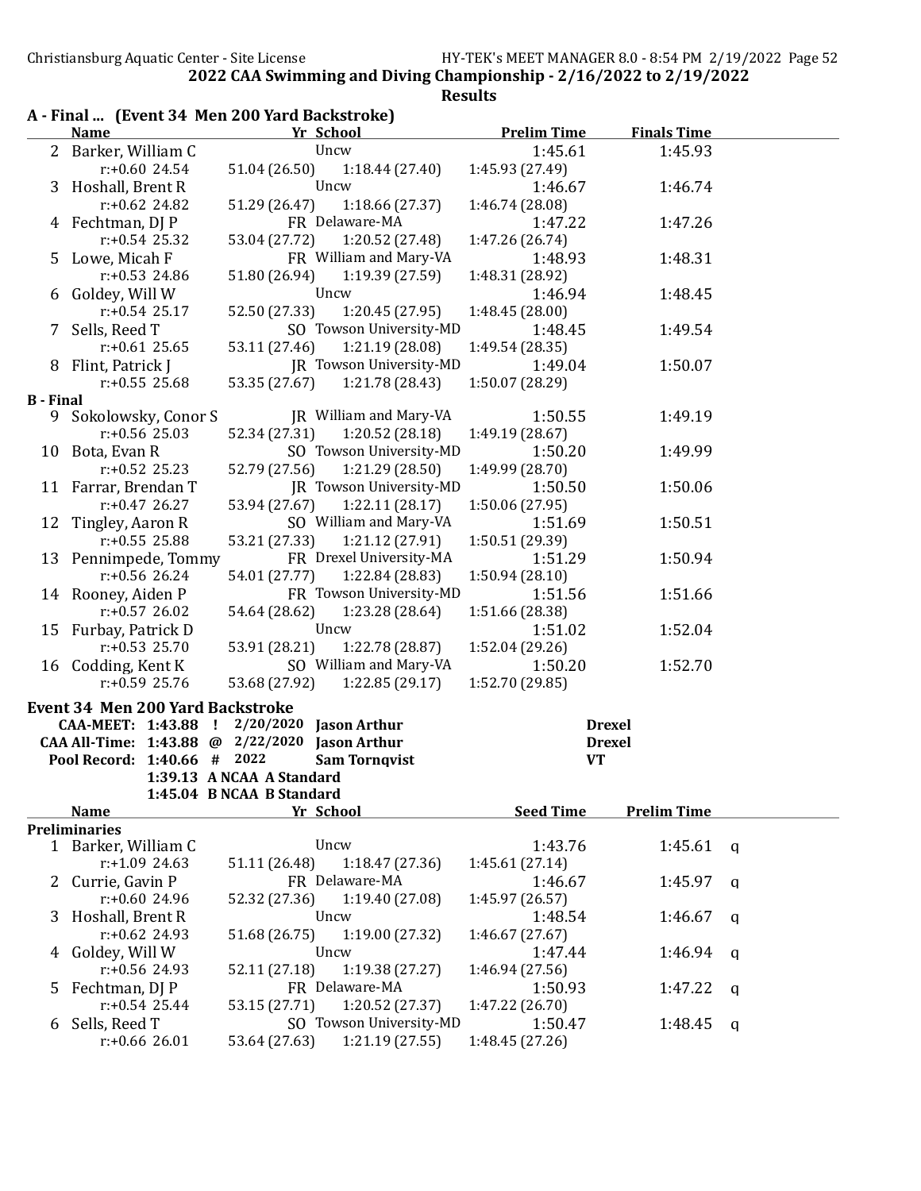## 2022 CAA Swimming and Diving Championship - 2/16/2022 to 2/19/2022

### Results

#### A - Final ... (Event 34 Men 200 Yard Backstroke)

| | Name | Yr | School | Prelim Time | Finals Time |
|---|---|---|---|---|---|
| 2 | Barker, William C | | Uncw | 1:45.61 | 1:45.93 |
| | r:+0.60 24.54 | 51.04 (26.50) | 1:18.44 (27.40) | 1:45.93 (27.49) | |
| 3 | Hoshall, Brent R | | Uncw | 1:46.67 | 1:46.74 |
| | r:+0.62 24.82 | 51.29 (26.47) | 1:18.66 (27.37) | 1:46.74 (28.08) | |
| 4 | Fechtman, DJ P | FR | Delaware-MA | 1:47.22 | 1:47.26 |
| | r:+0.54 25.32 | 53.04 (27.72) | 1:20.52 (27.48) | 1:47.26 (26.74) | |
| 5 | Lowe, Micah F | FR | William and Mary-VA | 1:48.93 | 1:48.31 |
| | r:+0.53 24.86 | 51.80 (26.94) | 1:19.39 (27.59) | 1:48.31 (28.92) | |
| 6 | Goldey, Will W | | Uncw | 1:46.94 | 1:48.45 |
| | r:+0.54 25.17 | 52.50 (27.33) | 1:20.45 (27.95) | 1:48.45 (28.00) | |
| 7 | Sells, Reed T | SO | Towson University-MD | 1:48.45 | 1:49.54 |
| | r:+0.61 25.65 | 53.11 (27.46) | 1:21.19 (28.08) | 1:49.54 (28.35) | |
| 8 | Flint, Patrick J | JR | Towson University-MD | 1:49.04 | 1:50.07 |
| | r:+0.55 25.68 | 53.35 (27.67) | 1:21.78 (28.43) | 1:50.07 (28.29) | |

#### B - Final

| | Name | Yr | School | Prelim Time | Finals Time |
|---|---|---|---|---|---|
| 9 | Sokolowsky, Conor S | JR | William and Mary-VA | 1:50.55 | 1:49.19 |
| | r:+0.56 25.03 | 52.34 (27.31) | 1:20.52 (28.18) | 1:49.19 (28.67) | |
| 10 | Bota, Evan R | SO | Towson University-MD | 1:50.20 | 1:49.99 |
| | r:+0.52 25.23 | 52.79 (27.56) | 1:21.29 (28.50) | 1:49.99 (28.70) | |
| 11 | Farrar, Brendan T | JR | Towson University-MD | 1:50.50 | 1:50.06 |
| | r:+0.47 26.27 | 53.94 (27.67) | 1:22.11 (28.17) | 1:50.06 (27.95) | |
| 12 | Tingley, Aaron R | SO | William and Mary-VA | 1:51.69 | 1:50.51 |
| | r:+0.55 25.88 | 53.21 (27.33) | 1:21.12 (27.91) | 1:50.51 (29.39) | |
| 13 | Pennimpede, Tommy | FR | Drexel University-MA | 1:51.29 | 1:50.94 |
| | r:+0.56 26.24 | 54.01 (27.77) | 1:22.84 (28.83) | 1:50.94 (28.10) | |
| 14 | Rooney, Aiden P | FR | Towson University-MD | 1:51.56 | 1:51.66 |
| | r:+0.57 26.02 | 54.64 (28.62) | 1:23.28 (28.64) | 1:51.66 (28.38) | |
| 15 | Furbay, Patrick D | | Uncw | 1:51.02 | 1:52.04 |
| | r:+0.53 25.70 | 53.91 (28.21) | 1:22.78 (28.87) | 1:52.04 (29.26) | |
| 16 | Codding, Kent K | SO | William and Mary-VA | 1:50.20 | 1:52.70 |
| | r:+0.59 25.76 | 53.68 (27.92) | 1:22.85 (29.17) | 1:52.70 (29.85) | |

#### Event 34 Men 200 Yard Backstroke

**CAA-MEET: 1:43.88 ! 2/20/2020 Jason Arthur — Drexel**
**CAA All-Time: 1:43.88 @ 2/22/2020 Jason Arthur — Drexel**
**Pool Record: 1:40.66 # 2022 Sam Tornqvist — VT**
**1:39.13 A NCAA A Standard**
**1:45.04 B NCAA B Standard**

#### Preliminaries

| | Name | Yr | School | Seed Time | Prelim Time | |
|---|---|---|---|---|---|---|
| 1 | Barker, William C | | Uncw | 1:43.76 | 1:45.61 | q |
| | r:+1.09 24.63 | 51.11 (26.48) | 1:18.47 (27.36) | 1:45.61 (27.14) | | |
| 2 | Currie, Gavin P | FR | Delaware-MA | 1:46.67 | 1:45.97 | q |
| | r:+0.60 24.96 | 52.32 (27.36) | 1:19.40 (27.08) | 1:45.97 (26.57) | | |
| 3 | Hoshall, Brent R | | Uncw | 1:48.54 | 1:46.67 | q |
| | r:+0.62 24.93 | 51.68 (26.75) | 1:19.00 (27.32) | 1:46.67 (27.67) | | |
| 4 | Goldey, Will W | | Uncw | 1:47.44 | 1:46.94 | q |
| | r:+0.56 24.93 | 52.11 (27.18) | 1:19.38 (27.27) | 1:46.94 (27.56) | | |
| 5 | Fechtman, DJ P | FR | Delaware-MA | 1:50.93 | 1:47.22 | q |
| | r:+0.54 25.44 | 53.15 (27.71) | 1:20.52 (27.37) | 1:47.22 (26.70) | | |
| 6 | Sells, Reed T | SO | Towson University-MD | 1:50.47 | 1:48.45 | q |
| | r:+0.66 26.01 | 53.64 (27.63) | 1:21.19 (27.55) | 1:48.45 (27.26) | | |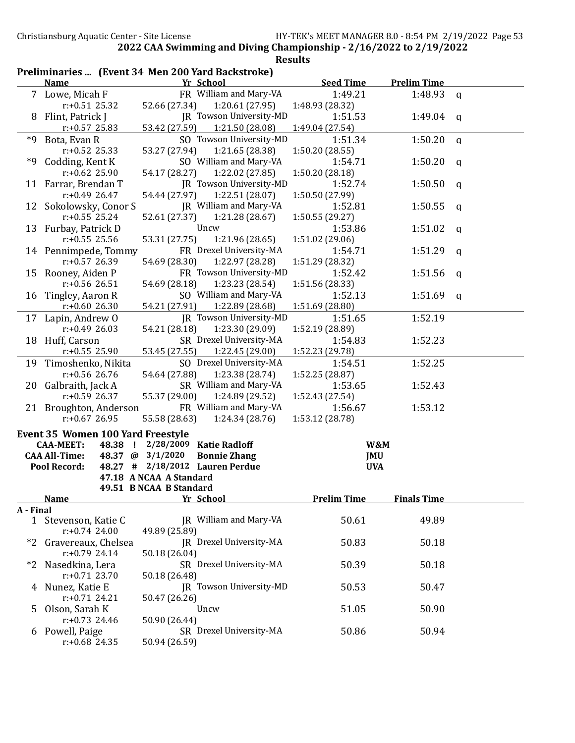**2022 CAA Swimming and Diving Championship - 2/16/2022 to 2/19/2022**

**Results**

## Preliminaries ... (Event 34 Men 200 Yard Backstroke)

| | Name | Yr | School | Seed Time | Prelim Time | |
|---|---|---|---|---|---|---|
| 7 | Lowe, Micah F | FR | William and Mary-VA | 1:49.21 | 1:48.93 | q |
| | r:+0.51 25.32 | 52.66 (27.34) | 1:20.61 (27.95) | 1:48.93 (28.32) | | |
| 8 | Flint, Patrick J | JR | Towson University-MD | 1:51.53 | 1:49.04 | q |
| | r:+0.57 25.83 | 53.42 (27.59) | 1:21.50 (28.08) | 1:49.04 (27.54) | | |
| *9 | Bota, Evan R | SO | Towson University-MD | 1:51.34 | 1:50.20 | q |
| | r:+0.52 25.33 | 53.27 (27.94) | 1:21.65 (28.38) | 1:50.20 (28.55) | | |
| *9 | Codding, Kent K | SO | William and Mary-VA | 1:54.71 | 1:50.20 | q |
| | r:+0.62 25.90 | 54.17 (28.27) | 1:22.02 (27.85) | 1:50.20 (28.18) | | |
| 11 | Farrar, Brendan T | JR | Towson University-MD | 1:52.74 | 1:50.50 | q |
| | r:+0.49 26.47 | 54.44 (27.97) | 1:22.51 (28.07) | 1:50.50 (27.99) | | |
| 12 | Sokolowsky, Conor S | JR | William and Mary-VA | 1:52.81 | 1:50.55 | q |
| | r:+0.55 25.24 | 52.61 (27.37) | 1:21.28 (28.67) | 1:50.55 (29.27) | | |
| 13 | Furbay, Patrick D | | Uncw | 1:53.86 | 1:51.02 | q |
| | r:+0.55 25.56 | 53.31 (27.75) | 1:21.96 (28.65) | 1:51.02 (29.06) | | |
| 14 | Pennimpede, Tommy | FR | Drexel University-MA | 1:54.71 | 1:51.29 | q |
| | r:+0.57 26.39 | 54.69 (28.30) | 1:22.97 (28.28) | 1:51.29 (28.32) | | |
| 15 | Rooney, Aiden P | FR | Towson University-MD | 1:52.42 | 1:51.56 | q |
| | r:+0.56 26.51 | 54.69 (28.18) | 1:23.23 (28.54) | 1:51.56 (28.33) | | |
| 16 | Tingley, Aaron R | SO | William and Mary-VA | 1:52.13 | 1:51.69 | q |
| | r:+0.60 26.30 | 54.21 (27.91) | 1:22.89 (28.68) | 1:51.69 (28.80) | | |
| 17 | Lapin, Andrew O | JR | Towson University-MD | 1:51.65 | 1:52.19 | |
| | r:+0.49 26.03 | 54.21 (28.18) | 1:23.30 (29.09) | 1:52.19 (28.89) | | |
| 18 | Huff, Carson | SR | Drexel University-MA | 1:54.83 | 1:52.23 | |
| | r:+0.55 25.90 | 53.45 (27.55) | 1:22.45 (29.00) | 1:52.23 (29.78) | | |
| 19 | Timoshenko, Nikita | SO | Drexel University-MA | 1:54.51 | 1:52.25 | |
| | r:+0.56 26.76 | 54.64 (27.88) | 1:23.38 (28.74) | 1:52.25 (28.87) | | |
| 20 | Galbraith, Jack A | SR | William and Mary-VA | 1:53.65 | 1:52.43 | |
| | r:+0.59 26.37 | 55.37 (29.00) | 1:24.89 (29.52) | 1:52.43 (27.54) | | |
| 21 | Broughton, Anderson | FR | William and Mary-VA | 1:56.67 | 1:53.12 | |
| | r:+0.67 26.95 | 55.58 (28.63) | 1:24.34 (28.76) | 1:53.12 (28.78) | | |

## Event 35 Women 100 Yard Freestyle

| | | | | | |
|---|---|---|---|---|---|
| **CAA-MEET:** | **48.38** | **!** | **2/28/2009** | **Katie Radloff** | **W&M** |
| **CAA All-Time:** | **48.37** | **@** | **3/1/2020** | **Bonnie Zhang** | **JMU** |
| **Pool Record:** | **48.27** | **#** | **2/18/2012** | **Lauren Perdue** | **UVA** |
| | **47.18** | **A** | **NCAA A Standard** | | |
| | **49.51** | **B** | **NCAA B Standard** | | |

| | Name | Yr | School | Prelim Time | Finals Time |
|---|---|---|---|---|---|
| **A - Final** | | | | | |
| 1 | Stevenson, Katie C | JR | William and Mary-VA | 50.61 | 49.89 |
| | r:+0.74 24.00 | 49.89 (25.89) | | | |
| *2 | Gravereaux, Chelsea | JR | Drexel University-MA | 50.83 | 50.18 |
| | r:+0.79 24.14 | 50.18 (26.04) | | | |
| *2 | Nasedkina, Lera | SR | Drexel University-MA | 50.39 | 50.18 |
| | r:+0.71 23.70 | 50.18 (26.48) | | | |
| 4 | Nunez, Katie E | JR | Towson University-MD | 50.53 | 50.47 |
| | r:+0.71 24.21 | 50.47 (26.26) | | | |
| 5 | Olson, Sarah K | | Uncw | 51.05 | 50.90 |
| | r:+0.73 24.46 | 50.90 (26.44) | | | |
| 6 | Powell, Paige | SR | Drexel University-MA | 50.86 | 50.94 |
| | r:+0.68 24.35 | 50.94 (26.59) | | | |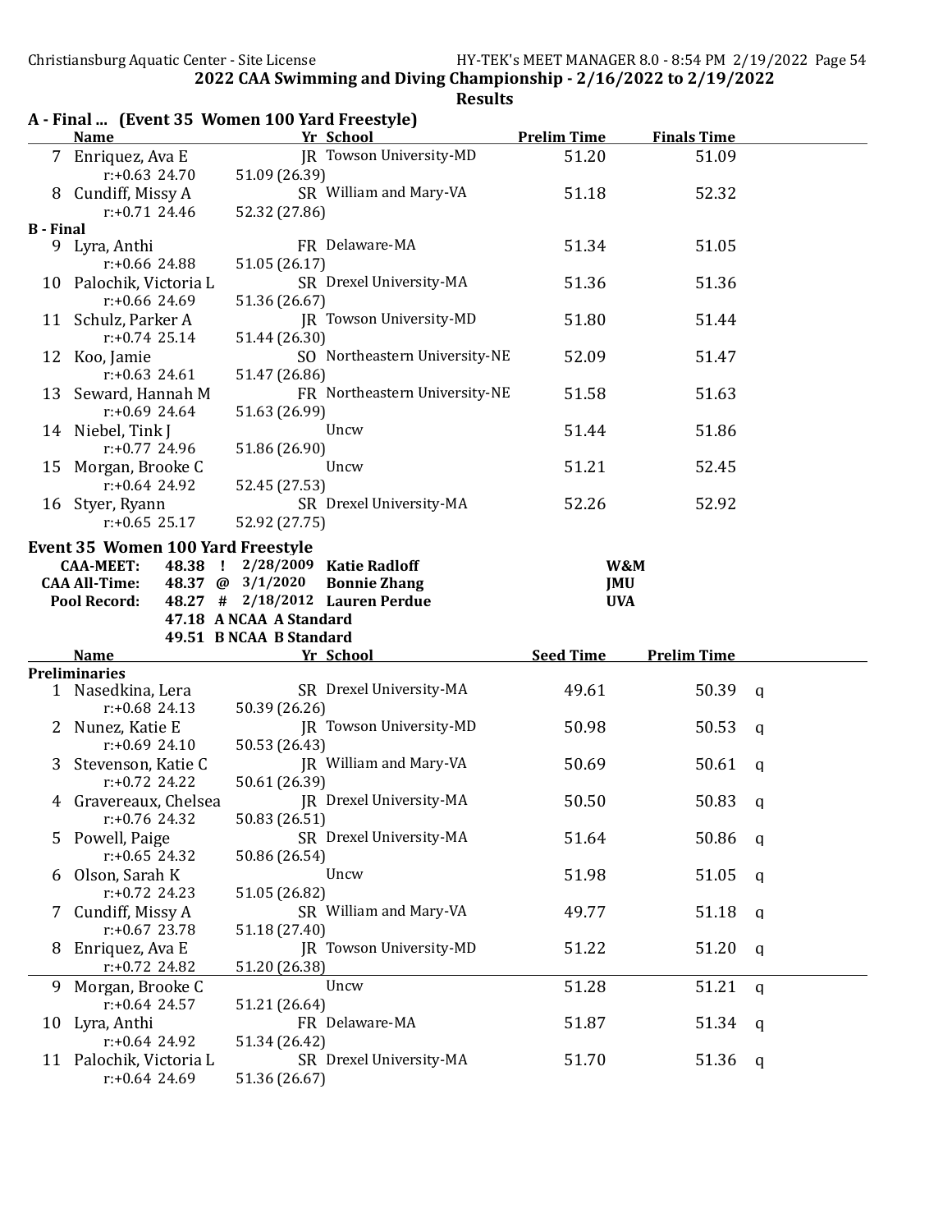## 2022 CAA Swimming and Diving Championship - 2/16/2022 to 2/19/2022

### Results

### A - Final ... (Event 35 Women 100 Yard Freestyle)

| | Name | Yr | School | Prelim Time | Finals Time |
|---|---|---|---|---|---|
| 7 | Enriquez, Ava E | JR | Towson University-MD | 51.20 | 51.09 |
| | r:+0.63 24.70 | 51.09 (26.39) | | | |
| 8 | Cundiff, Missy A | SR | William and Mary-VA | 51.18 | 52.32 |
| | r:+0.71 24.46 | 52.32 (27.86) | | | |
| **B - Final** | | | | | |
| 9 | Lyra, Anthi | FR | Delaware-MA | 51.34 | 51.05 |
| | r:+0.66 24.88 | 51.05 (26.17) | | | |
| 10 | Palochik, Victoria L | SR | Drexel University-MA | 51.36 | 51.36 |
| | r:+0.66 24.69 | 51.36 (26.67) | | | |
| 11 | Schulz, Parker A | JR | Towson University-MD | 51.80 | 51.44 |
| | r:+0.74 25.14 | 51.44 (26.30) | | | |
| 12 | Koo, Jamie | SO | Northeastern University-NE | 52.09 | 51.47 |
| | r:+0.63 24.61 | 51.47 (26.86) | | | |
| 13 | Seward, Hannah M | FR | Northeastern University-NE | 51.58 | 51.63 |
| | r:+0.69 24.64 | 51.63 (26.99) | | | |
| 14 | Niebel, Tink J | | Uncw | 51.44 | 51.86 |
| | r:+0.77 24.96 | 51.86 (26.90) | | | |
| 15 | Morgan, Brooke C | | Uncw | 51.21 | 52.45 |
| | r:+0.64 24.92 | 52.45 (27.53) | | | |
| 16 | Styer, Ryann | SR | Drexel University-MA | 52.26 | 52.92 |
| | r:+0.65 25.17 | 52.92 (27.75) | | | |

### Event 35 Women 100 Yard Freestyle

| | | | | | |
|---|---|---|---|---|---|
| **CAA-MEET:** | 48.38 | ! | 2/28/2009 | **Katie Radloff** | **W&M** |
| **CAA All-Time:** | 48.37 | @ | 3/1/2020 | **Bonnie Zhang** | **JMU** |
| **Pool Record:** | 48.27 | # | 2/18/2012 | **Lauren Perdue** | **UVA** |
| | 47.18 | | A NCAA A Standard | | |
| | 49.51 | | B NCAA B Standard | | |

| | Name | Yr | School | Seed Time | Prelim Time | |
|---|---|---|---|---|---|---|
| **Preliminaries** | | | | | | |
| 1 | Nasedkina, Lera | SR | Drexel University-MA | 49.61 | 50.39 | q |
| | r:+0.68 24.13 | 50.39 (26.26) | | | | |
| 2 | Nunez, Katie E | JR | Towson University-MD | 50.98 | 50.53 | q |
| | r:+0.69 24.10 | 50.53 (26.43) | | | | |
| 3 | Stevenson, Katie C | JR | William and Mary-VA | 50.69 | 50.61 | q |
| | r:+0.72 24.22 | 50.61 (26.39) | | | | |
| 4 | Gravereaux, Chelsea | JR | Drexel University-MA | 50.50 | 50.83 | q |
| | r:+0.76 24.32 | 50.83 (26.51) | | | | |
| 5 | Powell, Paige | SR | Drexel University-MA | 51.64 | 50.86 | q |
| | r:+0.65 24.32 | 50.86 (26.54) | | | | |
| 6 | Olson, Sarah K | | Uncw | 51.98 | 51.05 | q |
| | r:+0.72 24.23 | 51.05 (26.82) | | | | |
| 7 | Cundiff, Missy A | SR | William and Mary-VA | 49.77 | 51.18 | q |
| | r:+0.67 23.78 | 51.18 (27.40) | | | | |
| 8 | Enriquez, Ava E | JR | Towson University-MD | 51.22 | 51.20 | q |
| | r:+0.72 24.82 | 51.20 (26.38) | | | | |
| 9 | Morgan, Brooke C | | Uncw | 51.28 | 51.21 | q |
| | r:+0.64 24.57 | 51.21 (26.64) | | | | |
| 10 | Lyra, Anthi | FR | Delaware-MA | 51.87 | 51.34 | q |
| | r:+0.64 24.92 | 51.34 (26.42) | | | | |
| 11 | Palochik, Victoria L | SR | Drexel University-MA | 51.70 | 51.36 | q |
| | r:+0.64 24.69 | 51.36 (26.67) | | | | |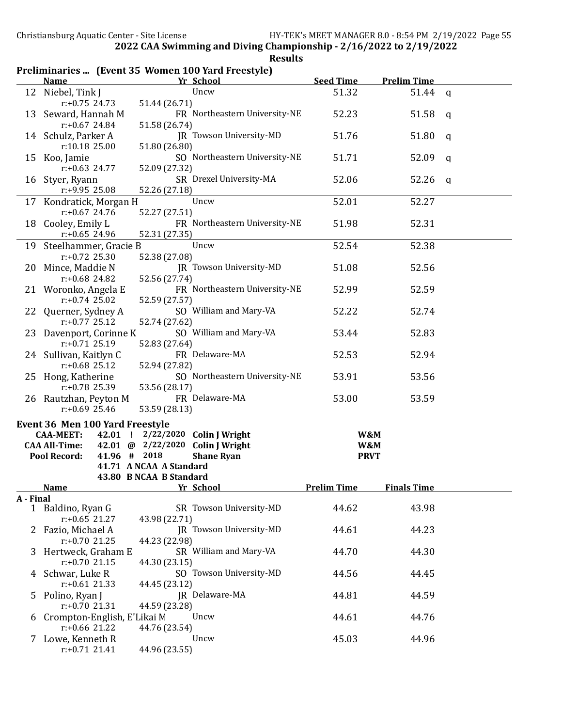**2022 CAA Swimming and Diving Championship - 2/16/2022 to 2/19/2022**

**Results**

### Preliminaries ... (Event 35 Women 100 Yard Freestyle)

| | Name | Yr | School | Seed Time | Prelim Time | |
|---|---|---|---|---|---|---|
| 12 | Niebel, Tink J | | Uncw | 51.32 | 51.44 | q |
| | r:+0.75 24.73 | 51.44 (26.71) | | | | |
| 13 | Seward, Hannah M | FR | Northeastern University-NE | 52.23 | 51.58 | q |
| | r:+0.67 24.84 | 51.58 (26.74) | | | | |
| 14 | Schulz, Parker A | JR | Towson University-MD | 51.76 | 51.80 | q |
| | r:10.18 25.00 | 51.80 (26.80) | | | | |
| 15 | Koo, Jamie | SO | Northeastern University-NE | 51.71 | 52.09 | q |
| | r:+0.63 24.77 | 52.09 (27.32) | | | | |
| 16 | Styer, Ryann | SR | Drexel University-MA | 52.06 | 52.26 | q |
| | r:+9.95 25.08 | 52.26 (27.18) | | | | |
| 17 | Kondratick, Morgan H | | Uncw | 52.01 | 52.27 | |
| | r:+0.67 24.76 | 52.27 (27.51) | | | | |
| 18 | Cooley, Emily L | FR | Northeastern University-NE | 51.98 | 52.31 | |
| | r:+0.65 24.96 | 52.31 (27.35) | | | | |
| 19 | Steelhammer, Gracie B | | Uncw | 52.54 | 52.38 | |
| | r:+0.72 25.30 | 52.38 (27.08) | | | | |
| 20 | Mince, Maddie N | JR | Towson University-MD | 51.08 | 52.56 | |
| | r:+0.68 24.82 | 52.56 (27.74) | | | | |
| 21 | Woronko, Angela E | FR | Northeastern University-NE | 52.99 | 52.59 | |
| | r:+0.74 25.02 | 52.59 (27.57) | | | | |
| 22 | Querner, Sydney A | SO | William and Mary-VA | 52.22 | 52.74 | |
| | r:+0.77 25.12 | 52.74 (27.62) | | | | |
| 23 | Davenport, Corinne K | SO | William and Mary-VA | 53.44 | 52.83 | |
| | r:+0.71 25.19 | 52.83 (27.64) | | | | |
| 24 | Sullivan, Kaitlyn C | FR | Delaware-MA | 52.53 | 52.94 | |
| | r:+0.68 25.12 | 52.94 (27.82) | | | | |
| 25 | Hong, Katherine | SO | Northeastern University-NE | 53.91 | 53.56 | |
| | r:+0.78 25.39 | 53.56 (28.17) | | | | |
| 26 | Rautzhan, Peyton M | FR | Delaware-MA | 53.00 | 53.59 | |
| | r:+0.69 25.46 | 53.59 (28.13) | | | | |

### Event 36 Men 100 Yard Freestyle

| | | | | | |
|---|---|---|---|---|---|
| **CAA-MEET:** | 42.01 | ! | 2/22/2020 | **Colin J Wright** | **W&M** |
| **CAA All-Time:** | 42.01 | @ | 2/22/2020 | **Colin J Wright** | **W&M** |
| **Pool Record:** | 41.96 | # | 2018 | **Shane Ryan** | **PRVT** |
| | 41.71 | A | NCAA A Standard | | |
| | 43.80 | B | NCAA B Standard | | |

**A - Final**

| | Name | Yr | School | Prelim Time | Finals Time |
|---|---|---|---|---|---|
| 1 | Baldino, Ryan G | SR | Towson University-MD | 44.62 | 43.98 |
| | r:+0.65 21.27 | 43.98 (22.71) | | | |
| 2 | Fazio, Michael A | JR | Towson University-MD | 44.61 | 44.23 |
| | r:+0.70 21.25 | 44.23 (22.98) | | | |
| 3 | Hertweck, Graham E | SR | William and Mary-VA | 44.70 | 44.30 |
| | r:+0.70 21.15 | 44.30 (23.15) | | | |
| 4 | Schwar, Luke R | SO | Towson University-MD | 44.56 | 44.45 |
| | r:+0.61 21.33 | 44.45 (23.12) | | | |
| 5 | Polino, Ryan J | JR | Delaware-MA | 44.81 | 44.59 |
| | r:+0.70 21.31 | 44.59 (23.28) | | | |
| 6 | Crompton-English, E'Likai M | | Uncw | 44.61 | 44.76 |
| | r:+0.66 21.22 | 44.76 (23.54) | | | |
| 7 | Lowe, Kenneth R | | Uncw | 45.03 | 44.96 |
| | r:+0.71 21.41 | 44.96 (23.55) | | | |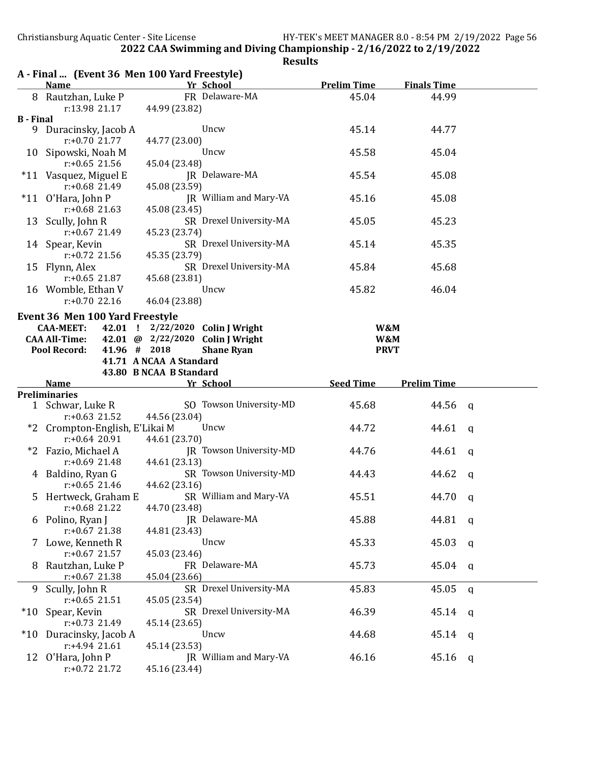## 2022 CAA Swimming and Diving Championship - 2/16/2022 to 2/19/2022

### Results

**A - Final ... (Event 36 Men 100 Yard Freestyle)**

| | Name | Yr | School | Prelim Time | Finals Time |
|---|---|---|---|---|---|
| 8 | Rautzhan, Luke P | FR | Delaware-MA | 45.04 | 44.99 |
| | r:13.98 21.17 | 44.99 (23.82) | | | |
| **B - Final** | | | | | |
| 9 | Duracinsky, Jacob A | | Uncw | 45.14 | 44.77 |
| | r:+0.70 21.77 | 44.77 (23.00) | | | |
| 10 | Sipowski, Noah M | | Uncw | 45.58 | 45.04 |
| | r:+0.65 21.56 | 45.04 (23.48) | | | |
| *11 | Vasquez, Miguel E | JR | Delaware-MA | 45.54 | 45.08 |
| | r:+0.68 21.49 | 45.08 (23.59) | | | |
| *11 | O'Hara, John P | JR | William and Mary-VA | 45.16 | 45.08 |
| | r:+0.68 21.63 | 45.08 (23.45) | | | |
| 13 | Scully, John R | SR | Drexel University-MA | 45.05 | 45.23 |
| | r:+0.67 21.49 | 45.23 (23.74) | | | |
| 14 | Spear, Kevin | SR | Drexel University-MA | 45.14 | 45.35 |
| | r:+0.72 21.56 | 45.35 (23.79) | | | |
| 15 | Flynn, Alex | SR | Drexel University-MA | 45.84 | 45.68 |
| | r:+0.65 21.87 | 45.68 (23.81) | | | |
| 16 | Womble, Ethan V | | Uncw | 45.82 | 46.04 |
| | r:+0.70 22.16 | 46.04 (23.88) | | | |

**Event 36 Men 100 Yard Freestyle**

| | | | | | |
|---|---|---|---|---|---|
| CAA-MEET: | 42.01 | ! | 2/22/2020 | Colin J Wright | W&M |
| CAA All-Time: | 42.01 | @ | 2/22/2020 | Colin J Wright | W&M |
| Pool Record: | 41.96 | # | 2018 | Shane Ryan | PRVT |
| | 41.71 | | A NCAA | A Standard | |
| | 43.80 | | B NCAA | B Standard | |

| | Name | Yr | School | Seed Time | Prelim Time | |
|---|---|---|---|---|---|---|
| **Preliminaries** | | | | | | |
| 1 | Schwar, Luke R | SO | Towson University-MD | 45.68 | 44.56 | q |
| | r:+0.63 21.52 | 44.56 (23.04) | | | | |
| *2 | Crompton-English, E'Likai M | | Uncw | 44.72 | 44.61 | q |
| | r:+0.64 20.91 | 44.61 (23.70) | | | | |
| *2 | Fazio, Michael A | JR | Towson University-MD | 44.76 | 44.61 | q |
| | r:+0.69 21.48 | 44.61 (23.13) | | | | |
| 4 | Baldino, Ryan G | SR | Towson University-MD | 44.43 | 44.62 | q |
| | r:+0.65 21.46 | 44.62 (23.16) | | | | |
| 5 | Hertweck, Graham E | SR | William and Mary-VA | 45.51 | 44.70 | q |
| | r:+0.68 21.22 | 44.70 (23.48) | | | | |
| 6 | Polino, Ryan J | JR | Delaware-MA | 45.88 | 44.81 | q |
| | r:+0.67 21.38 | 44.81 (23.43) | | | | |
| 7 | Lowe, Kenneth R | | Uncw | 45.33 | 45.03 | q |
| | r:+0.67 21.57 | 45.03 (23.46) | | | | |
| 8 | Rautzhan, Luke P | FR | Delaware-MA | 45.73 | 45.04 | q |
| | r:+0.67 21.38 | 45.04 (23.66) | | | | |
| 9 | Scully, John R | SR | Drexel University-MA | 45.83 | 45.05 | q |
| | r:+0.65 21.51 | 45.05 (23.54) | | | | |
| *10 | Spear, Kevin | SR | Drexel University-MA | 46.39 | 45.14 | q |
| | r:+0.73 21.49 | 45.14 (23.65) | | | | |
| *10 | Duracinsky, Jacob A | | Uncw | 44.68 | 45.14 | q |
| | r:+4.94 21.61 | 45.14 (23.53) | | | | |
| 12 | O'Hara, John P | JR | William and Mary-VA | 46.16 | 45.16 | q |
| | r:+0.72 21.72 | 45.16 (23.44) | | | | |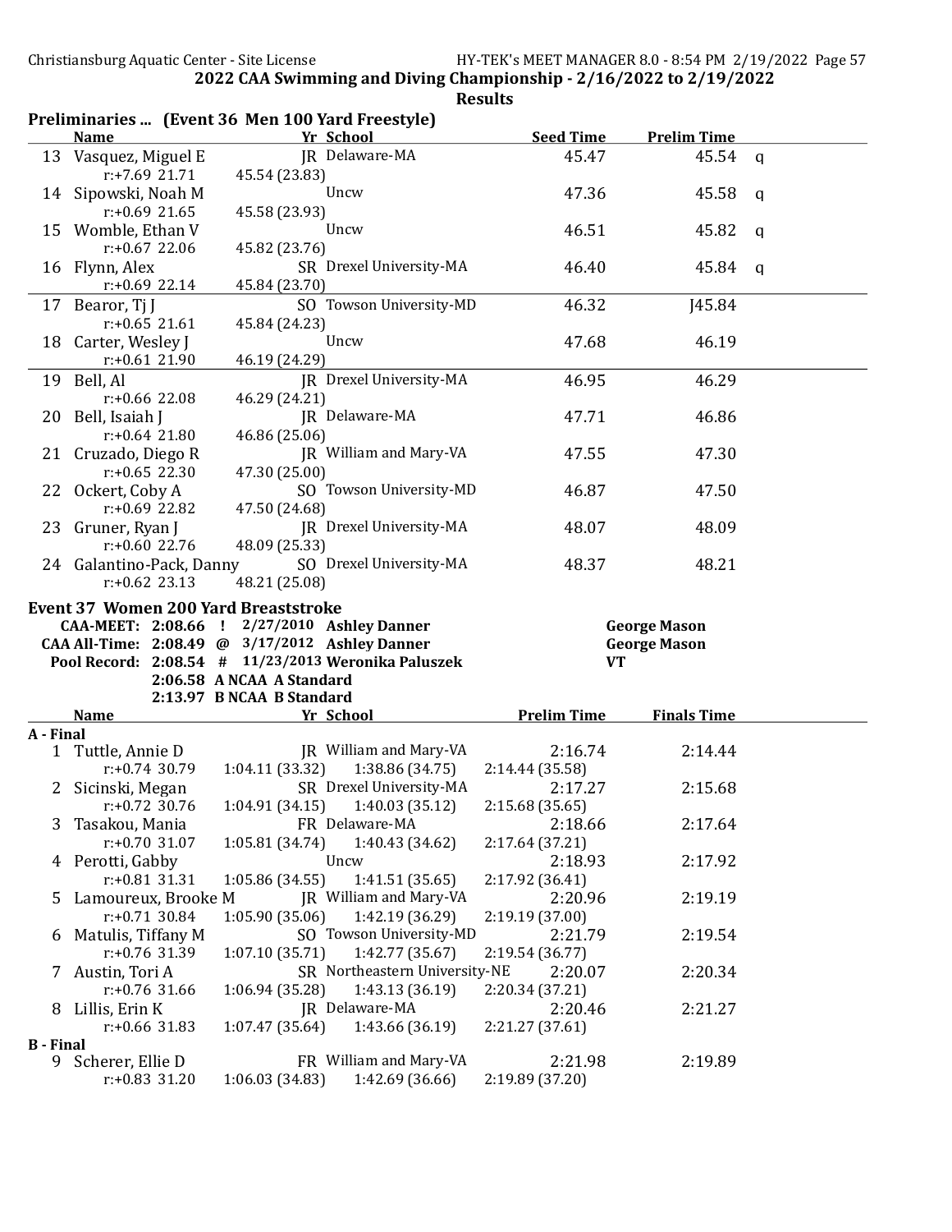**2022 CAA Swimming and Diving Championship - 2/16/2022 to 2/19/2022**

**Results**

## Preliminaries ... (Event 36 Men 100 Yard Freestyle)

| | Name | Yr | School | Seed Time | Prelim Time | |
|---|---|---|---|---|---|---|
| 13 | Vasquez, Miguel E | JR | Delaware-MA | 45.47 | 45.54 | q |
| | r:+7.69 21.71 | 45.54 (23.83) | | | | |
| 14 | Sipowski, Noah M | | Uncw | 47.36 | 45.58 | q |
| | r:+0.69 21.65 | 45.58 (23.93) | | | | |
| 15 | Womble, Ethan V | | Uncw | 46.51 | 45.82 | q |
| | r:+0.67 22.06 | 45.82 (23.76) | | | | |
| 16 | Flynn, Alex | SR | Drexel University-MA | 46.40 | 45.84 | q |
| | r:+0.69 22.14 | 45.84 (23.70) | | | | |
| 17 | Bearor, Tj J | SO | Towson University-MD | 46.32 | J45.84 | |
| | r:+0.65 21.61 | 45.84 (24.23) | | | | |
| 18 | Carter, Wesley J | | Uncw | 47.68 | 46.19 | |
| | r:+0.61 21.90 | 46.19 (24.29) | | | | |
| 19 | Bell, Al | JR | Drexel University-MA | 46.95 | 46.29 | |
| | r:+0.66 22.08 | 46.29 (24.21) | | | | |
| 20 | Bell, Isaiah J | JR | Delaware-MA | 47.71 | 46.86 | |
| | r:+0.64 21.80 | 46.86 (25.06) | | | | |
| 21 | Cruzado, Diego R | JR | William and Mary-VA | 47.55 | 47.30 | |
| | r:+0.65 22.30 | 47.30 (25.00) | | | | |
| 22 | Ockert, Coby A | SO | Towson University-MD | 46.87 | 47.50 | |
| | r:+0.69 22.82 | 47.50 (24.68) | | | | |
| 23 | Gruner, Ryan J | JR | Drexel University-MA | 48.07 | 48.09 | |
| | r:+0.60 22.76 | 48.09 (25.33) | | | | |
| 24 | Galantino-Pack, Danny | SO | Drexel University-MA | 48.37 | 48.21 | |
| | r:+0.62 23.13 | 48.21 (25.08) | | | | |

## Event 37 Women 200 Yard Breaststroke

| | | | | | |
|---|---|---|---|---|---|
| CAA-MEET: | 2:08.66 | ! | 2/27/2010 | Ashley Danner | George Mason |
| CAA All-Time: | 2:08.49 | @ | 3/17/2012 | Ashley Danner | George Mason |
| Pool Record: | 2:08.54 | # | 11/23/2013 | Weronika Paluszek | VT |
| | 2:06.58 | A | NCAA A Standard | | |
| | 2:13.97 | B | NCAA B Standard | | |

| | Name | Yr | School | Prelim Time | Finals Time |
|---|---|---|---|---|---|
| **A - Final** | | | | | |
| 1 | Tuttle, Annie D | JR | William and Mary-VA | 2:16.74 | 2:14.44 |
| | r:+0.74 30.79 | 1:04.11 (33.32) | 1:38.86 (34.75) | 2:14.44 (35.58) | |
| 2 | Sicinski, Megan | SR | Drexel University-MA | 2:17.27 | 2:15.68 |
| | r:+0.72 30.76 | 1:04.91 (34.15) | 1:40.03 (35.12) | 2:15.68 (35.65) | |
| 3 | Tasakou, Mania | FR | Delaware-MA | 2:18.66 | 2:17.64 |
| | r:+0.70 31.07 | 1:05.81 (34.74) | 1:40.43 (34.62) | 2:17.64 (37.21) | |
| 4 | Perotti, Gabby | | Uncw | 2:18.93 | 2:17.92 |
| | r:+0.81 31.31 | 1:05.86 (34.55) | 1:41.51 (35.65) | 2:17.92 (36.41) | |
| 5 | Lamoureux, Brooke M | JR | William and Mary-VA | 2:20.96 | 2:19.19 |
| | r:+0.71 30.84 | 1:05.90 (35.06) | 1:42.19 (36.29) | 2:19.19 (37.00) | |
| 6 | Matulis, Tiffany M | SO | Towson University-MD | 2:21.79 | 2:19.54 |
| | r:+0.76 31.39 | 1:07.10 (35.71) | 1:42.77 (35.67) | 2:19.54 (36.77) | |
| 7 | Austin, Tori A | SR | Northeastern University-NE | 2:20.07 | 2:20.34 |
| | r:+0.76 31.66 | 1:06.94 (35.28) | 1:43.13 (36.19) | 2:20.34 (37.21) | |
| 8 | Lillis, Erin K | JR | Delaware-MA | 2:20.46 | 2:21.27 |
| | r:+0.66 31.83 | 1:07.47 (35.64) | 1:43.66 (36.19) | 2:21.27 (37.61) | |
| **B - Final** | | | | | |
| 9 | Scherer, Ellie D | FR | William and Mary-VA | 2:21.98 | 2:19.89 |
| | r:+0.83 31.20 | 1:06.03 (34.83) | 1:42.69 (36.66) | 2:19.89 (37.20) | |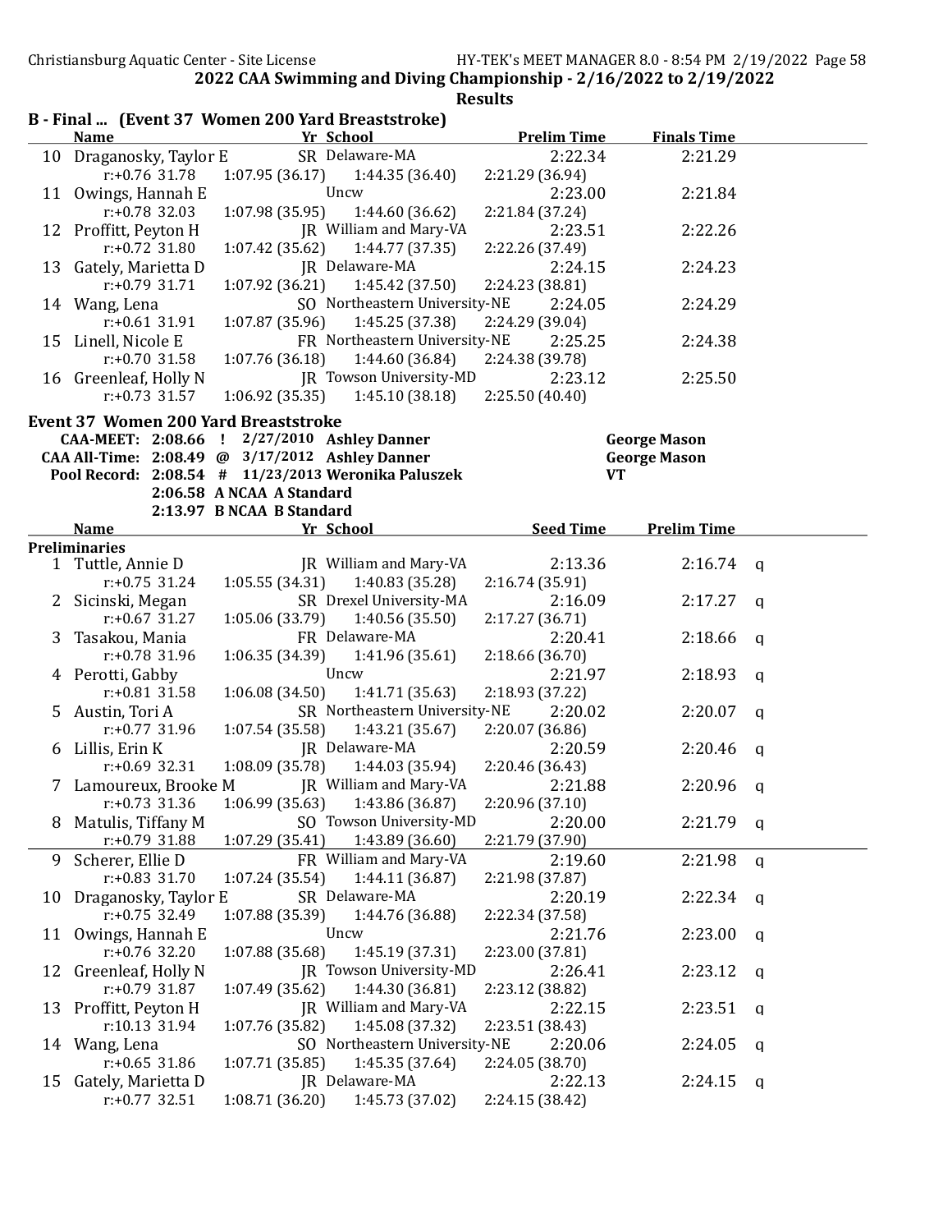2022 CAA Swimming and Diving Championship - 2/16/2022 to 2/19/2022

Results

## B - Final ... (Event 37 Women 200 Yard Breaststroke)

| | Name | Yr | School | Prelim Time | Finals Time |
|---|---|---|---|---|---|
| 10 | Draganosky, Taylor E | SR | Delaware-MA | 2:22.34 | 2:21.29 |
| | r:+0.76 31.78 | 1:07.95 (36.17) | 1:44.35 (36.40) | 2:21.29 (36.94) | |
| 11 | Owings, Hannah E | | Uncw | 2:23.00 | 2:21.84 |
| | r:+0.78 32.03 | 1:07.98 (35.95) | 1:44.60 (36.62) | 2:21.84 (37.24) | |
| 12 | Proffitt, Peyton H | JR | William and Mary-VA | 2:23.51 | 2:22.26 |
| | r:+0.72 31.80 | 1:07.42 (35.62) | 1:44.77 (37.35) | 2:22.26 (37.49) | |
| 13 | Gately, Marietta D | JR | Delaware-MA | 2:24.15 | 2:24.23 |
| | r:+0.79 31.71 | 1:07.92 (36.21) | 1:45.42 (37.50) | 2:24.23 (38.81) | |
| 14 | Wang, Lena | SO | Northeastern University-NE | 2:24.05 | 2:24.29 |
| | r:+0.61 31.91 | 1:07.87 (35.96) | 1:45.25 (37.38) | 2:24.29 (39.04) | |
| 15 | Linell, Nicole E | FR | Northeastern University-NE | 2:25.25 | 2:24.38 |
| | r:+0.70 31.58 | 1:07.76 (36.18) | 1:44.60 (36.84) | 2:24.38 (39.78) | |
| 16 | Greenleaf, Holly N | JR | Towson University-MD | 2:23.12 | 2:25.50 |
| | r:+0.73 31.57 | 1:06.92 (35.35) | 1:45.10 (38.18) | 2:25.50 (40.40) | |

## Event 37 Women 200 Yard Breaststroke

| | | | | |
|---|---|---|---|---|
| CAA-MEET: | 2:08.66 ! | 2/27/2010 | Ashley Danner | George Mason |
| CAA All-Time: | 2:08.49 @ | 3/17/2012 | Ashley Danner | George Mason |
| Pool Record: | 2:08.54 # | 11/23/2013 | Weronika Paluszek | VT |
| | 2:06.58 A | NCAA A Standard | | |
| | 2:13.97 B | NCAA B Standard | | |

**Preliminaries**

| | Name | Yr | School | Seed Time | Prelim Time | |
|---|---|---|---|---|---|---|
| 1 | Tuttle, Annie D | JR | William and Mary-VA | 2:13.36 | 2:16.74 | q |
| | r:+0.75 31.24 | 1:05.55 (34.31) | 1:40.83 (35.28) | 2:16.74 (35.91) | | |
| 2 | Sicinski, Megan | SR | Drexel University-MA | 2:16.09 | 2:17.27 | q |
| | r:+0.67 31.27 | 1:05.06 (33.79) | 1:40.56 (35.50) | 2:17.27 (36.71) | | |
| 3 | Tasakou, Mania | FR | Delaware-MA | 2:20.41 | 2:18.66 | q |
| | r:+0.78 31.96 | 1:06.35 (34.39) | 1:41.96 (35.61) | 2:18.66 (36.70) | | |
| 4 | Perotti, Gabby | | Uncw | 2:21.97 | 2:18.93 | q |
| | r:+0.81 31.58 | 1:06.08 (34.50) | 1:41.71 (35.63) | 2:18.93 (37.22) | | |
| 5 | Austin, Tori A | SR | Northeastern University-NE | 2:20.02 | 2:20.07 | q |
| | r:+0.77 31.96 | 1:07.54 (35.58) | 1:43.21 (35.67) | 2:20.07 (36.86) | | |
| 6 | Lillis, Erin K | JR | Delaware-MA | 2:20.59 | 2:20.46 | q |
| | r:+0.69 32.31 | 1:08.09 (35.78) | 1:44.03 (35.94) | 2:20.46 (36.43) | | |
| 7 | Lamoureux, Brooke M | JR | William and Mary-VA | 2:21.88 | 2:20.96 | q |
| | r:+0.73 31.36 | 1:06.99 (35.63) | 1:43.86 (36.87) | 2:20.96 (37.10) | | |
| 8 | Matulis, Tiffany M | SO | Towson University-MD | 2:20.00 | 2:21.79 | q |
| | r:+0.79 31.88 | 1:07.29 (35.41) | 1:43.89 (36.60) | 2:21.79 (37.90) | | |
| 9 | Scherer, Ellie D | FR | William and Mary-VA | 2:19.60 | 2:21.98 | q |
| | r:+0.83 31.70 | 1:07.24 (35.54) | 1:44.11 (36.87) | 2:21.98 (37.87) | | |
| 10 | Draganosky, Taylor E | SR | Delaware-MA | 2:20.19 | 2:22.34 | q |
| | r:+0.75 32.49 | 1:07.88 (35.39) | 1:44.76 (36.88) | 2:22.34 (37.58) | | |
| 11 | Owings, Hannah E | | Uncw | 2:21.76 | 2:23.00 | q |
| | r:+0.76 32.20 | 1:07.88 (35.68) | 1:45.19 (37.31) | 2:23.00 (37.81) | | |
| 12 | Greenleaf, Holly N | JR | Towson University-MD | 2:26.41 | 2:23.12 | q |
| | r:+0.79 31.87 | 1:07.49 (35.62) | 1:44.30 (36.81) | 2:23.12 (38.82) | | |
| 13 | Proffitt, Peyton H | JR | William and Mary-VA | 2:22.15 | 2:23.51 | q |
| | r:10.13 31.94 | 1:07.76 (35.82) | 1:45.08 (37.32) | 2:23.51 (38.43) | | |
| 14 | Wang, Lena | SO | Northeastern University-NE | 2:20.06 | 2:24.05 | q |
| | r:+0.65 31.86 | 1:07.71 (35.85) | 1:45.35 (37.64) | 2:24.05 (38.70) | | |
| 15 | Gately, Marietta D | JR | Delaware-MA | 2:22.13 | 2:24.15 | q |
| | r:+0.77 32.51 | 1:08.71 (36.20) | 1:45.73 (37.02) | 2:24.15 (38.42) | | |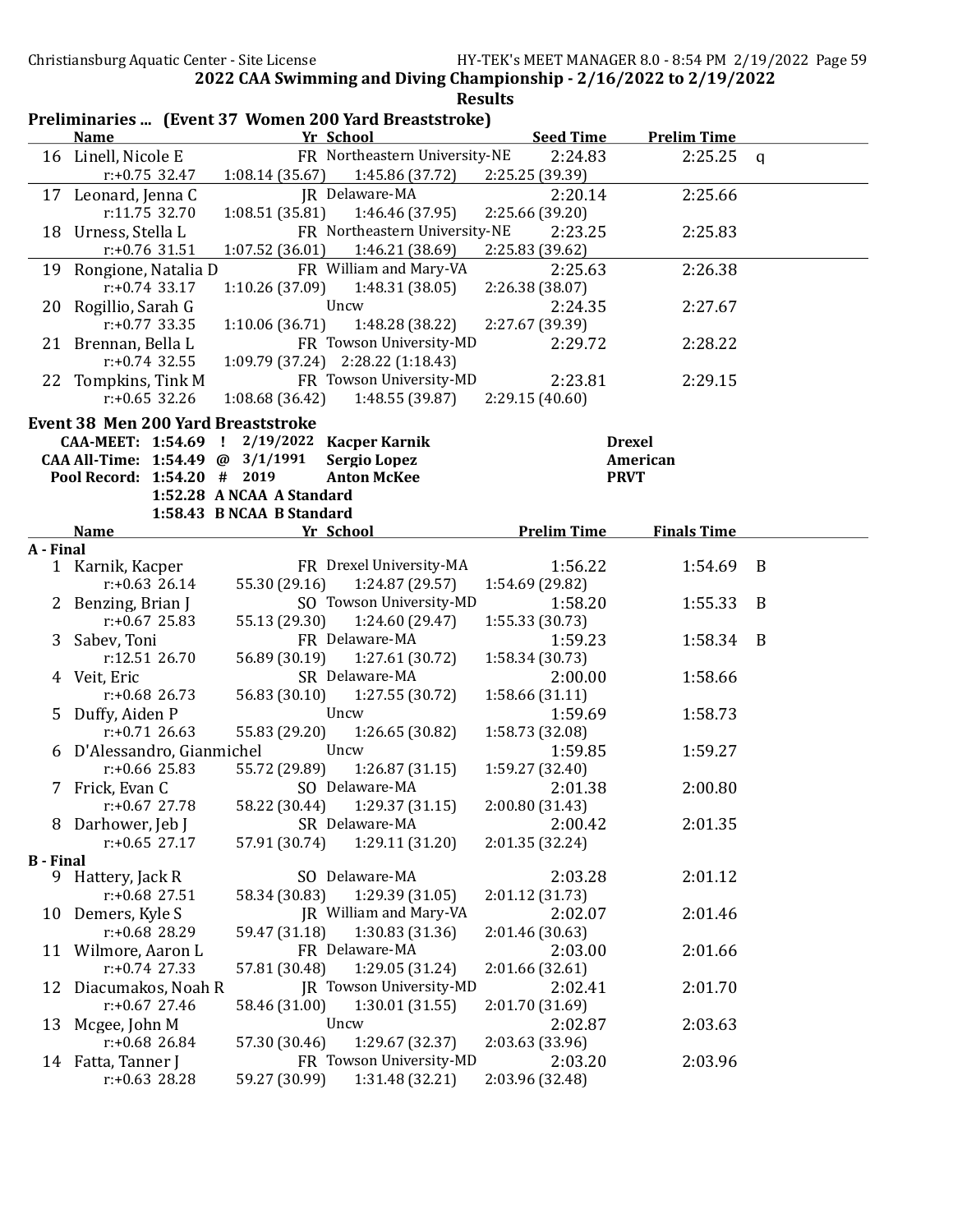## 2022 CAA Swimming and Diving Championship - 2/16/2022 to 2/19/2022

### Results

### Preliminaries ... (Event 37 Women 200 Yard Breaststroke)

| | Name | Yr | School | Seed Time | Prelim Time | |
|---|---|---|---|---|---|---|
| 16 | Linell, Nicole E | FR | Northeastern University-NE | 2:24.83 | 2:25.25 | q |
| | r:+0.75 32.47 | 1:08.14 (35.67) | 1:45.86 (37.72) | 2:25.25 (39.39) | | |
| 17 | Leonard, Jenna C | JR | Delaware-MA | 2:20.14 | 2:25.66 | |
| | r:11.75 32.70 | 1:08.51 (35.81) | 1:46.46 (37.95) | 2:25.66 (39.20) | | |
| 18 | Urness, Stella L | FR | Northeastern University-NE | 2:23.25 | 2:25.83 | |
| | r:+0.76 31.51 | 1:07.52 (36.01) | 1:46.21 (38.69) | 2:25.83 (39.62) | | |
| 19 | Rongione, Natalia D | FR | William and Mary-VA | 2:25.63 | 2:26.38 | |
| | r:+0.74 33.17 | 1:10.26 (37.09) | 1:48.31 (38.05) | 2:26.38 (38.07) | | |
| 20 | Rogillio, Sarah G | | Uncw | 2:24.35 | 2:27.67 | |
| | r:+0.77 33.35 | 1:10.06 (36.71) | 1:48.28 (38.22) | 2:27.67 (39.39) | | |
| 21 | Brennan, Bella L | FR | Towson University-MD | 2:29.72 | 2:28.22 | |
| | r:+0.74 32.55 | 1:09.79 (37.24) | 2:28.22 (1:18.43) | | | |
| 22 | Tompkins, Tink M | FR | Towson University-MD | 2:23.81 | 2:29.15 | |
| | r:+0.65 32.26 | 1:08.68 (36.42) | 1:48.55 (39.87) | 2:29.15 (40.60) | | |

### Event 38 Men 200 Yard Breaststroke

| | | | | |
|---|---|---|---|---|
| CAA-MEET: | 1:54.69 ! | 2/19/2022 | Kacper Karnik | Drexel |
| CAA All-Time: | 1:54.49 @ | 3/1/1991 | Sergio Lopez | American |
| Pool Record: | 1:54.20 # | 2019 | Anton McKee | PRVT |
| | 1:52.28 A | NCAA A Standard | | |
| | 1:58.43 B | NCAA B Standard | | |

| | Name | Yr | School | Prelim Time | Finals Time | |
|---|---|---|---|---|---|---|
| **A - Final** | | | | | | |
| 1 | Karnik, Kacper | FR | Drexel University-MA | 1:56.22 | 1:54.69 | B |
| | r:+0.63 26.14 | 55.30 (29.16) | 1:24.87 (29.57) | 1:54.69 (29.82) | | |
| 2 | Benzing, Brian J | SO | Towson University-MD | 1:58.20 | 1:55.33 | B |
| | r:+0.67 25.83 | 55.13 (29.30) | 1:24.60 (29.47) | 1:55.33 (30.73) | | |
| 3 | Sabev, Toni | FR | Delaware-MA | 1:59.23 | 1:58.34 | B |
| | r:12.51 26.70 | 56.89 (30.19) | 1:27.61 (30.72) | 1:58.34 (30.73) | | |
| 4 | Veit, Eric | SR | Delaware-MA | 2:00.00 | 1:58.66 | |
| | r:+0.68 26.73 | 56.83 (30.10) | 1:27.55 (30.72) | 1:58.66 (31.11) | | |
| 5 | Duffy, Aiden P | | Uncw | 1:59.69 | 1:58.73 | |
| | r:+0.71 26.63 | 55.83 (29.20) | 1:26.65 (30.82) | 1:58.73 (32.08) | | |
| 6 | D'Alessandro, Gianmichel | | Uncw | 1:59.85 | 1:59.27 | |
| | r:+0.66 25.83 | 55.72 (29.89) | 1:26.87 (31.15) | 1:59.27 (32.40) | | |
| 7 | Frick, Evan C | SO | Delaware-MA | 2:01.38 | 2:00.80 | |
| | r:+0.67 27.78 | 58.22 (30.44) | 1:29.37 (31.15) | 2:00.80 (31.43) | | |
| 8 | Darhower, Jeb J | SR | Delaware-MA | 2:00.42 | 2:01.35 | |
| | r:+0.65 27.17 | 57.91 (30.74) | 1:29.11 (31.20) | 2:01.35 (32.24) | | |
| **B - Final** | | | | | | |
| 9 | Hattery, Jack R | SO | Delaware-MA | 2:03.28 | 2:01.12 | |
| | r:+0.68 27.51 | 58.34 (30.83) | 1:29.39 (31.05) | 2:01.12 (31.73) | | |
| 10 | Demers, Kyle S | JR | William and Mary-VA | 2:02.07 | 2:01.46 | |
| | r:+0.68 28.29 | 59.47 (31.18) | 1:30.83 (31.36) | 2:01.46 (30.63) | | |
| 11 | Wilmore, Aaron L | FR | Delaware-MA | 2:03.00 | 2:01.66 | |
| | r:+0.74 27.33 | 57.81 (30.48) | 1:29.05 (31.24) | 2:01.66 (32.61) | | |
| 12 | Diacumakos, Noah R | JR | Towson University-MD | 2:02.41 | 2:01.70 | |
| | r:+0.67 27.46 | 58.46 (31.00) | 1:30.01 (31.55) | 2:01.70 (31.69) | | |
| 13 | Mcgee, John M | | Uncw | 2:02.87 | 2:03.63 | |
| | r:+0.68 26.84 | 57.30 (30.46) | 1:29.67 (32.37) | 2:03.63 (33.96) | | |
| 14 | Fatta, Tanner J | FR | Towson University-MD | 2:03.20 | 2:03.96 | |
| | r:+0.63 28.28 | 59.27 (30.99) | 1:31.48 (32.21) | 2:03.96 (32.48) | | |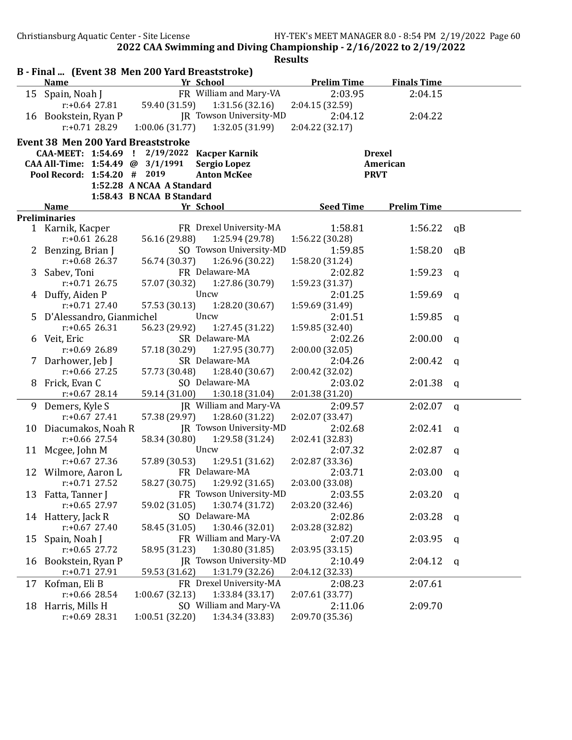## 2022 CAA Swimming and Diving Championship - 2/16/2022 to 2/19/2022

### Results

**B - Final ... (Event 38 Men 200 Yard Breaststroke)**

| | Name | Yr | School | Prelim Time | Finals Time |
|---|---|---|---|---|---|
| 15 | Spain, Noah J | FR | William and Mary-VA | 2:03.95 | 2:04.15 |
| | r:+0.64 27.81 | 59.40 (31.59) | 1:31.56 (32.16) | 2:04.15 (32.59) | |
| 16 | Bookstein, Ryan P | JR | Towson University-MD | 2:04.12 | 2:04.22 |
| | r:+0.71 28.29 | 1:00.06 (31.77) | 1:32.05 (31.99) | 2:04.22 (32.17) | |

### Event 38 Men 200 Yard Breaststroke

| | | | | |
|---|---|---|---|---|
| CAA-MEET: | 1:54.69 ! | 2/19/2022 | Kacper Karnik | Drexel |
| CAA All-Time: | 1:54.49 @ | 3/1/1991 | Sergio Lopez | American |
| Pool Record: | 1:54.20 # | 2019 | Anton McKee | PRVT |
| | 1:52.28 | A NCAA A Standard | | |
| | 1:58.43 | B NCAA B Standard | | |

| | Name | Yr | School | Seed Time | Prelim Time | |
|---|---|---|---|---|---|---|
| **Preliminaries** | | | | | | |
| 1 | Karnik, Kacper | FR | Drexel University-MA | 1:58.81 | 1:56.22 | qB |
| | r:+0.61 26.28 | 56.16 (29.88) | 1:25.94 (29.78) | 1:56.22 (30.28) | | |
| 2 | Benzing, Brian J | SO | Towson University-MD | 1:59.85 | 1:58.20 | qB |
| | r:+0.68 26.37 | 56.74 (30.37) | 1:26.96 (30.22) | 1:58.20 (31.24) | | |
| 3 | Sabev, Toni | FR | Delaware-MA | 2:02.82 | 1:59.23 | q |
| | r:+0.71 26.75 | 57.07 (30.32) | 1:27.86 (30.79) | 1:59.23 (31.37) | | |
| 4 | Duffy, Aiden P | | Uncw | 2:01.25 | 1:59.69 | q |
| | r:+0.71 27.40 | 57.53 (30.13) | 1:28.20 (30.67) | 1:59.69 (31.49) | | |
| 5 | D'Alessandro, Gianmichel | | Uncw | 2:01.51 | 1:59.85 | q |
| | r:+0.65 26.31 | 56.23 (29.92) | 1:27.45 (31.22) | 1:59.85 (32.40) | | |
| 6 | Veit, Eric | SR | Delaware-MA | 2:02.26 | 2:00.00 | q |
| | r:+0.69 26.89 | 57.18 (30.29) | 1:27.95 (30.77) | 2:00.00 (32.05) | | |
| 7 | Darhower, Jeb J | SR | Delaware-MA | 2:04.26 | 2:00.42 | q |
| | r:+0.66 27.25 | 57.73 (30.48) | 1:28.40 (30.67) | 2:00.42 (32.02) | | |
| 8 | Frick, Evan C | SO | Delaware-MA | 2:03.02 | 2:01.38 | q |
| | r:+0.67 28.14 | 59.14 (31.00) | 1:30.18 (31.04) | 2:01.38 (31.20) | | |
| 9 | Demers, Kyle S | JR | William and Mary-VA | 2:09.57 | 2:02.07 | q |
| | r:+0.67 27.41 | 57.38 (29.97) | 1:28.60 (31.22) | 2:02.07 (33.47) | | |
| 10 | Diacumakos, Noah R | JR | Towson University-MD | 2:02.68 | 2:02.41 | q |
| | r:+0.66 27.54 | 58.34 (30.80) | 1:29.58 (31.24) | 2:02.41 (32.83) | | |
| 11 | Mcgee, John M | | Uncw | 2:07.32 | 2:02.87 | q |
| | r:+0.67 27.36 | 57.89 (30.53) | 1:29.51 (31.62) | 2:02.87 (33.36) | | |
| 12 | Wilmore, Aaron L | FR | Delaware-MA | 2:03.71 | 2:03.00 | q |
| | r:+0.71 27.52 | 58.27 (30.75) | 1:29.92 (31.65) | 2:03.00 (33.08) | | |
| 13 | Fatta, Tanner J | FR | Towson University-MD | 2:03.55 | 2:03.20 | q |
| | r:+0.65 27.97 | 59.02 (31.05) | 1:30.74 (31.72) | 2:03.20 (32.46) | | |
| 14 | Hattery, Jack R | SO | Delaware-MA | 2:02.86 | 2:03.28 | q |
| | r:+0.67 27.40 | 58.45 (31.05) | 1:30.46 (32.01) | 2:03.28 (32.82) | | |
| 15 | Spain, Noah J | FR | William and Mary-VA | 2:07.20 | 2:03.95 | q |
| | r:+0.65 27.72 | 58.95 (31.23) | 1:30.80 (31.85) | 2:03.95 (33.15) | | |
| 16 | Bookstein, Ryan P | JR | Towson University-MD | 2:10.49 | 2:04.12 | q |
| | r:+0.71 27.91 | 59.53 (31.62) | 1:31.79 (32.26) | 2:04.12 (32.33) | | |
| 17 | Kofman, Eli B | FR | Drexel University-MA | 2:08.23 | 2:07.61 | |
| | r:+0.66 28.54 | 1:00.67 (32.13) | 1:33.84 (33.17) | 2:07.61 (33.77) | | |
| 18 | Harris, Mills H | SO | William and Mary-VA | 2:11.06 | 2:09.70 | |
| | r:+0.69 28.31 | 1:00.51 (32.20) | 1:34.34 (33.83) | 2:09.70 (35.36) | | |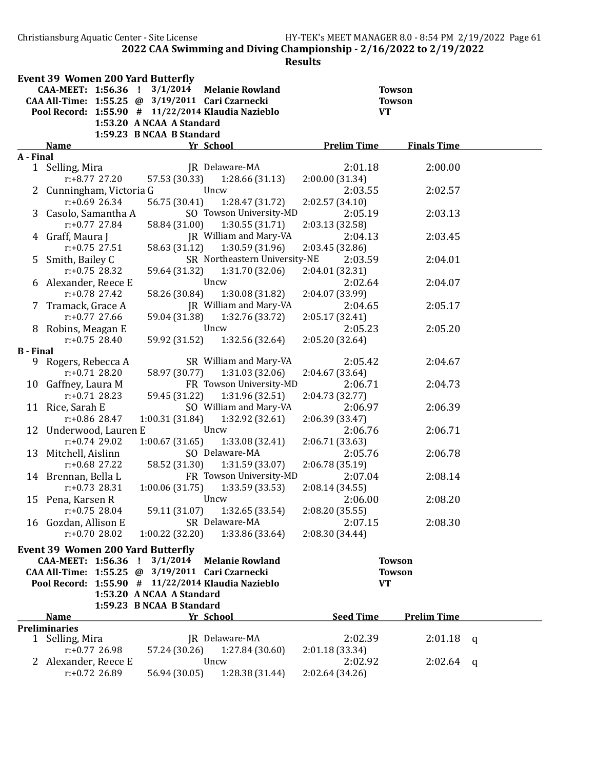## 2022 CAA Swimming and Diving Championship - 2/16/2022 to 2/19/2022

### Results

### Event 39 Women 200 Yard Butterfly

| | | | | |
|---|---|---|---|---|
| CAA-MEET: | 1:56.36 ! | 3/1/2014 | Melanie Rowland | Towson |
| CAA All-Time: | 1:55.25 @ | 3/19/2011 | Cari Czarnecki | Towson |
| Pool Record: | 1:55.90 # | 11/22/2014 | Klaudia Nazieblo | VT |
| | 1:53.20 A | NCAA A Standard | | |
| | 1:59.23 B | NCAA B Standard | | |

| | Name | Yr | School | Prelim Time | Finals Time |
|---|---|---|---|---|---|
| **A - Final** | | | | | |
| 1 | Selling, Mira | JR | Delaware-MA | 2:01.18 | 2:00.00 |
| | r:+8.77 27.20 | 57.53 (30.33) | 1:28.66 (31.13) | 2:00.00 (31.34) | |
| 2 | Cunningham, Victoria G | | Uncw | 2:03.55 | 2:02.57 |
| | r:+0.69 26.34 | 56.75 (30.41) | 1:28.47 (31.72) | 2:02.57 (34.10) | |
| 3 | Casolo, Samantha A | SO | Towson University-MD | 2:05.19 | 2:03.13 |
| | r:+0.77 27.84 | 58.84 (31.00) | 1:30.55 (31.71) | 2:03.13 (32.58) | |
| 4 | Graff, Maura J | JR | William and Mary-VA | 2:04.13 | 2:03.45 |
| | r:+0.75 27.51 | 58.63 (31.12) | 1:30.59 (31.96) | 2:03.45 (32.86) | |
| 5 | Smith, Bailey C | SR | Northeastern University-NE | 2:03.59 | 2:04.01 |
| | r:+0.75 28.32 | 59.64 (31.32) | 1:31.70 (32.06) | 2:04.01 (32.31) | |
| 6 | Alexander, Reece E | | Uncw | 2:02.64 | 2:04.07 |
| | r:+0.78 27.42 | 58.26 (30.84) | 1:30.08 (31.82) | 2:04.07 (33.99) | |
| 7 | Tramack, Grace A | JR | William and Mary-VA | 2:04.65 | 2:05.17 |
| | r:+0.77 27.66 | 59.04 (31.38) | 1:32.76 (33.72) | 2:05.17 (32.41) | |
| 8 | Robins, Meagan E | | Uncw | 2:05.23 | 2:05.20 |
| | r:+0.75 28.40 | 59.92 (31.52) | 1:32.56 (32.64) | 2:05.20 (32.64) | |
| **B - Final** | | | | | |
| 9 | Rogers, Rebecca A | SR | William and Mary-VA | 2:05.42 | 2:04.67 |
| | r:+0.71 28.20 | 58.97 (30.77) | 1:31.03 (32.06) | 2:04.67 (33.64) | |
| 10 | Gaffney, Laura M | FR | Towson University-MD | 2:06.71 | 2:04.73 |
| | r:+0.71 28.23 | 59.45 (31.22) | 1:31.96 (32.51) | 2:04.73 (32.77) | |
| 11 | Rice, Sarah E | SO | William and Mary-VA | 2:06.97 | 2:06.39 |
| | r:+0.86 28.47 | 1:00.31 (31.84) | 1:32.92 (32.61) | 2:06.39 (33.47) | |
| 12 | Underwood, Lauren E | | Uncw | 2:06.76 | 2:06.71 |
| | r:+0.74 29.02 | 1:00.67 (31.65) | 1:33.08 (32.41) | 2:06.71 (33.63) | |
| 13 | Mitchell, Aislinn | SO | Delaware-MA | 2:05.76 | 2:06.78 |
| | r:+0.68 27.22 | 58.52 (31.30) | 1:31.59 (33.07) | 2:06.78 (35.19) | |
| 14 | Brennan, Bella L | FR | Towson University-MD | 2:07.04 | 2:08.14 |
| | r:+0.73 28.31 | 1:00.06 (31.75) | 1:33.59 (33.53) | 2:08.14 (34.55) | |
| 15 | Pena, Karsen R | | Uncw | 2:06.00 | 2:08.20 |
| | r:+0.75 28.04 | 59.11 (31.07) | 1:32.65 (33.54) | 2:08.20 (35.55) | |
| 16 | Gozdan, Allison E | SR | Delaware-MA | 2:07.15 | 2:08.30 |
| | r:+0.70 28.02 | 1:00.22 (32.20) | 1:33.86 (33.64) | 2:08.30 (34.44) | |

### Event 39 Women 200 Yard Butterfly

| | | | | |
|---|---|---|---|---|
| CAA-MEET: | 1:56.36 ! | 3/1/2014 | Melanie Rowland | Towson |
| CAA All-Time: | 1:55.25 @ | 3/19/2011 | Cari Czarnecki | Towson |
| Pool Record: | 1:55.90 # | 11/22/2014 | Klaudia Nazieblo | VT |
| | 1:53.20 A | NCAA A Standard | | |
| | 1:59.23 B | NCAA B Standard | | |

| | Name | Yr | School | Seed Time | Prelim Time | |
|---|---|---|---|---|---|---|
| **Preliminaries** | | | | | | |
| 1 | Selling, Mira | JR | Delaware-MA | 2:02.39 | 2:01.18 | q |
| | r:+0.77 26.98 | 57.24 (30.26) | 1:27.84 (30.60) | 2:01.18 (33.34) | | |
| 2 | Alexander, Reece E | | Uncw | 2:02.92 | 2:02.64 | q |
| | r:+0.72 26.89 | 56.94 (30.05) | 1:28.38 (31.44) | 2:02.64 (34.26) | | |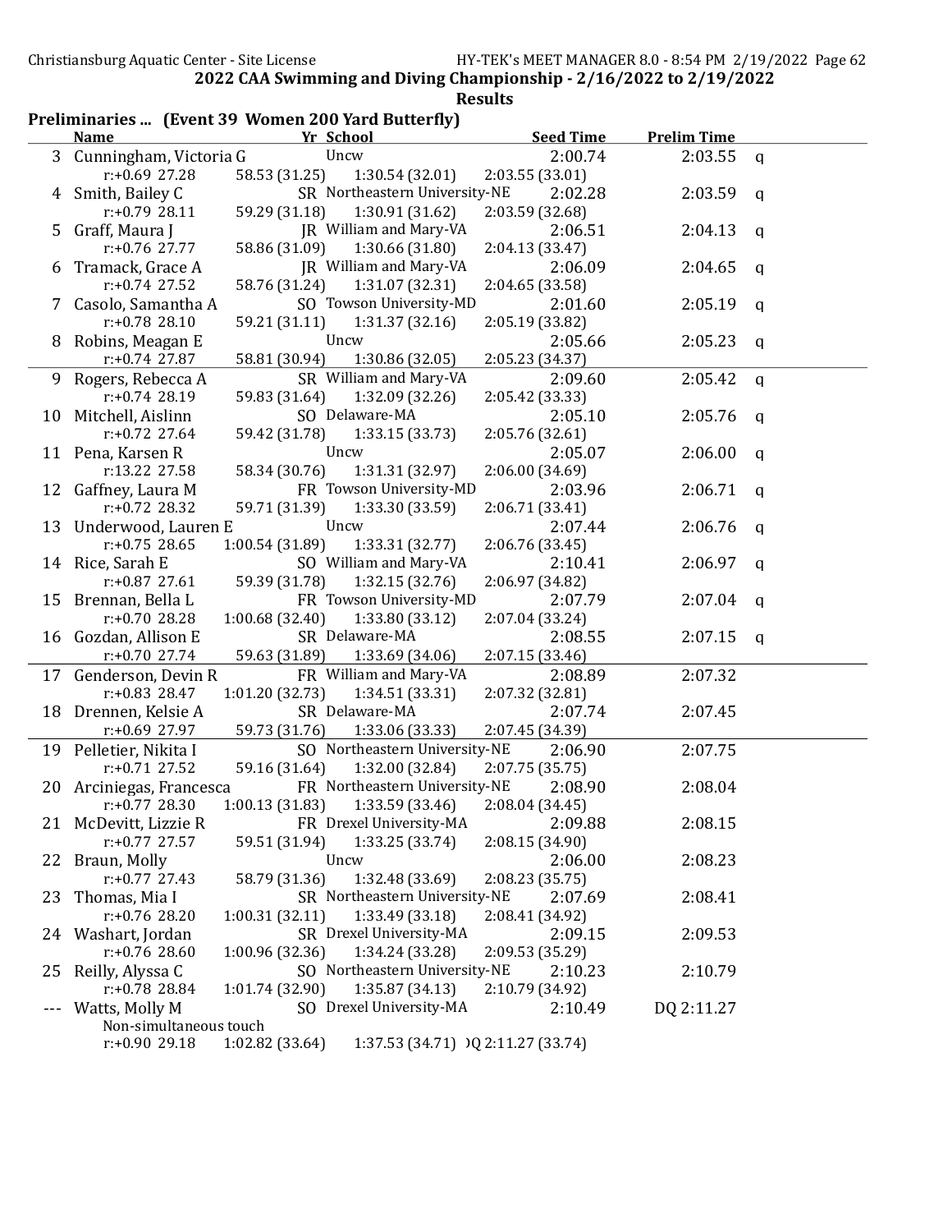## 2022 CAA Swimming and Diving Championship - 2/16/2022 to 2/19/2022

### Results

### Preliminaries ... (Event 39 Women 200 Yard Butterfly)

| | Name | Yr | School | Seed Time | Prelim Time | |
|---|---|---|---|---|---|---|
| 3 | Cunningham, Victoria G | | Uncw | 2:00.74 | 2:03.55 | q |
| | r:+0.69 27.28 | 58.53 (31.25) | 1:30.54 (32.01) | 2:03.55 (33.01) | | |
| 4 | Smith, Bailey C | SR | Northeastern University-NE | 2:02.28 | 2:03.59 | q |
| | r:+0.79 28.11 | 59.29 (31.18) | 1:30.91 (31.62) | 2:03.59 (32.68) | | |
| 5 | Graff, Maura J | JR | William and Mary-VA | 2:06.51 | 2:04.13 | q |
| | r:+0.76 27.77 | 58.86 (31.09) | 1:30.66 (31.80) | 2:04.13 (33.47) | | |
| 6 | Tramack, Grace A | JR | William and Mary-VA | 2:06.09 | 2:04.65 | q |
| | r:+0.74 27.52 | 58.76 (31.24) | 1:31.07 (32.31) | 2:04.65 (33.58) | | |
| 7 | Casolo, Samantha A | SO | Towson University-MD | 2:01.60 | 2:05.19 | q |
| | r:+0.78 28.10 | 59.21 (31.11) | 1:31.37 (32.16) | 2:05.19 (33.82) | | |
| 8 | Robins, Meagan E | | Uncw | 2:05.66 | 2:05.23 | q |
| | r:+0.74 27.87 | 58.81 (30.94) | 1:30.86 (32.05) | 2:05.23 (34.37) | | |
| 9 | Rogers, Rebecca A | SR | William and Mary-VA | 2:09.60 | 2:05.42 | q |
| | r:+0.74 28.19 | 59.83 (31.64) | 1:32.09 (32.26) | 2:05.42 (33.33) | | |
| 10 | Mitchell, Aislinn | SO | Delaware-MA | 2:05.10 | 2:05.76 | q |
| | r:+0.72 27.64 | 59.42 (31.78) | 1:33.15 (33.73) | 2:05.76 (32.61) | | |
| 11 | Pena, Karsen R | | Uncw | 2:05.07 | 2:06.00 | q |
| | r:13.22 27.58 | 58.34 (30.76) | 1:31.31 (32.97) | 2:06.00 (34.69) | | |
| 12 | Gaffney, Laura M | FR | Towson University-MD | 2:03.96 | 2:06.71 | q |
| | r:+0.72 28.32 | 59.71 (31.39) | 1:33.30 (33.59) | 2:06.71 (33.41) | | |
| 13 | Underwood, Lauren E | | Uncw | 2:07.44 | 2:06.76 | q |
| | r:+0.75 28.65 | 1:00.54 (31.89) | 1:33.31 (32.77) | 2:06.76 (33.45) | | |
| 14 | Rice, Sarah E | SO | William and Mary-VA | 2:10.41 | 2:06.97 | q |
| | r:+0.87 27.61 | 59.39 (31.78) | 1:32.15 (32.76) | 2:06.97 (34.82) | | |
| 15 | Brennan, Bella L | FR | Towson University-MD | 2:07.79 | 2:07.04 | q |
| | r:+0.70 28.28 | 1:00.68 (32.40) | 1:33.80 (33.12) | 2:07.04 (33.24) | | |
| 16 | Gozdan, Allison E | SR | Delaware-MA | 2:08.55 | 2:07.15 | q |
| | r:+0.70 27.74 | 59.63 (31.89) | 1:33.69 (34.06) | 2:07.15 (33.46) | | |
| 17 | Genderson, Devin R | FR | William and Mary-VA | 2:08.89 | 2:07.32 | |
| | r:+0.83 28.47 | 1:01.20 (32.73) | 1:34.51 (33.31) | 2:07.32 (32.81) | | |
| 18 | Drennen, Kelsie A | SR | Delaware-MA | 2:07.74 | 2:07.45 | |
| | r:+0.69 27.97 | 59.73 (31.76) | 1:33.06 (33.33) | 2:07.45 (34.39) | | |
| 19 | Pelletier, Nikita I | SO | Northeastern University-NE | 2:06.90 | 2:07.75 | |
| | r:+0.71 27.52 | 59.16 (31.64) | 1:32.00 (32.84) | 2:07.75 (35.75) | | |
| 20 | Arciniegas, Francesca | FR | Northeastern University-NE | 2:08.90 | 2:08.04 | |
| | r:+0.77 28.30 | 1:00.13 (31.83) | 1:33.59 (33.46) | 2:08.04 (34.45) | | |
| 21 | McDevitt, Lizzie R | FR | Drexel University-MA | 2:09.88 | 2:08.15 | |
| | r:+0.77 27.57 | 59.51 (31.94) | 1:33.25 (33.74) | 2:08.15 (34.90) | | |
| 22 | Braun, Molly | | Uncw | 2:06.00 | 2:08.23 | |
| | r:+0.77 27.43 | 58.79 (31.36) | 1:32.48 (33.69) | 2:08.23 (35.75) | | |
| 23 | Thomas, Mia I | SR | Northeastern University-NE | 2:07.69 | 2:08.41 | |
| | r:+0.76 28.20 | 1:00.31 (32.11) | 1:33.49 (33.18) | 2:08.41 (34.92) | | |
| 24 | Washart, Jordan | SR | Drexel University-MA | 2:09.15 | 2:09.53 | |
| | r:+0.76 28.60 | 1:00.96 (32.36) | 1:34.24 (33.28) | 2:09.53 (35.29) | | |
| 25 | Reilly, Alyssa C | SO | Northeastern University-NE | 2:10.23 | 2:10.79 | |
| | r:+0.78 28.84 | 1:01.74 (32.90) | 1:35.87 (34.13) | 2:10.79 (34.92) | | |
| --- | Watts, Molly M | SO | Drexel University-MA | 2:10.49 | DQ 2:11.27 | |
| | Non-simultaneous touch | | | | | |
| | r:+0.90 29.18 | 1:02.82 (33.64) | 1:37.53 (34.71) | DQ 2:11.27 (33.74) | | |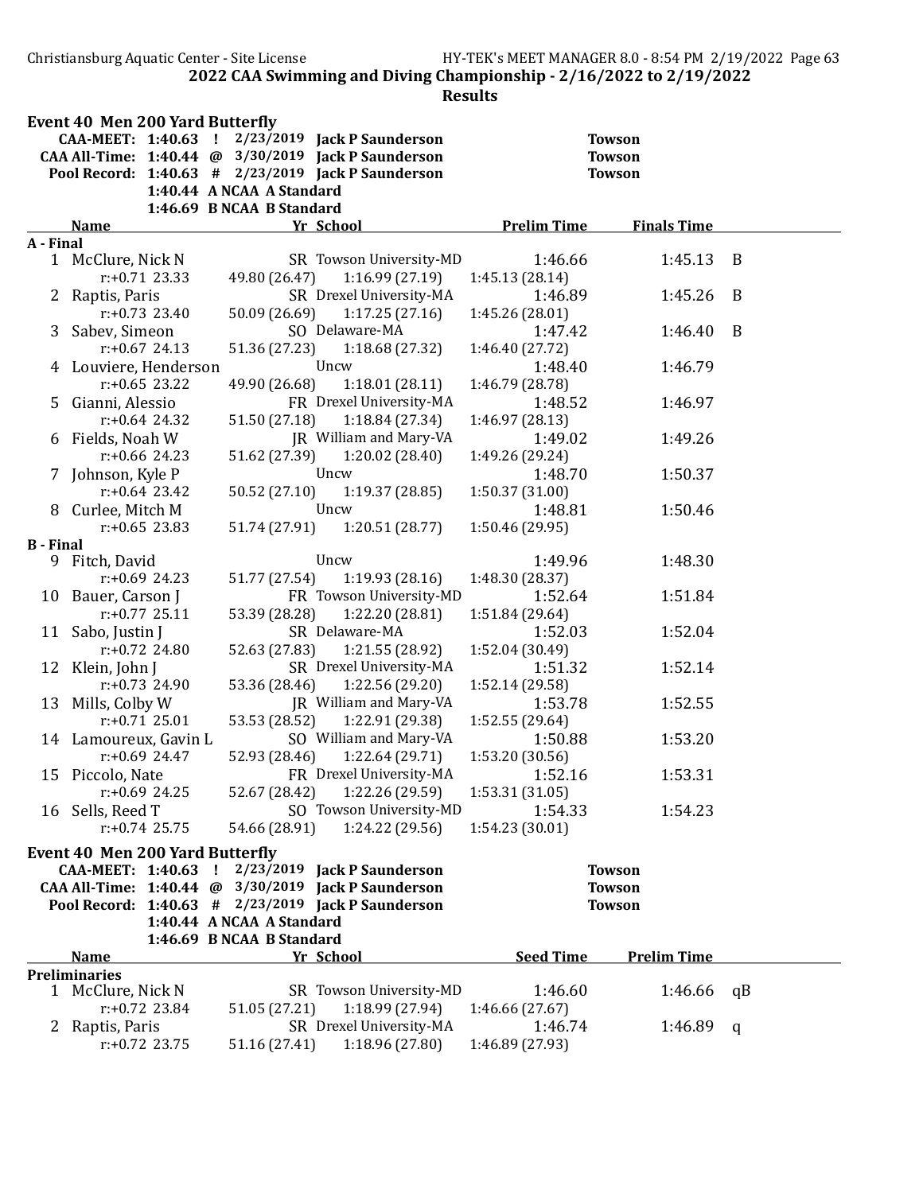# 2022 CAA Swimming and Diving Championship - 2/16/2022 to 2/19/2022

## Results

### Event 40 Men 200 Yard Butterfly

| | | | | | |
|---|---|---|---|---|---|
| CAA-MEET: | 1:40.63 | ! | 2/23/2019 | Jack P Saunderson | Towson |
| CAA All-Time: | 1:40.44 | @ | 3/30/2019 | Jack P Saunderson | Towson |
| Pool Record: | 1:40.63 | # | 2/23/2019 | Jack P Saunderson | Towson |
| | 1:40.44 | A | NCAA A Standard | | |
| | 1:46.69 | B | NCAA B Standard | | |

| | Name | Yr | School | Prelim Time | Finals Time | |
|---|---|---|---|---|---|---|
| **A - Final** | | | | | | |
| 1 | McClure, Nick N | SR | Towson University-MD | 1:46.66 | 1:45.13 | B |
| | r:+0.71 23.33 | 49.80 (26.47) | 1:16.99 (27.19) | 1:45.13 (28.14) | | |
| 2 | Raptis, Paris | SR | Drexel University-MA | 1:46.89 | 1:45.26 | B |
| | r:+0.73 23.40 | 50.09 (26.69) | 1:17.25 (27.16) | 1:45.26 (28.01) | | |
| 3 | Sabev, Simeon | SO | Delaware-MA | 1:47.42 | 1:46.40 | B |
| | r:+0.67 24.13 | 51.36 (27.23) | 1:18.68 (27.32) | 1:46.40 (27.72) | | |
| 4 | Louviere, Henderson | | Uncw | 1:48.40 | 1:46.79 | |
| | r:+0.65 23.22 | 49.90 (26.68) | 1:18.01 (28.11) | 1:46.79 (28.78) | | |
| 5 | Gianni, Alessio | FR | Drexel University-MA | 1:48.52 | 1:46.97 | |
| | r:+0.64 24.32 | 51.50 (27.18) | 1:18.84 (27.34) | 1:46.97 (28.13) | | |
| 6 | Fields, Noah W | JR | William and Mary-VA | 1:49.02 | 1:49.26 | |
| | r:+0.66 24.23 | 51.62 (27.39) | 1:20.02 (28.40) | 1:49.26 (29.24) | | |
| 7 | Johnson, Kyle P | | Uncw | 1:48.70 | 1:50.37 | |
| | r:+0.64 23.42 | 50.52 (27.10) | 1:19.37 (28.85) | 1:50.37 (31.00) | | |
| 8 | Curlee, Mitch M | | Uncw | 1:48.81 | 1:50.46 | |
| | r:+0.65 23.83 | 51.74 (27.91) | 1:20.51 (28.77) | 1:50.46 (29.95) | | |
| **B - Final** | | | | | | |
| 9 | Fitch, David | | Uncw | 1:49.96 | 1:48.30 | |
| | r:+0.69 24.23 | 51.77 (27.54) | 1:19.93 (28.16) | 1:48.30 (28.37) | | |
| 10 | Bauer, Carson J | FR | Towson University-MD | 1:52.64 | 1:51.84 | |
| | r:+0.77 25.11 | 53.39 (28.28) | 1:22.20 (28.81) | 1:51.84 (29.64) | | |
| 11 | Sabo, Justin J | SR | Delaware-MA | 1:52.03 | 1:52.04 | |
| | r:+0.72 24.80 | 52.63 (27.83) | 1:21.55 (28.92) | 1:52.04 (30.49) | | |
| 12 | Klein, John J | SR | Drexel University-MA | 1:51.32 | 1:52.14 | |
| | r:+0.73 24.90 | 53.36 (28.46) | 1:22.56 (29.20) | 1:52.14 (29.58) | | |
| 13 | Mills, Colby W | JR | William and Mary-VA | 1:53.78 | 1:52.55 | |
| | r:+0.71 25.01 | 53.53 (28.52) | 1:22.91 (29.38) | 1:52.55 (29.64) | | |
| 14 | Lamoureux, Gavin L | SO | William and Mary-VA | 1:50.88 | 1:53.20 | |
| | r:+0.69 24.47 | 52.93 (28.46) | 1:22.64 (29.71) | 1:53.20 (30.56) | | |
| 15 | Piccolo, Nate | FR | Drexel University-MA | 1:52.16 | 1:53.31 | |
| | r:+0.69 24.25 | 52.67 (28.42) | 1:22.26 (29.59) | 1:53.31 (31.05) | | |
| 16 | Sells, Reed T | SO | Towson University-MD | 1:54.33 | 1:54.23 | |
| | r:+0.74 25.75 | 54.66 (28.91) | 1:24.22 (29.56) | 1:54.23 (30.01) | | |

### Event 40 Men 200 Yard Butterfly

| | | | | | |
|---|---|---|---|---|---|
| CAA-MEET: | 1:40.63 | ! | 2/23/2019 | Jack P Saunderson | Towson |
| CAA All-Time: | 1:40.44 | @ | 3/30/2019 | Jack P Saunderson | Towson |
| Pool Record: | 1:40.63 | # | 2/23/2019 | Jack P Saunderson | Towson |
| | 1:40.44 | A | NCAA A Standard | | |
| | 1:46.69 | B | NCAA B Standard | | |

| | Name | Yr | School | Seed Time | Prelim Time | |
|---|---|---|---|---|---|---|
| **Preliminaries** | | | | | | |
| 1 | McClure, Nick N | SR | Towson University-MD | 1:46.60 | 1:46.66 | qB |
| | r:+0.72 23.84 | 51.05 (27.21) | 1:18.99 (27.94) | 1:46.66 (27.67) | | |
| 2 | Raptis, Paris | SR | Drexel University-MA | 1:46.74 | 1:46.89 | q |
| | r:+0.72 23.75 | 51.16 (27.41) | 1:18.96 (27.80) | 1:46.89 (27.93) | | |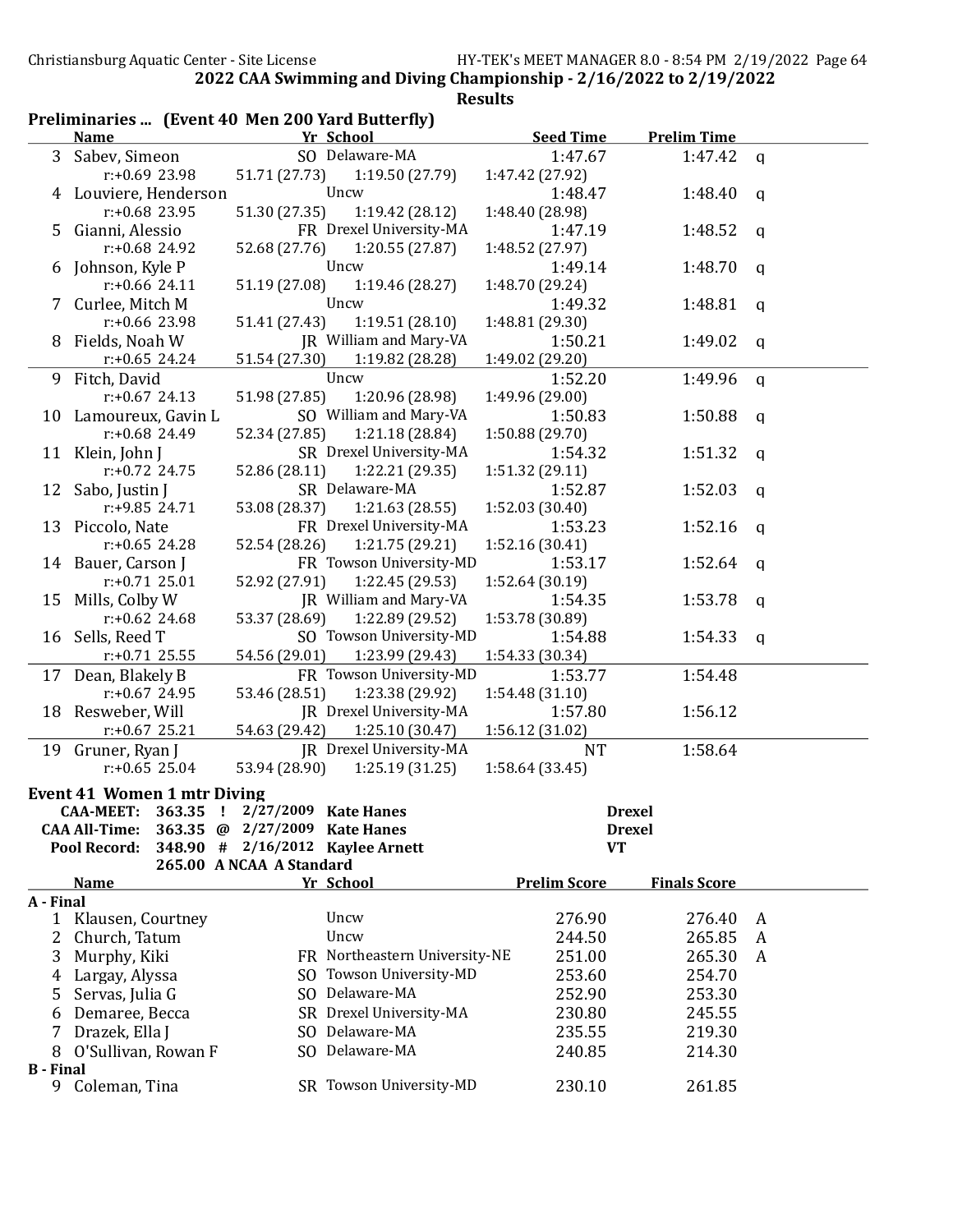## 2022 CAA Swimming and Diving Championship - 2/16/2022 to 2/19/2022

### Results

### Preliminaries ... (Event 40 Men 200 Yard Butterfly)

| | Name | Yr | School | Seed Time | Prelim Time | |
|---|---|---|---|---|---|---|
| 3 | Sabev, Simeon | SO | Delaware-MA | 1:47.67 | 1:47.42 | q |
| | r:+0.69 23.98 | 51.71 (27.73) | 1:19.50 (27.79) | 1:47.42 (27.92) | | |
| 4 | Louviere, Henderson | | Uncw | 1:48.47 | 1:48.40 | q |
| | r:+0.68 23.95 | 51.30 (27.35) | 1:19.42 (28.12) | 1:48.40 (28.98) | | |
| 5 | Gianni, Alessio | FR | Drexel University-MA | 1:47.19 | 1:48.52 | q |
| | r:+0.68 24.92 | 52.68 (27.76) | 1:20.55 (27.87) | 1:48.52 (27.97) | | |
| 6 | Johnson, Kyle P | | Uncw | 1:49.14 | 1:48.70 | q |
| | r:+0.66 24.11 | 51.19 (27.08) | 1:19.46 (28.27) | 1:48.70 (29.24) | | |
| 7 | Curlee, Mitch M | | Uncw | 1:49.32 | 1:48.81 | q |
| | r:+0.66 23.98 | 51.41 (27.43) | 1:19.51 (28.10) | 1:48.81 (29.30) | | |
| 8 | Fields, Noah W | JR | William and Mary-VA | 1:50.21 | 1:49.02 | q |
| | r:+0.65 24.24 | 51.54 (27.30) | 1:19.82 (28.28) | 1:49.02 (29.20) | | |
| 9 | Fitch, David | | Uncw | 1:52.20 | 1:49.96 | q |
| | r:+0.67 24.13 | 51.98 (27.85) | 1:20.96 (28.98) | 1:49.96 (29.00) | | |
| 10 | Lamoureux, Gavin L | SO | William and Mary-VA | 1:50.83 | 1:50.88 | q |
| | r:+0.68 24.49 | 52.34 (27.85) | 1:21.18 (28.84) | 1:50.88 (29.70) | | |
| 11 | Klein, John J | SR | Drexel University-MA | 1:54.32 | 1:51.32 | q |
| | r:+0.72 24.75 | 52.86 (28.11) | 1:22.21 (29.35) | 1:51.32 (29.11) | | |
| 12 | Sabo, Justin J | SR | Delaware-MA | 1:52.87 | 1:52.03 | q |
| | r:+9.85 24.71 | 53.08 (28.37) | 1:21.63 (28.55) | 1:52.03 (30.40) | | |
| 13 | Piccolo, Nate | FR | Drexel University-MA | 1:53.23 | 1:52.16 | q |
| | r:+0.65 24.28 | 52.54 (28.26) | 1:21.75 (29.21) | 1:52.16 (30.41) | | |
| 14 | Bauer, Carson J | FR | Towson University-MD | 1:53.17 | 1:52.64 | q |
| | r:+0.71 25.01 | 52.92 (27.91) | 1:22.45 (29.53) | 1:52.64 (30.19) | | |
| 15 | Mills, Colby W | JR | William and Mary-VA | 1:54.35 | 1:53.78 | q |
| | r:+0.62 24.68 | 53.37 (28.69) | 1:22.89 (29.52) | 1:53.78 (30.89) | | |
| 16 | Sells, Reed T | SO | Towson University-MD | 1:54.88 | 1:54.33 | q |
| | r:+0.71 25.55 | 54.56 (29.01) | 1:23.99 (29.43) | 1:54.33 (30.34) | | |
| 17 | Dean, Blakely B | FR | Towson University-MD | 1:53.77 | 1:54.48 | |
| | r:+0.67 24.95 | 53.46 (28.51) | 1:23.38 (29.92) | 1:54.48 (31.10) | | |
| 18 | Resweber, Will | JR | Drexel University-MA | 1:57.80 | 1:56.12 | |
| | r:+0.67 25.21 | 54.63 (29.42) | 1:25.10 (30.47) | 1:56.12 (31.02) | | |
| 19 | Gruner, Ryan J | JR | Drexel University-MA | NT | 1:58.64 | |
| | r:+0.65 25.04 | 53.94 (28.90) | 1:25.19 (31.25) | 1:58.64 (33.45) | | |

### Event 41 Women 1 mtr Diving

| | | | | | |
|---|---|---|---|---|---|
| CAA-MEET: | 363.35 | ! | 2/27/2009 | Kate Hanes | Drexel |
| CAA All-Time: | 363.35 | @ | 2/27/2009 | Kate Hanes | Drexel |
| Pool Record: | 348.90 | # | 2/16/2012 | Kaylee Arnett | VT |
| | 265.00 | A | NCAA A Standard | | |

| | Name | Yr | School | Prelim Score | Finals Score | |
|---|---|---|---|---|---|---|
| **A - Final** | | | | | | |
| 1 | Klausen, Courtney | | Uncw | 276.90 | 276.40 | A |
| 2 | Church, Tatum | | Uncw | 244.50 | 265.85 | A |
| 3 | Murphy, Kiki | FR | Northeastern University-NE | 251.00 | 265.30 | A |
| 4 | Largay, Alyssa | SO | Towson University-MD | 253.60 | 254.70 | |
| 5 | Servas, Julia G | SO | Delaware-MA | 252.90 | 253.30 | |
| 6 | Demaree, Becca | SR | Drexel University-MA | 230.80 | 245.55 | |
| 7 | Drazek, Ella J | SO | Delaware-MA | 235.55 | 219.30 | |
| 8 | O'Sullivan, Rowan F | SO | Delaware-MA | 240.85 | 214.30 | |
| **B - Final** | | | | | | |
| 9 | Coleman, Tina | SR | Towson University-MD | 230.10 | 261.85 | |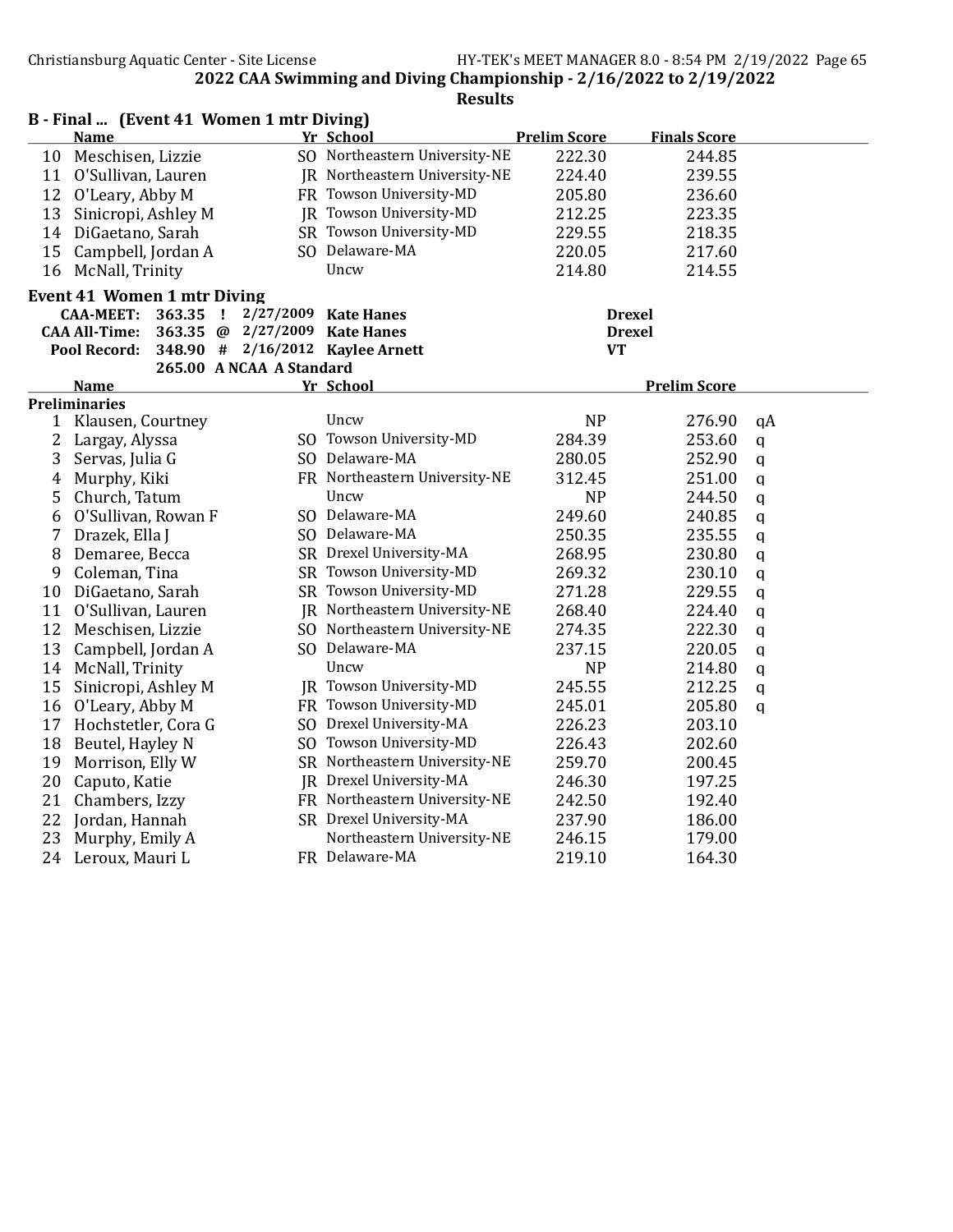**2022 CAA Swimming and Diving Championship - 2/16/2022 to 2/19/2022**

**Results**

### B - Final ... (Event 41 Women 1 mtr Diving)

| | Name | Yr | School | Prelim Score | Finals Score |
|---|---|---|---|---|---|
| 10 | Meschisen, Lizzie | SO | Northeastern University-NE | 222.30 | 244.85 |
| 11 | O'Sullivan, Lauren | JR | Northeastern University-NE | 224.40 | 239.55 |
| 12 | O'Leary, Abby M | FR | Towson University-MD | 205.80 | 236.60 |
| 13 | Sinicropi, Ashley M | JR | Towson University-MD | 212.25 | 223.35 |
| 14 | DiGaetano, Sarah | SR | Towson University-MD | 229.55 | 218.35 |
| 15 | Campbell, Jordan A | SO | Delaware-MA | 220.05 | 217.60 |
| 16 | McNall, Trinity | | Uncw | 214.80 | 214.55 |

### Event 41 Women 1 mtr Diving

| | | | | | |
|---|---|---|---|---|---|
| CAA-MEET: | 363.35 | ! | 2/27/2009 | Kate Hanes | Drexel |
| CAA All-Time: | 363.35 | @ | 2/27/2009 | Kate Hanes | Drexel |
| Pool Record: | 348.90 | # | 2/16/2012 | Kaylee Arnett | VT |
| | 265.00 | A | NCAA A Standard | | |

**Preliminaries**

| | Name | Yr | School | | Prelim Score | |
|---|---|---|---|---|---|---|
| 1 | Klausen, Courtney | | Uncw | NP | 276.90 | qA |
| 2 | Largay, Alyssa | SO | Towson University-MD | 284.39 | 253.60 | q |
| 3 | Servas, Julia G | SO | Delaware-MA | 280.05 | 252.90 | q |
| 4 | Murphy, Kiki | FR | Northeastern University-NE | 312.45 | 251.00 | q |
| 5 | Church, Tatum | | Uncw | NP | 244.50 | q |
| 6 | O'Sullivan, Rowan F | SO | Delaware-MA | 249.60 | 240.85 | q |
| 7 | Drazek, Ella J | SO | Delaware-MA | 250.35 | 235.55 | q |
| 8 | Demaree, Becca | SR | Drexel University-MA | 268.95 | 230.80 | q |
| 9 | Coleman, Tina | SR | Towson University-MD | 269.32 | 230.10 | q |
| 10 | DiGaetano, Sarah | SR | Towson University-MD | 271.28 | 229.55 | q |
| 11 | O'Sullivan, Lauren | JR | Northeastern University-NE | 268.40 | 224.40 | q |
| 12 | Meschisen, Lizzie | SO | Northeastern University-NE | 274.35 | 222.30 | q |
| 13 | Campbell, Jordan A | SO | Delaware-MA | 237.15 | 220.05 | q |
| 14 | McNall, Trinity | | Uncw | NP | 214.80 | q |
| 15 | Sinicropi, Ashley M | JR | Towson University-MD | 245.55 | 212.25 | q |
| 16 | O'Leary, Abby M | FR | Towson University-MD | 245.01 | 205.80 | q |
| 17 | Hochstetler, Cora G | SO | Drexel University-MA | 226.23 | 203.10 | |
| 18 | Beutel, Hayley N | SO | Towson University-MD | 226.43 | 202.60 | |
| 19 | Morrison, Elly W | SR | Northeastern University-NE | 259.70 | 200.45 | |
| 20 | Caputo, Katie | JR | Drexel University-MA | 246.30 | 197.25 | |
| 21 | Chambers, Izzy | FR | Northeastern University-NE | 242.50 | 192.40 | |
| 22 | Jordan, Hannah | SR | Drexel University-MA | 237.90 | 186.00 | |
| 23 | Murphy, Emily A | | Northeastern University-NE | 246.15 | 179.00 | |
| 24 | Leroux, Mauri L | FR | Delaware-MA | 219.10 | 164.30 | |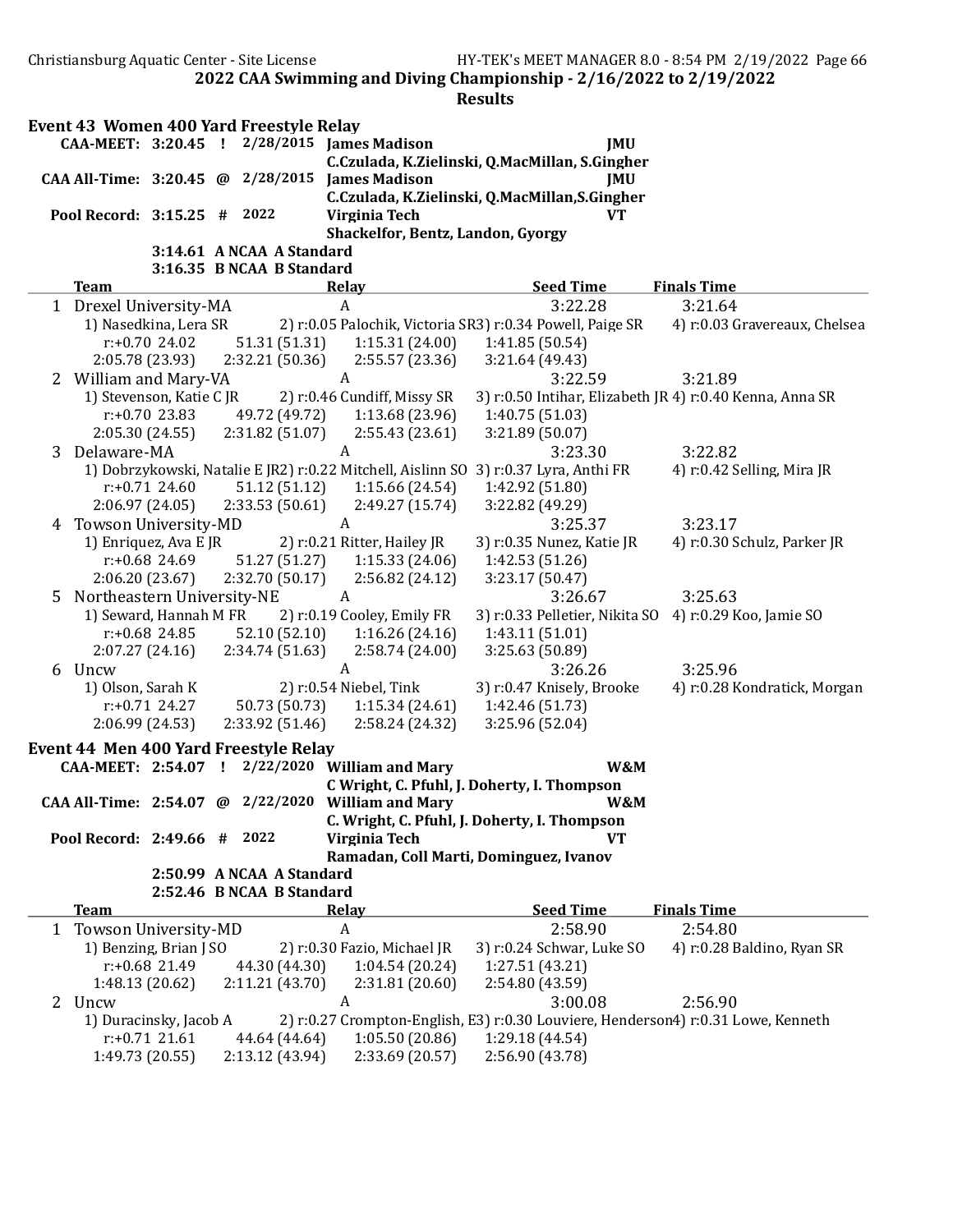# 2022 CAA Swimming and Diving Championship - 2/16/2022 to 2/19/2022

## Results

### Event 43 Women 400 Yard Freestyle Relay

| | | | | |
|---|---|---|---|---|
| CAA-MEET: 3:20.45 ! | 2/28/2015 | James Madison | JMU | C.Czulada, K.Zielinski, Q.MacMillan, S.Gingher |
| CAA All-Time: 3:20.45 @ | 2/28/2015 | James Madison | JMU | C.Czulada, K.Zielinski, Q.MacMillan,S.Gingher |
| Pool Record: 3:15.25 # | 2022 | Virginia Tech | VT | Shackelfor, Bentz, Landon, Gyorgy |

3:14.61 A NCAA A Standard
3:16.35 B NCAA B Standard

| | Team | Relay | Seed Time | Finals Time |
|---|---|---|---|---|
| 1 | Drexel University-MA | A | 3:22.28 | 3:21.64 |

1) Nasedkina, Lera SR 2) r:0.05 Palochik, Victoria SR 3) r:0.34 Powell, Paige SR 4) r:0.03 Gravereaux, Chelsea
r:+0.70 24.02 51.31 (51.31) 1:15.31 (24.00) 1:41.85 (50.54)
2:05.78 (23.93) 2:32.21 (50.36) 2:55.57 (23.36) 3:21.64 (49.43)

| | Team | Relay | Seed Time | Finals Time |
|---|---|---|---|---|
| 2 | William and Mary-VA | A | 3:22.59 | 3:21.89 |

1) Stevenson, Katie C JR 2) r:0.46 Cundiff, Missy SR 3) r:0.50 Intihar, Elizabeth JR 4) r:0.40 Kenna, Anna SR
r:+0.70 23.83 49.72 (49.72) 1:13.68 (23.96) 1:40.75 (51.03)
2:05.30 (24.55) 2:31.82 (51.07) 2:55.43 (23.61) 3:21.89 (50.07)

| | Team | Relay | Seed Time | Finals Time |
|---|---|---|---|---|
| 3 | Delaware-MA | A | 3:23.30 | 3:22.82 |

1) Dobrzykowski, Natalie E JR 2) r:0.22 Mitchell, Aislinn SO 3) r:0.37 Lyra, Anthi FR 4) r:0.42 Selling, Mira JR
r:+0.71 24.60 51.12 (51.12) 1:15.66 (24.54) 1:42.92 (51.80)
2:06.97 (24.05) 2:33.53 (50.61) 2:49.27 (15.74) 3:22.82 (49.29)

| | Team | Relay | Seed Time | Finals Time |
|---|---|---|---|---|
| 4 | Towson University-MD | A | 3:25.37 | 3:23.17 |

1) Enriquez, Ava E JR 2) r:0.21 Ritter, Hailey JR 3) r:0.35 Nunez, Katie JR 4) r:0.30 Schulz, Parker JR
r:+0.68 24.69 51.27 (51.27) 1:15.33 (24.06) 1:42.53 (51.26)
2:06.20 (23.67) 2:32.70 (50.17) 2:56.82 (24.12) 3:23.17 (50.47)

| | Team | Relay | Seed Time | Finals Time |
|---|---|---|---|---|
| 5 | Northeastern University-NE | A | 3:26.67 | 3:25.63 |

1) Seward, Hannah M FR 2) r:0.19 Cooley, Emily FR 3) r:0.33 Pelletier, Nikita SO 4) r:0.29 Koo, Jamie SO
r:+0.68 24.85 52.10 (52.10) 1:16.26 (24.16) 1:43.11 (51.01)
2:07.27 (24.16) 2:34.74 (51.63) 2:58.74 (24.00) 3:25.63 (50.89)

| | Team | Relay | Seed Time | Finals Time |
|---|---|---|---|---|
| 6 | Uncw | A | 3:26.26 | 3:25.96 |

1) Olson, Sarah K 2) r:0.54 Niebel, Tink 3) r:0.47 Knisely, Brooke 4) r:0.28 Kondratick, Morgan
r:+0.71 24.27 50.73 (50.73) 1:15.34 (24.61) 1:42.46 (51.73)
2:06.99 (24.53) 2:33.92 (51.46) 2:58.24 (24.32) 3:25.96 (52.04)

### Event 44 Men 400 Yard Freestyle Relay

| | | | | |
|---|---|---|---|---|
| CAA-MEET: 2:54.07 ! | 2/22/2020 | William and Mary | W&M | C Wright, C. Pfuhl, J. Doherty, I. Thompson |
| CAA All-Time: 2:54.07 @ | 2/22/2020 | William and Mary | W&M | C. Wright, C. Pfuhl, J. Doherty, I. Thompson |
| Pool Record: 2:49.66 # | 2022 | Virginia Tech | VT | Ramadan, Coll Marti, Dominguez, Ivanov |

2:50.99 A NCAA A Standard
2:52.46 B NCAA B Standard

| | Team | Relay | Seed Time | Finals Time |
|---|---|---|---|---|
| 1 | Towson University-MD | A | 2:58.90 | 2:54.80 |

1) Benzing, Brian J SO 2) r:0.30 Fazio, Michael JR 3) r:0.24 Schwar, Luke SO 4) r:0.28 Baldino, Ryan SR
r:+0.68 21.49 44.30 (44.30) 1:04.54 (20.24) 1:27.51 (43.21)
1:48.13 (20.62) 2:11.21 (43.70) 2:31.81 (20.60) 2:54.80 (43.59)

| | Team | Relay | Seed Time | Finals Time |
|---|---|---|---|---|
| 2 | Uncw | A | 3:00.08 | 2:56.90 |

1) Duracinsky, Jacob A 2) r:0.27 Crompton-English, E 3) r:0.30 Louviere, Henderson 4) r:0.31 Lowe, Kenneth
r:+0.71 21.61 44.64 (44.64) 1:05.50 (20.86) 1:29.18 (44.54)
1:49.73 (20.55) 2:13.12 (43.94) 2:33.69 (20.57) 2:56.90 (43.78)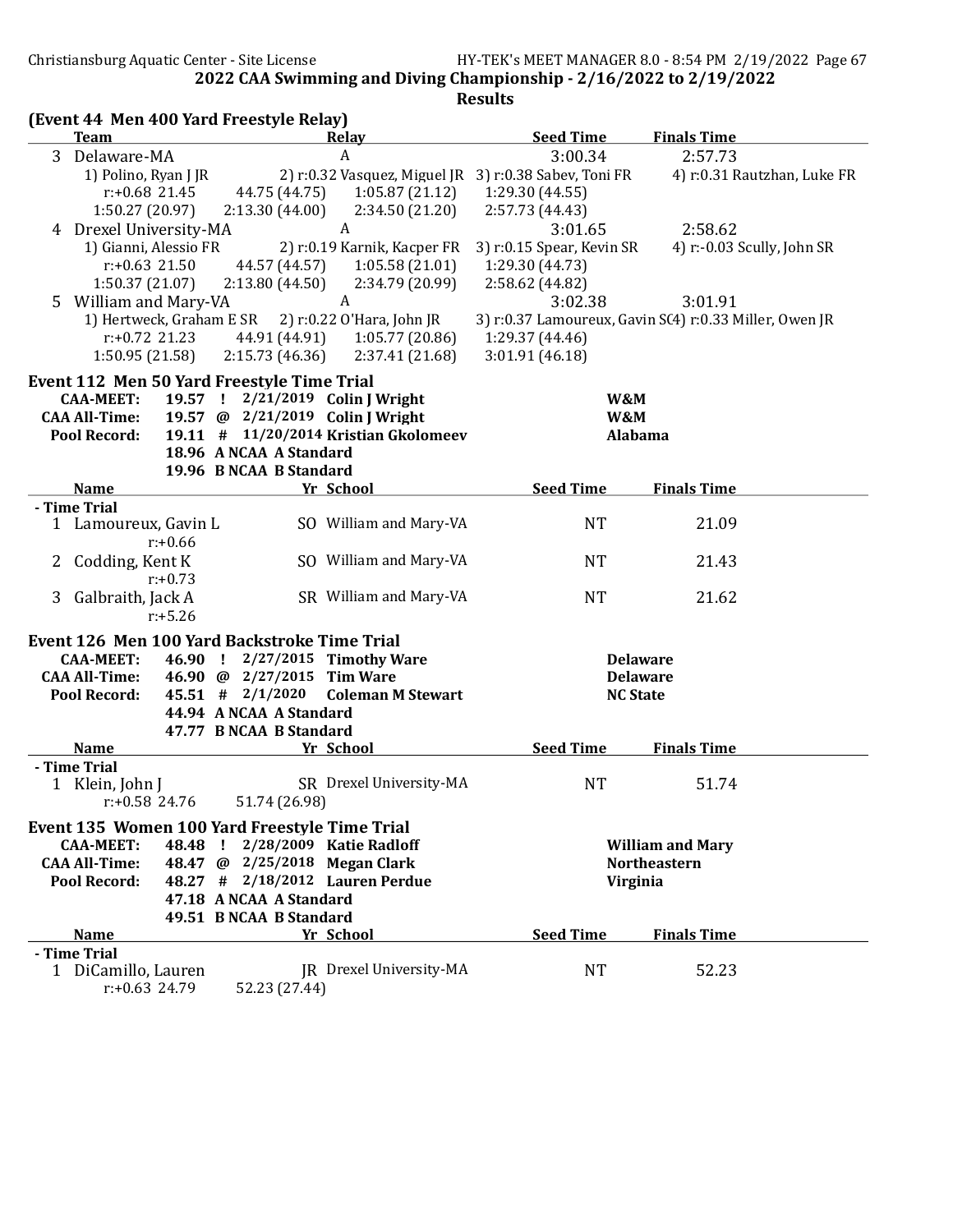## 2022 CAA Swimming and Diving Championship - 2/16/2022 to 2/19/2022

### Results

### (Event 44 Men 400 Yard Freestyle Relay)

| | Team | Relay | Seed Time | Finals Time |
|---|---|---|---|---|
| 3 | Delaware-MA | A | 3:00.34 | 2:57.73 |

1) Polino, Ryan J JR 2) r:0.32 Vasquez, Miguel JR 3) r:0.38 Sabev, Toni FR 4) r:0.31 Rautzhan, Luke FR
r:+0.68 21.45 44.75 (44.75) 1:05.87 (21.12) 1:29.30 (44.55)
1:50.27 (20.97) 2:13.30 (44.00) 2:34.50 (21.20) 2:57.73 (44.43)

| | Team | Relay | Seed Time | Finals Time |
|---|---|---|---|---|
| 4 | Drexel University-MA | A | 3:01.65 | 2:58.62 |

1) Gianni, Alessio FR 2) r:0.19 Karnik, Kacper FR 3) r:0.15 Spear, Kevin SR 4) r:-0.03 Scully, John SR
r:+0.63 21.50 44.57 (44.57) 1:05.58 (21.01) 1:29.30 (44.73)
1:50.37 (21.07) 2:13.80 (44.50) 2:34.79 (20.99) 2:58.62 (44.82)

| | Team | Relay | Seed Time | Finals Time |
|---|---|---|---|---|
| 5 | William and Mary-VA | A | 3:02.38 | 3:01.91 |

1) Hertweck, Graham E SR 2) r:0.22 O'Hara, John JR 3) r:0.37 Lamoureux, Gavin SO 4) r:0.33 Miller, Owen JR
r:+0.72 21.23 44.91 (44.91) 1:05.77 (20.86) 1:29.37 (44.46)
1:50.95 (21.58) 2:15.73 (46.36) 2:37.41 (21.68) 3:01.91 (46.18)

### Event 112 Men 50 Yard Freestyle Time Trial

| | | | | |
|---|---|---|---|---|
| **CAA-MEET:** | 19.57 ! | 2/21/2019 | **Colin J Wright** | **W&M** |
| **CAA All-Time:** | 19.57 @ | 2/21/2019 | **Colin J Wright** | **W&M** |
| **Pool Record:** | 19.11 # | 11/20/2014 | **Kristian Gkolomeev** | **Alabama** |
| | 18.96 A | NCAA A Standard | | |
| | 19.96 B | NCAA B Standard | | |

| | Name | Yr | School | Seed Time | Finals Time |
|---|---|---|---|---|---|
| **- Time Trial** | | | | | |
| 1 | Lamoureux, Gavin L (r:+0.66) | SO | William and Mary-VA | NT | 21.09 |
| 2 | Codding, Kent K (r:+0.73) | SO | William and Mary-VA | NT | 21.43 |
| 3 | Galbraith, Jack A (r:+5.26) | SR | William and Mary-VA | NT | 21.62 |

### Event 126 Men 100 Yard Backstroke Time Trial

| | | | | |
|---|---|---|---|---|
| **CAA-MEET:** | 46.90 ! | 2/27/2015 | **Timothy Ware** | **Delaware** |
| **CAA All-Time:** | 46.90 @ | 2/27/2015 | **Tim Ware** | **Delaware** |
| **Pool Record:** | 45.51 # | 2/1/2020 | **Coleman M Stewart** | **NC State** |
| | 44.94 A | NCAA A Standard | | |
| | 47.77 B | NCAA B Standard | | |

| | Name | Yr | School | Seed Time | Finals Time |
|---|---|---|---|---|---|
| **- Time Trial** | | | | | |
| 1 | Klein, John J | SR | Drexel University-MA | NT | 51.74 |

r:+0.58 24.76 51.74 (26.98)

### Event 135 Women 100 Yard Freestyle Time Trial

| | | | | |
|---|---|---|---|---|
| **CAA-MEET:** | 48.48 ! | 2/28/2009 | **Katie Radloff** | **William and Mary** |
| **CAA All-Time:** | 48.47 @ | 2/25/2018 | **Megan Clark** | **Northeastern** |
| **Pool Record:** | 48.27 # | 2/18/2012 | **Lauren Perdue** | **Virginia** |
| | 47.18 A | NCAA A Standard | | |
| | 49.51 B | NCAA B Standard | | |

| | Name | Yr | School | Seed Time | Finals Time |
|---|---|---|---|---|---|
| **- Time Trial** | | | | | |
| 1 | DiCamillo, Lauren | JR | Drexel University-MA | NT | 52.23 |

r:+0.63 24.79 52.23 (27.44)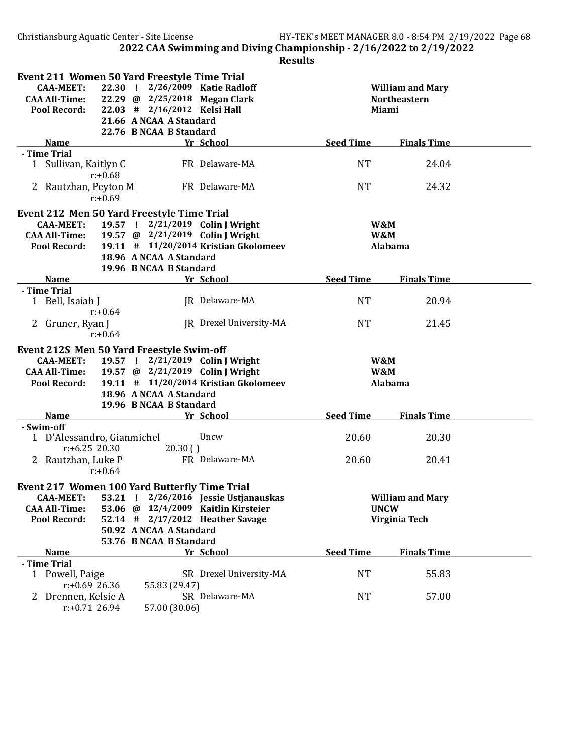**2022 CAA Swimming and Diving Championship - 2/16/2022 to 2/19/2022**

**Results**

## Event 211 Women 50 Yard Freestyle Time Trial

| | | | | |
|---|---|---|---|---|
| **CAA-MEET:** | 22.30 ! | 2/26/2009 | **Katie Radloff** | **William and Mary** |
| **CAA All-Time:** | 22.29 @ | 2/25/2018 | **Megan Clark** | **Northeastern** |
| **Pool Record:** | 22.03 # | 2/16/2012 | **Kelsi Hall** | **Miami** |
| | 21.66 A | NCAA A Standard | | |
| | 22.76 B | NCAA B Standard | | |

| | Name | Yr | School | Seed Time | Finals Time |
|---|---|---|---|---|---|
| **- Time Trial** | | | | | |
| 1 | Sullivan, Kaitlyn C | FR | Delaware-MA | NT | 24.04 |
| | r:+0.68 | | | | |
| 2 | Rautzhan, Peyton M | FR | Delaware-MA | NT | 24.32 |
| | r:+0.69 | | | | |

## Event 212 Men 50 Yard Freestyle Time Trial

| | | | | |
|---|---|---|---|---|
| **CAA-MEET:** | 19.57 ! | 2/21/2019 | **Colin J Wright** | **W&M** |
| **CAA All-Time:** | 19.57 @ | 2/21/2019 | **Colin J Wright** | **W&M** |
| **Pool Record:** | 19.11 # | 11/20/2014 | **Kristian Gkolomeev** | **Alabama** |
| | 18.96 A | NCAA A Standard | | |
| | 19.96 B | NCAA B Standard | | |

| | Name | Yr | School | Seed Time | Finals Time |
|---|---|---|---|---|---|
| **- Time Trial** | | | | | |
| 1 | Bell, Isaiah J | JR | Delaware-MA | NT | 20.94 |
| | r:+0.64 | | | | |
| 2 | Gruner, Ryan J | JR | Drexel University-MA | NT | 21.45 |
| | r:+0.64 | | | | |

## Event 212S Men 50 Yard Freestyle Swim-off

| | | | | |
|---|---|---|---|---|
| **CAA-MEET:** | 19.57 ! | 2/21/2019 | **Colin J Wright** | **W&M** |
| **CAA All-Time:** | 19.57 @ | 2/21/2019 | **Colin J Wright** | **W&M** |
| **Pool Record:** | 19.11 # | 11/20/2014 | **Kristian Gkolomeev** | **Alabama** |
| | 18.96 A | NCAA A Standard | | |
| | 19.96 B | NCAA B Standard | | |

| | Name | Yr | School | Seed Time | Finals Time |
|---|---|---|---|---|---|
| **- Swim-off** | | | | | |
| 1 | D'Alessandro, Gianmichel | | Uncw | 20.60 | 20.30 |
| | r:+6.25 20.30 | 20.30 ( ) | | | |
| 2 | Rautzhan, Luke P | FR | Delaware-MA | 20.60 | 20.41 |
| | r:+0.64 | | | | |

## Event 217 Women 100 Yard Butterfly Time Trial

| | | | | |
|---|---|---|---|---|
| **CAA-MEET:** | 53.21 ! | 2/26/2016 | **Jessie Ustjanauskas** | **William and Mary** |
| **CAA All-Time:** | 53.06 @ | 12/4/2009 | **Kaitlin Kirsteier** | **UNCW** |
| **Pool Record:** | 52.14 # | 2/17/2012 | **Heather Savage** | **Virginia Tech** |
| | 50.92 A | NCAA A Standard | | |
| | 53.76 B | NCAA B Standard | | |

| | Name | Yr | School | Seed Time | Finals Time |
|---|---|---|---|---|---|
| **- Time Trial** | | | | | |
| 1 | Powell, Paige | SR | Drexel University-MA | NT | 55.83 |
| | r:+0.69 26.36 | 55.83 (29.47) | | | |
| 2 | Drennen, Kelsie A | SR | Delaware-MA | NT | 57.00 |
| | r:+0.71 26.94 | 57.00 (30.06) | | | |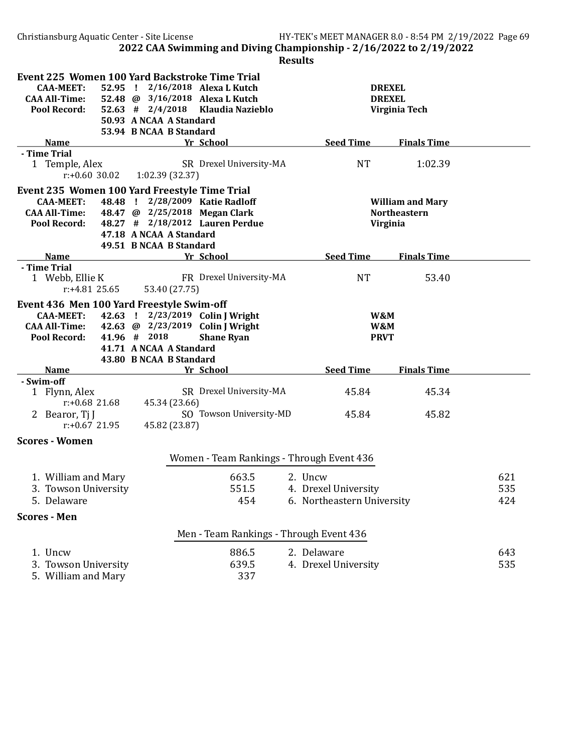## 2022 CAA Swimming and Diving Championship - 2/16/2022 to 2/19/2022

**Results**

### Event 225 Women 100 Yard Backstroke Time Trial

| | | | | |
|---|---|---|---|---|
| **CAA-MEET:** | 52.95 ! | 2/16/2018 | **Alexa L Kutch** | **DREXEL** |
| **CAA All-Time:** | 52.48 @ | 3/16/2018 | **Alexa L Kutch** | **DREXEL** |
| **Pool Record:** | 52.63 # | 2/4/2018 | **Klaudia Nazieblo** | **Virginia Tech** |
| | 50.93 | A NCAA A Standard | | |
| | 53.94 | B NCAA B Standard | | |

| Name | Yr | School | Seed Time | Finals Time |
|---|---|---|---|---|
| **- Time Trial** | | | | |
| 1 Temple, Alex | SR | Drexel University-MA | NT | 1:02.39 |
| r:+0.60 30.02 1:02.39 (32.37) | | | | |

### Event 235 Women 100 Yard Freestyle Time Trial

| | | | | |
|---|---|---|---|---|
| **CAA-MEET:** | 48.48 ! | 2/28/2009 | **Katie Radloff** | **William and Mary** |
| **CAA All-Time:** | 48.47 @ | 2/25/2018 | **Megan Clark** | **Northeastern** |
| **Pool Record:** | 48.27 # | 2/18/2012 | **Lauren Perdue** | **Virginia** |
| | 47.18 | A NCAA A Standard | | |
| | 49.51 | B NCAA B Standard | | |

| Name | Yr | School | Seed Time | Finals Time |
|---|---|---|---|---|
| **- Time Trial** | | | | |
| 1 Webb, Ellie K | FR | Drexel University-MA | NT | 53.40 |
| r:+4.81 25.65 53.40 (27.75) | | | | |

### Event 436 Men 100 Yard Freestyle Swim-off

| | | | | |
|---|---|---|---|---|
| **CAA-MEET:** | 42.63 ! | 2/23/2019 | **Colin J Wright** | **W&M** |
| **CAA All-Time:** | 42.63 @ | 2/23/2019 | **Colin J Wright** | **W&M** |
| **Pool Record:** | 41.96 # | 2018 | **Shane Ryan** | **PRVT** |
| | 41.71 | A NCAA A Standard | | |
| | 43.80 | B NCAA B Standard | | |

| Name | Yr | School | Seed Time | Finals Time |
|---|---|---|---|---|
| **- Swim-off** | | | | |
| 1 Flynn, Alex | SR | Drexel University-MA | 45.84 | 45.34 |
| r:+0.68 21.68 45.34 (23.66) | | | | |
| 2 Bearor, Tj J | SO | Towson University-MD | 45.84 | 45.82 |
| r:+0.67 21.95 45.82 (23.87) | | | | |

### Scores - Women

Women - Team Rankings - Through Event 436

| | | | |
|---|---|---|---|
| 1. William and Mary | 663.5 | 2. Uncw | 621 |
| 3. Towson University | 551.5 | 4. Drexel University | 535 |
| 5. Delaware | 454 | 6. Northeastern University | 424 |

### Scores - Men

Men - Team Rankings - Through Event 436

| | | | |
|---|---|---|---|
| 1. Uncw | 886.5 | 2. Delaware | 643 |
| 3. Towson University | 639.5 | 4. Drexel University | 535 |
| 5. William and Mary | 337 | | |